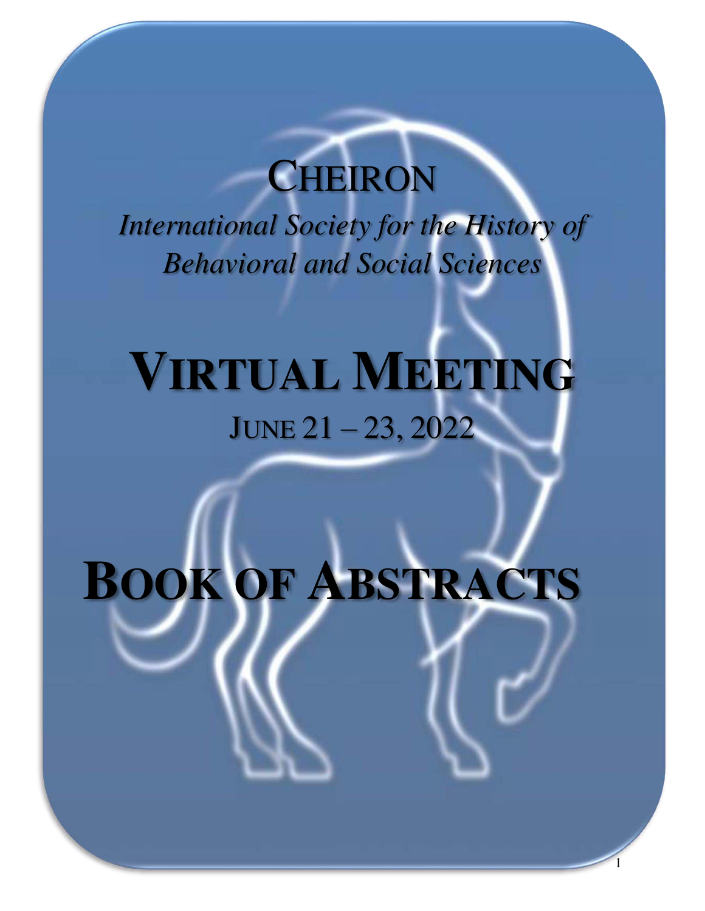# CHEIRON

*International Society for the History of Behavioral and Social Sciences*

# VIRTUAL MEETING

JUNE 21 – 23, 2022

# BOOK OF ABSTRACTS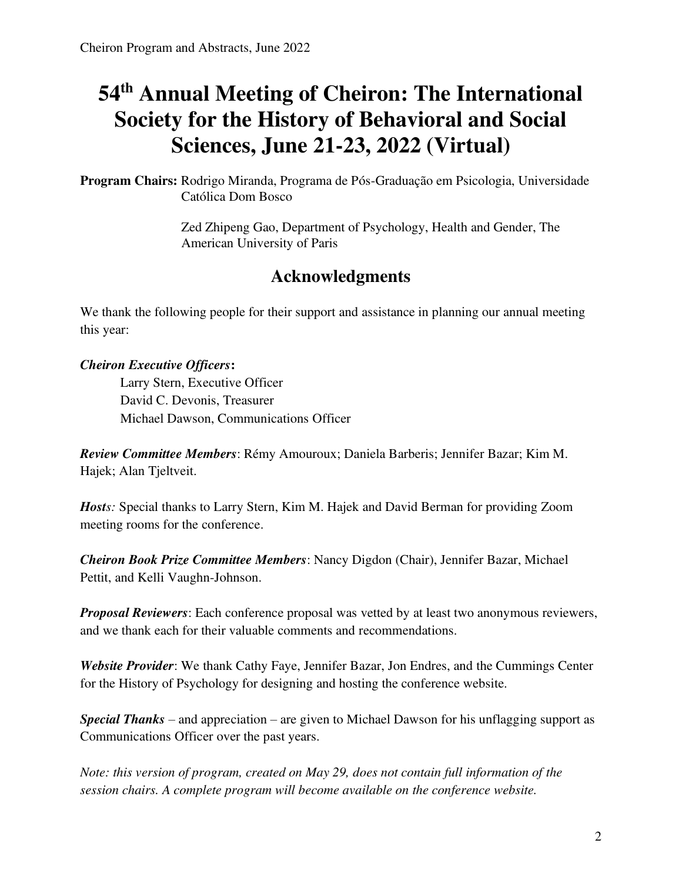# 54th Annual Meeting of Cheiron: The International Society for the History of Behavioral and Social Sciences, June 21-23, 2022 (Virtual)

**Program Chairs:** Rodrigo Miranda, Programa de Pós-Graduação em Psicologia, Universidade Católica Dom Bosco

Zed Zhipeng Gao, Department of Psychology, Health and Gender, The American University of Paris

## Acknowledgments

We thank the following people for their support and assistance in planning our annual meeting this year:

***Cheiron Executive Officers*:**

Larry Stern, Executive Officer
David C. Devonis, Treasurer
Michael Dawson, Communications Officer

***Review Committee Members***: Rémy Amouroux; Daniela Barberis; Jennifer Bazar; Kim M. Hajek; Alan Tjeltveit.

***Hosts:*** Special thanks to Larry Stern, Kim M. Hajek and David Berman for providing Zoom meeting rooms for the conference.

***Cheiron Book Prize Committee Members***: Nancy Digdon (Chair), Jennifer Bazar, Michael Pettit, and Kelli Vaughn-Johnson.

***Proposal Reviewers***: Each conference proposal was vetted by at least two anonymous reviewers, and we thank each for their valuable comments and recommendations.

***Website Provider***: We thank Cathy Faye, Jennifer Bazar, Jon Endres, and the Cummings Center for the History of Psychology for designing and hosting the conference website.

***Special Thanks*** – and appreciation – are given to Michael Dawson for his unflagging support as Communications Officer over the past years.

*Note: this version of program, created on May 29, does not contain full information of the session chairs. A complete program will become available on the conference website.*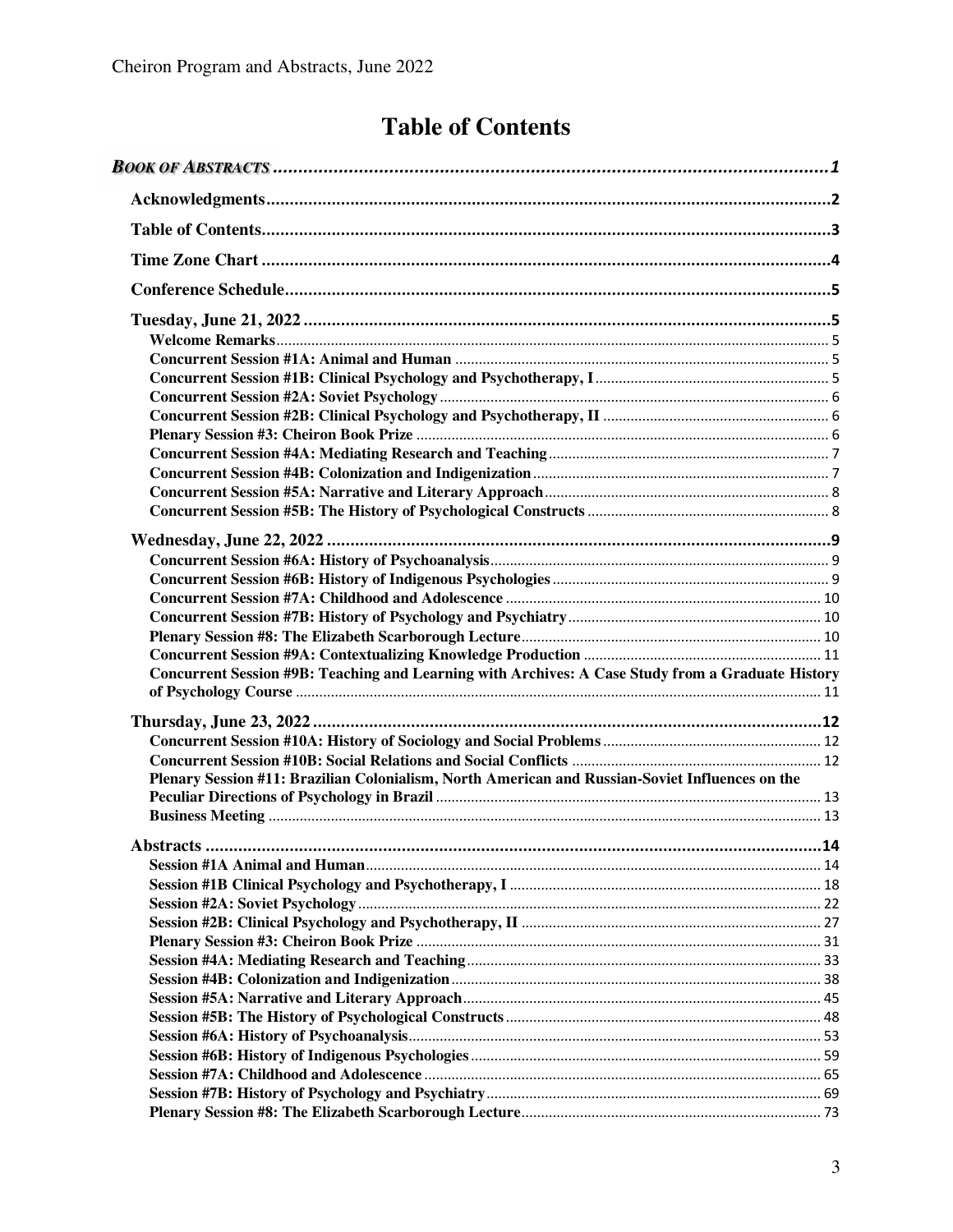# Table of Contents

*BOOK OF ABSTRACTS* ..... 1

- **Acknowledgments** ..... 2
- **Table of Contents** ..... 3
- **Time Zone Chart** ..... 4
- **Conference Schedule** ..... 5
- **Tuesday, June 21, 2022** ..... 5
  - Welcome Remarks ..... 5
  - Concurrent Session #1A: Animal and Human ..... 5
  - Concurrent Session #1B: Clinical Psychology and Psychotherapy, I ..... 5
  - Concurrent Session #2A: Soviet Psychology ..... 6
  - Concurrent Session #2B: Clinical Psychology and Psychotherapy, II ..... 6
  - Plenary Session #3: Cheiron Book Prize ..... 6
  - Concurrent Session #4A: Mediating Research and Teaching ..... 7
  - Concurrent Session #4B: Colonization and Indigenization ..... 7
  - Concurrent Session #5A: Narrative and Literary Approach ..... 8
  - Concurrent Session #5B: The History of Psychological Constructs ..... 8
- **Wednesday, June 22, 2022** ..... 9
  - Concurrent Session #6A: History of Psychoanalysis ..... 9
  - Concurrent Session #6B: History of Indigenous Psychologies ..... 9
  - Concurrent Session #7A: Childhood and Adolescence ..... 10
  - Concurrent Session #7B: History of Psychology and Psychiatry ..... 10
  - Plenary Session #8: The Elizabeth Scarborough Lecture ..... 10
  - Concurrent Session #9A: Contextualizing Knowledge Production ..... 11
  - Concurrent Session #9B: Teaching and Learning with Archives: A Case Study from a Graduate History of Psychology Course ..... 11
- **Thursday, June 23, 2022** ..... 12
  - Concurrent Session #10A: History of Sociology and Social Problems ..... 12
  - Concurrent Session #10B: Social Relations and Social Conflicts ..... 12
  - Plenary Session #11: Brazilian Colonialism, North American and Russian-Soviet Influences on the Peculiar Directions of Psychology in Brazil ..... 13
  - Business Meeting ..... 13
- **Abstracts** ..... 14
  - Session #1A Animal and Human ..... 14
  - Session #1B Clinical Psychology and Psychotherapy, I ..... 18
  - Session #2A: Soviet Psychology ..... 22
  - Session #2B: Clinical Psychology and Psychotherapy, II ..... 27
  - Plenary Session #3: Cheiron Book Prize ..... 31
  - Session #4A: Mediating Research and Teaching ..... 33
  - Session #4B: Colonization and Indigenization ..... 38
  - Session #5A: Narrative and Literary Approach ..... 45
  - Session #5B: The History of Psychological Constructs ..... 48
  - Session #6A: History of Psychoanalysis ..... 53
  - Session #6B: History of Indigenous Psychologies ..... 59
  - Session #7A: Childhood and Adolescence ..... 65
  - Session #7B: History of Psychology and Psychiatry ..... 69
  - Plenary Session #8: The Elizabeth Scarborough Lecture ..... 73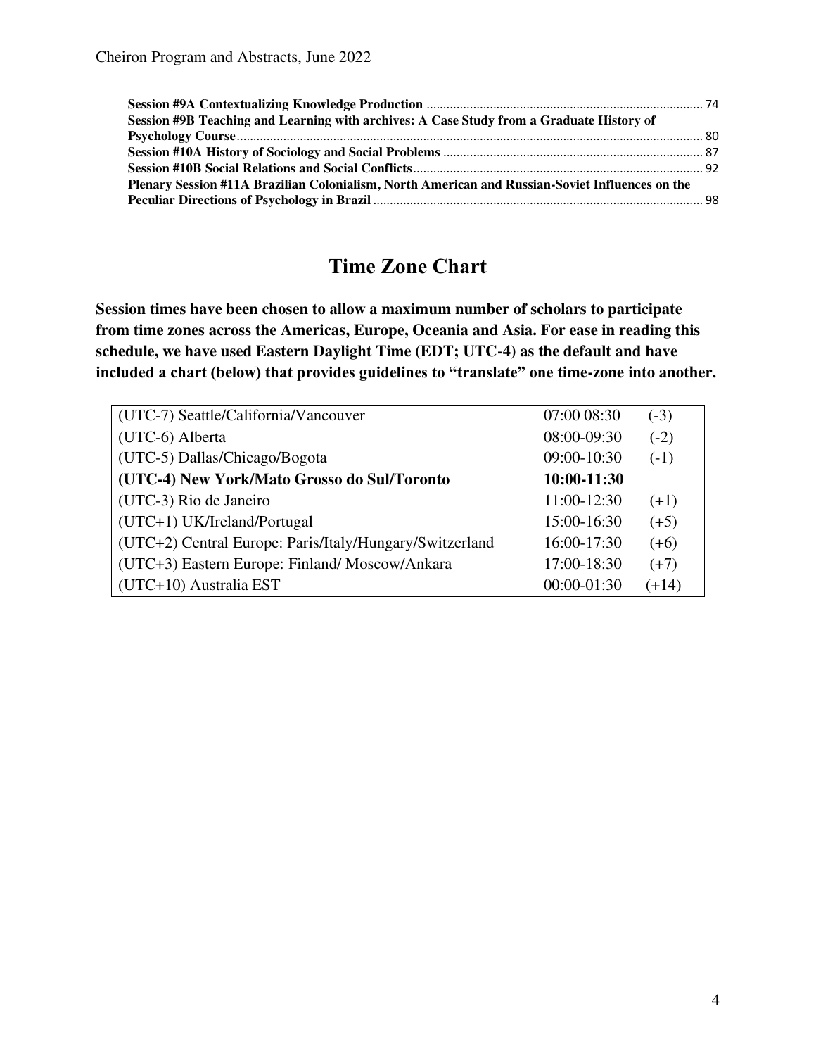**Session #9A Contextualizing Knowledge Production** .......... 74
**Session #9B Teaching and Learning with archives: A Case Study from a Graduate History of Psychology Course** .......... 80
**Session #10A History of Sociology and Social Problems** .......... 87
**Session #10B Social Relations and Social Conflicts** .......... 92
**Plenary Session #11A Brazilian Colonialism, North American and Russian-Soviet Influences on the Peculiar Directions of Psychology in Brazil** .......... 98

## Time Zone Chart

**Session times have been chosen to allow a maximum number of scholars to participate from time zones across the Americas, Europe, Oceania and Asia. For ease in reading this schedule, we have used Eastern Daylight Time (EDT; UTC-4) as the default and have included a chart (below) that provides guidelines to "translate" one time-zone into another.**

| | | |
|---|---|---|
| (UTC-7) Seattle/California/Vancouver | 07:00 08:30 | (-3) |
| (UTC-6) Alberta | 08:00-09:30 | (-2) |
| (UTC-5) Dallas/Chicago/Bogota | 09:00-10:30 | (-1) |
| **(UTC-4) New York/Mato Grosso do Sul/Toronto** | **10:00-11:30** | |
| (UTC-3) Rio de Janeiro | 11:00-12:30 | (+1) |
| (UTC+1) UK/Ireland/Portugal | 15:00-16:30 | (+5) |
| (UTC+2) Central Europe: Paris/Italy/Hungary/Switzerland | 16:00-17:30 | (+6) |
| (UTC+3) Eastern Europe: Finland/ Moscow/Ankara | 17:00-18:30 | (+7) |
| (UTC+10) Australia EST | 00:00-01:30 | (+14) |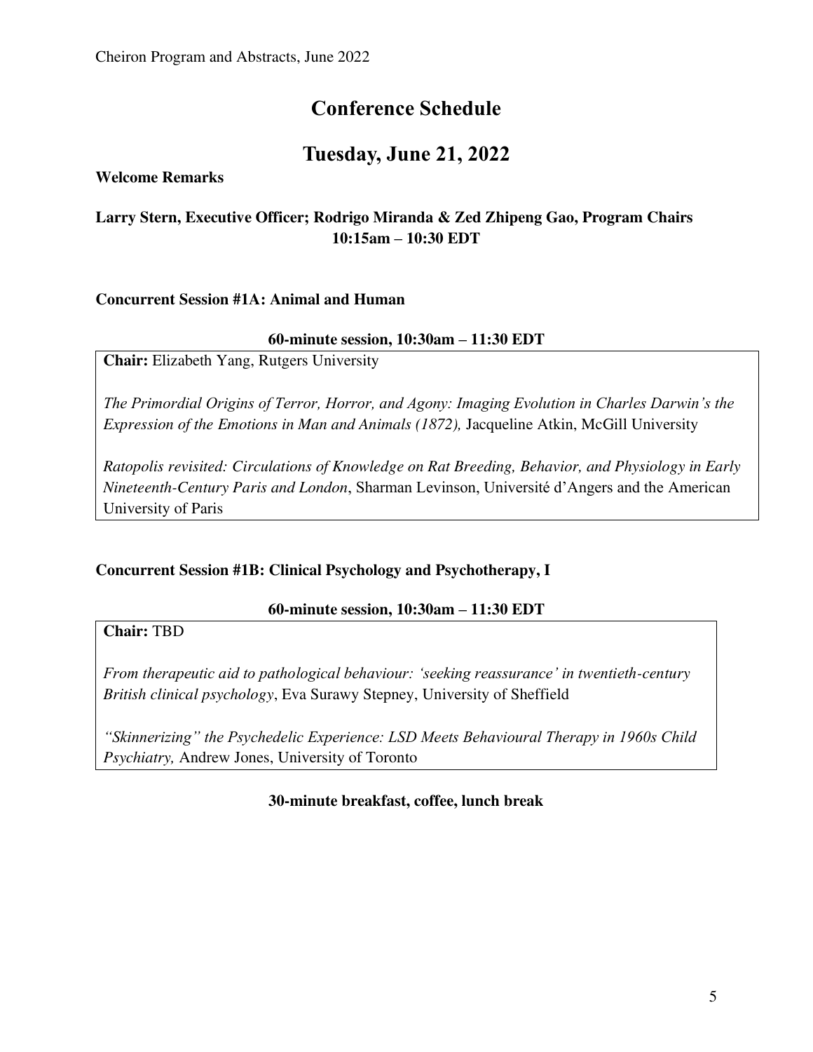# Conference Schedule

## Tuesday, June 21, 2022

**Welcome Remarks**

**Larry Stern, Executive Officer; Rodrigo Miranda & Zed Zhipeng Gao, Program Chairs**
**10:15am – 10:30 EDT**

**Concurrent Session #1A: Animal and Human**

**60-minute session, 10:30am – 11:30 EDT**

**Chair:** Elizabeth Yang, Rutgers University

*The Primordial Origins of Terror, Horror, and Agony: Imaging Evolution in Charles Darwin's the Expression of the Emotions in Man and Animals (1872),* Jacqueline Atkin, McGill University

*Ratopolis revisited: Circulations of Knowledge on Rat Breeding, Behavior, and Physiology in Early Nineteenth-Century Paris and London*, Sharman Levinson, Université d'Angers and the American University of Paris

**Concurrent Session #1B: Clinical Psychology and Psychotherapy, I**

**60-minute session, 10:30am – 11:30 EDT**

**Chair:** TBD

*From therapeutic aid to pathological behaviour: 'seeking reassurance' in twentieth-century British clinical psychology*, Eva Surawy Stepney, University of Sheffield

*"Skinnerizing" the Psychedelic Experience: LSD Meets Behavioural Therapy in 1960s Child Psychiatry,* Andrew Jones, University of Toronto

**30-minute breakfast, coffee, lunch break**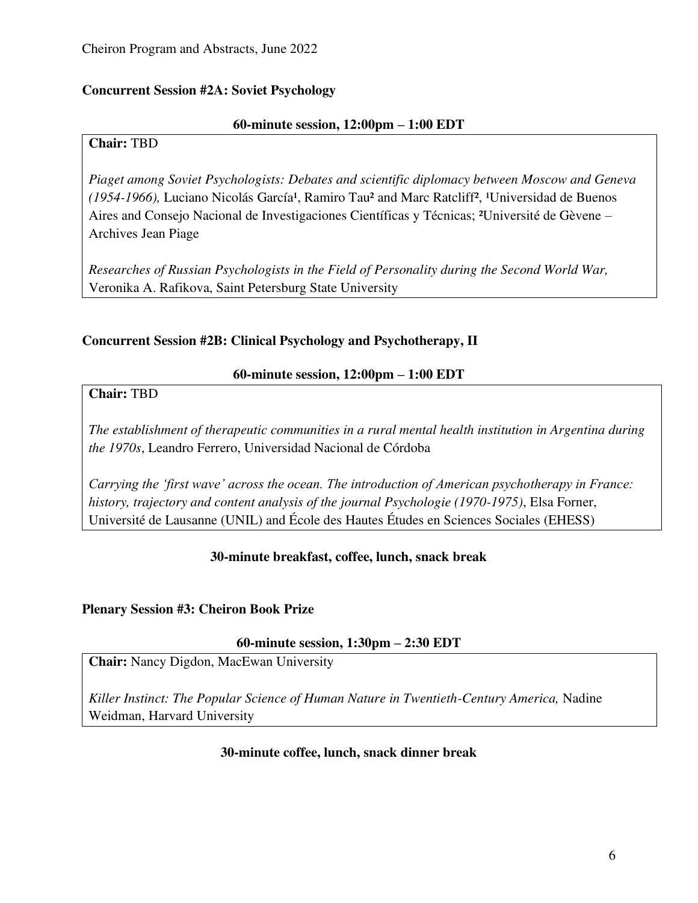**Concurrent Session #2A: Soviet Psychology**

**60-minute session, 12:00pm – 1:00 EDT**

**Chair:** TBD

*Piaget among Soviet Psychologists: Debates and scientific diplomacy between Moscow and Geneva (1954-1966),* Luciano Nicolás García[1], Ramiro Tau[2] and Marc Ratcliff[2], [1]Universidad de Buenos Aires and Consejo Nacional de Investigaciones Científicas y Técnicas; [2]Université de Gèvene – Archives Jean Piage

*Researches of Russian Psychologists in the Field of Personality during the Second World War,* Veronika A. Rafikova, Saint Petersburg State University

**Concurrent Session #2B: Clinical Psychology and Psychotherapy, II**

**60-minute session, 12:00pm – 1:00 EDT**

**Chair:** TBD

*The establishment of therapeutic communities in a rural mental health institution in Argentina during the 1970s*, Leandro Ferrero, Universidad Nacional de Córdoba

*Carrying the 'first wave' across the ocean. The introduction of American psychotherapy in France: history, trajectory and content analysis of the journal Psychologie (1970-1975)*, Elsa Forner, Université de Lausanne (UNIL) and École des Hautes Études en Sciences Sociales (EHESS)

**30-minute breakfast, coffee, lunch, snack break**

**Plenary Session #3: Cheiron Book Prize**

**60-minute session, 1:30pm – 2:30 EDT**

**Chair:** Nancy Digdon, MacEwan University

*Killer Instinct: The Popular Science of Human Nature in Twentieth-Century America,* Nadine Weidman, Harvard University

**30-minute coffee, lunch, snack dinner break**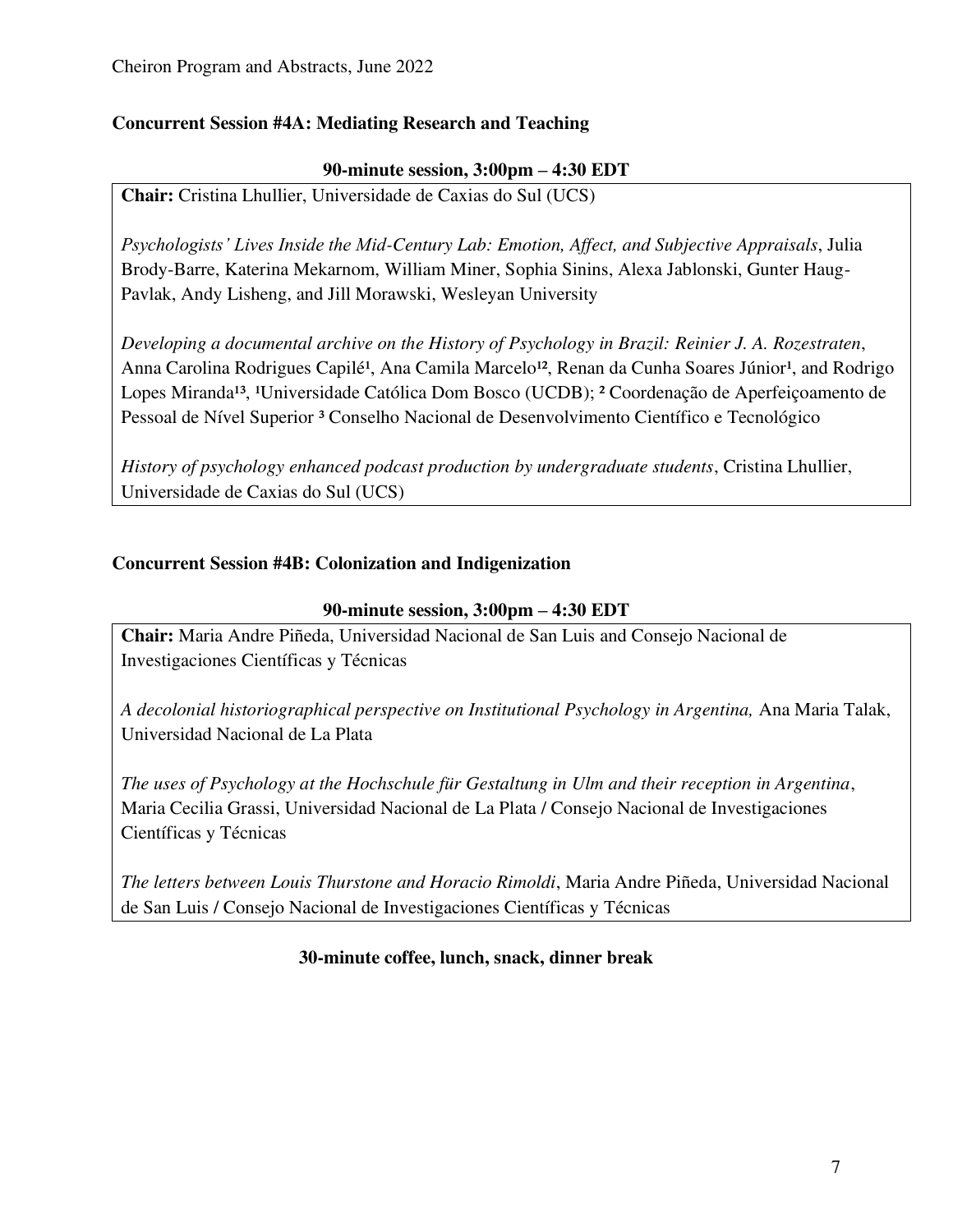## Concurrent Session #4A: Mediating Research and Teaching

**90-minute session, 3:00pm – 4:30 EDT**

**Chair:** Cristina Lhullier, Universidade de Caxias do Sul (UCS)

*Psychologists' Lives Inside the Mid-Century Lab: Emotion, Affect, and Subjective Appraisals*, Julia Brody-Barre, Katerina Mekarnom, William Miner, Sophia Sinins, Alexa Jablonski, Gunter Haug-Pavlak, Andy Lisheng, and Jill Morawski, Wesleyan University

*Developing a documental archive on the History of Psychology in Brazil: Reinier J. A. Rozestraten*, Anna Carolina Rodrigues Capilé[1], Ana Camila Marcelo[12], Renan da Cunha Soares Júnior[1], and Rodrigo Lopes Miranda[13], [1]Universidade Católica Dom Bosco (UCDB); [2] Coordenação de Aperfeiçoamento de Pessoal de Nível Superior [3] Conselho Nacional de Desenvolvimento Científico e Tecnológico

*History of psychology enhanced podcast production by undergraduate students*, Cristina Lhullier, Universidade de Caxias do Sul (UCS)

## Concurrent Session #4B: Colonization and Indigenization

**90-minute session, 3:00pm – 4:30 EDT**

**Chair:** Maria Andre Piñeda, Universidad Nacional de San Luis and Consejo Nacional de Investigaciones Científicas y Técnicas

*A decolonial historiographical perspective on Institutional Psychology in Argentina,* Ana Maria Talak, Universidad Nacional de La Plata

*The uses of Psychology at the Hochschule für Gestaltung in Ulm and their reception in Argentina*, Maria Cecilia Grassi, Universidad Nacional de La Plata / Consejo Nacional de Investigaciones Científicas y Técnicas

*The letters between Louis Thurstone and Horacio Rimoldi*, Maria Andre Piñeda, Universidad Nacional de San Luis / Consejo Nacional de Investigaciones Científicas y Técnicas

**30-minute coffee, lunch, snack, dinner break**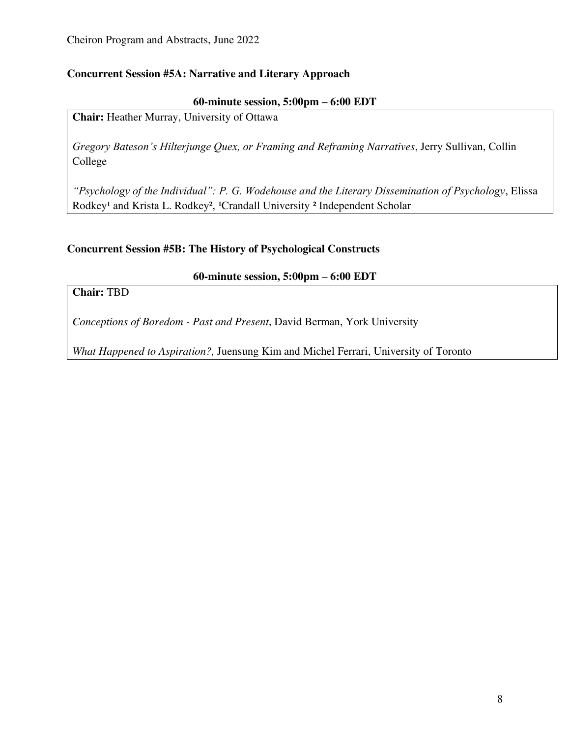## Concurrent Session #5A: Narrative and Literary Approach

**60-minute session, 5:00pm – 6:00 EDT**

**Chair:** Heather Murray, University of Ottawa

*Gregory Bateson's Hilterjunge Quex, or Framing and Reframing Narratives*, Jerry Sullivan, Collin College

*"Psychology of the Individual": P. G. Wodehouse and the Literary Dissemination of Psychology*, Elissa Rodkey[1] and Krista L. Rodkey[2], [1]Crandall University [2] Independent Scholar

## Concurrent Session #5B: The History of Psychological Constructs

**60-minute session, 5:00pm – 6:00 EDT**

**Chair:** TBD

*Conceptions of Boredom - Past and Present*, David Berman, York University

*What Happened to Aspiration?,* Juensung Kim and Michel Ferrari, University of Toronto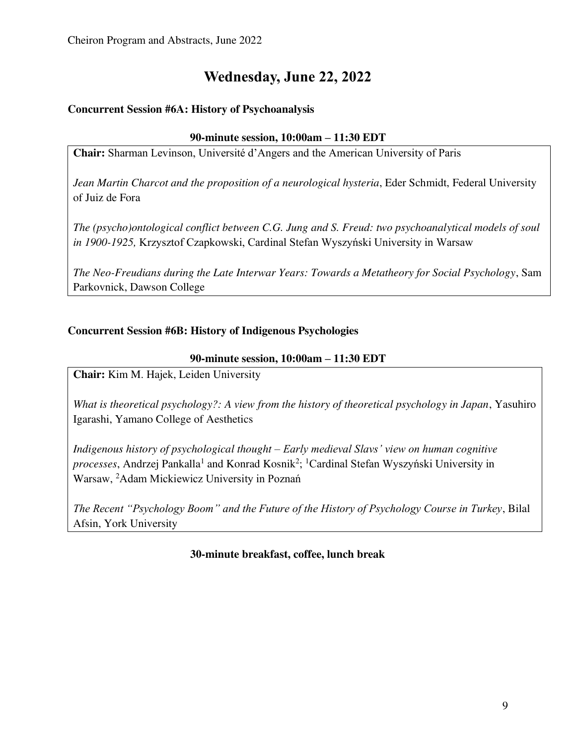# Wednesday, June 22, 2022

## Concurrent Session #6A: History of Psychoanalysis

**90-minute session, 10:00am – 11:30 EDT**

**Chair:** Sharman Levinson, Université d'Angers and the American University of Paris

*Jean Martin Charcot and the proposition of a neurological hysteria*, Eder Schmidt, Federal University of Juiz de Fora

*The (psycho)ontological conflict between C.G. Jung and S. Freud: two psychoanalytical models of soul in 1900-1925,* Krzysztof Czapkowski, Cardinal Stefan Wyszyński University in Warsaw

*The Neo-Freudians during the Late Interwar Years: Towards a Metatheory for Social Psychology*, Sam Parkovnick, Dawson College

## Concurrent Session #6B: History of Indigenous Psychologies

**90-minute session, 10:00am – 11:30 EDT**

**Chair:** Kim M. Hajek, Leiden University

*What is theoretical psychology?: A view from the history of theoretical psychology in Japan*, Yasuhiro Igarashi, Yamano College of Aesthetics

*Indigenous history of psychological thought – Early medieval Slavs' view on human cognitive processes*, Andrzej Pankalla[1] and Konrad Kosnik[2]; [1]Cardinal Stefan Wyszyński University in Warsaw, [2]Adam Mickiewicz University in Poznań

*The Recent "Psychology Boom" and the Future of the History of Psychology Course in Turkey*, Bilal Afsin, York University

**30-minute breakfast, coffee, lunch break**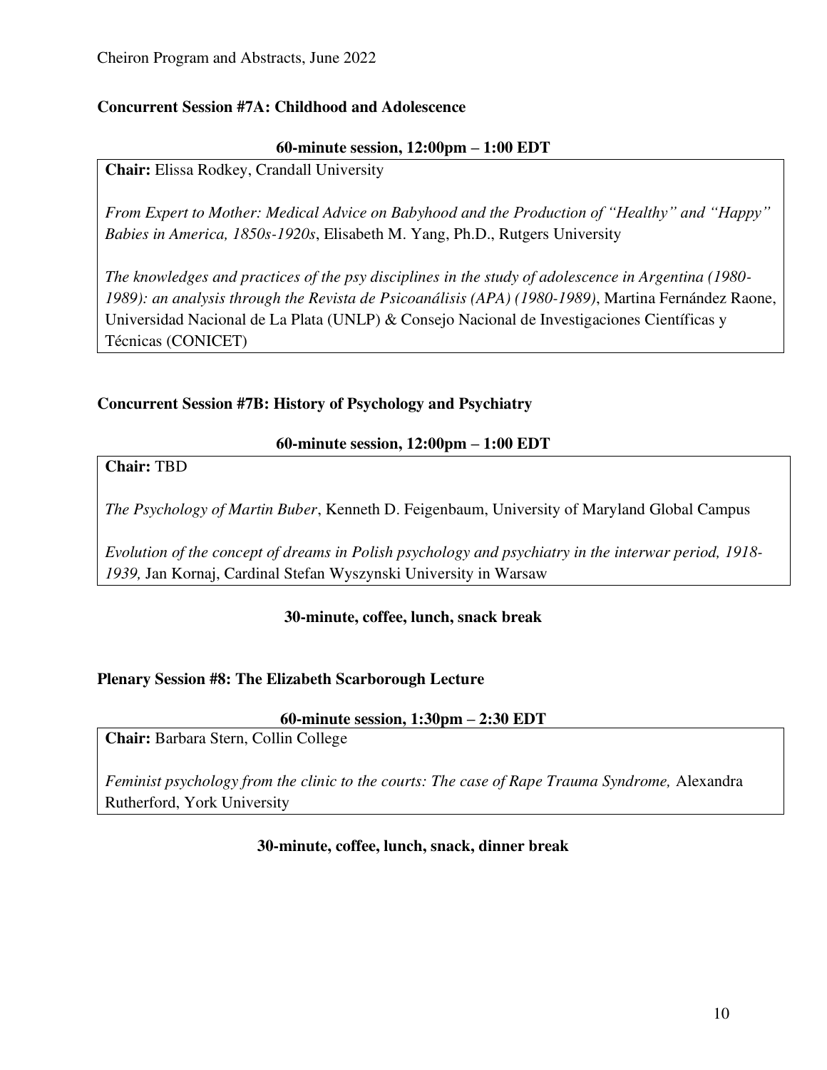**Concurrent Session #7A: Childhood and Adolescence**

**60-minute session, 12:00pm – 1:00 EDT**

**Chair:** Elissa Rodkey, Crandall University

*From Expert to Mother: Medical Advice on Babyhood and the Production of "Healthy" and "Happy" Babies in America, 1850s-1920s*, Elisabeth M. Yang, Ph.D., Rutgers University

*The knowledges and practices of the psy disciplines in the study of adolescence in Argentina (1980-1989): an analysis through the Revista de Psicoanálisis (APA) (1980-1989)*, Martina Fernández Raone, Universidad Nacional de La Plata (UNLP) & Consejo Nacional de Investigaciones Científicas y Técnicas (CONICET)

**Concurrent Session #7B: History of Psychology and Psychiatry**

**60-minute session, 12:00pm – 1:00 EDT**

**Chair:** TBD

*The Psychology of Martin Buber*, Kenneth D. Feigenbaum, University of Maryland Global Campus

*Evolution of the concept of dreams in Polish psychology and psychiatry in the interwar period, 1918-1939,* Jan Kornaj, Cardinal Stefan Wyszynski University in Warsaw

**30-minute, coffee, lunch, snack break**

**Plenary Session #8: The Elizabeth Scarborough Lecture**

**60-minute session, 1:30pm – 2:30 EDT**

**Chair:** Barbara Stern, Collin College

*Feminist psychology from the clinic to the courts: The case of Rape Trauma Syndrome,* Alexandra Rutherford, York University

**30-minute, coffee, lunch, snack, dinner break**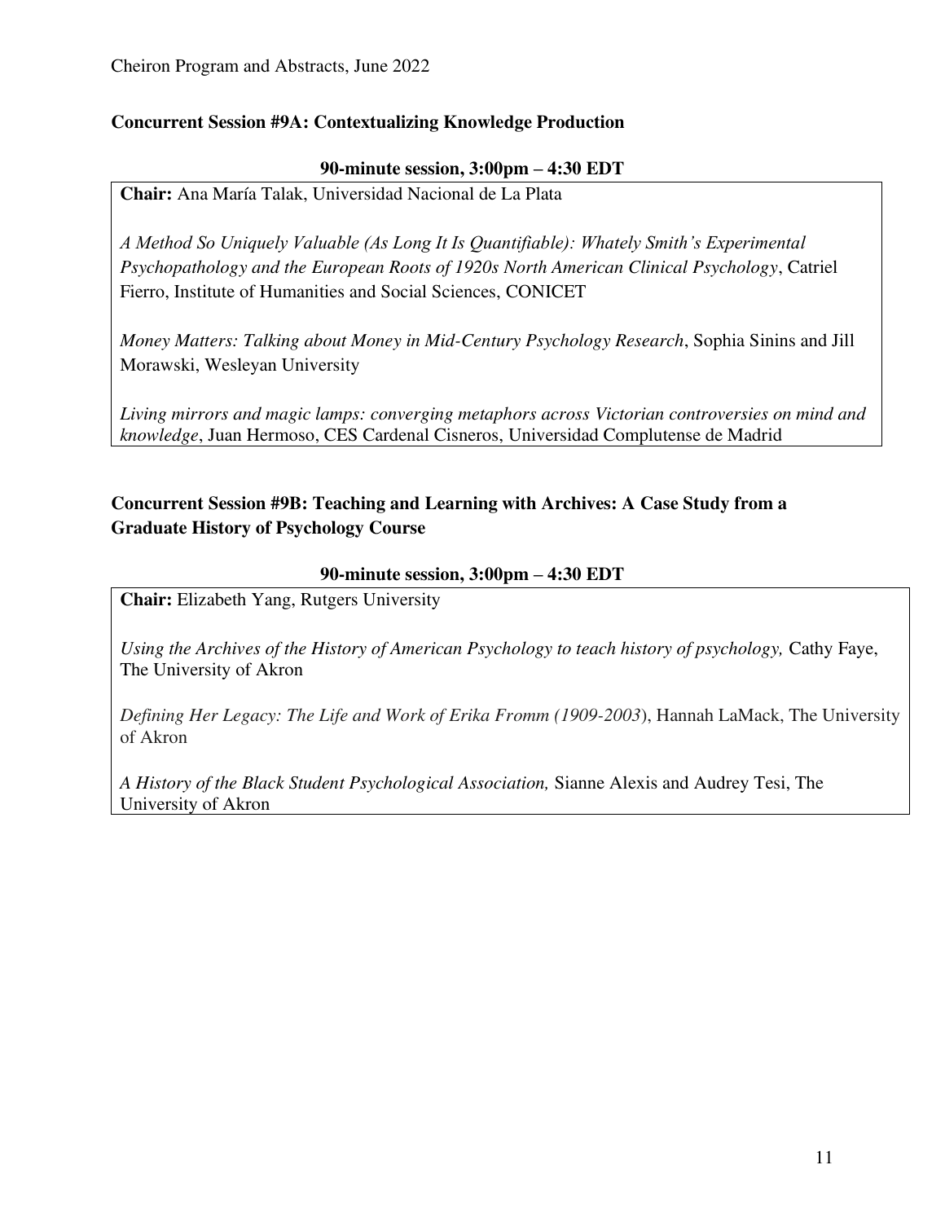## Concurrent Session #9A: Contextualizing Knowledge Production

**90-minute session, 3:00pm – 4:30 EDT**

**Chair:** Ana María Talak, Universidad Nacional de La Plata

*A Method So Uniquely Valuable (As Long It Is Quantifiable): Whately Smith's Experimental Psychopathology and the European Roots of 1920s North American Clinical Psychology*, Catriel Fierro, Institute of Humanities and Social Sciences, CONICET

*Money Matters: Talking about Money in Mid-Century Psychology Research*, Sophia Sinins and Jill Morawski, Wesleyan University

*Living mirrors and magic lamps: converging metaphors across Victorian controversies on mind and knowledge*, Juan Hermoso, CES Cardenal Cisneros, Universidad Complutense de Madrid

## Concurrent Session #9B: Teaching and Learning with Archives: A Case Study from a Graduate History of Psychology Course

**90-minute session, 3:00pm – 4:30 EDT**

**Chair:** Elizabeth Yang, Rutgers University

*Using the Archives of the History of American Psychology to teach history of psychology,* Cathy Faye, The University of Akron

*Defining Her Legacy: The Life and Work of Erika Fromm (1909-2003)*, Hannah LaMack, The University of Akron

*A History of the Black Student Psychological Association,* Sianne Alexis and Audrey Tesi, The University of Akron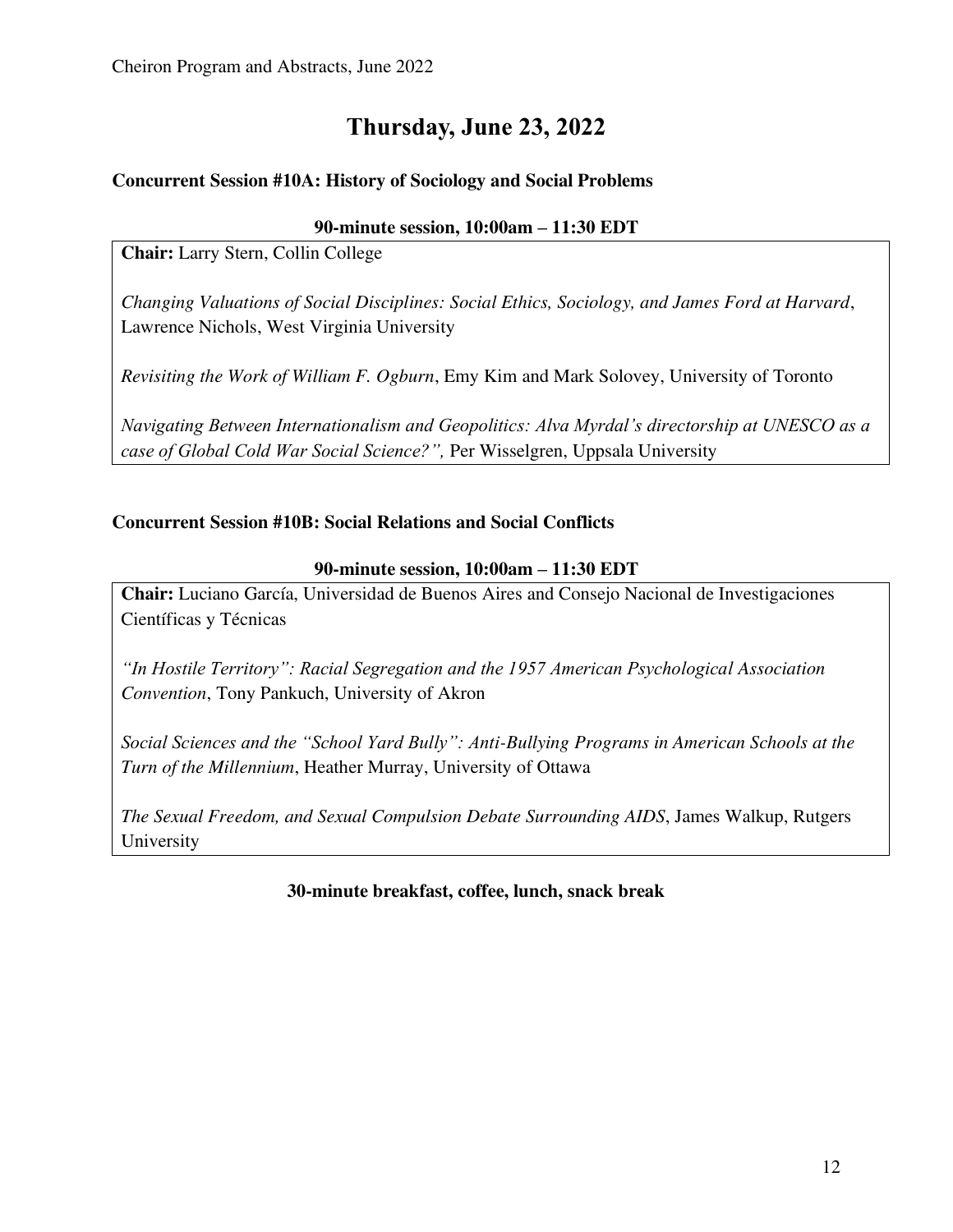# Thursday, June 23, 2022

### Concurrent Session #10A: History of Sociology and Social Problems

**90-minute session, 10:00am – 11:30 EDT**

**Chair:** Larry Stern, Collin College

*Changing Valuations of Social Disciplines: Social Ethics, Sociology, and James Ford at Harvard*, Lawrence Nichols, West Virginia University

*Revisiting the Work of William F. Ogburn*, Emy Kim and Mark Solovey, University of Toronto

*Navigating Between Internationalism and Geopolitics: Alva Myrdal's directorship at UNESCO as a case of Global Cold War Social Science?",* Per Wisselgren, Uppsala University

### Concurrent Session #10B: Social Relations and Social Conflicts

**90-minute session, 10:00am – 11:30 EDT**

**Chair:** Luciano García, Universidad de Buenos Aires and Consejo Nacional de Investigaciones Científicas y Técnicas

*"In Hostile Territory": Racial Segregation and the 1957 American Psychological Association Convention*, Tony Pankuch, University of Akron

*Social Sciences and the "School Yard Bully": Anti-Bullying Programs in American Schools at the Turn of the Millennium*, Heather Murray, University of Ottawa

*The Sexual Freedom, and Sexual Compulsion Debate Surrounding AIDS*, James Walkup, Rutgers University

**30-minute breakfast, coffee, lunch, snack break**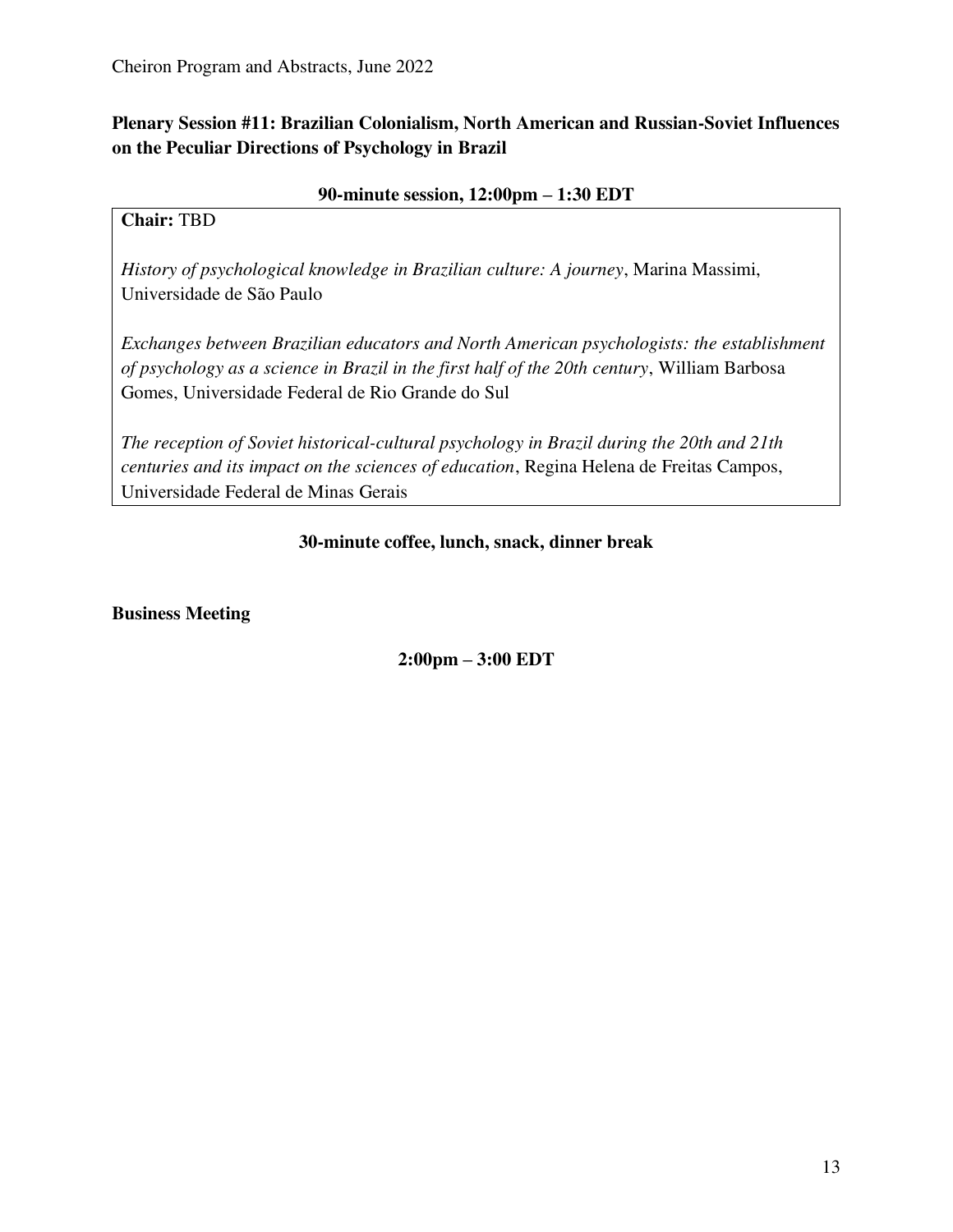**Plenary Session #11: Brazilian Colonialism, North American and Russian-Soviet Influences on the Peculiar Directions of Psychology in Brazil**

**90-minute session, 12:00pm – 1:30 EDT**

**Chair:** TBD

*History of psychological knowledge in Brazilian culture: A journey*, Marina Massimi, Universidade de São Paulo

*Exchanges between Brazilian educators and North American psychologists: the establishment of psychology as a science in Brazil in the first half of the 20th century*, William Barbosa Gomes, Universidade Federal de Rio Grande do Sul

*The reception of Soviet historical-cultural psychology in Brazil during the 20th and 21th centuries and its impact on the sciences of education*, Regina Helena de Freitas Campos, Universidade Federal de Minas Gerais

**30-minute coffee, lunch, snack, dinner break**

**Business Meeting**

**2:00pm – 3:00 EDT**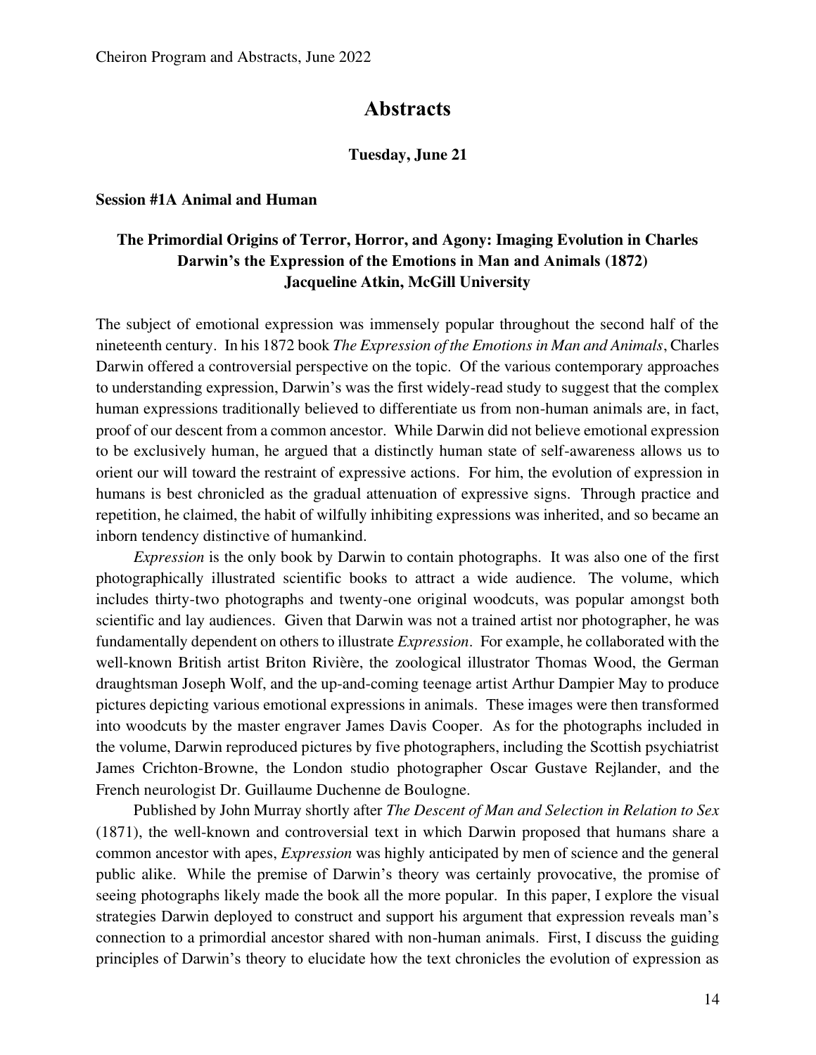# Abstracts

**Tuesday, June 21**

**Session #1A Animal and Human**

## The Primordial Origins of Terror, Horror, and Agony: Imaging Evolution in Charles Darwin's the Expression of the Emotions in Man and Animals (1872)
**Jacqueline Atkin, McGill University**

The subject of emotional expression was immensely popular throughout the second half of the nineteenth century. In his 1872 book *The Expression of the Emotions in Man and Animals*, Charles Darwin offered a controversial perspective on the topic. Of the various contemporary approaches to understanding expression, Darwin's was the first widely-read study to suggest that the complex human expressions traditionally believed to differentiate us from non-human animals are, in fact, proof of our descent from a common ancestor. While Darwin did not believe emotional expression to be exclusively human, he argued that a distinctly human state of self-awareness allows us to orient our will toward the restraint of expressive actions. For him, the evolution of expression in humans is best chronicled as the gradual attenuation of expressive signs. Through practice and repetition, he claimed, the habit of wilfully inhibiting expressions was inherited, and so became an inborn tendency distinctive of humankind.

*Expression* is the only book by Darwin to contain photographs. It was also one of the first photographically illustrated scientific books to attract a wide audience. The volume, which includes thirty-two photographs and twenty-one original woodcuts, was popular amongst both scientific and lay audiences. Given that Darwin was not a trained artist nor photographer, he was fundamentally dependent on others to illustrate *Expression*. For example, he collaborated with the well-known British artist Briton Rivière, the zoological illustrator Thomas Wood, the German draughtsman Joseph Wolf, and the up-and-coming teenage artist Arthur Dampier May to produce pictures depicting various emotional expressions in animals. These images were then transformed into woodcuts by the master engraver James Davis Cooper. As for the photographs included in the volume, Darwin reproduced pictures by five photographers, including the Scottish psychiatrist James Crichton-Browne, the London studio photographer Oscar Gustave Rejlander, and the French neurologist Dr. Guillaume Duchenne de Boulogne.

Published by John Murray shortly after *The Descent of Man and Selection in Relation to Sex* (1871), the well-known and controversial text in which Darwin proposed that humans share a common ancestor with apes, *Expression* was highly anticipated by men of science and the general public alike. While the premise of Darwin's theory was certainly provocative, the promise of seeing photographs likely made the book all the more popular. In this paper, I explore the visual strategies Darwin deployed to construct and support his argument that expression reveals man's connection to a primordial ancestor shared with non-human animals. First, I discuss the guiding principles of Darwin's theory to elucidate how the text chronicles the evolution of expression as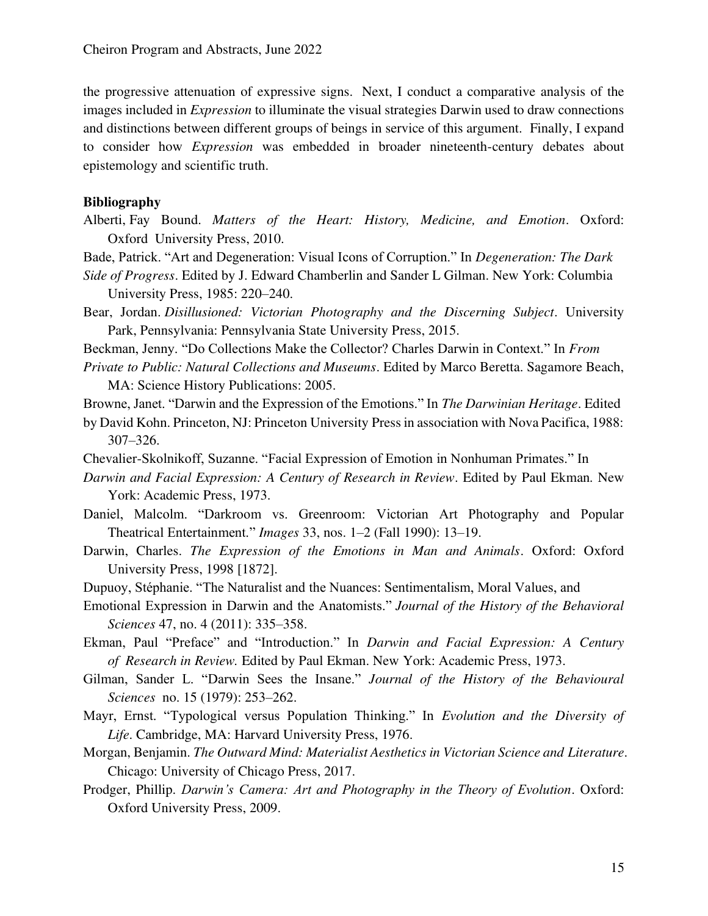the progressive attenuation of expressive signs. Next, I conduct a comparative analysis of the images included in *Expression* to illuminate the visual strategies Darwin used to draw connections and distinctions between different groups of beings in service of this argument. Finally, I expand to consider how *Expression* was embedded in broader nineteenth-century debates about epistemology and scientific truth.

**Bibliography**

Alberti, Fay Bound. *Matters of the Heart: History, Medicine, and Emotion*. Oxford: Oxford University Press, 2010.

Bade, Patrick. "Art and Degeneration: Visual Icons of Corruption." In *Degeneration: The Dark Side of Progress*. Edited by J. Edward Chamberlin and Sander L Gilman. New York: Columbia University Press, 1985: 220–240.

Bear, Jordan. *Disillusioned: Victorian Photography and the Discerning Subject*. University Park, Pennsylvania: Pennsylvania State University Press, 2015.

Beckman, Jenny. "Do Collections Make the Collector? Charles Darwin in Context." In *From Private to Public: Natural Collections and Museums*. Edited by Marco Beretta. Sagamore Beach, MA: Science History Publications: 2005.

Browne, Janet. "Darwin and the Expression of the Emotions." In *The Darwinian Heritage*. Edited by David Kohn. Princeton, NJ: Princeton University Press in association with Nova Pacifica, 1988: 307–326.

Chevalier-Skolnikoff, Suzanne. "Facial Expression of Emotion in Nonhuman Primates." In *Darwin and Facial Expression: A Century of Research in Review*. Edited by Paul Ekman. New York: Academic Press, 1973.

Daniel, Malcolm. "Darkroom vs. Greenroom: Victorian Art Photography and Popular Theatrical Entertainment." *Images* 33, nos. 1–2 (Fall 1990): 13–19.

Darwin, Charles. *The Expression of the Emotions in Man and Animals*. Oxford: Oxford University Press, 1998 [1872].

Dupuoy, Stéphanie. "The Naturalist and the Nuances: Sentimentalism, Moral Values, and Emotional Expression in Darwin and the Anatomists." *Journal of the History of the Behavioral Sciences* 47, no. 4 (2011): 335–358.

Ekman, Paul "Preface" and "Introduction." In *Darwin and Facial Expression: A Century of Research in Review.* Edited by Paul Ekman. New York: Academic Press, 1973.

Gilman, Sander L. "Darwin Sees the Insane." *Journal of the History of the Behavioural Sciences* no. 15 (1979): 253–262.

Mayr, Ernst. "Typological versus Population Thinking." In *Evolution and the Diversity of Life*. Cambridge, MA: Harvard University Press, 1976.

Morgan, Benjamin. *The Outward Mind: Materialist Aesthetics in Victorian Science and Literature*. Chicago: University of Chicago Press, 2017.

Prodger, Phillip. *Darwin's Camera: Art and Photography in the Theory of Evolution*. Oxford: Oxford University Press, 2009.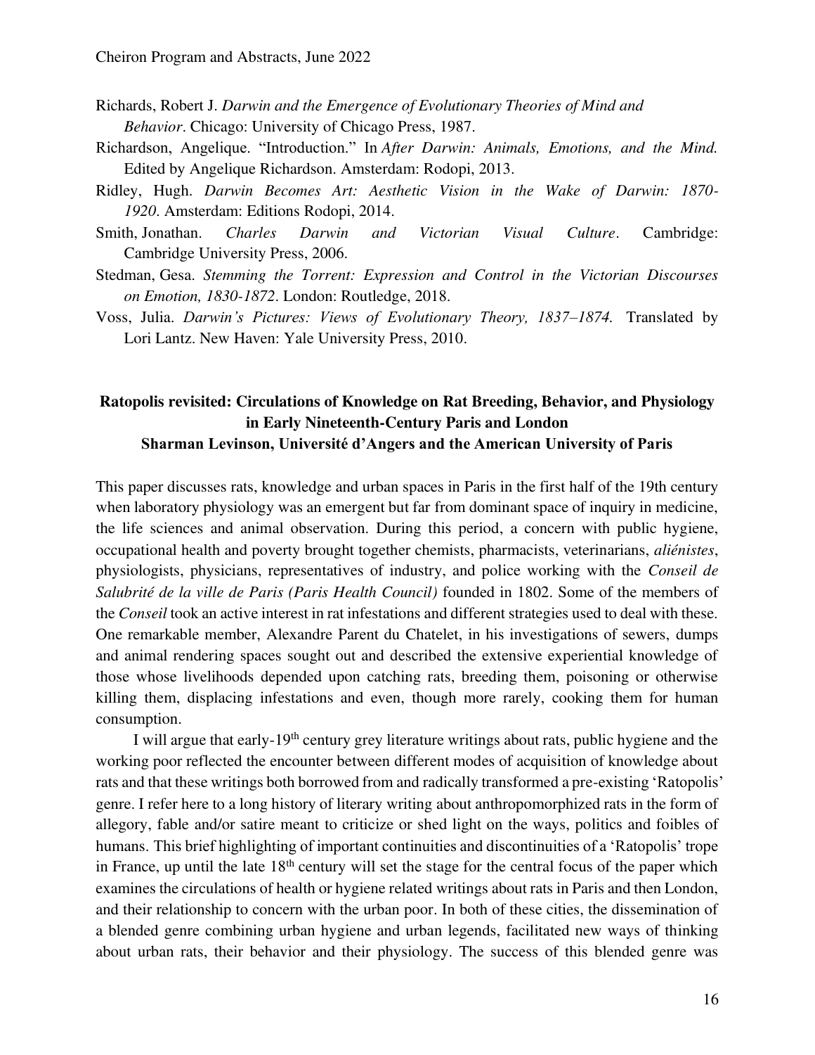Richards, Robert J. *Darwin and the Emergence of Evolutionary Theories of Mind and Behavior*. Chicago: University of Chicago Press, 1987.

Richardson, Angelique. "Introduction." In *After Darwin: Animals, Emotions, and the Mind.* Edited by Angelique Richardson. Amsterdam: Rodopi, 2013.

Ridley, Hugh. *Darwin Becomes Art: Aesthetic Vision in the Wake of Darwin: 1870-1920*. Amsterdam: Editions Rodopi, 2014.

Smith, Jonathan. *Charles Darwin and Victorian Visual Culture*. Cambridge: Cambridge University Press, 2006.

Stedman, Gesa. *Stemming the Torrent: Expression and Control in the Victorian Discourses on Emotion, 1830-1872*. London: Routledge, 2018.

Voss, Julia. *Darwin's Pictures: Views of Evolutionary Theory, 1837–1874.* Translated by Lori Lantz. New Haven: Yale University Press, 2010.

## Ratopolis revisited: Circulations of Knowledge on Rat Breeding, Behavior, and Physiology in Early Nineteenth-Century Paris and London

**Sharman Levinson, Université d'Angers and the American University of Paris**

This paper discusses rats, knowledge and urban spaces in Paris in the first half of the 19th century when laboratory physiology was an emergent but far from dominant space of inquiry in medicine, the life sciences and animal observation. During this period, a concern with public hygiene, occupational health and poverty brought together chemists, pharmacists, veterinarians, *aliénistes*, physiologists, physicians, representatives of industry, and police working with the *Conseil de Salubrité de la ville de Paris (Paris Health Council)* founded in 1802. Some of the members of the *Conseil* took an active interest in rat infestations and different strategies used to deal with these. One remarkable member, Alexandre Parent du Chatelet, in his investigations of sewers, dumps and animal rendering spaces sought out and described the extensive experiential knowledge of those whose livelihoods depended upon catching rats, breeding them, poisoning or otherwise killing them, displacing infestations and even, though more rarely, cooking them for human consumption.

I will argue that early-19th century grey literature writings about rats, public hygiene and the working poor reflected the encounter between different modes of acquisition of knowledge about rats and that these writings both borrowed from and radically transformed a pre-existing 'Ratopolis' genre. I refer here to a long history of literary writing about anthropomorphized rats in the form of allegory, fable and/or satire meant to criticize or shed light on the ways, politics and foibles of humans. This brief highlighting of important continuities and discontinuities of a 'Ratopolis' trope in France, up until the late 18th century will set the stage for the central focus of the paper which examines the circulations of health or hygiene related writings about rats in Paris and then London, and their relationship to concern with the urban poor. In both of these cities, the dissemination of a blended genre combining urban hygiene and urban legends, facilitated new ways of thinking about urban rats, their behavior and their physiology. The success of this blended genre was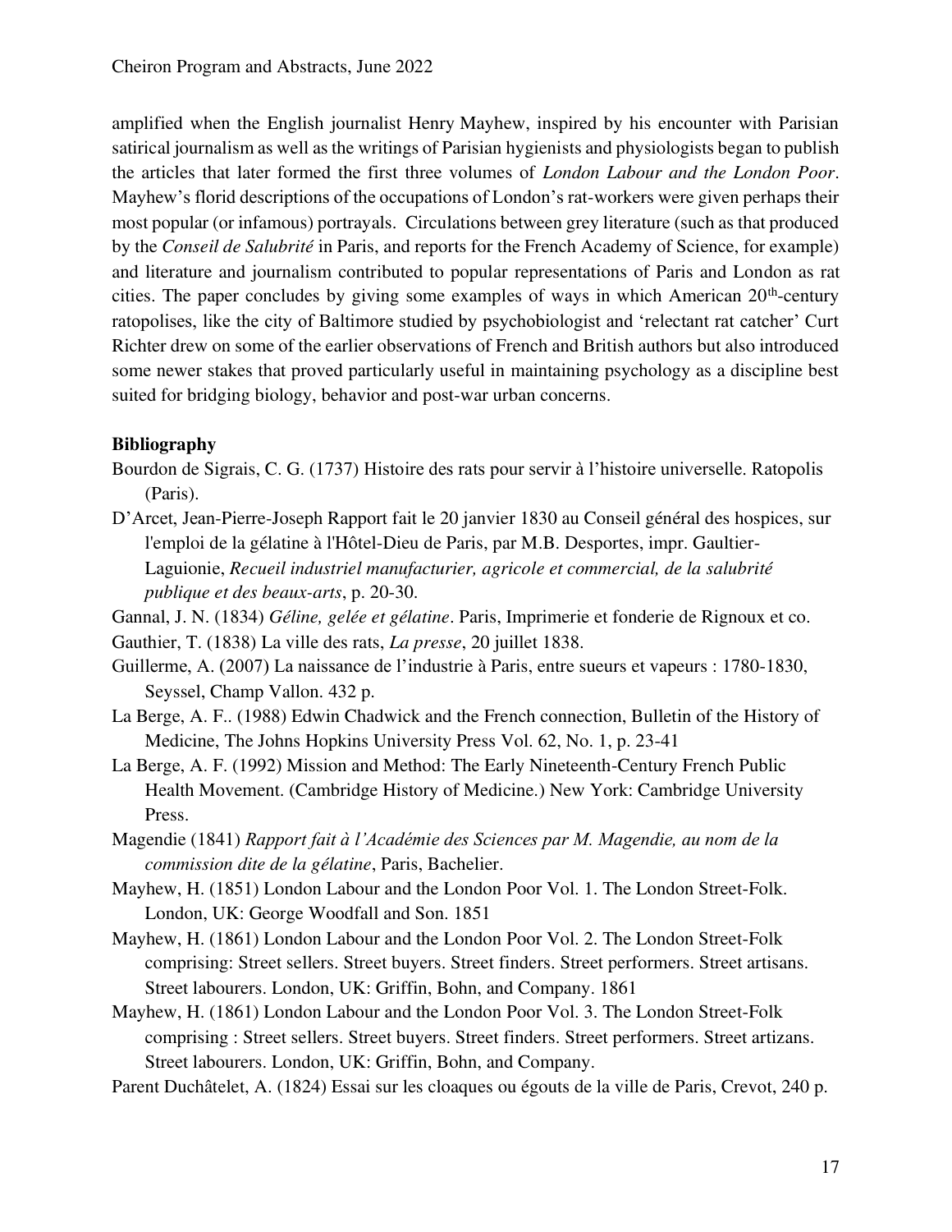amplified when the English journalist Henry Mayhew, inspired by his encounter with Parisian satirical journalism as well as the writings of Parisian hygienists and physiologists began to publish the articles that later formed the first three volumes of *London Labour and the London Poor*. Mayhew's florid descriptions of the occupations of London's rat-workers were given perhaps their most popular (or infamous) portrayals. Circulations between grey literature (such as that produced by the *Conseil de Salubrité* in Paris, and reports for the French Academy of Science, for example) and literature and journalism contributed to popular representations of Paris and London as rat cities. The paper concludes by giving some examples of ways in which American 20th-century ratopolises, like the city of Baltimore studied by psychobiologist and 'relectant rat catcher' Curt Richter drew on some of the earlier observations of French and British authors but also introduced some newer stakes that proved particularly useful in maintaining psychology as a discipline best suited for bridging biology, behavior and post-war urban concerns.

**Bibliography**

Bourdon de Sigrais, C. G. (1737) Histoire des rats pour servir à l'histoire universelle. Ratopolis (Paris).

D'Arcet, Jean-Pierre-Joseph Rapport fait le 20 janvier 1830 au Conseil général des hospices, sur l'emploi de la gélatine à l'Hôtel-Dieu de Paris, par M.B. Desportes, impr. Gaultier-Laguionie, *Recueil industriel manufacturier, agricole et commercial, de la salubrité publique et des beaux-arts*, p. 20-30.

Gannal, J. N. (1834) *Géline, gelée et gélatine*. Paris, Imprimerie et fonderie de Rignoux et co.

Gauthier, T. (1838) La ville des rats, *La presse*, 20 juillet 1838.

Guillerme, A. (2007) La naissance de l'industrie à Paris, entre sueurs et vapeurs : 1780-1830, Seyssel, Champ Vallon. 432 p.

La Berge, A. F.. (1988) Edwin Chadwick and the French connection, Bulletin of the History of Medicine, The Johns Hopkins University Press Vol. 62, No. 1, p. 23-41

La Berge, A. F. (1992) Mission and Method: The Early Nineteenth-Century French Public Health Movement. (Cambridge History of Medicine.) New York: Cambridge University Press.

Magendie (1841) *Rapport fait à l'Académie des Sciences par M. Magendie, au nom de la commission dite de la gélatine*, Paris, Bachelier.

Mayhew, H. (1851) London Labour and the London Poor Vol. 1. The London Street-Folk. London, UK: George Woodfall and Son. 1851

Mayhew, H. (1861) London Labour and the London Poor Vol. 2. The London Street-Folk comprising: Street sellers. Street buyers. Street finders. Street performers. Street artisans. Street labourers. London, UK: Griffin, Bohn, and Company. 1861

Mayhew, H. (1861) London Labour and the London Poor Vol. 3. The London Street-Folk comprising : Street sellers. Street buyers. Street finders. Street performers. Street artizans. Street labourers. London, UK: Griffin, Bohn, and Company.

Parent Duchâtelet, A. (1824) Essai sur les cloaques ou égouts de la ville de Paris, Crevot, 240 p.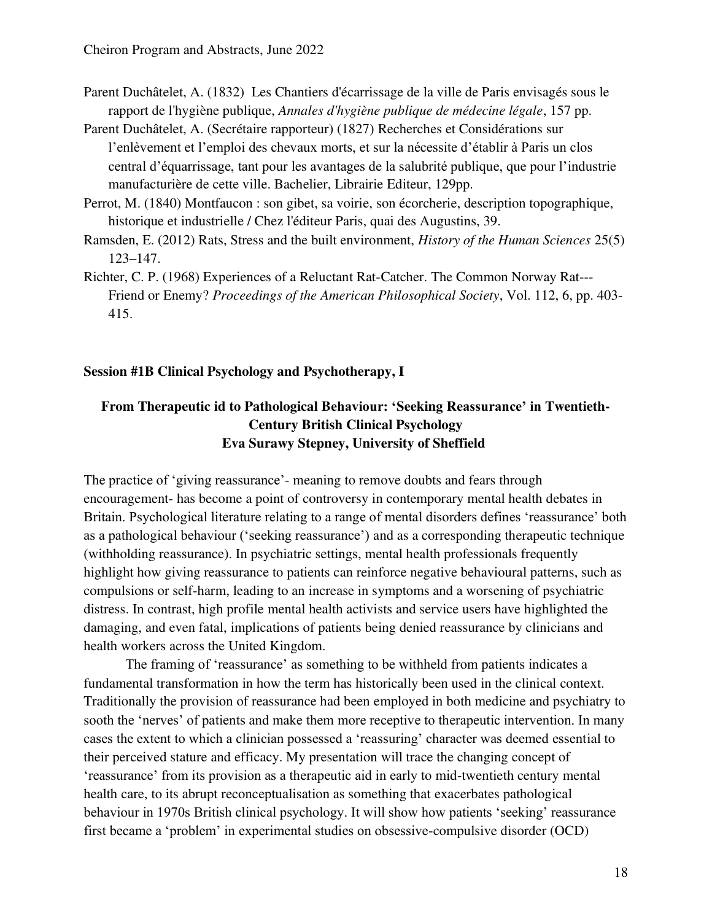Parent Duchâtelet, A. (1832) Les Chantiers d'écarrissage de la ville de Paris envisagés sous le rapport de l'hygiène publique, *Annales d'hygiène publique de médecine légale*, 157 pp.

Parent Duchâtelet, A. (Secrétaire rapporteur) (1827) Recherches et Considérations sur l'enlèvement et l'emploi des chevaux morts, et sur la nécessite d'établir à Paris un clos central d'équarrissage, tant pour les avantages de la salubrité publique, que pour l'industrie manufacturière de cette ville. Bachelier, Librairie Editeur, 129pp.

Perrot, M. (1840) Montfaucon : son gibet, sa voirie, son écorcherie, description topographique, historique et industrielle / Chez l'éditeur Paris, quai des Augustins, 39.

Ramsden, E. (2012) Rats, Stress and the built environment, *History of the Human Sciences* 25(5) 123–147.

Richter, C. P. (1968) Experiences of a Reluctant Rat-Catcher. The Common Norway Rat---Friend or Enemy? *Proceedings of the American Philosophical Society*, Vol. 112, 6, pp. 403-415.

## Session #1B Clinical Psychology and Psychotherapy, I

### From Therapeutic id to Pathological Behaviour: 'Seeking Reassurance' in Twentieth-Century British Clinical Psychology
**Eva Surawy Stepney, University of Sheffield**

The practice of 'giving reassurance'- meaning to remove doubts and fears through encouragement- has become a point of controversy in contemporary mental health debates in Britain. Psychological literature relating to a range of mental disorders defines 'reassurance' both as a pathological behaviour ('seeking reassurance') and as a corresponding therapeutic technique (withholding reassurance). In psychiatric settings, mental health professionals frequently highlight how giving reassurance to patients can reinforce negative behavioural patterns, such as compulsions or self-harm, leading to an increase in symptoms and a worsening of psychiatric distress. In contrast, high profile mental health activists and service users have highlighted the damaging, and even fatal, implications of patients being denied reassurance by clinicians and health workers across the United Kingdom.

The framing of 'reassurance' as something to be withheld from patients indicates a fundamental transformation in how the term has historically been used in the clinical context. Traditionally the provision of reassurance had been employed in both medicine and psychiatry to sooth the 'nerves' of patients and make them more receptive to therapeutic intervention. In many cases the extent to which a clinician possessed a 'reassuring' character was deemed essential to their perceived stature and efficacy. My presentation will trace the changing concept of 'reassurance' from its provision as a therapeutic aid in early to mid-twentieth century mental health care, to its abrupt reconceptualisation as something that exacerbates pathological behaviour in 1970s British clinical psychology. It will show how patients 'seeking' reassurance first became a 'problem' in experimental studies on obsessive-compulsive disorder (OCD)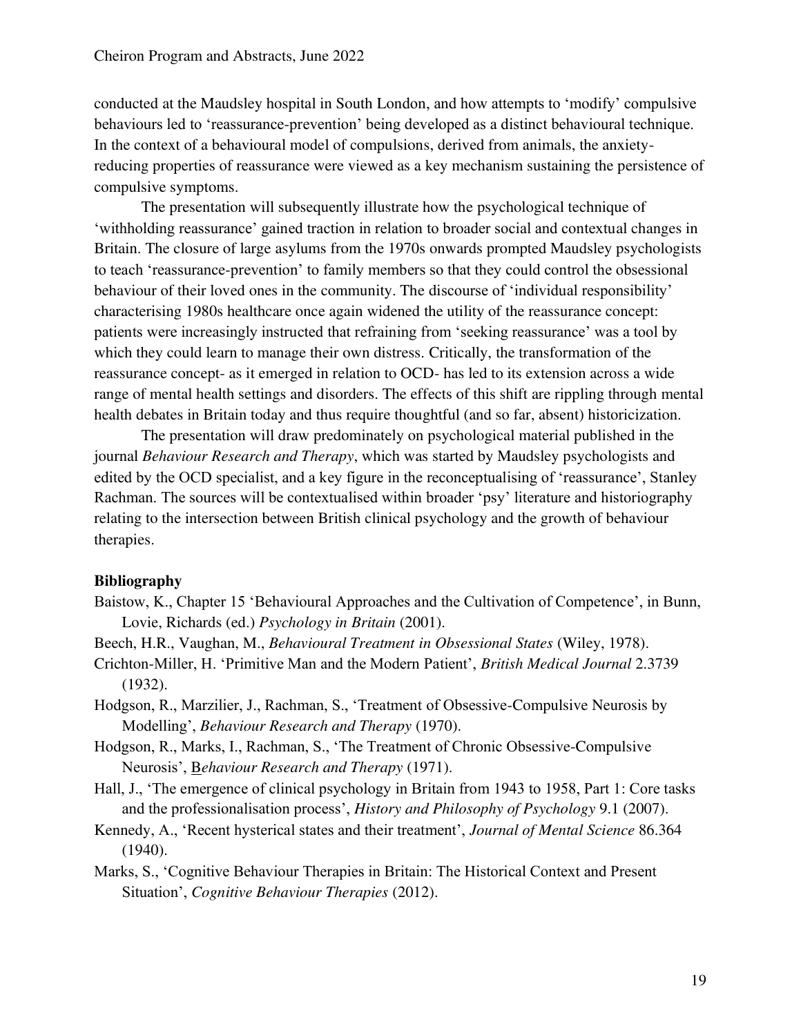conducted at the Maudsley hospital in South London, and how attempts to 'modify' compulsive behaviours led to 'reassurance-prevention' being developed as a distinct behavioural technique. In the context of a behavioural model of compulsions, derived from animals, the anxiety-reducing properties of reassurance were viewed as a key mechanism sustaining the persistence of compulsive symptoms.

The presentation will subsequently illustrate how the psychological technique of 'withholding reassurance' gained traction in relation to broader social and contextual changes in Britain. The closure of large asylums from the 1970s onwards prompted Maudsley psychologists to teach 'reassurance-prevention' to family members so that they could control the obsessional behaviour of their loved ones in the community. The discourse of 'individual responsibility' characterising 1980s healthcare once again widened the utility of the reassurance concept: patients were increasingly instructed that refraining from 'seeking reassurance' was a tool by which they could learn to manage their own distress. Critically, the transformation of the reassurance concept- as it emerged in relation to OCD- has led to its extension across a wide range of mental health settings and disorders. The effects of this shift are rippling through mental health debates in Britain today and thus require thoughtful (and so far, absent) historicization.

The presentation will draw predominately on psychological material published in the journal *Behaviour Research and Therapy*, which was started by Maudsley psychologists and edited by the OCD specialist, and a key figure in the reconceptualising of 'reassurance', Stanley Rachman. The sources will be contextualised within broader 'psy' literature and historiography relating to the intersection between British clinical psychology and the growth of behaviour therapies.

**Bibliography**

Baistow, K., Chapter 15 'Behavioural Approaches and the Cultivation of Competence', in Bunn, Lovie, Richards (ed.) *Psychology in Britain* (2001).

Beech, H.R., Vaughan, M., *Behavioural Treatment in Obsessional States* (Wiley, 1978).

Crichton-Miller, H. 'Primitive Man and the Modern Patient', *British Medical Journal* 2.3739 (1932).

Hodgson, R., Marzilier, J., Rachman, S., 'Treatment of Obsessive-Compulsive Neurosis by Modelling', *Behaviour Research and Therapy* (1970).

Hodgson, R., Marks, I., Rachman, S., 'The Treatment of Chronic Obsessive-Compulsive Neurosis', *Behaviour Research and Therapy* (1971).

Hall, J., 'The emergence of clinical psychology in Britain from 1943 to 1958, Part 1: Core tasks and the professionalisation process', *History and Philosophy of Psychology* 9.1 (2007).

Kennedy, A., 'Recent hysterical states and their treatment', *Journal of Mental Science* 86.364 (1940).

Marks, S., 'Cognitive Behaviour Therapies in Britain: The Historical Context and Present Situation', *Cognitive Behaviour Therapies* (2012).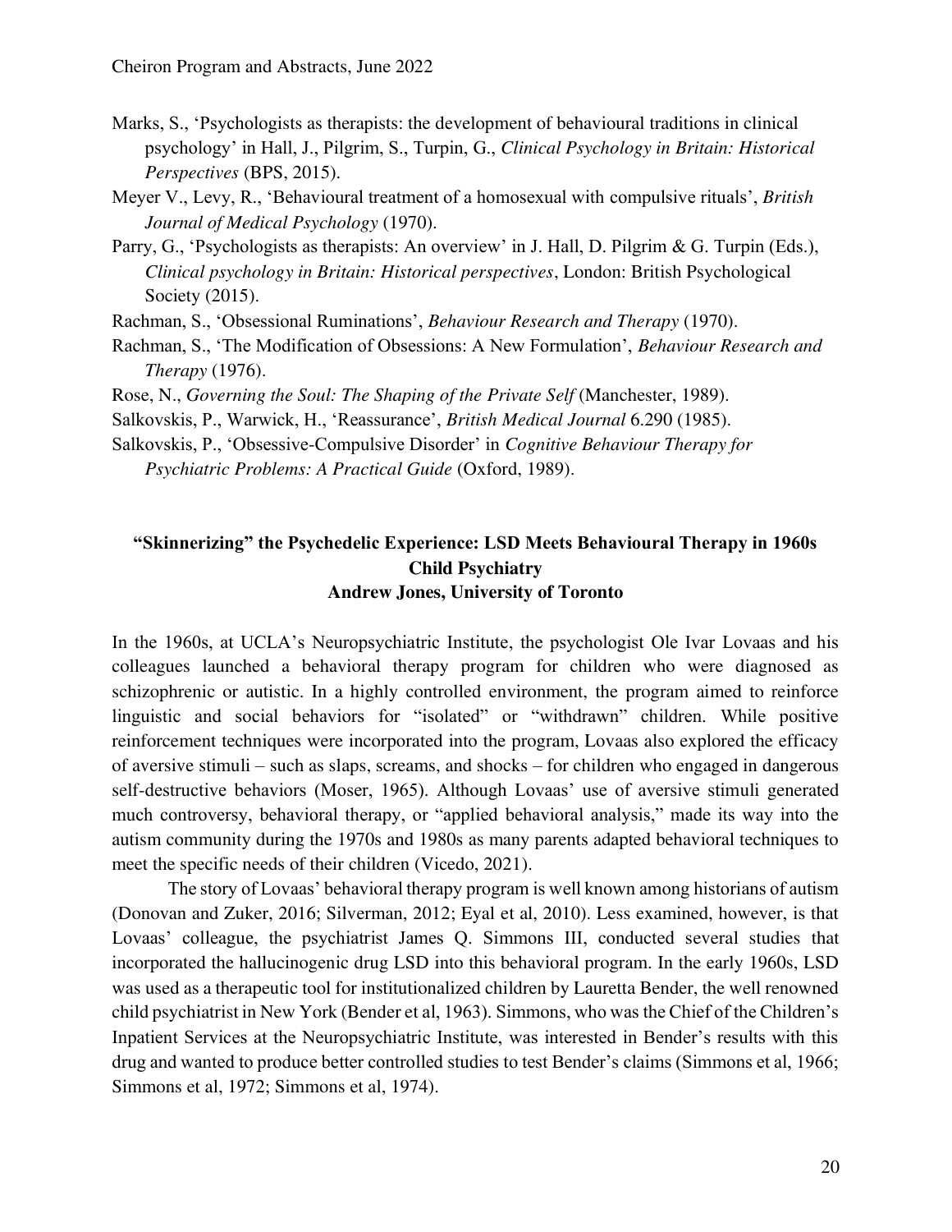Marks, S., 'Psychologists as therapists: the development of behavioural traditions in clinical psychology' in Hall, J., Pilgrim, S., Turpin, G., *Clinical Psychology in Britain: Historical Perspectives* (BPS, 2015).

Meyer V., Levy, R., 'Behavioural treatment of a homosexual with compulsive rituals', *British Journal of Medical Psychology* (1970).

Parry, G., 'Psychologists as therapists: An overview' in J. Hall, D. Pilgrim & G. Turpin (Eds.), *Clinical psychology in Britain: Historical perspectives*, London: British Psychological Society (2015).

Rachman, S., 'Obsessional Ruminations', *Behaviour Research and Therapy* (1970).

Rachman, S., 'The Modification of Obsessions: A New Formulation', *Behaviour Research and Therapy* (1976).

Rose, N., *Governing the Soul: The Shaping of the Private Self* (Manchester, 1989).

Salkovskis, P., Warwick, H., 'Reassurance', *British Medical Journal* 6.290 (1985).

Salkovskis, P., 'Obsessive-Compulsive Disorder' in *Cognitive Behaviour Therapy for Psychiatric Problems: A Practical Guide* (Oxford, 1989).

## "Skinnerizing" the Psychedelic Experience: LSD Meets Behavioural Therapy in 1960s Child Psychiatry

**Andrew Jones, University of Toronto**

In the 1960s, at UCLA's Neuropsychiatric Institute, the psychologist Ole Ivar Lovaas and his colleagues launched a behavioral therapy program for children who were diagnosed as schizophrenic or autistic. In a highly controlled environment, the program aimed to reinforce linguistic and social behaviors for "isolated" or "withdrawn" children. While positive reinforcement techniques were incorporated into the program, Lovaas also explored the efficacy of aversive stimuli – such as slaps, screams, and shocks – for children who engaged in dangerous self-destructive behaviors (Moser, 1965). Although Lovaas' use of aversive stimuli generated much controversy, behavioral therapy, or "applied behavioral analysis," made its way into the autism community during the 1970s and 1980s as many parents adapted behavioral techniques to meet the specific needs of their children (Vicedo, 2021).

The story of Lovaas' behavioral therapy program is well known among historians of autism (Donovan and Zuker, 2016; Silverman, 2012; Eyal et al, 2010). Less examined, however, is that Lovaas' colleague, the psychiatrist James Q. Simmons III, conducted several studies that incorporated the hallucinogenic drug LSD into this behavioral program. In the early 1960s, LSD was used as a therapeutic tool for institutionalized children by Lauretta Bender, the well renowned child psychiatrist in New York (Bender et al, 1963). Simmons, who was the Chief of the Children's Inpatient Services at the Neuropsychiatric Institute, was interested in Bender's results with this drug and wanted to produce better controlled studies to test Bender's claims (Simmons et al, 1966; Simmons et al, 1972; Simmons et al, 1974).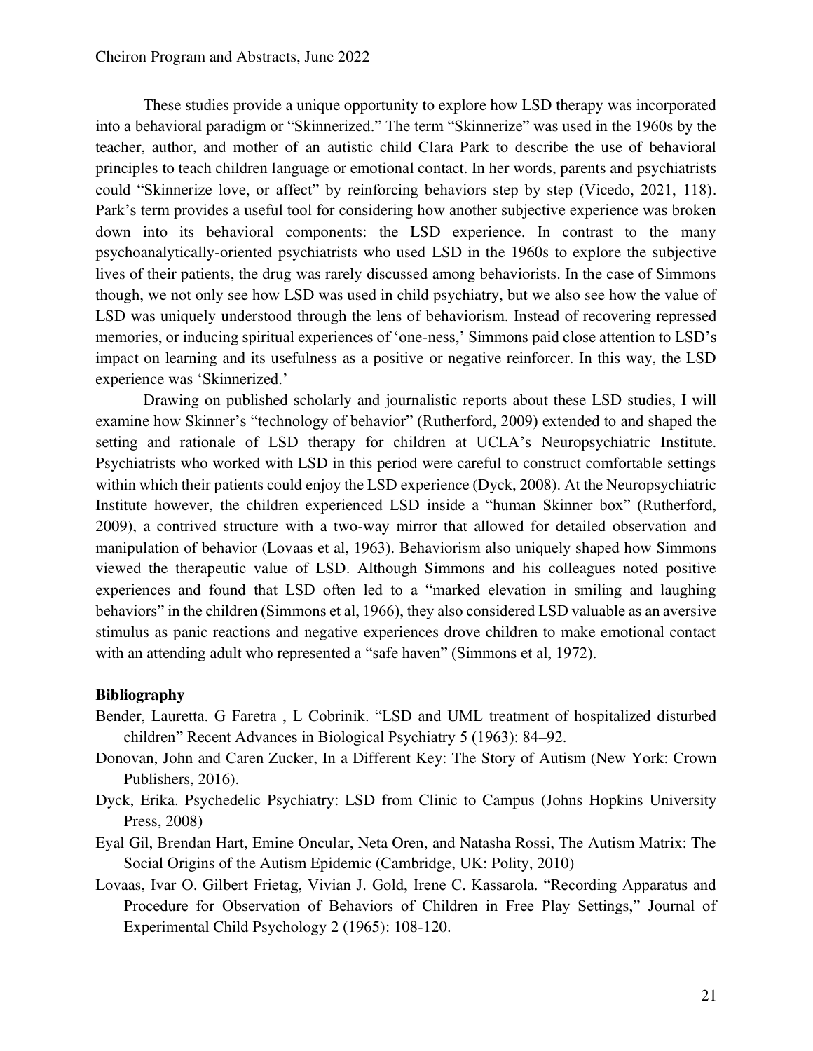These studies provide a unique opportunity to explore how LSD therapy was incorporated into a behavioral paradigm or "Skinnerized." The term "Skinnerize" was used in the 1960s by the teacher, author, and mother of an autistic child Clara Park to describe the use of behavioral principles to teach children language or emotional contact. In her words, parents and psychiatrists could "Skinnerize love, or affect" by reinforcing behaviors step by step (Vicedo, 2021, 118). Park's term provides a useful tool for considering how another subjective experience was broken down into its behavioral components: the LSD experience. In contrast to the many psychoanalytically-oriented psychiatrists who used LSD in the 1960s to explore the subjective lives of their patients, the drug was rarely discussed among behaviorists. In the case of Simmons though, we not only see how LSD was used in child psychiatry, but we also see how the value of LSD was uniquely understood through the lens of behaviorism. Instead of recovering repressed memories, or inducing spiritual experiences of 'one-ness,' Simmons paid close attention to LSD's impact on learning and its usefulness as a positive or negative reinforcer. In this way, the LSD experience was 'Skinnerized.'

Drawing on published scholarly and journalistic reports about these LSD studies, I will examine how Skinner's "technology of behavior" (Rutherford, 2009) extended to and shaped the setting and rationale of LSD therapy for children at UCLA's Neuropsychiatric Institute. Psychiatrists who worked with LSD in this period were careful to construct comfortable settings within which their patients could enjoy the LSD experience (Dyck, 2008). At the Neuropsychiatric Institute however, the children experienced LSD inside a "human Skinner box" (Rutherford, 2009), a contrived structure with a two-way mirror that allowed for detailed observation and manipulation of behavior (Lovaas et al, 1963). Behaviorism also uniquely shaped how Simmons viewed the therapeutic value of LSD. Although Simmons and his colleagues noted positive experiences and found that LSD often led to a "marked elevation in smiling and laughing behaviors" in the children (Simmons et al, 1966), they also considered LSD valuable as an aversive stimulus as panic reactions and negative experiences drove children to make emotional contact with an attending adult who represented a "safe haven" (Simmons et al, 1972).

**Bibliography**

Bender, Lauretta. G Faretra , L Cobrinik. "LSD and UML treatment of hospitalized disturbed children" Recent Advances in Biological Psychiatry 5 (1963): 84–92.

Donovan, John and Caren Zucker, In a Different Key: The Story of Autism (New York: Crown Publishers, 2016).

Dyck, Erika. Psychedelic Psychiatry: LSD from Clinic to Campus (Johns Hopkins University Press, 2008)

Eyal Gil, Brendan Hart, Emine Oncular, Neta Oren, and Natasha Rossi, The Autism Matrix: The Social Origins of the Autism Epidemic (Cambridge, UK: Polity, 2010)

Lovaas, Ivar O. Gilbert Frietag, Vivian J. Gold, Irene C. Kassarola. "Recording Apparatus and Procedure for Observation of Behaviors of Children in Free Play Settings," Journal of Experimental Child Psychology 2 (1965): 108-120.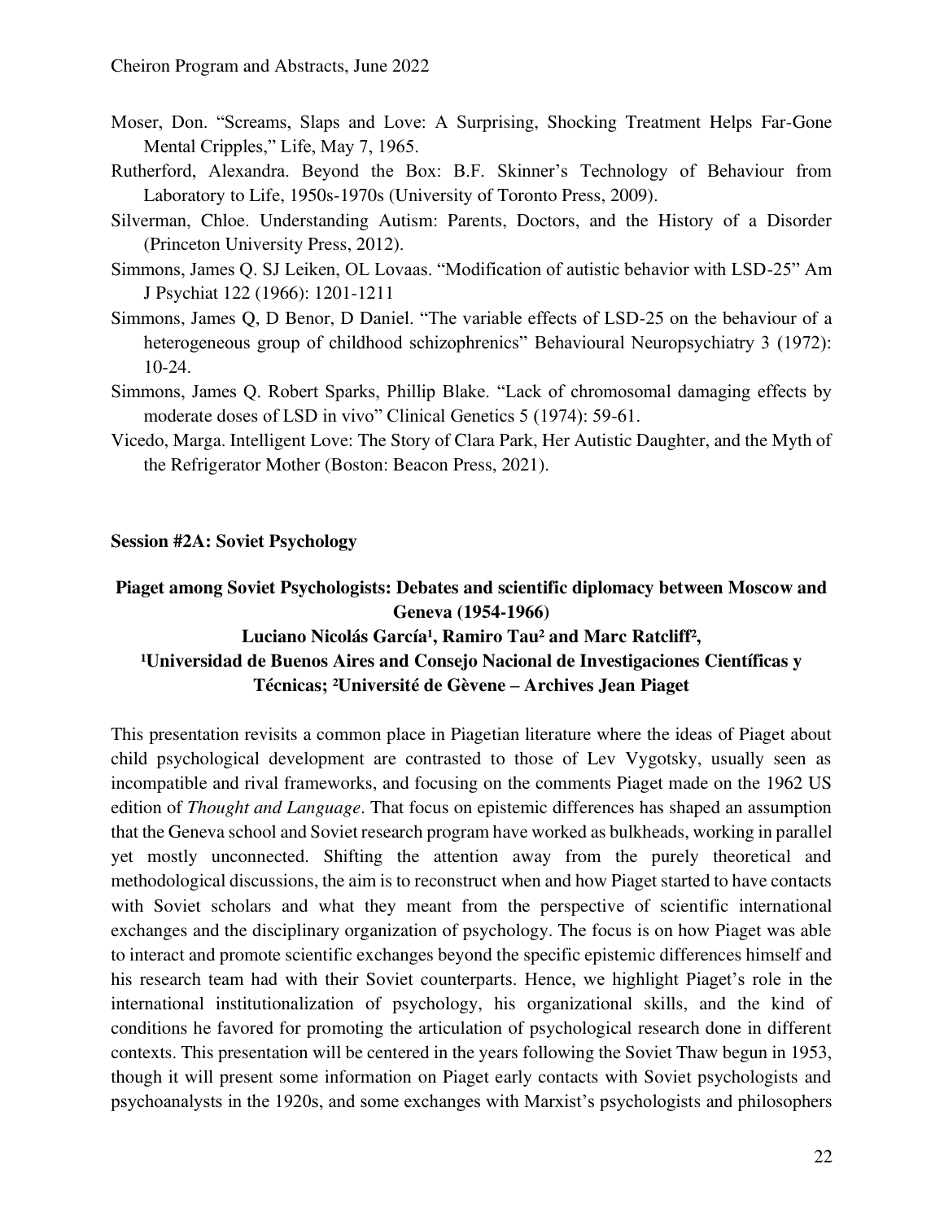Moser, Don. "Screams, Slaps and Love: A Surprising, Shocking Treatment Helps Far-Gone Mental Cripples," Life, May 7, 1965.

Rutherford, Alexandra. Beyond the Box: B.F. Skinner's Technology of Behaviour from Laboratory to Life, 1950s-1970s (University of Toronto Press, 2009).

Silverman, Chloe. Understanding Autism: Parents, Doctors, and the History of a Disorder (Princeton University Press, 2012).

Simmons, James Q. SJ Leiken, OL Lovaas. "Modification of autistic behavior with LSD-25" Am J Psychiat 122 (1966): 1201-1211

Simmons, James Q, D Benor, D Daniel. "The variable effects of LSD-25 on the behaviour of a heterogeneous group of childhood schizophrenics" Behavioural Neuropsychiatry 3 (1972): 10-24.

Simmons, James Q. Robert Sparks, Phillip Blake. "Lack of chromosomal damaging effects by moderate doses of LSD in vivo" Clinical Genetics 5 (1974): 59-61.

Vicedo, Marga. Intelligent Love: The Story of Clara Park, Her Autistic Daughter, and the Myth of the Refrigerator Mother (Boston: Beacon Press, 2021).

**Session #2A: Soviet Psychology**

### Piaget among Soviet Psychologists: Debates and scientific diplomacy between Moscow and Geneva (1954-1966)

**Luciano Nicolás García[1], Ramiro Tau[2] and Marc Ratcliff[2],**
**[1]Universidad de Buenos Aires and Consejo Nacional de Investigaciones Científicas y Técnicas; [2]Université de Gèvene – Archives Jean Piaget**

This presentation revisits a common place in Piagetian literature where the ideas of Piaget about child psychological development are contrasted to those of Lev Vygotsky, usually seen as incompatible and rival frameworks, and focusing on the comments Piaget made on the 1962 US edition of *Thought and Language*. That focus on epistemic differences has shaped an assumption that the Geneva school and Soviet research program have worked as bulkheads, working in parallel yet mostly unconnected. Shifting the attention away from the purely theoretical and methodological discussions, the aim is to reconstruct when and how Piaget started to have contacts with Soviet scholars and what they meant from the perspective of scientific international exchanges and the disciplinary organization of psychology. The focus is on how Piaget was able to interact and promote scientific exchanges beyond the specific epistemic differences himself and his research team had with their Soviet counterparts. Hence, we highlight Piaget's role in the international institutionalization of psychology, his organizational skills, and the kind of conditions he favored for promoting the articulation of psychological research done in different contexts. This presentation will be centered in the years following the Soviet Thaw begun in 1953, though it will present some information on Piaget early contacts with Soviet psychologists and psychoanalysts in the 1920s, and some exchanges with Marxist's psychologists and philosophers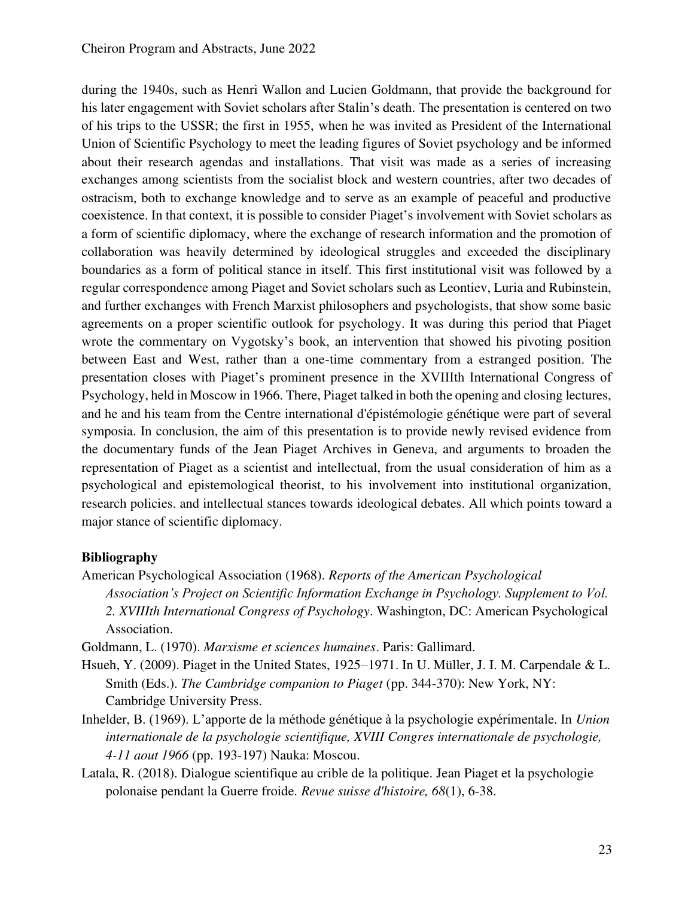during the 1940s, such as Henri Wallon and Lucien Goldmann, that provide the background for his later engagement with Soviet scholars after Stalin's death. The presentation is centered on two of his trips to the USSR; the first in 1955, when he was invited as President of the International Union of Scientific Psychology to meet the leading figures of Soviet psychology and be informed about their research agendas and installations. That visit was made as a series of increasing exchanges among scientists from the socialist block and western countries, after two decades of ostracism, both to exchange knowledge and to serve as an example of peaceful and productive coexistence. In that context, it is possible to consider Piaget's involvement with Soviet scholars as a form of scientific diplomacy, where the exchange of research information and the promotion of collaboration was heavily determined by ideological struggles and exceeded the disciplinary boundaries as a form of political stance in itself. This first institutional visit was followed by a regular correspondence among Piaget and Soviet scholars such as Leontiev, Luria and Rubinstein, and further exchanges with French Marxist philosophers and psychologists, that show some basic agreements on a proper scientific outlook for psychology. It was during this period that Piaget wrote the commentary on Vygotsky's book, an intervention that showed his pivoting position between East and West, rather than a one-time commentary from a estranged position. The presentation closes with Piaget's prominent presence in the XVIIIth International Congress of Psychology, held in Moscow in 1966. There, Piaget talked in both the opening and closing lectures, and he and his team from the Centre international d'épistémologie génétique were part of several symposia. In conclusion, the aim of this presentation is to provide newly revised evidence from the documentary funds of the Jean Piaget Archives in Geneva, and arguments to broaden the representation of Piaget as a scientist and intellectual, from the usual consideration of him as a psychological and epistemological theorist, to his involvement into institutional organization, research policies. and intellectual stances towards ideological debates. All which points toward a major stance of scientific diplomacy.

**Bibliography**

American Psychological Association (1968). *Reports of the American Psychological Association's Project on Scientific Information Exchange in Psychology. Supplement to Vol. 2. XVIIIth International Congress of Psychology*. Washington, DC: American Psychological Association.

Goldmann, L. (1970). *Marxisme et sciences humaines*. Paris: Gallimard.

Hsueh, Y. (2009). Piaget in the United States, 1925–1971. In U. Müller, J. I. M. Carpendale & L. Smith (Eds.). *The Cambridge companion to Piaget* (pp. 344-370): New York, NY: Cambridge University Press.

Inhelder, B. (1969). L'apporte de la méthode génétique à la psychologie expérimentale. In *Union internationale de la psychologie scientifique, XVIII Congres internationale de psychologie, 4-11 aout 1966* (pp. 193-197) Nauka: Moscou.

Latala, R. (2018). Dialogue scientifique au crible de la politique. Jean Piaget et la psychologie polonaise pendant la Guerre froide. *Revue suisse d'histoire, 68*(1), 6-38.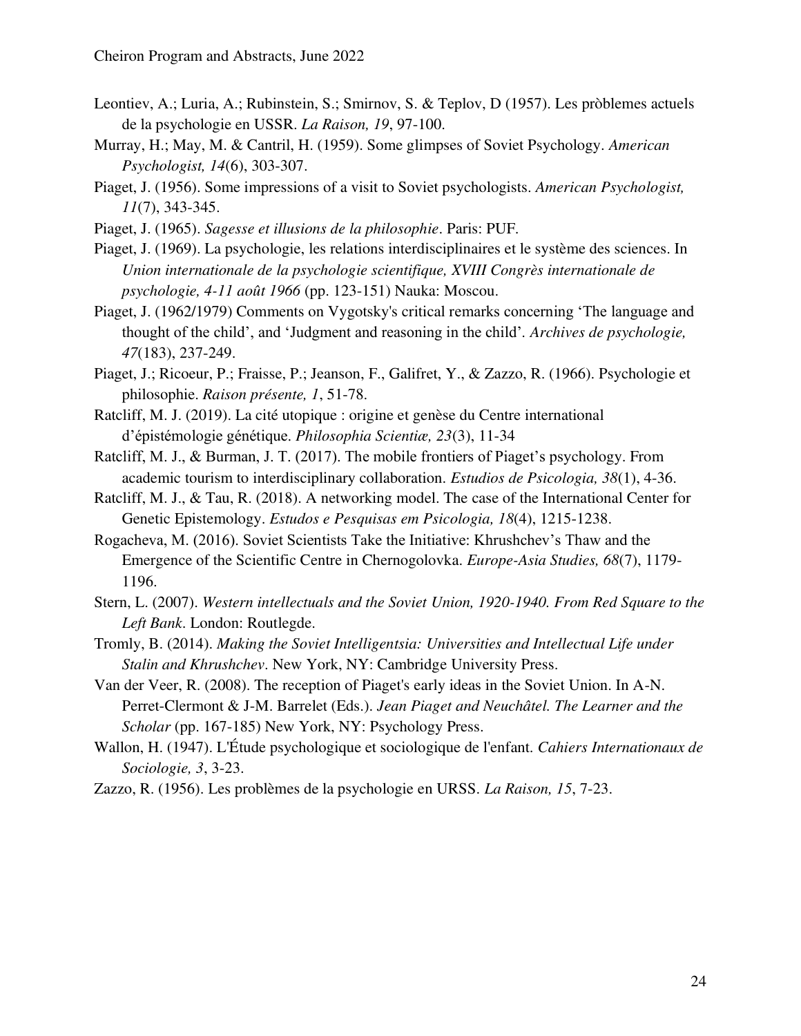Leontiev, A.; Luria, A.; Rubinstein, S.; Smirnov, S. & Teplov, D (1957). Les pròblemes actuels de la psychologie en USSR. *La Raison, 19*, 97-100.

Murray, H.; May, M. & Cantril, H. (1959). Some glimpses of Soviet Psychology. *American Psychologist, 14*(6), 303-307.

Piaget, J. (1956). Some impressions of a visit to Soviet psychologists. *American Psychologist, 11*(7), 343-345.

Piaget, J. (1965). *Sagesse et illusions de la philosophie*. Paris: PUF.

Piaget, J. (1969). La psychologie, les relations interdisciplinaires et le système des sciences. In *Union internationale de la psychologie scientifique, XVIII Congrès internationale de psychologie, 4-11 août 1966* (pp. 123-151) Nauka: Moscou.

Piaget, J. (1962/1979) Comments on Vygotsky's critical remarks concerning 'The language and thought of the child', and 'Judgment and reasoning in the child'. *Archives de psychologie, 47*(183), 237-249.

Piaget, J.; Ricoeur, P.; Fraisse, P.; Jeanson, F., Galifret, Y., & Zazzo, R. (1966). Psychologie et philosophie. *Raison présente, 1*, 51-78.

Ratcliff, M. J. (2019). La cité utopique : origine et genèse du Centre international d'épistémologie génétique. *Philosophia Scientiæ, 23*(3), 11-34

Ratcliff, M. J., & Burman, J. T. (2017). The mobile frontiers of Piaget's psychology. From academic tourism to interdisciplinary collaboration. *Estudios de Psicologia, 38*(1), 4-36.

Ratcliff, M. J., & Tau, R. (2018). A networking model. The case of the International Center for Genetic Epistemology. *Estudos e Pesquisas em Psicologia, 18*(4), 1215-1238.

Rogacheva, M. (2016). Soviet Scientists Take the Initiative: Khrushchev's Thaw and the Emergence of the Scientific Centre in Chernogolovka. *Europe-Asia Studies, 68*(7), 1179-1196.

Stern, L. (2007). *Western intellectuals and the Soviet Union, 1920-1940. From Red Square to the Left Bank*. London: Routlegde.

Tromly, B. (2014). *Making the Soviet Intelligentsia: Universities and Intellectual Life under Stalin and Khrushchev*. New York, NY: Cambridge University Press.

Van der Veer, R. (2008). The reception of Piaget's early ideas in the Soviet Union. In A-N. Perret-Clermont & J-M. Barrelet (Eds.). *Jean Piaget and Neuchâtel. The Learner and the Scholar* (pp. 167-185) New York, NY: Psychology Press.

Wallon, H. (1947). L'Étude psychologique et sociologique de l'enfant. *Cahiers Internationaux de Sociologie, 3*, 3-23.

Zazzo, R. (1956). Les problèmes de la psychologie en URSS. *La Raison, 15*, 7-23.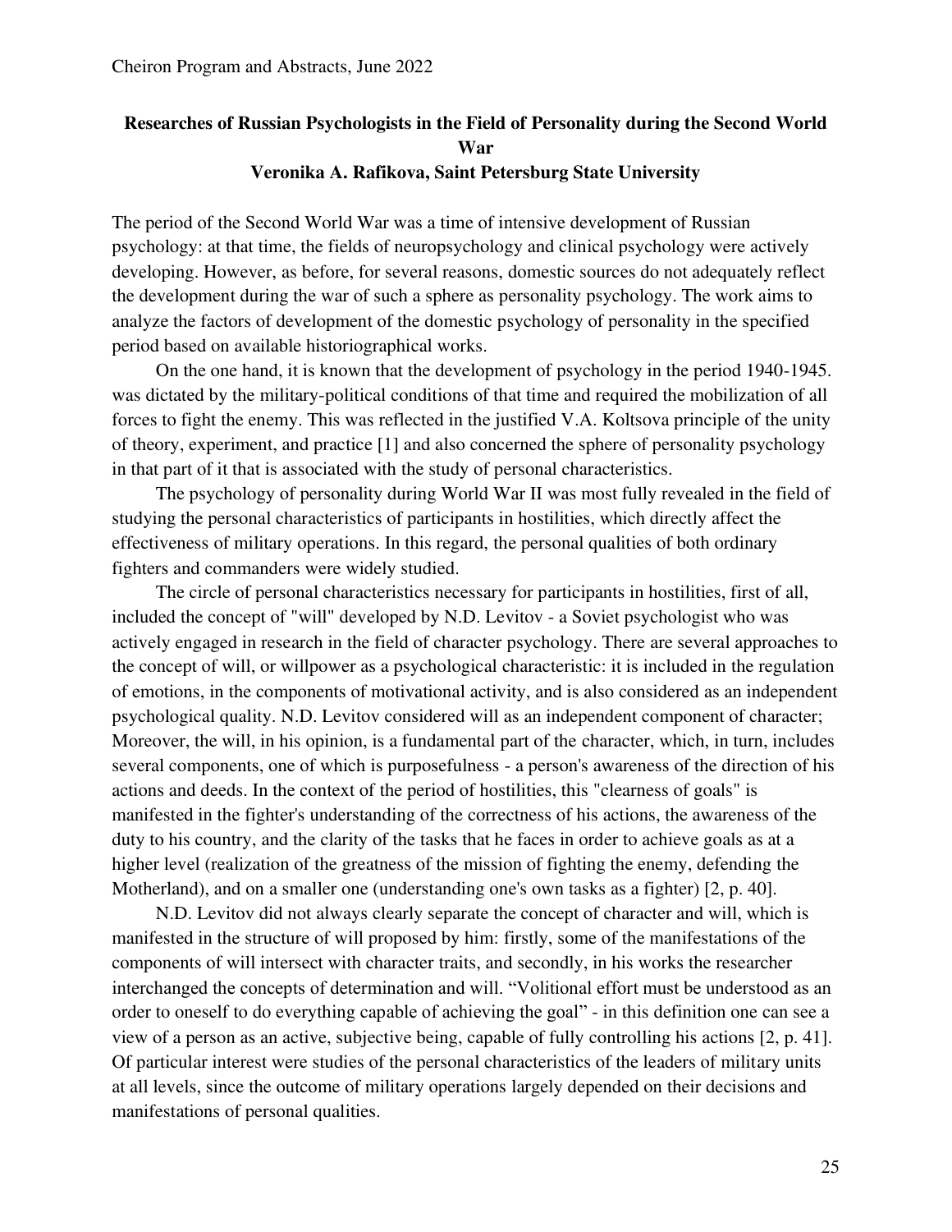## Researches of Russian Psychologists in the Field of Personality during the Second World War

**Veronika A. Rafikova, Saint Petersburg State University**

The period of the Second World War was a time of intensive development of Russian psychology: at that time, the fields of neuropsychology and clinical psychology were actively developing. However, as before, for several reasons, domestic sources do not adequately reflect the development during the war of such a sphere as personality psychology. The work aims to analyze the factors of development of the domestic psychology of personality in the specified period based on available historiographical works.

On the one hand, it is known that the development of psychology in the period 1940-1945. was dictated by the military-political conditions of that time and required the mobilization of all forces to fight the enemy. This was reflected in the justified V.A. Koltsova principle of the unity of theory, experiment, and practice [1] and also concerned the sphere of personality psychology in that part of it that is associated with the study of personal characteristics.

The psychology of personality during World War II was most fully revealed in the field of studying the personal characteristics of participants in hostilities, which directly affect the effectiveness of military operations. In this regard, the personal qualities of both ordinary fighters and commanders were widely studied.

The circle of personal characteristics necessary for participants in hostilities, first of all, included the concept of "will" developed by N.D. Levitov - a Soviet psychologist who was actively engaged in research in the field of character psychology. There are several approaches to the concept of will, or willpower as a psychological characteristic: it is included in the regulation of emotions, in the components of motivational activity, and is also considered as an independent psychological quality. N.D. Levitov considered will as an independent component of character; Moreover, the will, in his opinion, is a fundamental part of the character, which, in turn, includes several components, one of which is purposefulness - a person's awareness of the direction of his actions and deeds. In the context of the period of hostilities, this "clearness of goals" is manifested in the fighter's understanding of the correctness of his actions, the awareness of the duty to his country, and the clarity of the tasks that he faces in order to achieve goals as at a higher level (realization of the greatness of the mission of fighting the enemy, defending the Motherland), and on a smaller one (understanding one's own tasks as a fighter) [2, p. 40].

N.D. Levitov did not always clearly separate the concept of character and will, which is manifested in the structure of will proposed by him: firstly, some of the manifestations of the components of will intersect with character traits, and secondly, in his works the researcher interchanged the concepts of determination and will. "Volitional effort must be understood as an order to oneself to do everything capable of achieving the goal" - in this definition one can see a view of a person as an active, subjective being, capable of fully controlling his actions [2, p. 41]. Of particular interest were studies of the personal characteristics of the leaders of military units at all levels, since the outcome of military operations largely depended on their decisions and manifestations of personal qualities.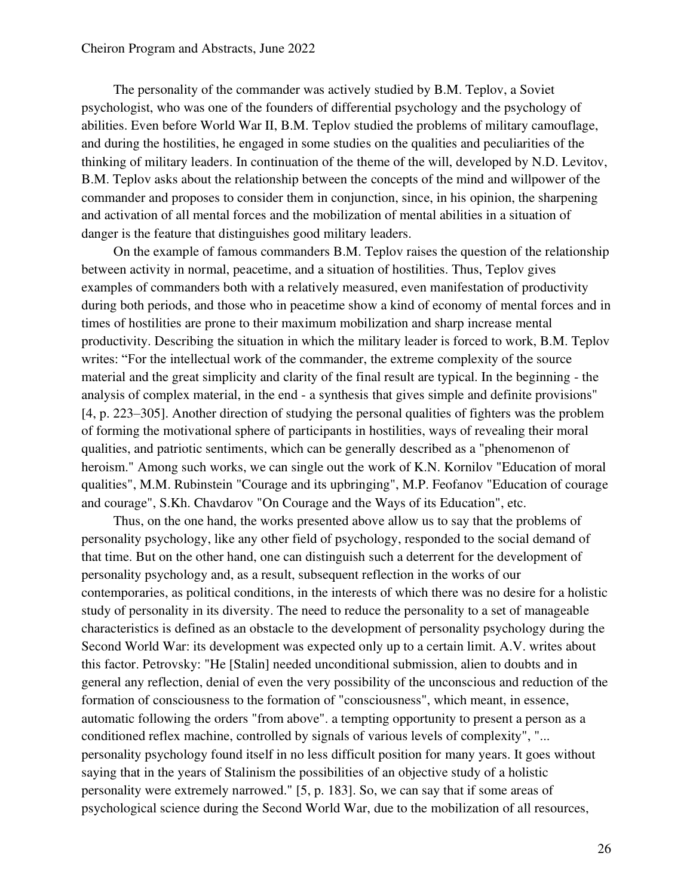The personality of the commander was actively studied by B.M. Teplov, a Soviet psychologist, who was one of the founders of differential psychology and the psychology of abilities. Even before World War II, B.M. Teplov studied the problems of military camouflage, and during the hostilities, he engaged in some studies on the qualities and peculiarities of the thinking of military leaders. In continuation of the theme of the will, developed by N.D. Levitov, B.M. Teplov asks about the relationship between the concepts of the mind and willpower of the commander and proposes to consider them in conjunction, since, in his opinion, the sharpening and activation of all mental forces and the mobilization of mental abilities in a situation of danger is the feature that distinguishes good military leaders.

On the example of famous commanders B.M. Teplov raises the question of the relationship between activity in normal, peacetime, and a situation of hostilities. Thus, Teplov gives examples of commanders both with a relatively measured, even manifestation of productivity during both periods, and those who in peacetime show a kind of economy of mental forces and in times of hostilities are prone to their maximum mobilization and sharp increase mental productivity. Describing the situation in which the military leader is forced to work, B.M. Teplov writes: “For the intellectual work of the commander, the extreme complexity of the source material and the great simplicity and clarity of the final result are typical. In the beginning - the analysis of complex material, in the end - a synthesis that gives simple and definite provisions" [4, p. 223–305]. Another direction of studying the personal qualities of fighters was the problem of forming the motivational sphere of participants in hostilities, ways of revealing their moral qualities, and patriotic sentiments, which can be generally described as a "phenomenon of heroism." Among such works, we can single out the work of K.N. Kornilov "Education of moral qualities", M.M. Rubinstein "Courage and its upbringing", M.P. Feofanov "Education of courage and courage", S.Kh. Chavdarov "On Courage and the Ways of its Education", etc.

Thus, on the one hand, the works presented above allow us to say that the problems of personality psychology, like any other field of psychology, responded to the social demand of that time. But on the other hand, one can distinguish such a deterrent for the development of personality psychology and, as a result, subsequent reflection in the works of our contemporaries, as political conditions, in the interests of which there was no desire for a holistic study of personality in its diversity. The need to reduce the personality to a set of manageable characteristics is defined as an obstacle to the development of personality psychology during the Second World War: its development was expected only up to a certain limit. A.V. writes about this factor. Petrovsky: "He [Stalin] needed unconditional submission, alien to doubts and in general any reflection, denial of even the very possibility of the unconscious and reduction of the formation of consciousness to the formation of "consciousness", which meant, in essence, automatic following the orders "from above". a tempting opportunity to present a person as a conditioned reflex machine, controlled by signals of various levels of complexity", "... personality psychology found itself in no less difficult position for many years. It goes without saying that in the years of Stalinism the possibilities of an objective study of a holistic personality were extremely narrowed." [5, p. 183]. So, we can say that if some areas of psychological science during the Second World War, due to the mobilization of all resources,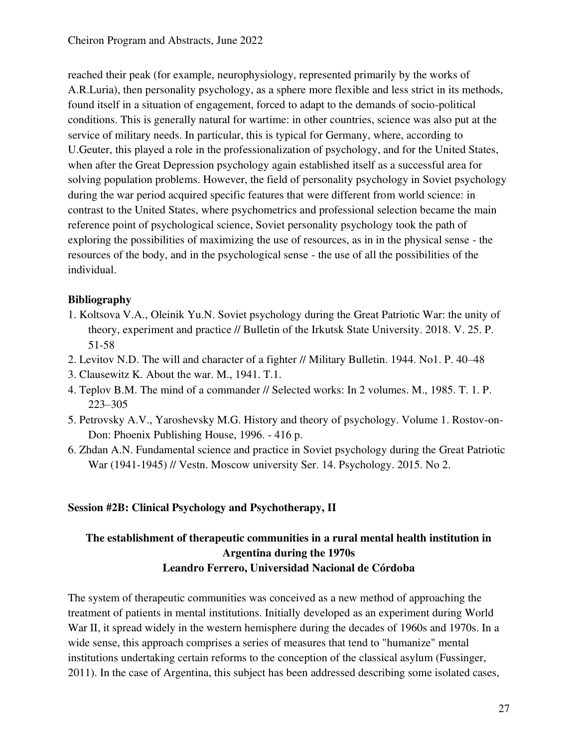reached their peak (for example, neurophysiology, represented primarily by the works of A.R.Luria), then personality psychology, as a sphere more flexible and less strict in its methods, found itself in a situation of engagement, forced to adapt to the demands of socio-political conditions. This is generally natural for wartime: in other countries, science was also put at the service of military needs. In particular, this is typical for Germany, where, according to U.Geuter, this played a role in the professionalization of psychology, and for the United States, when after the Great Depression psychology again established itself as a successful area for solving population problems. However, the field of personality psychology in Soviet psychology during the war period acquired specific features that were different from world science: in contrast to the United States, where psychometrics and professional selection became the main reference point of psychological science, Soviet personality psychology took the path of exploring the possibilities of maximizing the use of resources, as in in the physical sense - the resources of the body, and in the psychological sense - the use of all the possibilities of the individual.

**Bibliography**

1. Koltsova V.A., Oleinik Yu.N. Soviet psychology during the Great Patriotic War: the unity of theory, experiment and practice // Bulletin of the Irkutsk State University. 2018. V. 25. P. 51-58
2. Levitov N.D. The will and character of a fighter // Military Bulletin. 1944. No1. P. 40–48
3. Clausewitz K. About the war. M., 1941. T.1.
4. Teplov B.M. The mind of a commander // Selected works: In 2 volumes. M., 1985. T. 1. P. 223–305
5. Petrovsky A.V., Yaroshevsky M.G. History and theory of psychology. Volume 1. Rostov-on-Don: Phoenix Publishing House, 1996. - 416 p.
6. Zhdan A.N. Fundamental science and practice in Soviet psychology during the Great Patriotic War (1941-1945) // Vestn. Moscow university Ser. 14. Psychology. 2015. No 2.

## Session #2B: Clinical Psychology and Psychotherapy, II

### The establishment of therapeutic communities in a rural mental health institution in Argentina during the 1970s
### Leandro Ferrero, Universidad Nacional de Córdoba

The system of therapeutic communities was conceived as a new method of approaching the treatment of patients in mental institutions. Initially developed as an experiment during World War II, it spread widely in the western hemisphere during the decades of 1960s and 1970s. In a wide sense, this approach comprises a series of measures that tend to "humanize" mental institutions undertaking certain reforms to the conception of the classical asylum (Fussinger, 2011). In the case of Argentina, this subject has been addressed describing some isolated cases,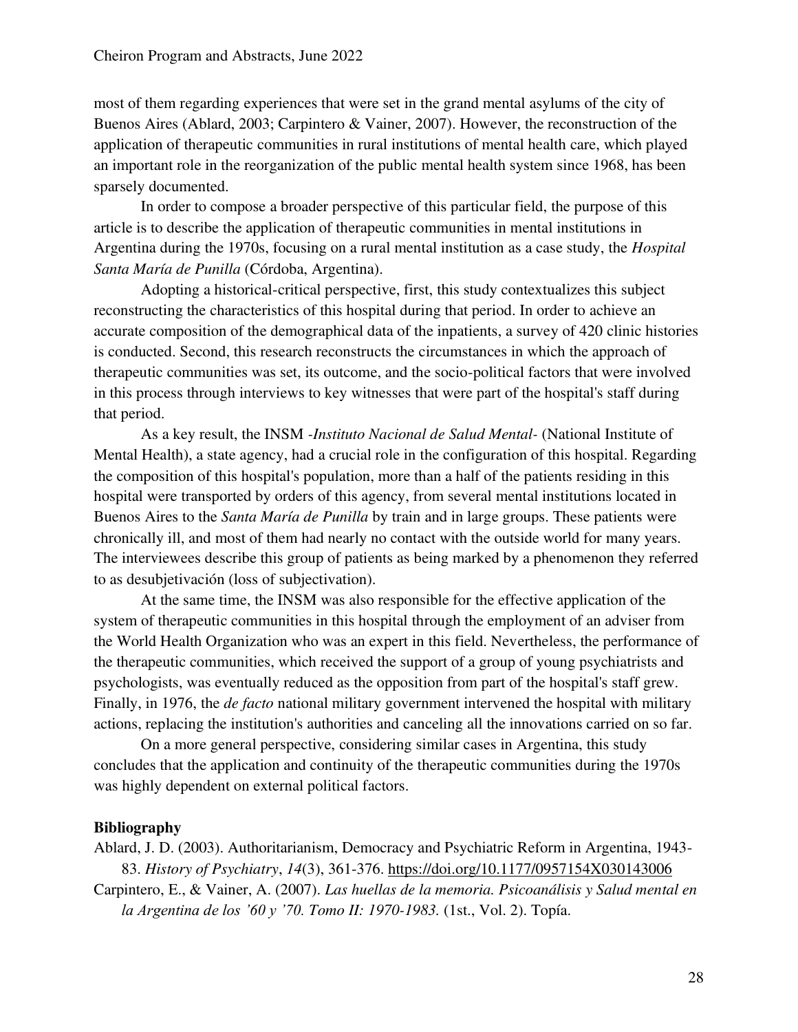most of them regarding experiences that were set in the grand mental asylums of the city of Buenos Aires (Ablard, 2003; Carpintero & Vainer, 2007). However, the reconstruction of the application of therapeutic communities in rural institutions of mental health care, which played an important role in the reorganization of the public mental health system since 1968, has been sparsely documented.

In order to compose a broader perspective of this particular field, the purpose of this article is to describe the application of therapeutic communities in mental institutions in Argentina during the 1970s, focusing on a rural mental institution as a case study, the *Hospital Santa María de Punilla* (Córdoba, Argentina).

Adopting a historical-critical perspective, first, this study contextualizes this subject reconstructing the characteristics of this hospital during that period. In order to achieve an accurate composition of the demographical data of the inpatients, a survey of 420 clinic histories is conducted. Second, this research reconstructs the circumstances in which the approach of therapeutic communities was set, its outcome, and the socio-political factors that were involved in this process through interviews to key witnesses that were part of the hospital's staff during that period.

As a key result, the INSM *-Instituto Nacional de Salud Mental-* (National Institute of Mental Health), a state agency, had a crucial role in the configuration of this hospital. Regarding the composition of this hospital's population, more than a half of the patients residing in this hospital were transported by orders of this agency, from several mental institutions located in Buenos Aires to the *Santa María de Punilla* by train and in large groups. These patients were chronically ill, and most of them had nearly no contact with the outside world for many years. The interviewees describe this group of patients as being marked by a phenomenon they referred to as desubjetivación (loss of subjectivation).

At the same time, the INSM was also responsible for the effective application of the system of therapeutic communities in this hospital through the employment of an adviser from the World Health Organization who was an expert in this field. Nevertheless, the performance of the therapeutic communities, which received the support of a group of young psychiatrists and psychologists, was eventually reduced as the opposition from part of the hospital's staff grew. Finally, in 1976, the *de facto* national military government intervened the hospital with military actions, replacing the institution's authorities and canceling all the innovations carried on so far.

On a more general perspective, considering similar cases in Argentina, this study concludes that the application and continuity of the therapeutic communities during the 1970s was highly dependent on external political factors.

**Bibliography**

Ablard, J. D. (2003). Authoritarianism, Democracy and Psychiatric Reform in Argentina, 1943-83. *History of Psychiatry*, *14*(3), 361-376. https://doi.org/10.1177/0957154X030143006

Carpintero, E., & Vainer, A. (2007). *Las huellas de la memoria. Psicoanálisis y Salud mental en la Argentina de los '60 y '70. Tomo II: 1970-1983.* (1st., Vol. 2). Topía.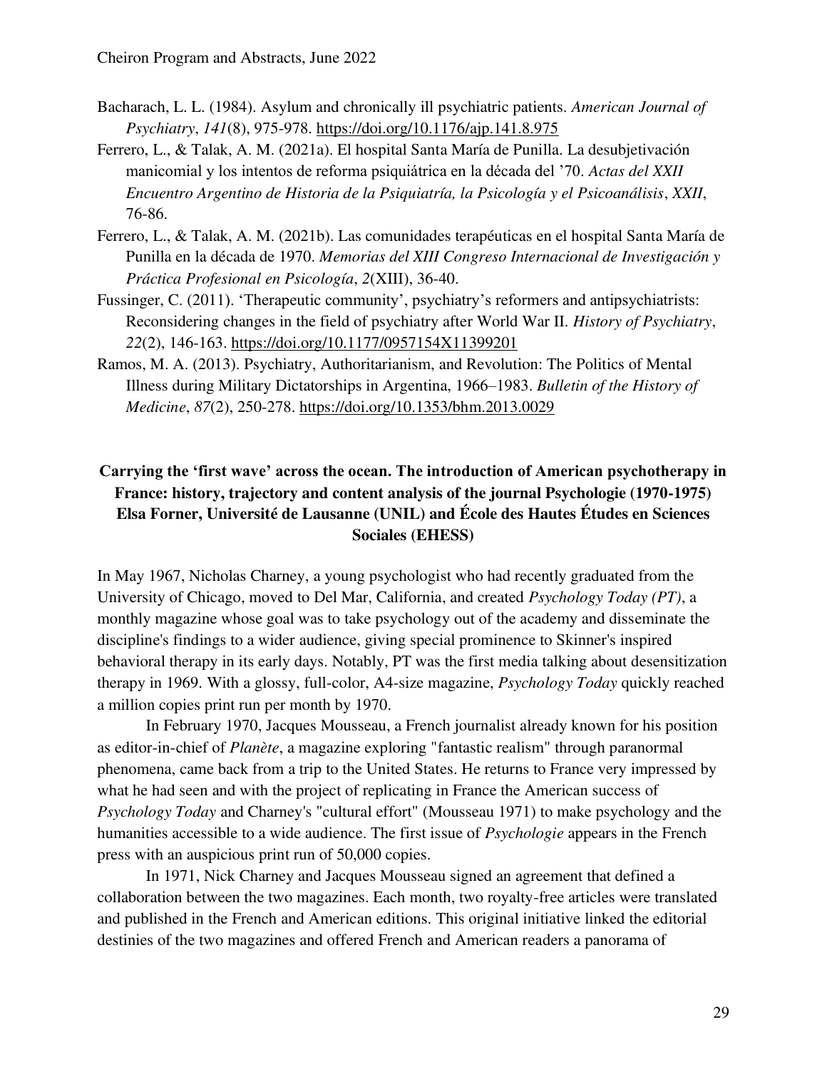Bacharach, L. L. (1984). Asylum and chronically ill psychiatric patients. *American Journal of Psychiatry*, *141*(8), 975-978. https://doi.org/10.1176/ajp.141.8.975

Ferrero, L., & Talak, A. M. (2021a). El hospital Santa María de Punilla. La desubjetivación manicomial y los intentos de reforma psiquiátrica en la década del '70. *Actas del XXII Encuentro Argentino de Historia de la Psiquiatría, la Psicología y el Psicoanálisis*, *XXII*, 76-86.

Ferrero, L., & Talak, A. M. (2021b). Las comunidades terapéuticas en el hospital Santa María de Punilla en la década de 1970. *Memorias del XIII Congreso Internacional de Investigación y Práctica Profesional en Psicología*, *2*(XIII), 36-40.

Fussinger, C. (2011). 'Therapeutic community', psychiatry's reformers and antipsychiatrists: Reconsidering changes in the field of psychiatry after World War II. *History of Psychiatry*, *22*(2), 146-163. https://doi.org/10.1177/0957154X11399201

Ramos, M. A. (2013). Psychiatry, Authoritarianism, and Revolution: The Politics of Mental Illness during Military Dictatorships in Argentina, 1966–1983. *Bulletin of the History of Medicine*, *87*(2), 250-278. https://doi.org/10.1353/bhm.2013.0029

## Carrying the 'first wave' across the ocean. The introduction of American psychotherapy in France: history, trajectory and content analysis of the journal Psychologie (1970-1975)

**Elsa Forner, Université de Lausanne (UNIL) and École des Hautes Études en Sciences Sociales (EHESS)**

In May 1967, Nicholas Charney, a young psychologist who had recently graduated from the University of Chicago, moved to Del Mar, California, and created *Psychology Today (PT)*, a monthly magazine whose goal was to take psychology out of the academy and disseminate the discipline's findings to a wider audience, giving special prominence to Skinner's inspired behavioral therapy in its early days. Notably, PT was the first media talking about desensitization therapy in 1969. With a glossy, full-color, A4-size magazine, *Psychology Today* quickly reached a million copies print run per month by 1970.

In February 1970, Jacques Mousseau, a French journalist already known for his position as editor-in-chief of *Planète*, a magazine exploring "fantastic realism" through paranormal phenomena, came back from a trip to the United States. He returns to France very impressed by what he had seen and with the project of replicating in France the American success of *Psychology Today* and Charney's "cultural effort" (Mousseau 1971) to make psychology and the humanities accessible to a wide audience. The first issue of *Psychologie* appears in the French press with an auspicious print run of 50,000 copies.

In 1971, Nick Charney and Jacques Mousseau signed an agreement that defined a collaboration between the two magazines. Each month, two royalty-free articles were translated and published in the French and American editions. This original initiative linked the editorial destinies of the two magazines and offered French and American readers a panorama of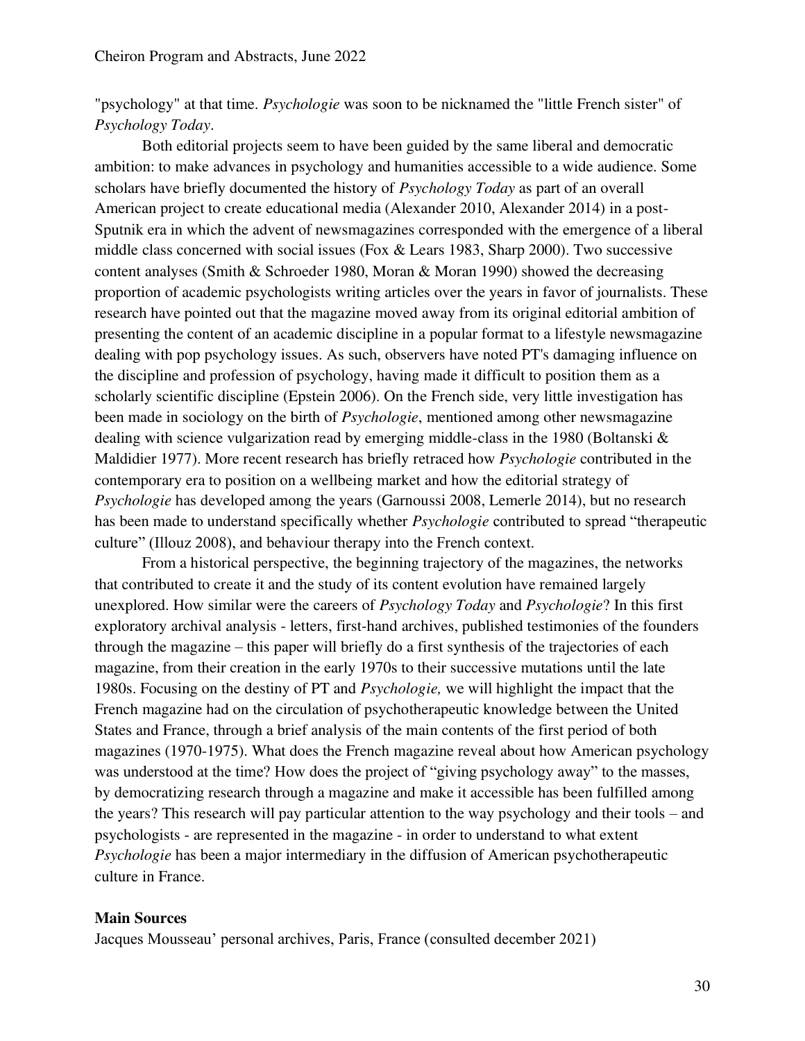"psychology" at that time. *Psychologie* was soon to be nicknamed the "little French sister" of *Psychology Today*.

Both editorial projects seem to have been guided by the same liberal and democratic ambition: to make advances in psychology and humanities accessible to a wide audience. Some scholars have briefly documented the history of *Psychology Today* as part of an overall American project to create educational media (Alexander 2010, Alexander 2014) in a post-Sputnik era in which the advent of newsmagazines corresponded with the emergence of a liberal middle class concerned with social issues (Fox & Lears 1983, Sharp 2000). Two successive content analyses (Smith & Schroeder 1980, Moran & Moran 1990) showed the decreasing proportion of academic psychologists writing articles over the years in favor of journalists. These research have pointed out that the magazine moved away from its original editorial ambition of presenting the content of an academic discipline in a popular format to a lifestyle newsmagazine dealing with pop psychology issues. As such, observers have noted PT's damaging influence on the discipline and profession of psychology, having made it difficult to position them as a scholarly scientific discipline (Epstein 2006). On the French side, very little investigation has been made in sociology on the birth of *Psychologie*, mentioned among other newsmagazine dealing with science vulgarization read by emerging middle-class in the 1980 (Boltanski & Maldidier 1977). More recent research has briefly retraced how *Psychologie* contributed in the contemporary era to position on a wellbeing market and how the editorial strategy of *Psychologie* has developed among the years (Garnoussi 2008, Lemerle 2014), but no research has been made to understand specifically whether *Psychologie* contributed to spread "therapeutic culture" (Illouz 2008), and behaviour therapy into the French context.

From a historical perspective, the beginning trajectory of the magazines, the networks that contributed to create it and the study of its content evolution have remained largely unexplored. How similar were the careers of *Psychology Today* and *Psychologie*? In this first exploratory archival analysis - letters, first-hand archives, published testimonies of the founders through the magazine – this paper will briefly do a first synthesis of the trajectories of each magazine, from their creation in the early 1970s to their successive mutations until the late 1980s. Focusing on the destiny of PT and *Psychologie,* we will highlight the impact that the French magazine had on the circulation of psychotherapeutic knowledge between the United States and France, through a brief analysis of the main contents of the first period of both magazines (1970-1975). What does the French magazine reveal about how American psychology was understood at the time? How does the project of "giving psychology away" to the masses, by democratizing research through a magazine and make it accessible has been fulfilled among the years? This research will pay particular attention to the way psychology and their tools – and psychologists - are represented in the magazine - in order to understand to what extent *Psychologie* has been a major intermediary in the diffusion of American psychotherapeutic culture in France.

**Main Sources**

Jacques Mousseau' personal archives, Paris, France (consulted december 2021)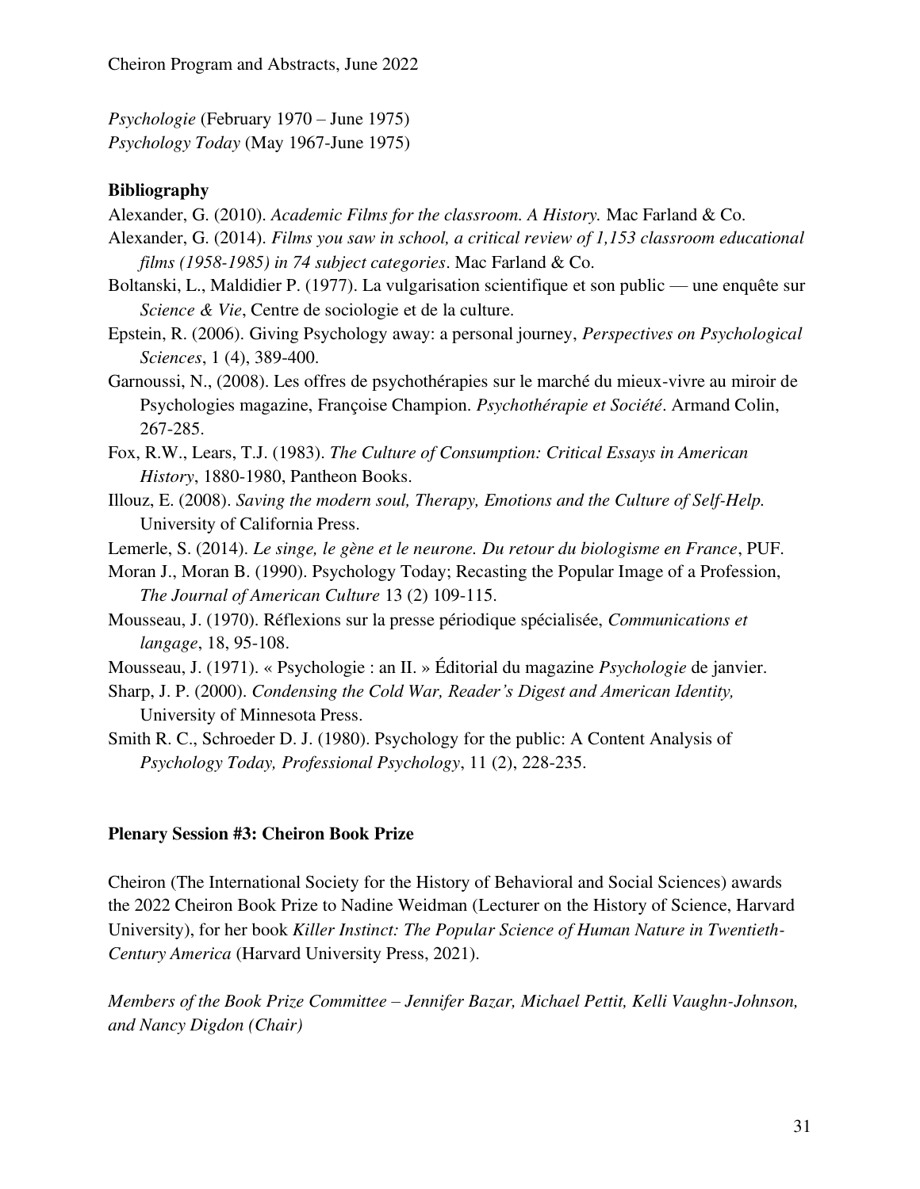*Psychologie* (February 1970 – June 1975)
*Psychology Today* (May 1967-June 1975)

**Bibliography**

Alexander, G. (2010). *Academic Films for the classroom. A History.* Mac Farland & Co.

Alexander, G. (2014). *Films you saw in school, a critical review of 1,153 classroom educational films (1958-1985) in 74 subject categories*. Mac Farland & Co.

Boltanski, L., Maldidier P. (1977). La vulgarisation scientifique et son public — une enquête sur *Science & Vie*, Centre de sociologie et de la culture.

Epstein, R. (2006). Giving Psychology away: a personal journey, *Perspectives on Psychological Sciences*, 1 (4), 389-400.

Garnoussi, N., (2008). Les offres de psychothérapies sur le marché du mieux-vivre au miroir de Psychologies magazine, Françoise Champion. *Psychothérapie et Société*. Armand Colin, 267-285.

Fox, R.W., Lears, T.J. (1983). *The Culture of Consumption: Critical Essays in American History*, 1880-1980, Pantheon Books.

Illouz, E. (2008). *Saving the modern soul, Therapy, Emotions and the Culture of Self-Help.* University of California Press.

Lemerle, S. (2014). *Le singe, le gène et le neurone. Du retour du biologisme en France*, PUF.

Moran J., Moran B. (1990). Psychology Today; Recasting the Popular Image of a Profession, *The Journal of American Culture* 13 (2) 109-115.

Mousseau, J. (1970). Réflexions sur la presse périodique spécialisée, *Communications et langage*, 18, 95-108.

Mousseau, J. (1971). « Psychologie : an II. » Éditorial du magazine *Psychologie* de janvier.

Sharp, J. P. (2000). *Condensing the Cold War, Reader's Digest and American Identity,* University of Minnesota Press.

Smith R. C., Schroeder D. J. (1980). Psychology for the public: A Content Analysis of *Psychology Today, Professional Psychology*, 11 (2), 228-235.

**Plenary Session #3: Cheiron Book Prize**

Cheiron (The International Society for the History of Behavioral and Social Sciences) awards the 2022 Cheiron Book Prize to Nadine Weidman (Lecturer on the History of Science, Harvard University), for her book *Killer Instinct: The Popular Science of Human Nature in Twentieth-Century America* (Harvard University Press, 2021).

*Members of the Book Prize Committee – Jennifer Bazar, Michael Pettit, Kelli Vaughn-Johnson, and Nancy Digdon (Chair)*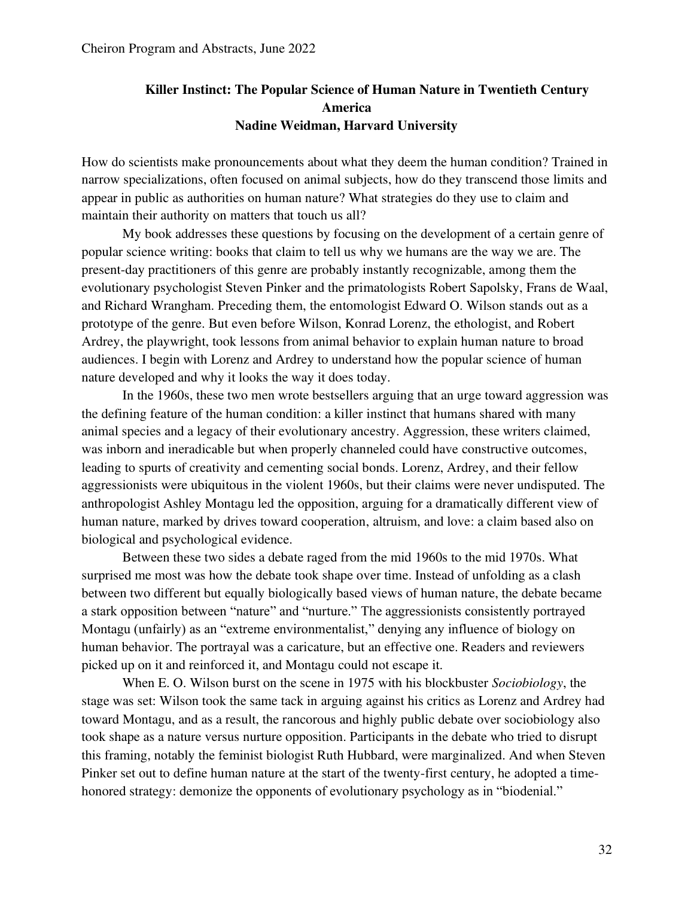**Killer Instinct: The Popular Science of Human Nature in Twentieth Century America**
**Nadine Weidman, Harvard University**

How do scientists make pronouncements about what they deem the human condition? Trained in narrow specializations, often focused on animal subjects, how do they transcend those limits and appear in public as authorities on human nature? What strategies do they use to claim and maintain their authority on matters that touch us all?

My book addresses these questions by focusing on the development of a certain genre of popular science writing: books that claim to tell us why we humans are the way we are. The present-day practitioners of this genre are probably instantly recognizable, among them the evolutionary psychologist Steven Pinker and the primatologists Robert Sapolsky, Frans de Waal, and Richard Wrangham. Preceding them, the entomologist Edward O. Wilson stands out as a prototype of the genre. But even before Wilson, Konrad Lorenz, the ethologist, and Robert Ardrey, the playwright, took lessons from animal behavior to explain human nature to broad audiences. I begin with Lorenz and Ardrey to understand how the popular science of human nature developed and why it looks the way it does today.

In the 1960s, these two men wrote bestsellers arguing that an urge toward aggression was the defining feature of the human condition: a killer instinct that humans shared with many animal species and a legacy of their evolutionary ancestry. Aggression, these writers claimed, was inborn and ineradicable but when properly channeled could have constructive outcomes, leading to spurts of creativity and cementing social bonds. Lorenz, Ardrey, and their fellow aggressionists were ubiquitous in the violent 1960s, but their claims were never undisputed. The anthropologist Ashley Montagu led the opposition, arguing for a dramatically different view of human nature, marked by drives toward cooperation, altruism, and love: a claim based also on biological and psychological evidence.

Between these two sides a debate raged from the mid 1960s to the mid 1970s. What surprised me most was how the debate took shape over time. Instead of unfolding as a clash between two different but equally biologically based views of human nature, the debate became a stark opposition between "nature" and "nurture." The aggressionists consistently portrayed Montagu (unfairly) as an "extreme environmentalist," denying any influence of biology on human behavior. The portrayal was a caricature, but an effective one. Readers and reviewers picked up on it and reinforced it, and Montagu could not escape it.

When E. O. Wilson burst on the scene in 1975 with his blockbuster *Sociobiology*, the stage was set: Wilson took the same tack in arguing against his critics as Lorenz and Ardrey had toward Montagu, and as a result, the rancorous and highly public debate over sociobiology also took shape as a nature versus nurture opposition. Participants in the debate who tried to disrupt this framing, notably the feminist biologist Ruth Hubbard, were marginalized. And when Steven Pinker set out to define human nature at the start of the twenty-first century, he adopted a time-honored strategy: demonize the opponents of evolutionary psychology as in "biodenial."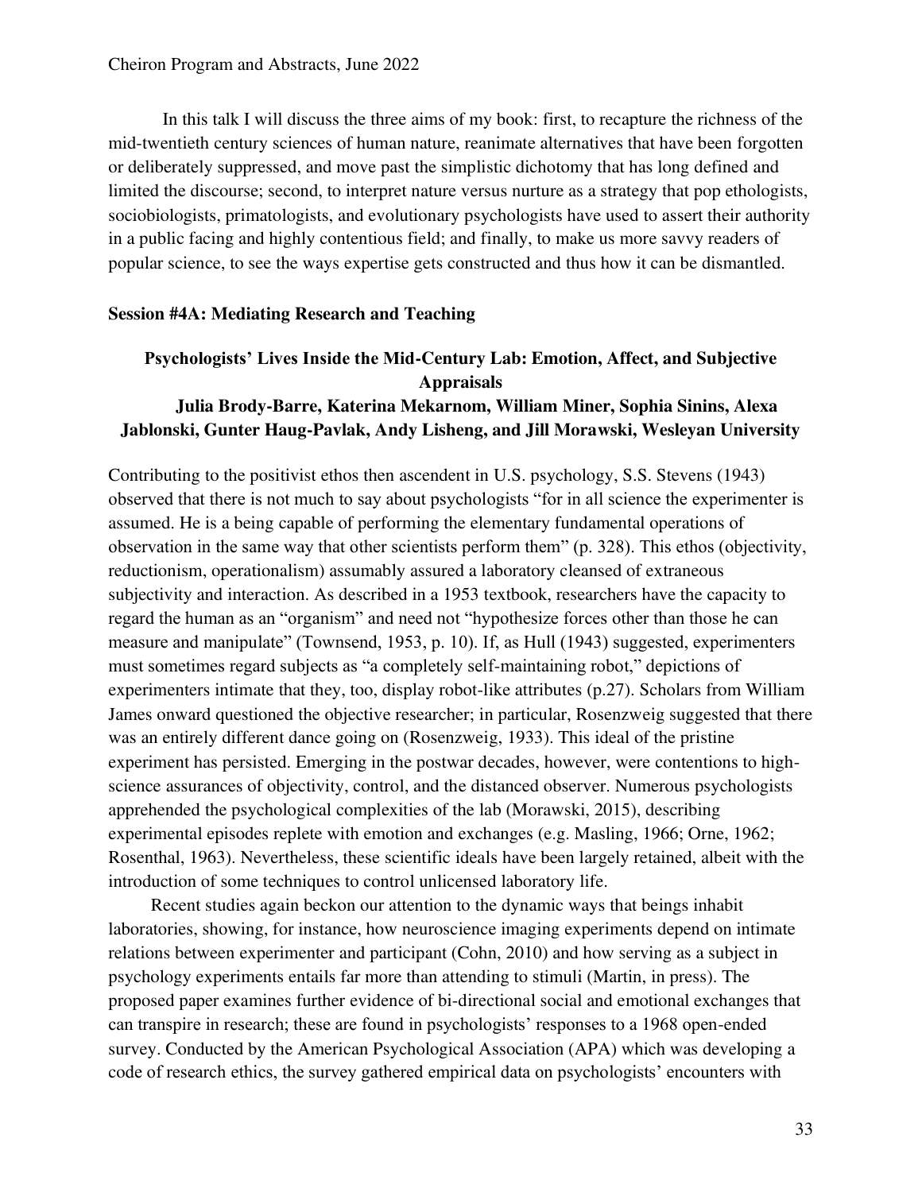In this talk I will discuss the three aims of my book: first, to recapture the richness of the mid-twentieth century sciences of human nature, reanimate alternatives that have been forgotten or deliberately suppressed, and move past the simplistic dichotomy that has long defined and limited the discourse; second, to interpret nature versus nurture as a strategy that pop ethologists, sociobiologists, primatologists, and evolutionary psychologists have used to assert their authority in a public facing and highly contentious field; and finally, to make us more savvy readers of popular science, to see the ways expertise gets constructed and thus how it can be dismantled.

**Session #4A: Mediating Research and Teaching**

### Psychologists' Lives Inside the Mid-Century Lab: Emotion, Affect, and Subjective Appraisals

**Julia Brody-Barre, Katerina Mekarnom, William Miner, Sophia Sinins, Alexa Jablonski, Gunter Haug-Pavlak, Andy Lisheng, and Jill Morawski, Wesleyan University**

Contributing to the positivist ethos then ascendent in U.S. psychology, S.S. Stevens (1943) observed that there is not much to say about psychologists "for in all science the experimenter is assumed. He is a being capable of performing the elementary fundamental operations of observation in the same way that other scientists perform them" (p. 328). This ethos (objectivity, reductionism, operationalism) assumably assured a laboratory cleansed of extraneous subjectivity and interaction. As described in a 1953 textbook, researchers have the capacity to regard the human as an "organism" and need not "hypothesize forces other than those he can measure and manipulate" (Townsend, 1953, p. 10). If, as Hull (1943) suggested, experimenters must sometimes regard subjects as "a completely self-maintaining robot," depictions of experimenters intimate that they, too, display robot-like attributes (p.27). Scholars from William James onward questioned the objective researcher; in particular, Rosenzweig suggested that there was an entirely different dance going on (Rosenzweig, 1933). This ideal of the pristine experiment has persisted. Emerging in the postwar decades, however, were contentions to high-science assurances of objectivity, control, and the distanced observer. Numerous psychologists apprehended the psychological complexities of the lab (Morawski, 2015), describing experimental episodes replete with emotion and exchanges (e.g. Masling, 1966; Orne, 1962; Rosenthal, 1963). Nevertheless, these scientific ideals have been largely retained, albeit with the introduction of some techniques to control unlicensed laboratory life.

Recent studies again beckon our attention to the dynamic ways that beings inhabit laboratories, showing, for instance, how neuroscience imaging experiments depend on intimate relations between experimenter and participant (Cohn, 2010) and how serving as a subject in psychology experiments entails far more than attending to stimuli (Martin, in press). The proposed paper examines further evidence of bi-directional social and emotional exchanges that can transpire in research; these are found in psychologists' responses to a 1968 open-ended survey. Conducted by the American Psychological Association (APA) which was developing a code of research ethics, the survey gathered empirical data on psychologists' encounters with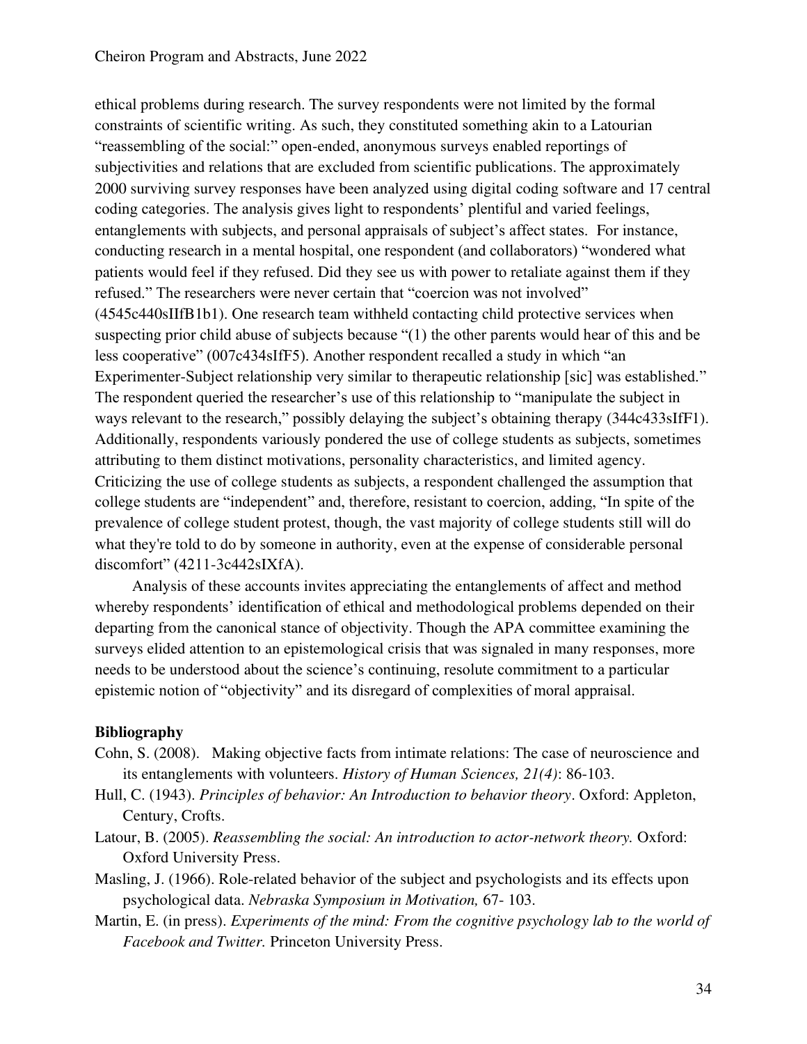ethical problems during research. The survey respondents were not limited by the formal constraints of scientific writing. As such, they constituted something akin to a Latourian "reassembling of the social:" open-ended, anonymous surveys enabled reportings of subjectivities and relations that are excluded from scientific publications. The approximately 2000 surviving survey responses have been analyzed using digital coding software and 17 central coding categories. The analysis gives light to respondents' plentiful and varied feelings, entanglements with subjects, and personal appraisals of subject's affect states. For instance, conducting research in a mental hospital, one respondent (and collaborators) "wondered what patients would feel if they refused. Did they see us with power to retaliate against them if they refused." The researchers were never certain that "coercion was not involved" (4545c440sIIfB1b1). One research team withheld contacting child protective services when suspecting prior child abuse of subjects because "(1) the other parents would hear of this and be less cooperative" (007c434sIfF5). Another respondent recalled a study in which "an Experimenter-Subject relationship very similar to therapeutic relationship [sic] was established." The respondent queried the researcher's use of this relationship to "manipulate the subject in ways relevant to the research," possibly delaying the subject's obtaining therapy (344c433sIfF1). Additionally, respondents variously pondered the use of college students as subjects, sometimes attributing to them distinct motivations, personality characteristics, and limited agency. Criticizing the use of college students as subjects, a respondent challenged the assumption that college students are "independent" and, therefore, resistant to coercion, adding, "In spite of the prevalence of college student protest, though, the vast majority of college students still will do what they're told to do by someone in authority, even at the expense of considerable personal discomfort" (4211-3c442sIXfA).

Analysis of these accounts invites appreciating the entanglements of affect and method whereby respondents' identification of ethical and methodological problems depended on their departing from the canonical stance of objectivity. Though the APA committee examining the surveys elided attention to an epistemological crisis that was signaled in many responses, more needs to be understood about the science's continuing, resolute commitment to a particular epistemic notion of "objectivity" and its disregard of complexities of moral appraisal.

**Bibliography**

Cohn, S. (2008). Making objective facts from intimate relations: The case of neuroscience and its entanglements with volunteers. *History of Human Sciences, 21(4)*: 86-103.

Hull, C. (1943). *Principles of behavior: An Introduction to behavior theory*. Oxford: Appleton, Century, Crofts.

Latour, B. (2005). *Reassembling the social: An introduction to actor-network theory.* Oxford: Oxford University Press.

Masling, J. (1966). Role-related behavior of the subject and psychologists and its effects upon psychological data. *Nebraska Symposium in Motivation,* 67- 103.

Martin, E. (in press). *Experiments of the mind: From the cognitive psychology lab to the world of Facebook and Twitter.* Princeton University Press.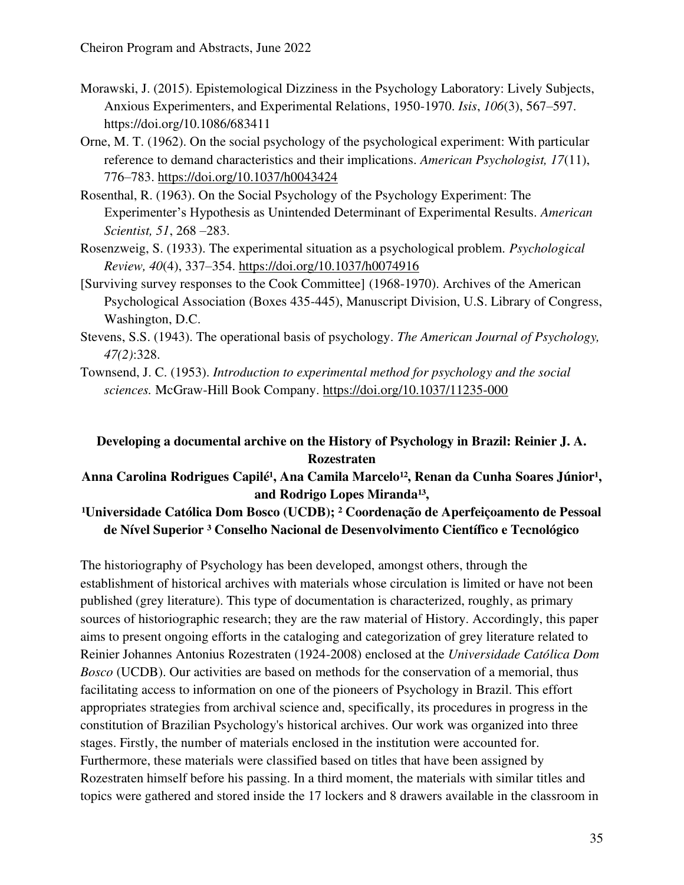Morawski, J. (2015). Epistemological Dizziness in the Psychology Laboratory: Lively Subjects, Anxious Experimenters, and Experimental Relations, 1950-1970. *Isis*, *106*(3), 567–597. https://doi.org/10.1086/683411

Orne, M. T. (1962). On the social psychology of the psychological experiment: With particular reference to demand characteristics and their implications. *American Psychologist, 17*(11), 776–783. https://doi.org/10.1037/h0043424

Rosenthal, R. (1963). On the Social Psychology of the Psychology Experiment: The Experimenter's Hypothesis as Unintended Determinant of Experimental Results. *American Scientist, 51*, 268 –283.

Rosenzweig, S. (1933). The experimental situation as a psychological problem. *Psychological Review, 40*(4), 337–354. https://doi.org/10.1037/h0074916

[Surviving survey responses to the Cook Committee] (1968-1970). Archives of the American Psychological Association (Boxes 435-445), Manuscript Division, U.S. Library of Congress, Washington, D.C.

Stevens, S.S. (1943). The operational basis of psychology. *The American Journal of Psychology, 47(2)*:328.

Townsend, J. C. (1953). *Introduction to experimental method for psychology and the social sciences.* McGraw-Hill Book Company. https://doi.org/10.1037/11235-000

### Developing a documental archive on the History of Psychology in Brazil: Reinier J. A. Rozestraten

**Anna Carolina Rodrigues Capilé[1], Ana Camila Marcelo[1,2], Renan da Cunha Soares Júnior[1], and Rodrigo Lopes Miranda[1,3],**

**[1]Universidade Católica Dom Bosco (UCDB); [2] Coordenação de Aperfeiçoamento de Pessoal de Nível Superior [3] Conselho Nacional de Desenvolvimento Científico e Tecnológico**

The historiography of Psychology has been developed, amongst others, through the establishment of historical archives with materials whose circulation is limited or have not been published (grey literature). This type of documentation is characterized, roughly, as primary sources of historiographic research; they are the raw material of History. Accordingly, this paper aims to present ongoing efforts in the cataloging and categorization of grey literature related to Reinier Johannes Antonius Rozestraten (1924-2008) enclosed at the *Universidade Católica Dom Bosco* (UCDB). Our activities are based on methods for the conservation of a memorial, thus facilitating access to information on one of the pioneers of Psychology in Brazil. This effort appropriates strategies from archival science and, specifically, its procedures in progress in the constitution of Brazilian Psychology's historical archives. Our work was organized into three stages. Firstly, the number of materials enclosed in the institution were accounted for. Furthermore, these materials were classified based on titles that have been assigned by Rozestraten himself before his passing. In a third moment, the materials with similar titles and topics were gathered and stored inside the 17 lockers and 8 drawers available in the classroom in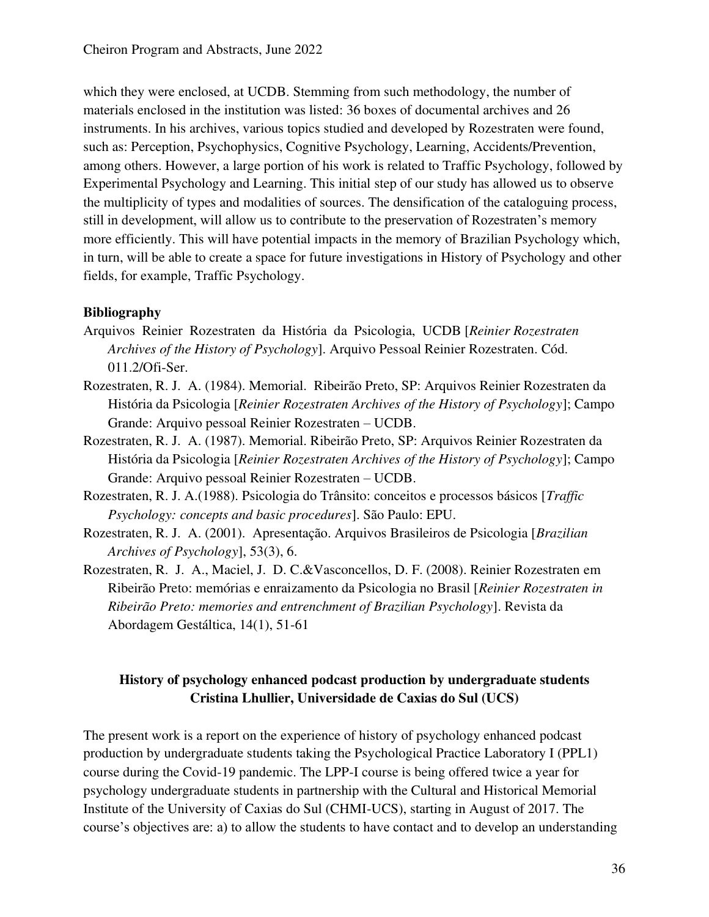which they were enclosed, at UCDB. Stemming from such methodology, the number of materials enclosed in the institution was listed: 36 boxes of documental archives and 26 instruments. In his archives, various topics studied and developed by Rozestraten were found, such as: Perception, Psychophysics, Cognitive Psychology, Learning, Accidents/Prevention, among others. However, a large portion of his work is related to Traffic Psychology, followed by Experimental Psychology and Learning. This initial step of our study has allowed us to observe the multiplicity of types and modalities of sources. The densification of the cataloguing process, still in development, will allow us to contribute to the preservation of Rozestraten's memory more efficiently. This will have potential impacts in the memory of Brazilian Psychology which, in turn, will be able to create a space for future investigations in History of Psychology and other fields, for example, Traffic Psychology.

**Bibliography**

Arquivos Reinier Rozestraten da História da Psicologia, UCDB [*Reinier Rozestraten Archives of the History of Psychology*]. Arquivo Pessoal Reinier Rozestraten. Cód. 011.2/Ofi-Ser.

Rozestraten, R. J. A. (1984). Memorial. Ribeirão Preto, SP: Arquivos Reinier Rozestraten da História da Psicologia [*Reinier Rozestraten Archives of the History of Psychology*]; Campo Grande: Arquivo pessoal Reinier Rozestraten – UCDB.

Rozestraten, R. J. A. (1987). Memorial. Ribeirão Preto, SP: Arquivos Reinier Rozestraten da História da Psicologia [*Reinier Rozestraten Archives of the History of Psychology*]; Campo Grande: Arquivo pessoal Reinier Rozestraten – UCDB.

Rozestraten, R. J. A.(1988). Psicologia do Trânsito: conceitos e processos básicos [*Traffic Psychology: concepts and basic procedures*]. São Paulo: EPU.

Rozestraten, R. J. A. (2001). Apresentação. Arquivos Brasileiros de Psicologia [*Brazilian Archives of Psychology*], 53(3), 6.

Rozestraten, R. J. A., Maciel, J. D. C.&Vasconcellos, D. F. (2008). Reinier Rozestraten em Ribeirão Preto: memórias e enraizamento da Psicologia no Brasil [*Reinier Rozestraten in Ribeirão Preto: memories and entrenchment of Brazilian Psychology*]. Revista da Abordagem Gestáltica, 14(1), 51-61

## History of psychology enhanced podcast production by undergraduate students

**Cristina Lhullier, Universidade de Caxias do Sul (UCS)**

The present work is a report on the experience of history of psychology enhanced podcast production by undergraduate students taking the Psychological Practice Laboratory I (PPL1) course during the Covid-19 pandemic. The LPP-I course is being offered twice a year for psychology undergraduate students in partnership with the Cultural and Historical Memorial Institute of the University of Caxias do Sul (CHMI-UCS), starting in August of 2017. The course's objectives are: a) to allow the students to have contact and to develop an understanding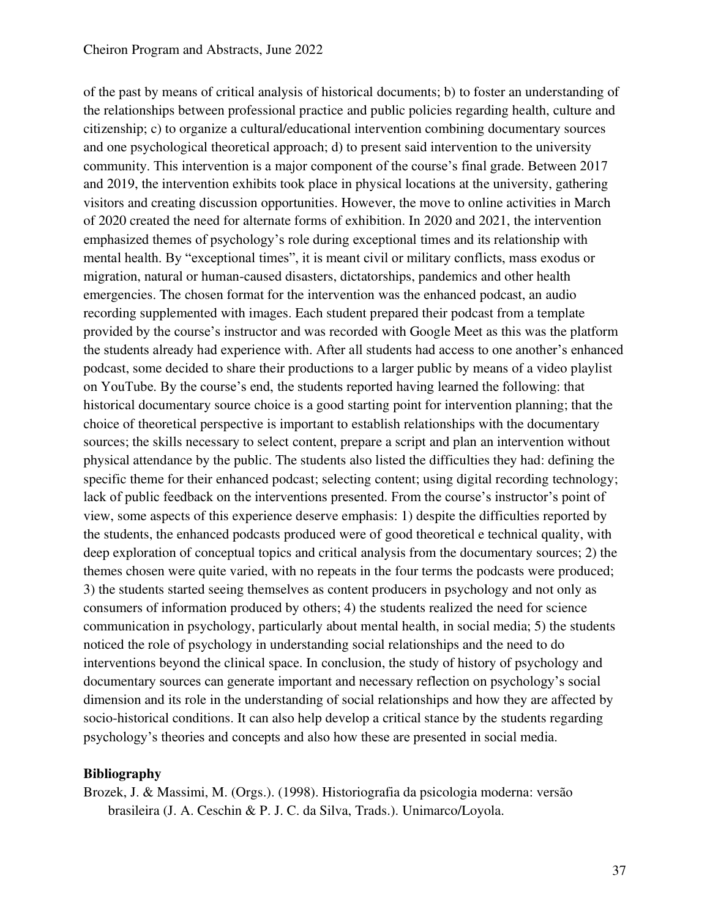of the past by means of critical analysis of historical documents; b) to foster an understanding of the relationships between professional practice and public policies regarding health, culture and citizenship; c) to organize a cultural/educational intervention combining documentary sources and one psychological theoretical approach; d) to present said intervention to the university community. This intervention is a major component of the course's final grade. Between 2017 and 2019, the intervention exhibits took place in physical locations at the university, gathering visitors and creating discussion opportunities. However, the move to online activities in March of 2020 created the need for alternate forms of exhibition. In 2020 and 2021, the intervention emphasized themes of psychology's role during exceptional times and its relationship with mental health. By "exceptional times", it is meant civil or military conflicts, mass exodus or migration, natural or human-caused disasters, dictatorships, pandemics and other health emergencies. The chosen format for the intervention was the enhanced podcast, an audio recording supplemented with images. Each student prepared their podcast from a template provided by the course's instructor and was recorded with Google Meet as this was the platform the students already had experience with. After all students had access to one another's enhanced podcast, some decided to share their productions to a larger public by means of a video playlist on YouTube. By the course's end, the students reported having learned the following: that historical documentary source choice is a good starting point for intervention planning; that the choice of theoretical perspective is important to establish relationships with the documentary sources; the skills necessary to select content, prepare a script and plan an intervention without physical attendance by the public. The students also listed the difficulties they had: defining the specific theme for their enhanced podcast; selecting content; using digital recording technology; lack of public feedback on the interventions presented. From the course's instructor's point of view, some aspects of this experience deserve emphasis: 1) despite the difficulties reported by the students, the enhanced podcasts produced were of good theoretical e technical quality, with deep exploration of conceptual topics and critical analysis from the documentary sources; 2) the themes chosen were quite varied, with no repeats in the four terms the podcasts were produced; 3) the students started seeing themselves as content producers in psychology and not only as consumers of information produced by others; 4) the students realized the need for science communication in psychology, particularly about mental health, in social media; 5) the students noticed the role of psychology in understanding social relationships and the need to do interventions beyond the clinical space. In conclusion, the study of history of psychology and documentary sources can generate important and necessary reflection on psychology's social dimension and its role in the understanding of social relationships and how they are affected by socio-historical conditions. It can also help develop a critical stance by the students regarding psychology's theories and concepts and also how these are presented in social media.

**Bibliography**

Brozek, J. & Massimi, M. (Orgs.). (1998). Historiografia da psicologia moderna: versão brasileira (J. A. Ceschin & P. J. C. da Silva, Trads.). Unimarco/Loyola.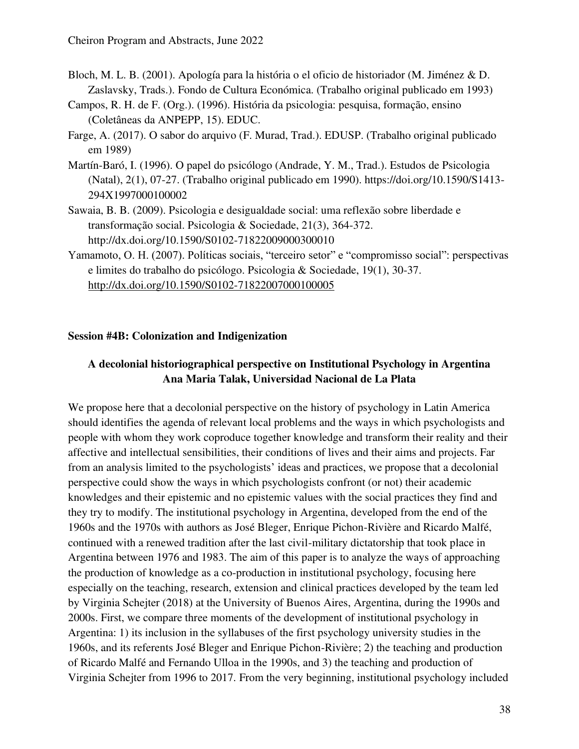Bloch, M. L. B. (2001). Apología para la história o el oficio de historiador (M. Jiménez & D. Zaslavsky, Trads.). Fondo de Cultura Económica. (Trabalho original publicado em 1993)

Campos, R. H. de F. (Org.). (1996). História da psicologia: pesquisa, formação, ensino (Coletâneas da ANPEPP, 15). EDUC.

Farge, A. (2017). O sabor do arquivo (F. Murad, Trad.). EDUSP. (Trabalho original publicado em 1989)

Martín-Baró, I. (1996). O papel do psicólogo (Andrade, Y. M., Trad.). Estudos de Psicologia (Natal), 2(1), 07-27. (Trabalho original publicado em 1990). https://doi.org/10.1590/S1413-294X1997000100002

Sawaia, B. B. (2009). Psicologia e desigualdade social: uma reflexão sobre liberdade e transformação social. Psicologia & Sociedade, 21(3), 364-372. http://dx.doi.org/10.1590/S0102-71822009000300010

Yamamoto, O. H. (2007). Políticas sociais, "terceiro setor" e "compromisso social": perspectivas e limites do trabalho do psicólogo. Psicologia & Sociedade, 19(1), 30-37. http://dx.doi.org/10.1590/S0102-71822007000100005

**Session #4B: Colonization and Indigenization**

**A decolonial historiographical perspective on Institutional Psychology in Argentina**
**Ana Maria Talak, Universidad Nacional de La Plata**

We propose here that a decolonial perspective on the history of psychology in Latin America should identifies the agenda of relevant local problems and the ways in which psychologists and people with whom they work coproduce together knowledge and transform their reality and their affective and intellectual sensibilities, their conditions of lives and their aims and projects. Far from an analysis limited to the psychologists' ideas and practices, we propose that a decolonial perspective could show the ways in which psychologists confront (or not) their academic knowledges and their epistemic and no epistemic values with the social practices they find and they try to modify. The institutional psychology in Argentina, developed from the end of the 1960s and the 1970s with authors as José Bleger, Enrique Pichon-Rivière and Ricardo Malfé, continued with a renewed tradition after the last civil-military dictatorship that took place in Argentina between 1976 and 1983. The aim of this paper is to analyze the ways of approaching the production of knowledge as a co-production in institutional psychology, focusing here especially on the teaching, research, extension and clinical practices developed by the team led by Virginia Schejter (2018) at the University of Buenos Aires, Argentina, during the 1990s and 2000s. First, we compare three moments of the development of institutional psychology in Argentina: 1) its inclusion in the syllabuses of the first psychology university studies in the 1960s, and its referents José Bleger and Enrique Pichon-Rivière; 2) the teaching and production of Ricardo Malfé and Fernando Ulloa in the 1990s, and 3) the teaching and production of Virginia Schejter from 1996 to 2017. From the very beginning, institutional psychology included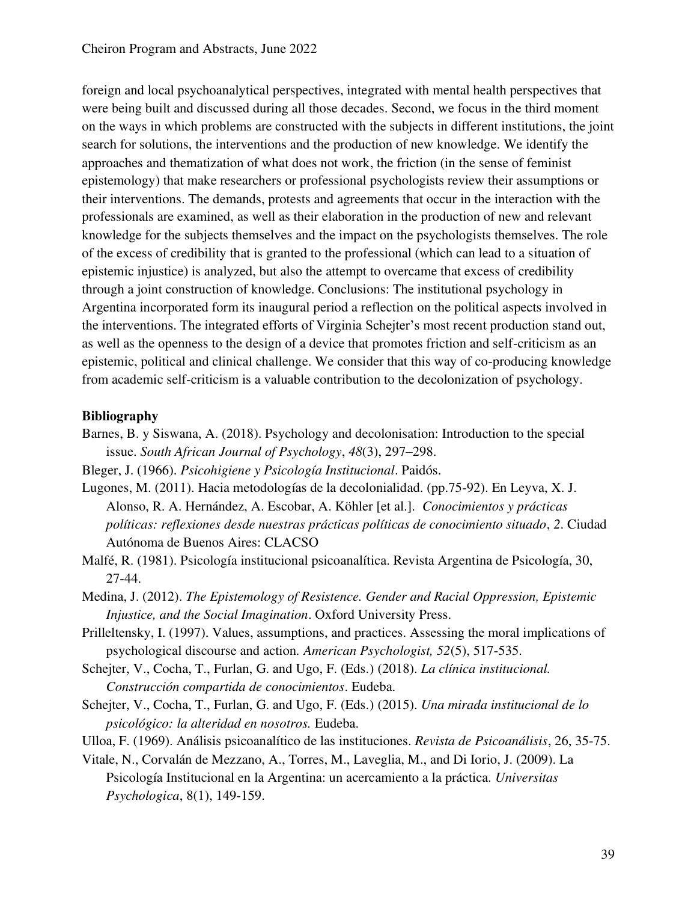foreign and local psychoanalytical perspectives, integrated with mental health perspectives that were being built and discussed during all those decades. Second, we focus in the third moment on the ways in which problems are constructed with the subjects in different institutions, the joint search for solutions, the interventions and the production of new knowledge. We identify the approaches and thematization of what does not work, the friction (in the sense of feminist epistemology) that make researchers or professional psychologists review their assumptions or their interventions. The demands, protests and agreements that occur in the interaction with the professionals are examined, as well as their elaboration in the production of new and relevant knowledge for the subjects themselves and the impact on the psychologists themselves. The role of the excess of credibility that is granted to the professional (which can lead to a situation of epistemic injustice) is analyzed, but also the attempt to overcame that excess of credibility through a joint construction of knowledge. Conclusions: The institutional psychology in Argentina incorporated form its inaugural period a reflection on the political aspects involved in the interventions. The integrated efforts of Virginia Schejter's most recent production stand out, as well as the openness to the design of a device that promotes friction and self-criticism as an epistemic, political and clinical challenge. We consider that this way of co-producing knowledge from academic self-criticism is a valuable contribution to the decolonization of psychology.

**Bibliography**

Barnes, B. y Siswana, A. (2018). Psychology and decolonisation: Introduction to the special issue. *South African Journal of Psychology*, *48*(3), 297–298.

Bleger, J. (1966). *Psicohigiene y Psicología Institucional*. Paidós.

Lugones, M. (2011). Hacia metodologías de la decolonialidad. (pp.75-92). En Leyva, X. J. Alonso, R. A. Hernández, A. Escobar, A. Köhler [et al.]. *Conocimientos y prácticas políticas: reflexiones desde nuestras prácticas políticas de conocimiento situado*, *2*. Ciudad Autónoma de Buenos Aires: CLACSO

Malfé, R. (1981). Psicología institucional psicoanalítica. Revista Argentina de Psicología, 30, 27-44.

Medina, J. (2012). *The Epistemology of Resistence. Gender and Racial Oppression, Epistemic Injustice, and the Social Imagination*. Oxford University Press.

Prilleltensky, I. (1997). Values, assumptions, and practices. Assessing the moral implications of psychological discourse and action. *American Psychologist, 52*(5), 517-535.

Schejter, V., Cocha, T., Furlan, G. and Ugo, F. (Eds.) (2018). *La clínica institucional. Construcción compartida de conocimientos*. Eudeba.

Schejter, V., Cocha, T., Furlan, G. and Ugo, F. (Eds.) (2015). *Una mirada institucional de lo psicológico: la alteridad en nosotros.* Eudeba.

Ulloa, F. (1969). Análisis psicoanalítico de las instituciones. *Revista de Psicoanálisis*, 26, 35-75.

Vitale, N., Corvalán de Mezzano, A., Torres, M., Laveglia, M., and Di Iorio, J. (2009). La Psicología Institucional en la Argentina: un acercamiento a la práctica. *Universitas Psychologica*, 8(1), 149-159.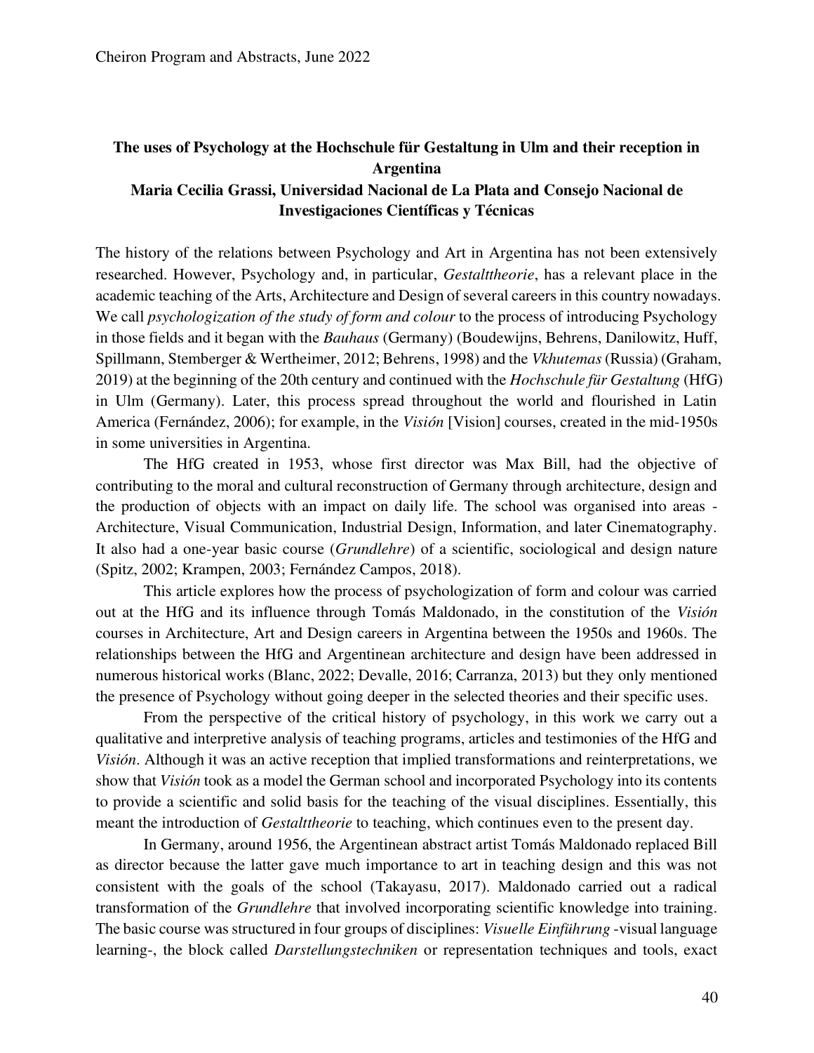## The uses of Psychology at the Hochschule für Gestaltung in Ulm and their reception in Argentina

**Maria Cecilia Grassi, Universidad Nacional de La Plata and Consejo Nacional de Investigaciones Científicas y Técnicas**

The history of the relations between Psychology and Art in Argentina has not been extensively researched. However, Psychology and, in particular, *Gestalttheorie*, has a relevant place in the academic teaching of the Arts, Architecture and Design of several careers in this country nowadays. We call *psychologization of the study of form and colour* to the process of introducing Psychology in those fields and it began with the *Bauhaus* (Germany) (Boudewijns, Behrens, Danilowitz, Huff, Spillmann, Stemberger & Wertheimer, 2012; Behrens, 1998) and the *Vkhutemas* (Russia) (Graham, 2019) at the beginning of the 20th century and continued with the *Hochschule für Gestaltung* (HfG) in Ulm (Germany). Later, this process spread throughout the world and flourished in Latin America (Fernández, 2006); for example, in the *Visión* [Vision] courses, created in the mid-1950s in some universities in Argentina.

The HfG created in 1953, whose first director was Max Bill, had the objective of contributing to the moral and cultural reconstruction of Germany through architecture, design and the production of objects with an impact on daily life. The school was organised into areas - Architecture, Visual Communication, Industrial Design, Information, and later Cinematography. It also had a one-year basic course (*Grundlehre*) of a scientific, sociological and design nature (Spitz, 2002; Krampen, 2003; Fernández Campos, 2018).

This article explores how the process of psychologization of form and colour was carried out at the HfG and its influence through Tomás Maldonado, in the constitution of the *Visión* courses in Architecture, Art and Design careers in Argentina between the 1950s and 1960s. The relationships between the HfG and Argentinean architecture and design have been addressed in numerous historical works (Blanc, 2022; Devalle, 2016; Carranza, 2013) but they only mentioned the presence of Psychology without going deeper in the selected theories and their specific uses.

From the perspective of the critical history of psychology, in this work we carry out a qualitative and interpretive analysis of teaching programs, articles and testimonies of the HfG and *Visión*. Although it was an active reception that implied transformations and reinterpretations, we show that *Visión* took as a model the German school and incorporated Psychology into its contents to provide a scientific and solid basis for the teaching of the visual disciplines. Essentially, this meant the introduction of *Gestalttheorie* to teaching, which continues even to the present day.

In Germany, around 1956, the Argentinean abstract artist Tomás Maldonado replaced Bill as director because the latter gave much importance to art in teaching design and this was not consistent with the goals of the school (Takayasu, 2017). Maldonado carried out a radical transformation of the *Grundlehre* that involved incorporating scientific knowledge into training. The basic course was structured in four groups of disciplines: *Visuelle Einführung* -visual language learning-, the block called *Darstellungstechniken* or representation techniques and tools, exact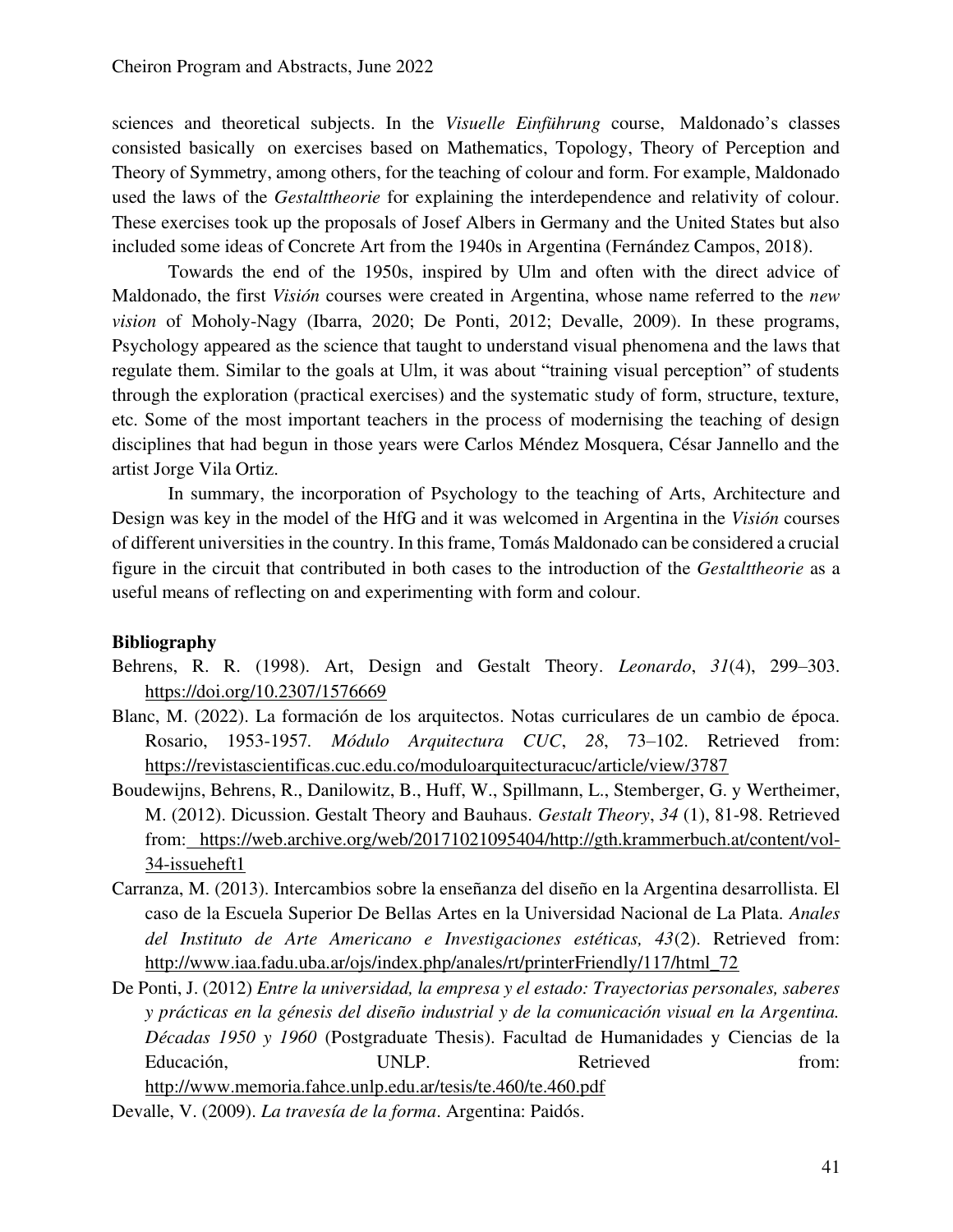sciences and theoretical subjects. In the *Visuelle Einführung* course, Maldonado's classes consisted basically on exercises based on Mathematics, Topology, Theory of Perception and Theory of Symmetry, among others, for the teaching of colour and form. For example, Maldonado used the laws of the *Gestalttheorie* for explaining the interdependence and relativity of colour. These exercises took up the proposals of Josef Albers in Germany and the United States but also included some ideas of Concrete Art from the 1940s in Argentina (Fernández Campos, 2018).

Towards the end of the 1950s, inspired by Ulm and often with the direct advice of Maldonado, the first *Visión* courses were created in Argentina, whose name referred to the *new vision* of Moholy-Nagy (Ibarra, 2020; De Ponti, 2012; Devalle, 2009). In these programs, Psychology appeared as the science that taught to understand visual phenomena and the laws that regulate them. Similar to the goals at Ulm, it was about "training visual perception" of students through the exploration (practical exercises) and the systematic study of form, structure, texture, etc. Some of the most important teachers in the process of modernising the teaching of design disciplines that had begun in those years were Carlos Méndez Mosquera, César Jannello and the artist Jorge Vila Ortiz.

In summary, the incorporation of Psychology to the teaching of Arts, Architecture and Design was key in the model of the HfG and it was welcomed in Argentina in the *Visión* courses of different universities in the country. In this frame, Tomás Maldonado can be considered a crucial figure in the circuit that contributed in both cases to the introduction of the *Gestalttheorie* as a useful means of reflecting on and experimenting with form and colour.

**Bibliography**

Behrens, R. R. (1998). Art, Design and Gestalt Theory. *Leonardo*, *31*(4), 299–303. https://doi.org/10.2307/1576669

Blanc, M. (2022). La formación de los arquitectos. Notas curriculares de un cambio de época. Rosario, 1953-1957*. Módulo Arquitectura CUC*, *28*, 73–102. Retrieved from: https://revistascientificas.cuc.edu.co/moduloarquitecturacuc/article/view/3787

Boudewijns, Behrens, R., Danilowitz, B., Huff, W., Spillmann, L., Stemberger, G. y Wertheimer, M. (2012). Dicussion. Gestalt Theory and Bauhaus. *Gestalt Theory*, *34* (1), 81-98. Retrieved from: https://web.archive.org/web/20171021095404/http://gth.krammerbuch.at/content/vol-34-issueheft1

Carranza, M. (2013). Intercambios sobre la enseñanza del diseño en la Argentina desarrollista. El caso de la Escuela Superior De Bellas Artes en la Universidad Nacional de La Plata. *Anales del Instituto de Arte Americano e Investigaciones estéticas, 43*(2). Retrieved from: http://www.iaa.fadu.uba.ar/ojs/index.php/anales/rt/printerFriendly/117/html_72

De Ponti, J. (2012) *Entre la universidad, la empresa y el estado: Trayectorias personales, saberes y prácticas en la génesis del diseño industrial y de la comunicación visual en la Argentina. Décadas 1950 y 1960* (Postgraduate Thesis). Facultad de Humanidades y Ciencias de la Educación, UNLP. Retrieved from: http://www.memoria.fahce.unlp.edu.ar/tesis/te.460/te.460.pdf

Devalle, V. (2009). *La travesía de la forma*. Argentina: Paidós.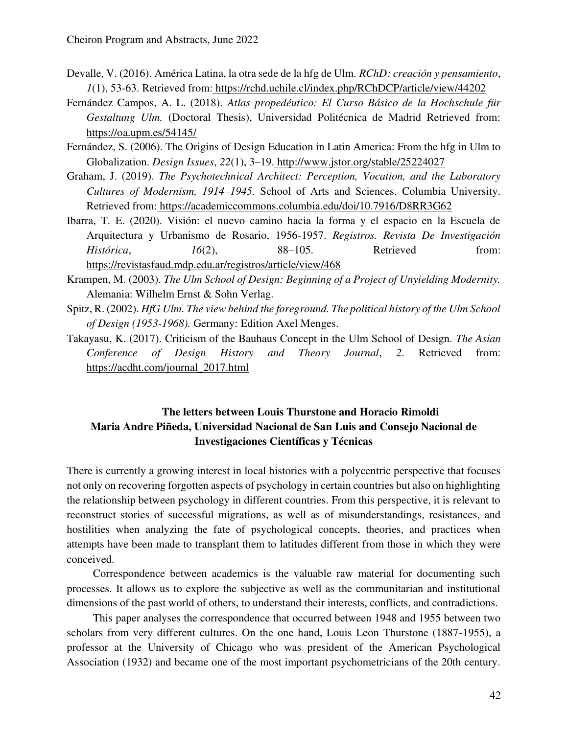Devalle, V. (2016). América Latina, la otra sede de la hfg de Ulm. *RChD: creación y pensamiento*, *1*(1), 53-63. Retrieved from: https://rchd.uchile.cl/index.php/RChDCP/article/view/44202

Fernández Campos, A. L. (2018). *Atlas propedéutico: El Curso Básico de la Hochschule für Gestaltung Ulm.* (Doctoral Thesis), Universidad Politécnica de Madrid Retrieved from: https://oa.upm.es/54145/

Fernández, S. (2006). The Origins of Design Education in Latin America: From the hfg in Ulm to Globalization. *Design Issues*, *22*(1), 3–19. http://www.jstor.org/stable/25224027

Graham, J. (2019). *The Psychotechnical Architect: Perception, Vocation, and the Laboratory Cultures of Modernism, 1914–1945.* School of Arts and Sciences, Columbia University. Retrieved from: https://academiccommons.columbia.edu/doi/10.7916/D8RR3G62

Ibarra, T. E. (2020). Visión: el nuevo camino hacia la forma y el espacio en la Escuela de Arquitectura y Urbanismo de Rosario, 1956-1957. *Registros. Revista De Investigación Histórica*, *16*(2), 88–105. Retrieved from: https://revistasfaud.mdp.edu.ar/registros/article/view/468

Krampen, M. (2003). *The Ulm School of Design: Beginning of a Project of Unyielding Modernity.* Alemania: Wilhelm Ernst & Sohn Verlag.

Spitz, R. (2002). *HfG Ulm. The view behind the foreground. The political history of the Ulm School of Design (1953-1968).* Germany: Edition Axel Menges.

Takayasu, K. (2017). Criticism of the Bauhaus Concept in the Ulm School of Design. *The Asian Conference of Design History and Theory Journal*, *2*. Retrieved from: https://acdht.com/journal_2017.html

## The letters between Louis Thurstone and Horacio Rimoldi

**Maria Andre Piñeda, Universidad Nacional de San Luis and Consejo Nacional de Investigaciones Científicas y Técnicas**

There is currently a growing interest in local histories with a polycentric perspective that focuses not only on recovering forgotten aspects of psychology in certain countries but also on highlighting the relationship between psychology in different countries. From this perspective, it is relevant to reconstruct stories of successful migrations, as well as of misunderstandings, resistances, and hostilities when analyzing the fate of psychological concepts, theories, and practices when attempts have been made to transplant them to latitudes different from those in which they were conceived.

Correspondence between academics is the valuable raw material for documenting such processes. It allows us to explore the subjective as well as the communitarian and institutional dimensions of the past world of others, to understand their interests, conflicts, and contradictions.

This paper analyses the correspondence that occurred between 1948 and 1955 between two scholars from very different cultures. On the one hand, Louis Leon Thurstone (1887-1955), a professor at the University of Chicago who was president of the American Psychological Association (1932) and became one of the most important psychometricians of the 20th century.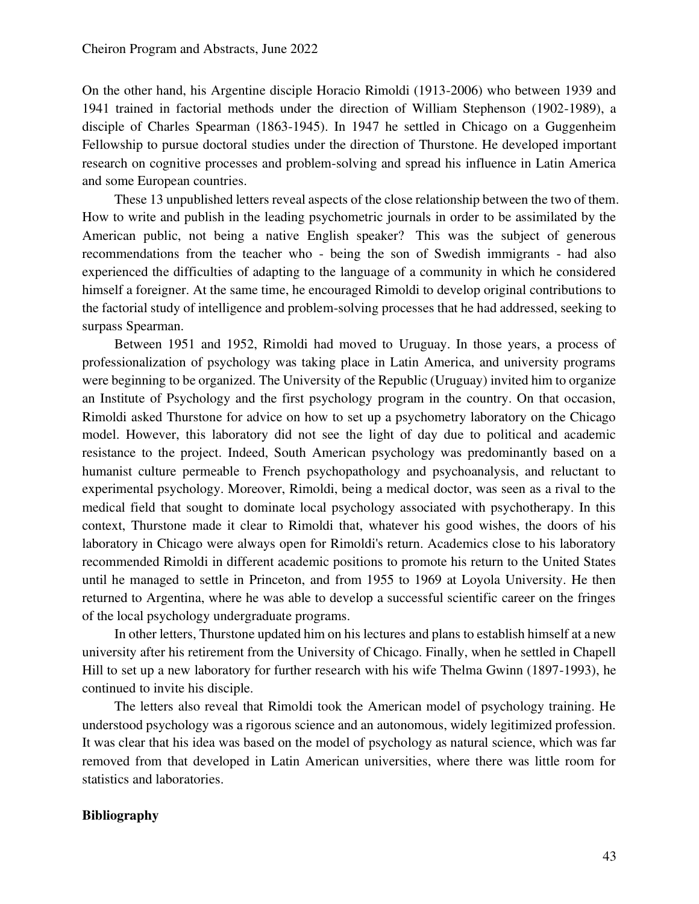On the other hand, his Argentine disciple Horacio Rimoldi (1913-2006) who between 1939 and 1941 trained in factorial methods under the direction of William Stephenson (1902-1989), a disciple of Charles Spearman (1863-1945). In 1947 he settled in Chicago on a Guggenheim Fellowship to pursue doctoral studies under the direction of Thurstone. He developed important research on cognitive processes and problem-solving and spread his influence in Latin America and some European countries.

These 13 unpublished letters reveal aspects of the close relationship between the two of them. How to write and publish in the leading psychometric journals in order to be assimilated by the American public, not being a native English speaker? This was the subject of generous recommendations from the teacher who - being the son of Swedish immigrants - had also experienced the difficulties of adapting to the language of a community in which he considered himself a foreigner. At the same time, he encouraged Rimoldi to develop original contributions to the factorial study of intelligence and problem-solving processes that he had addressed, seeking to surpass Spearman.

Between 1951 and 1952, Rimoldi had moved to Uruguay. In those years, a process of professionalization of psychology was taking place in Latin America, and university programs were beginning to be organized. The University of the Republic (Uruguay) invited him to organize an Institute of Psychology and the first psychology program in the country. On that occasion, Rimoldi asked Thurstone for advice on how to set up a psychometry laboratory on the Chicago model. However, this laboratory did not see the light of day due to political and academic resistance to the project. Indeed, South American psychology was predominantly based on a humanist culture permeable to French psychopathology and psychoanalysis, and reluctant to experimental psychology. Moreover, Rimoldi, being a medical doctor, was seen as a rival to the medical field that sought to dominate local psychology associated with psychotherapy. In this context, Thurstone made it clear to Rimoldi that, whatever his good wishes, the doors of his laboratory in Chicago were always open for Rimoldi's return. Academics close to his laboratory recommended Rimoldi in different academic positions to promote his return to the United States until he managed to settle in Princeton, and from 1955 to 1969 at Loyola University. He then returned to Argentina, where he was able to develop a successful scientific career on the fringes of the local psychology undergraduate programs.

In other letters, Thurstone updated him on his lectures and plans to establish himself at a new university after his retirement from the University of Chicago. Finally, when he settled in Chapell Hill to set up a new laboratory for further research with his wife Thelma Gwinn (1897-1993), he continued to invite his disciple.

The letters also reveal that Rimoldi took the American model of psychology training. He understood psychology was a rigorous science and an autonomous, widely legitimized profession. It was clear that his idea was based on the model of psychology as natural science, which was far removed from that developed in Latin American universities, where there was little room for statistics and laboratories.

**Bibliography**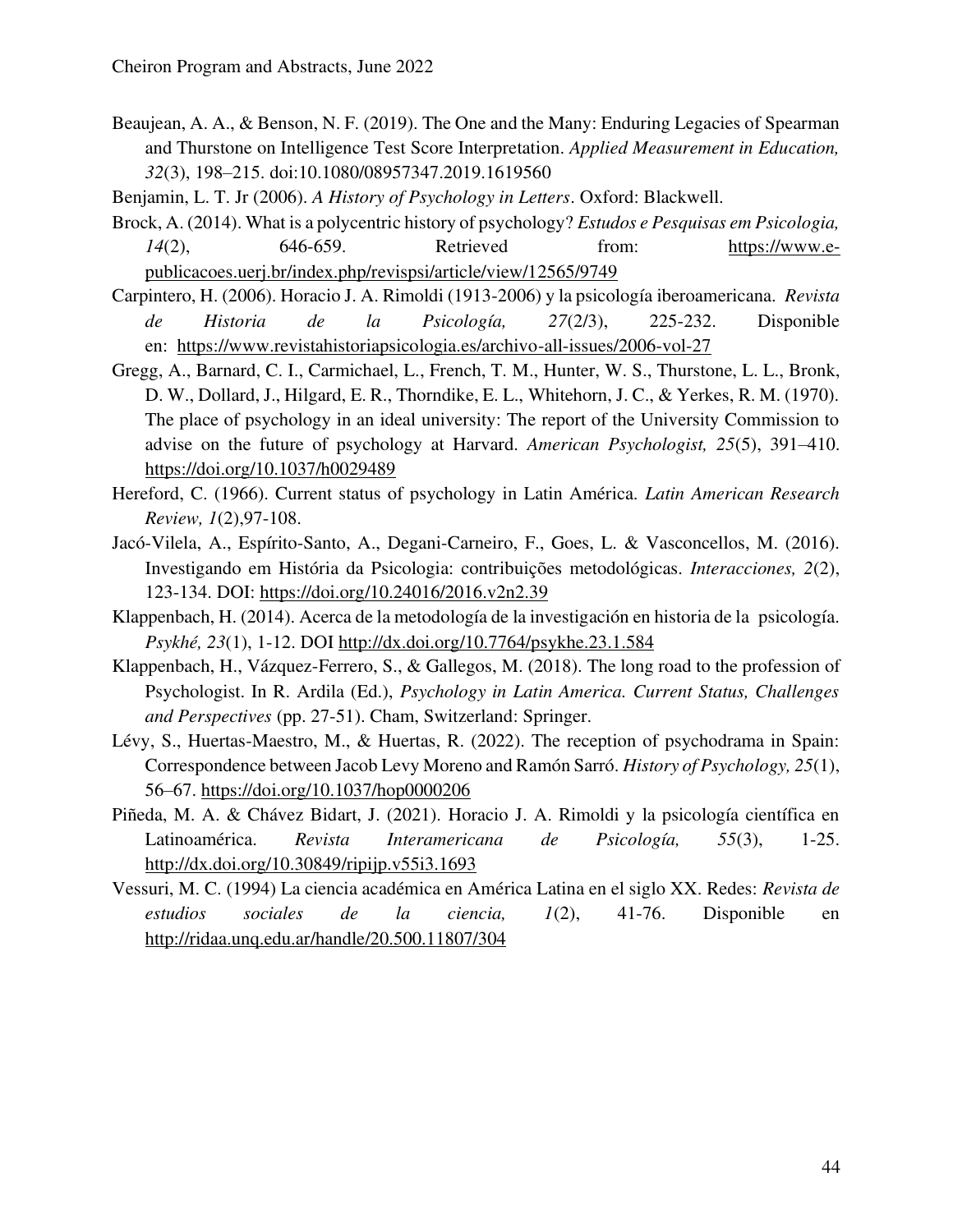Beaujean, A. A., & Benson, N. F. (2019). The One and the Many: Enduring Legacies of Spearman and Thurstone on Intelligence Test Score Interpretation. *Applied Measurement in Education, 32*(3), 198–215. doi:10.1080/08957347.2019.1619560

Benjamin, L. T. Jr (2006). *A History of Psychology in Letters*. Oxford: Blackwell.

Brock, A. (2014). What is a polycentric history of psychology? *Estudos e Pesquisas em Psicologia, 14*(2), 646-659. Retrieved from: https://www.e-publicacoes.uerj.br/index.php/revispsi/article/view/12565/9749

Carpintero, H. (2006). Horacio J. A. Rimoldi (1913-2006) y la psicología iberoamericana. *Revista de Historia de la Psicología, 27*(2/3), 225-232. Disponible en: https://www.revistahistoriapsicologia.es/archivo-all-issues/2006-vol-27

Gregg, A., Barnard, C. I., Carmichael, L., French, T. M., Hunter, W. S., Thurstone, L. L., Bronk, D. W., Dollard, J., Hilgard, E. R., Thorndike, E. L., Whitehorn, J. C., & Yerkes, R. M. (1970). The place of psychology in an ideal university: The report of the University Commission to advise on the future of psychology at Harvard. *American Psychologist, 25*(5), 391–410. https://doi.org/10.1037/h0029489

Hereford, C. (1966). Current status of psychology in Latin América. *Latin American Research Review, 1*(2),97-108.

Jacó-Vilela, A., Espírito-Santo, A., Degani-Carneiro, F., Goes, L. & Vasconcellos, M. (2016). Investigando em História da Psicologia: contribuições metodológicas. *Interacciones, 2*(2), 123-134. DOI: https://doi.org/10.24016/2016.v2n2.39

Klappenbach, H. (2014). Acerca de la metodología de la investigación en historia de la psicología. *Psykhé, 23*(1), 1-12. DOI http://dx.doi.org/10.7764/psykhe.23.1.584

Klappenbach, H., Vázquez-Ferrero, S., & Gallegos, M. (2018). The long road to the profession of Psychologist. In R. Ardila (Ed.), *Psychology in Latin America. Current Status, Challenges and Perspectives* (pp. 27-51). Cham, Switzerland: Springer.

Lévy, S., Huertas-Maestro, M., & Huertas, R. (2022). The reception of psychodrama in Spain: Correspondence between Jacob Levy Moreno and Ramón Sarró. *History of Psychology, 25*(1), 56–67. https://doi.org/10.1037/hop0000206

Piñeda, M. A. & Chávez Bidart, J. (2021). Horacio J. A. Rimoldi y la psicología científica en Latinoamérica. *Revista Interamericana de Psicología, 55*(3), 1-25. http://dx.doi.org/10.30849/ripijp.v55i3.1693

Vessuri, M. C. (1994) La ciencia académica en América Latina en el siglo XX. Redes: *Revista de estudios sociales de la ciencia, 1*(2), 41-76. Disponible en http://ridaa.unq.edu.ar/handle/20.500.11807/304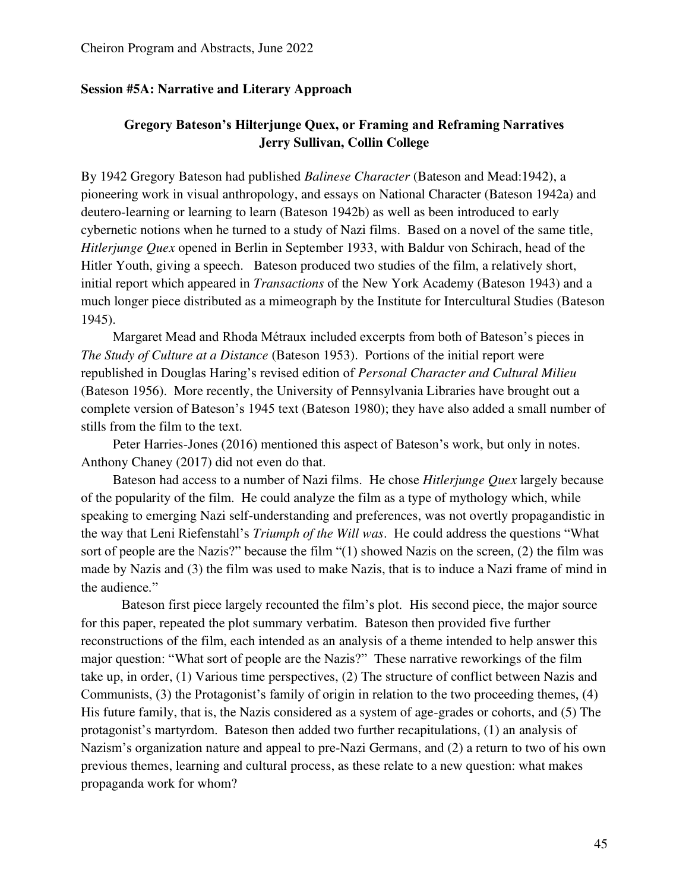**Session #5A: Narrative and Literary Approach**

## Gregory Bateson's Hilterjunge Quex, or Framing and Reframing Narratives

**Jerry Sullivan, Collin College**

By 1942 Gregory Bateson had published *Balinese Character* (Bateson and Mead:1942), a pioneering work in visual anthropology, and essays on National Character (Bateson 1942a) and deutero-learning or learning to learn (Bateson 1942b) as well as been introduced to early cybernetic notions when he turned to a study of Nazi films. Based on a novel of the same title, *Hitlerjunge Quex* opened in Berlin in September 1933, with Baldur von Schirach, head of the Hitler Youth, giving a speech. Bateson produced two studies of the film, a relatively short, initial report which appeared in *Transactions* of the New York Academy (Bateson 1943) and a much longer piece distributed as a mimeograph by the Institute for Intercultural Studies (Bateson 1945).

Margaret Mead and Rhoda Métraux included excerpts from both of Bateson's pieces in *The Study of Culture at a Distance* (Bateson 1953). Portions of the initial report were republished in Douglas Haring's revised edition of *Personal Character and Cultural Milieu* (Bateson 1956). More recently, the University of Pennsylvania Libraries have brought out a complete version of Bateson's 1945 text (Bateson 1980); they have also added a small number of stills from the film to the text.

Peter Harries-Jones (2016) mentioned this aspect of Bateson's work, but only in notes. Anthony Chaney (2017) did not even do that.

Bateson had access to a number of Nazi films. He chose *Hitlerjunge Quex* largely because of the popularity of the film. He could analyze the film as a type of mythology which, while speaking to emerging Nazi self-understanding and preferences, was not overtly propagandistic in the way that Leni Riefenstahl's *Triumph of the Will was*. He could address the questions "What sort of people are the Nazis?" because the film "(1) showed Nazis on the screen, (2) the film was made by Nazis and (3) the film was used to make Nazis, that is to induce a Nazi frame of mind in the audience."

Bateson first piece largely recounted the film's plot. His second piece, the major source for this paper, repeated the plot summary verbatim. Bateson then provided five further reconstructions of the film, each intended as an analysis of a theme intended to help answer this major question: "What sort of people are the Nazis?" These narrative reworkings of the film take up, in order, (1) Various time perspectives, (2) The structure of conflict between Nazis and Communists, (3) the Protagonist's family of origin in relation to the two proceeding themes, (4) His future family, that is, the Nazis considered as a system of age-grades or cohorts, and (5) The protagonist's martyrdom. Bateson then added two further recapitulations, (1) an analysis of Nazism's organization nature and appeal to pre-Nazi Germans, and (2) a return to two of his own previous themes, learning and cultural process, as these relate to a new question: what makes propaganda work for whom?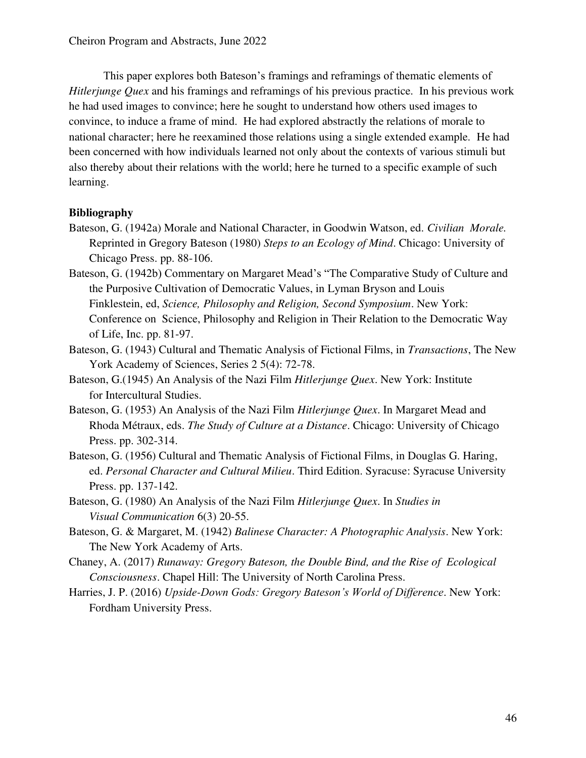This paper explores both Bateson's framings and reframings of thematic elements of *Hitlerjunge Quex* and his framings and reframings of his previous practice. In his previous work he had used images to convince; here he sought to understand how others used images to convince, to induce a frame of mind. He had explored abstractly the relations of morale to national character; here he reexamined those relations using a single extended example. He had been concerned with how individuals learned not only about the contexts of various stimuli but also thereby about their relations with the world; here he turned to a specific example of such learning.

**Bibliography**

Bateson, G. (1942a) Morale and National Character, in Goodwin Watson, ed. *Civilian Morale.* Reprinted in Gregory Bateson (1980) *Steps to an Ecology of Mind*. Chicago: University of Chicago Press. pp. 88-106.

Bateson, G. (1942b) Commentary on Margaret Mead's "The Comparative Study of Culture and the Purposive Cultivation of Democratic Values, in Lyman Bryson and Louis Finklestein, ed, *Science, Philosophy and Religion, Second Symposium*. New York: Conference on Science, Philosophy and Religion in Their Relation to the Democratic Way of Life, Inc. pp. 81-97.

Bateson, G. (1943) Cultural and Thematic Analysis of Fictional Films, in *Transactions*, The New York Academy of Sciences, Series 2 5(4): 72-78.

Bateson, G.(1945) An Analysis of the Nazi Film *Hitlerjunge Quex*. New York: Institute for Intercultural Studies.

Bateson, G. (1953) An Analysis of the Nazi Film *Hitlerjunge Quex*. In Margaret Mead and Rhoda Métraux, eds. *The Study of Culture at a Distance*. Chicago: University of Chicago Press. pp. 302-314.

Bateson, G. (1956) Cultural and Thematic Analysis of Fictional Films, in Douglas G. Haring, ed. *Personal Character and Cultural Milieu*. Third Edition. Syracuse: Syracuse University Press. pp. 137-142.

Bateson, G. (1980) An Analysis of the Nazi Film *Hitlerjunge Quex*. In *Studies in Visual Communication* 6(3) 20-55.

Bateson, G. & Margaret, M. (1942) *Balinese Character: A Photographic Analysis*. New York: The New York Academy of Arts.

Chaney, A. (2017) *Runaway: Gregory Bateson, the Double Bind, and the Rise of Ecological Consciousness*. Chapel Hill: The University of North Carolina Press.

Harries, J. P. (2016) *Upside-Down Gods: Gregory Bateson's World of Difference*. New York: Fordham University Press.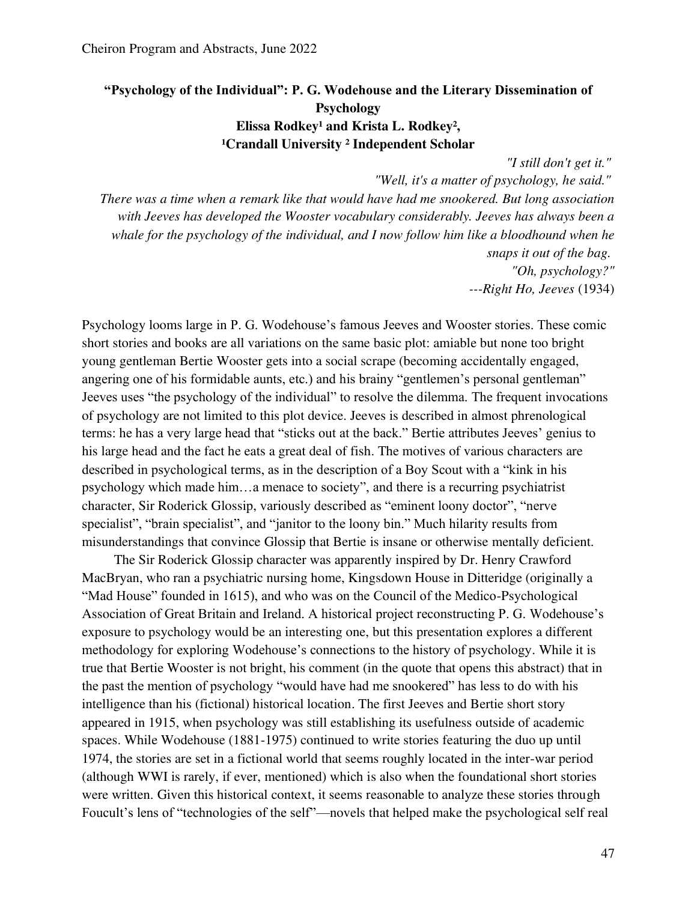## "Psychology of the Individual": P. G. Wodehouse and the Literary Dissemination of Psychology

**Elissa Rodkey[1] and Krista L. Rodkey[2],**
**[1]Crandall University [2] Independent Scholar**

> *"I still don't get it."*
> *"Well, it's a matter of psychology, he said."*
> *There was a time when a remark like that would have had me snookered. But long association with Jeeves has developed the Wooster vocabulary considerably. Jeeves has always been a whale for the psychology of the individual, and I now follow him like a bloodhound when he snaps it out of the bag.*
> *"Oh, psychology?"*
> ---*Right Ho, Jeeves* (1934)

Psychology looms large in P. G. Wodehouse's famous Jeeves and Wooster stories. These comic short stories and books are all variations on the same basic plot: amiable but none too bright young gentleman Bertie Wooster gets into a social scrape (becoming accidentally engaged, angering one of his formidable aunts, etc.) and his brainy "gentlemen's personal gentleman" Jeeves uses "the psychology of the individual" to resolve the dilemma. The frequent invocations of psychology are not limited to this plot device. Jeeves is described in almost phrenological terms: he has a very large head that "sticks out at the back." Bertie attributes Jeeves' genius to his large head and the fact he eats a great deal of fish. The motives of various characters are described in psychological terms, as in the description of a Boy Scout with a "kink in his psychology which made him…a menace to society", and there is a recurring psychiatrist character, Sir Roderick Glossip, variously described as "eminent loony doctor", "nerve specialist", "brain specialist", and "janitor to the loony bin." Much hilarity results from misunderstandings that convince Glossip that Bertie is insane or otherwise mentally deficient.

The Sir Roderick Glossip character was apparently inspired by Dr. Henry Crawford MacBryan, who ran a psychiatric nursing home, Kingsdown House in Ditteridge (originally a "Mad House" founded in 1615), and who was on the Council of the Medico-Psychological Association of Great Britain and Ireland. A historical project reconstructing P. G. Wodehouse's exposure to psychology would be an interesting one, but this presentation explores a different methodology for exploring Wodehouse's connections to the history of psychology. While it is true that Bertie Wooster is not bright, his comment (in the quote that opens this abstract) that in the past the mention of psychology "would have had me snookered" has less to do with his intelligence than his (fictional) historical location. The first Jeeves and Bertie short story appeared in 1915, when psychology was still establishing its usefulness outside of academic spaces. While Wodehouse (1881-1975) continued to write stories featuring the duo up until 1974, the stories are set in a fictional world that seems roughly located in the inter-war period (although WWI is rarely, if ever, mentioned) which is also when the foundational short stories were written. Given this historical context, it seems reasonable to analyze these stories through Foucult's lens of "technologies of the self"—novels that helped make the psychological self real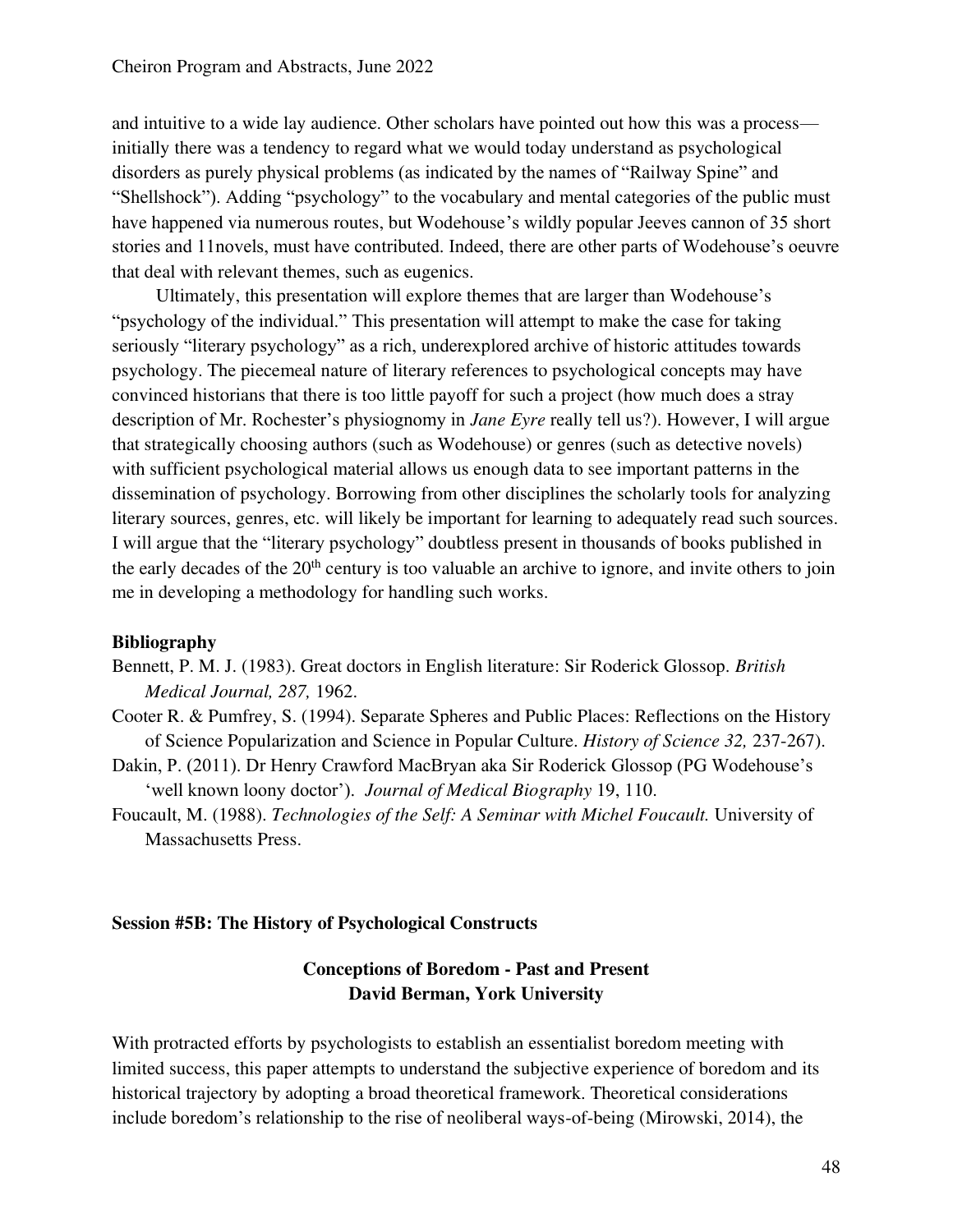and intuitive to a wide lay audience. Other scholars have pointed out how this was a process—initially there was a tendency to regard what we would today understand as psychological disorders as purely physical problems (as indicated by the names of "Railway Spine" and "Shellshock"). Adding "psychology" to the vocabulary and mental categories of the public must have happened via numerous routes, but Wodehouse's wildly popular Jeeves cannon of 35 short stories and 11novels, must have contributed. Indeed, there are other parts of Wodehouse's oeuvre that deal with relevant themes, such as eugenics.

Ultimately, this presentation will explore themes that are larger than Wodehouse's "psychology of the individual." This presentation will attempt to make the case for taking seriously "literary psychology" as a rich, underexplored archive of historic attitudes towards psychology. The piecemeal nature of literary references to psychological concepts may have convinced historians that there is too little payoff for such a project (how much does a stray description of Mr. Rochester's physiognomy in *Jane Eyre* really tell us?). However, I will argue that strategically choosing authors (such as Wodehouse) or genres (such as detective novels) with sufficient psychological material allows us enough data to see important patterns in the dissemination of psychology. Borrowing from other disciplines the scholarly tools for analyzing literary sources, genres, etc. will likely be important for learning to adequately read such sources. I will argue that the "literary psychology" doubtless present in thousands of books published in the early decades of the 20th century is too valuable an archive to ignore, and invite others to join me in developing a methodology for handling such works.

**Bibliography**

Bennett, P. M. J. (1983). Great doctors in English literature: Sir Roderick Glossop. *British Medical Journal, 287,* 1962.

Cooter R. & Pumfrey, S. (1994). Separate Spheres and Public Places: Reflections on the History of Science Popularization and Science in Popular Culture. *History of Science 32,* 237-267).

Dakin, P. (2011). Dr Henry Crawford MacBryan aka Sir Roderick Glossop (PG Wodehouse's 'well known loony doctor'). *Journal of Medical Biography* 19, 110.

Foucault, M. (1988). *Technologies of the Self: A Seminar with Michel Foucault.* University of Massachusetts Press.

## Session #5B: The History of Psychological Constructs

### Conceptions of Boredom - Past and Present
### David Berman, York University

With protracted efforts by psychologists to establish an essentialist boredom meeting with limited success, this paper attempts to understand the subjective experience of boredom and its historical trajectory by adopting a broad theoretical framework. Theoretical considerations include boredom's relationship to the rise of neoliberal ways-of-being (Mirowski, 2014), the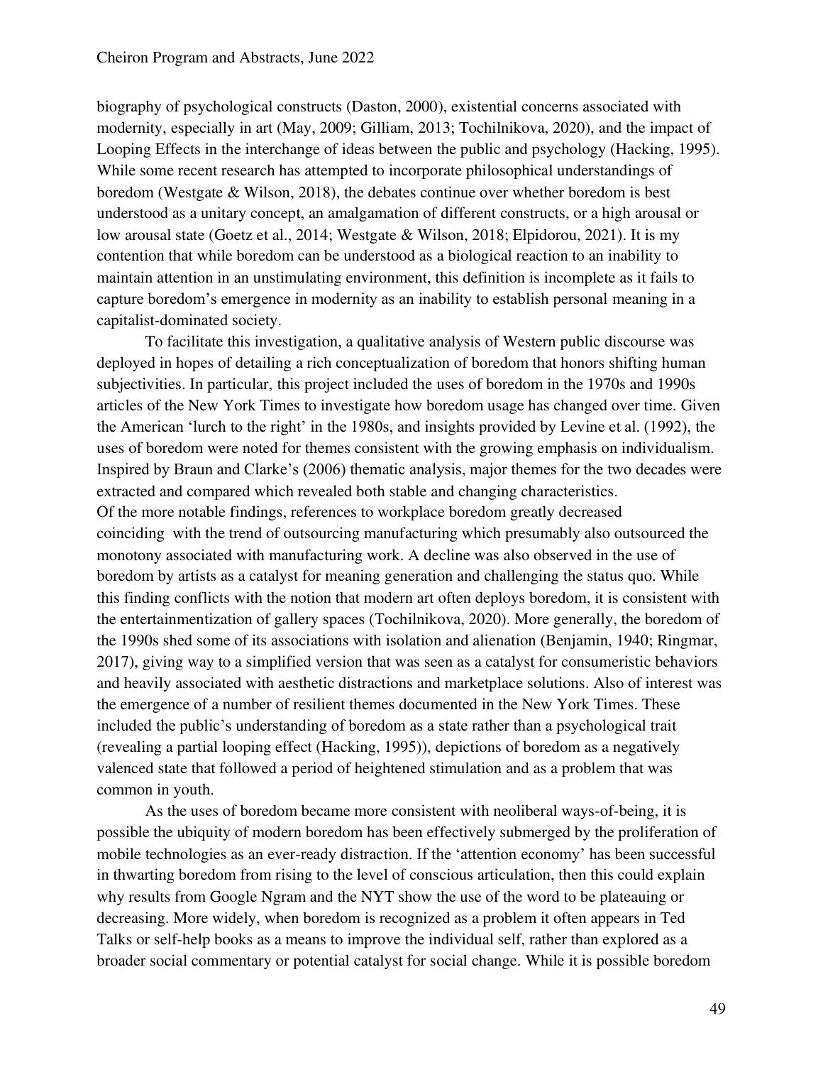biography of psychological constructs (Daston, 2000), existential concerns associated with modernity, especially in art (May, 2009; Gilliam, 2013; Tochilnikova, 2020), and the impact of Looping Effects in the interchange of ideas between the public and psychology (Hacking, 1995). While some recent research has attempted to incorporate philosophical understandings of boredom (Westgate & Wilson, 2018), the debates continue over whether boredom is best understood as a unitary concept, an amalgamation of different constructs, or a high arousal or low arousal state (Goetz et al., 2014; Westgate & Wilson, 2018; Elpidorou, 2021). It is my contention that while boredom can be understood as a biological reaction to an inability to maintain attention in an unstimulating environment, this definition is incomplete as it fails to capture boredom's emergence in modernity as an inability to establish personal meaning in a capitalist-dominated society.

To facilitate this investigation, a qualitative analysis of Western public discourse was deployed in hopes of detailing a rich conceptualization of boredom that honors shifting human subjectivities. In particular, this project included the uses of boredom in the 1970s and 1990s articles of the New York Times to investigate how boredom usage has changed over time. Given the American 'lurch to the right' in the 1980s, and insights provided by Levine et al. (1992), the uses of boredom were noted for themes consistent with the growing emphasis on individualism. Inspired by Braun and Clarke's (2006) thematic analysis, major themes for the two decades were extracted and compared which revealed both stable and changing characteristics.
Of the more notable findings, references to workplace boredom greatly decreased coinciding with the trend of outsourcing manufacturing which presumably also outsourced the monotony associated with manufacturing work. A decline was also observed in the use of boredom by artists as a catalyst for meaning generation and challenging the status quo. While this finding conflicts with the notion that modern art often deploys boredom, it is consistent with the entertainmentization of gallery spaces (Tochilnikova, 2020). More generally, the boredom of the 1990s shed some of its associations with isolation and alienation (Benjamin, 1940; Ringmar, 2017), giving way to a simplified version that was seen as a catalyst for consumeristic behaviors and heavily associated with aesthetic distractions and marketplace solutions. Also of interest was the emergence of a number of resilient themes documented in the New York Times. These included the public's understanding of boredom as a state rather than a psychological trait (revealing a partial looping effect (Hacking, 1995)), depictions of boredom as a negatively valenced state that followed a period of heightened stimulation and as a problem that was common in youth.

As the uses of boredom became more consistent with neoliberal ways-of-being, it is possible the ubiquity of modern boredom has been effectively submerged by the proliferation of mobile technologies as an ever-ready distraction. If the 'attention economy' has been successful in thwarting boredom from rising to the level of conscious articulation, then this could explain why results from Google Ngram and the NYT show the use of the word to be plateauing or decreasing. More widely, when boredom is recognized as a problem it often appears in Ted Talks or self-help books as a means to improve the individual self, rather than explored as a broader social commentary or potential catalyst for social change. While it is possible boredom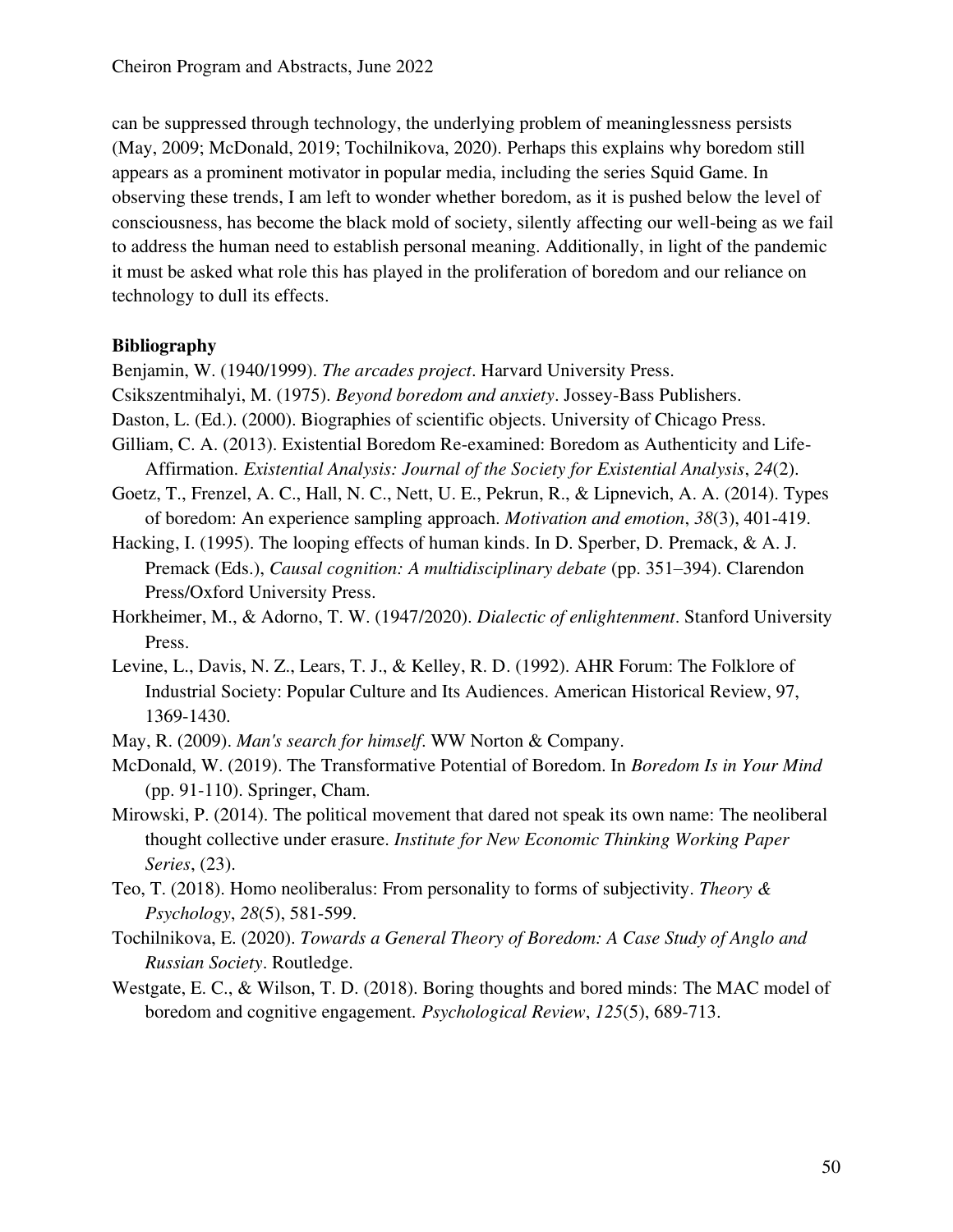can be suppressed through technology, the underlying problem of meaninglessness persists (May, 2009; McDonald, 2019; Tochilnikova, 2020). Perhaps this explains why boredom still appears as a prominent motivator in popular media, including the series Squid Game. In observing these trends, I am left to wonder whether boredom, as it is pushed below the level of consciousness, has become the black mold of society, silently affecting our well-being as we fail to address the human need to establish personal meaning. Additionally, in light of the pandemic it must be asked what role this has played in the proliferation of boredom and our reliance on technology to dull its effects.

**Bibliography**

Benjamin, W. (1940/1999). *The arcades project*. Harvard University Press.

Csikszentmihalyi, M. (1975). *Beyond boredom and anxiety*. Jossey-Bass Publishers.

Daston, L. (Ed.). (2000). Biographies of scientific objects. University of Chicago Press.

Gilliam, C. A. (2013). Existential Boredom Re-examined: Boredom as Authenticity and Life-Affirmation. *Existential Analysis: Journal of the Society for Existential Analysis*, *24*(2).

Goetz, T., Frenzel, A. C., Hall, N. C., Nett, U. E., Pekrun, R., & Lipnevich, A. A. (2014). Types of boredom: An experience sampling approach. *Motivation and emotion*, *38*(3), 401-419.

Hacking, I. (1995). The looping effects of human kinds. In D. Sperber, D. Premack, & A. J. Premack (Eds.), *Causal cognition: A multidisciplinary debate* (pp. 351–394). Clarendon Press/Oxford University Press.

Horkheimer, M., & Adorno, T. W. (1947/2020). *Dialectic of enlightenment*. Stanford University Press.

Levine, L., Davis, N. Z., Lears, T. J., & Kelley, R. D. (1992). AHR Forum: The Folklore of Industrial Society: Popular Culture and Its Audiences. American Historical Review, 97, 1369-1430.

May, R. (2009). *Man's search for himself*. WW Norton & Company.

McDonald, W. (2019). The Transformative Potential of Boredom. In *Boredom Is in Your Mind* (pp. 91-110). Springer, Cham.

Mirowski, P. (2014). The political movement that dared not speak its own name: The neoliberal thought collective under erasure. *Institute for New Economic Thinking Working Paper Series*, (23).

Teo, T. (2018). Homo neoliberalus: From personality to forms of subjectivity. *Theory & Psychology*, *28*(5), 581-599.

Tochilnikova, E. (2020). *Towards a General Theory of Boredom: A Case Study of Anglo and Russian Society*. Routledge.

Westgate, E. C., & Wilson, T. D. (2018). Boring thoughts and bored minds: The MAC model of boredom and cognitive engagement. *Psychological Review*, *125*(5), 689-713.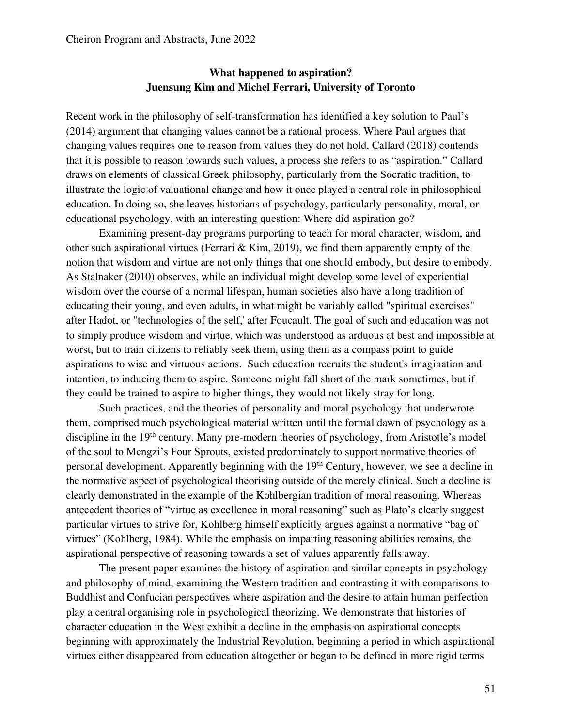## What happened to aspiration?

### Juensung Kim and Michel Ferrari, University of Toronto

Recent work in the philosophy of self-transformation has identified a key solution to Paul's (2014) argument that changing values cannot be a rational process. Where Paul argues that changing values requires one to reason from values they do not hold, Callard (2018) contends that it is possible to reason towards such values, a process she refers to as "aspiration." Callard draws on elements of classical Greek philosophy, particularly from the Socratic tradition, to illustrate the logic of valuational change and how it once played a central role in philosophical education. In doing so, she leaves historians of psychology, particularly personality, moral, or educational psychology, with an interesting question: Where did aspiration go?

Examining present-day programs purporting to teach for moral character, wisdom, and other such aspirational virtues (Ferrari & Kim, 2019), we find them apparently empty of the notion that wisdom and virtue are not only things that one should embody, but desire to embody. As Stalnaker (2010) observes, while an individual might develop some level of experiential wisdom over the course of a normal lifespan, human societies also have a long tradition of educating their young, and even adults, in what might be variably called "spiritual exercises" after Hadot, or "technologies of the self,' after Foucault. The goal of such and education was not to simply produce wisdom and virtue, which was understood as arduous at best and impossible at worst, but to train citizens to reliably seek them, using them as a compass point to guide aspirations to wise and virtuous actions. Such education recruits the student's imagination and intention, to inducing them to aspire. Someone might fall short of the mark sometimes, but if they could be trained to aspire to higher things, they would not likely stray for long.

Such practices, and the theories of personality and moral psychology that underwrote them, comprised much psychological material written until the formal dawn of psychology as a discipline in the 19th century. Many pre-modern theories of psychology, from Aristotle's model of the soul to Mengzi's Four Sprouts, existed predominately to support normative theories of personal development. Apparently beginning with the 19th Century, however, we see a decline in the normative aspect of psychological theorising outside of the merely clinical. Such a decline is clearly demonstrated in the example of the Kohlbergian tradition of moral reasoning. Whereas antecedent theories of "virtue as excellence in moral reasoning" such as Plato's clearly suggest particular virtues to strive for, Kohlberg himself explicitly argues against a normative "bag of virtues" (Kohlberg, 1984). While the emphasis on imparting reasoning abilities remains, the aspirational perspective of reasoning towards a set of values apparently falls away.

The present paper examines the history of aspiration and similar concepts in psychology and philosophy of mind, examining the Western tradition and contrasting it with comparisons to Buddhist and Confucian perspectives where aspiration and the desire to attain human perfection play a central organising role in psychological theorizing. We demonstrate that histories of character education in the West exhibit a decline in the emphasis on aspirational concepts beginning with approximately the Industrial Revolution, beginning a period in which aspirational virtues either disappeared from education altogether or began to be defined in more rigid terms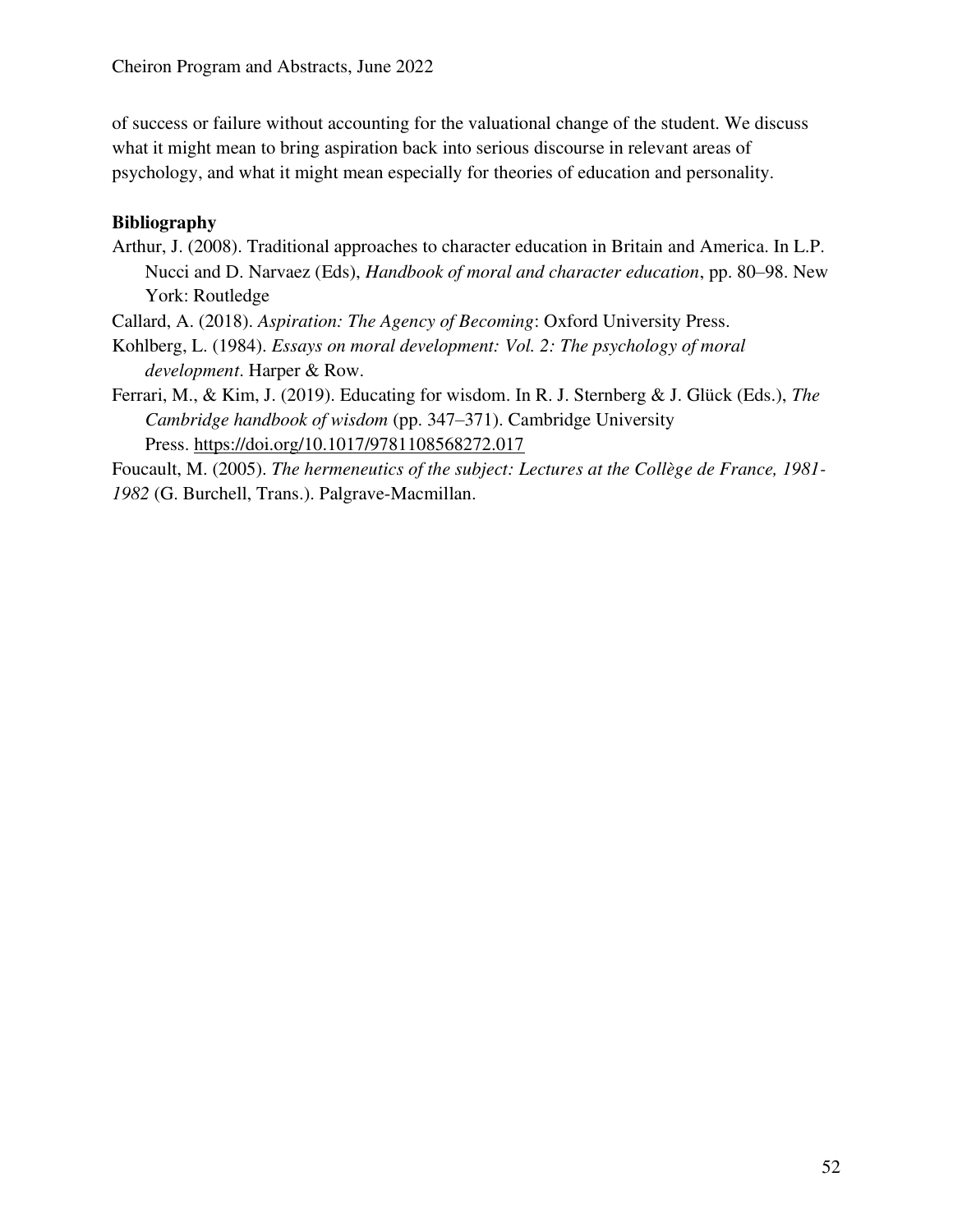of success or failure without accounting for the valuational change of the student. We discuss what it might mean to bring aspiration back into serious discourse in relevant areas of psychology, and what it might mean especially for theories of education and personality.

**Bibliography**

Arthur, J. (2008). Traditional approaches to character education in Britain and America. In L.P. Nucci and D. Narvaez (Eds), *Handbook of moral and character education*, pp. 80–98. New York: Routledge

Callard, A. (2018). *Aspiration: The Agency of Becoming*: Oxford University Press.

Kohlberg, L. (1984). *Essays on moral development: Vol. 2: The psychology of moral development*. Harper & Row.

Ferrari, M., & Kim, J. (2019). Educating for wisdom. In R. J. Sternberg & J. Glück (Eds.), *The Cambridge handbook of wisdom* (pp. 347–371). Cambridge University Press. https://doi.org/10.1017/9781108568272.017

Foucault, M. (2005). *The hermeneutics of the subject: Lectures at the Collège de France, 1981-1982* (G. Burchell, Trans.). Palgrave-Macmillan.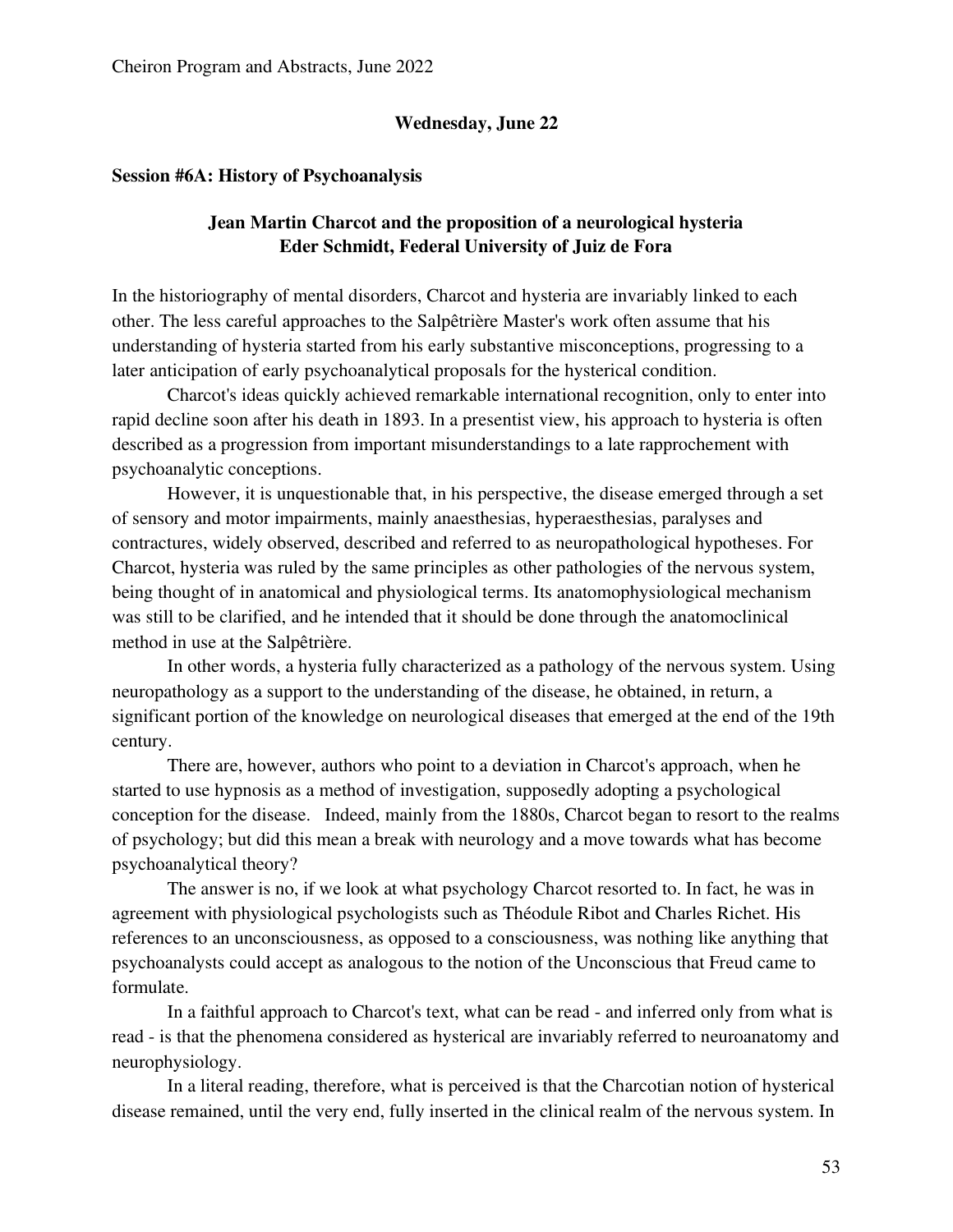## Wednesday, June 22

### Session #6A: History of Psychoanalysis

### Jean Martin Charcot and the proposition of a neurological hysteria
**Eder Schmidt, Federal University of Juiz de Fora**

In the historiography of mental disorders, Charcot and hysteria are invariably linked to each other. The less careful approaches to the Salpêtrière Master's work often assume that his understanding of hysteria started from his early substantive misconceptions, progressing to a later anticipation of early psychoanalytical proposals for the hysterical condition.

Charcot's ideas quickly achieved remarkable international recognition, only to enter into rapid decline soon after his death in 1893. In a presentist view, his approach to hysteria is often described as a progression from important misunderstandings to a late rapprochement with psychoanalytic conceptions.

However, it is unquestionable that, in his perspective, the disease emerged through a set of sensory and motor impairments, mainly anaesthesias, hyperaesthesias, paralyses and contractures, widely observed, described and referred to as neuropathological hypotheses. For Charcot, hysteria was ruled by the same principles as other pathologies of the nervous system, being thought of in anatomical and physiological terms. Its anatomophysiological mechanism was still to be clarified, and he intended that it should be done through the anatomoclinical method in use at the Salpêtrière.

In other words, a hysteria fully characterized as a pathology of the nervous system. Using neuropathology as a support to the understanding of the disease, he obtained, in return, a significant portion of the knowledge on neurological diseases that emerged at the end of the 19th century.

There are, however, authors who point to a deviation in Charcot's approach, when he started to use hypnosis as a method of investigation, supposedly adopting a psychological conception for the disease. Indeed, mainly from the 1880s, Charcot began to resort to the realms of psychology; but did this mean a break with neurology and a move towards what has become psychoanalytical theory?

The answer is no, if we look at what psychology Charcot resorted to. In fact, he was in agreement with physiological psychologists such as Théodule Ribot and Charles Richet. His references to an unconsciousness, as opposed to a consciousness, was nothing like anything that psychoanalysts could accept as analogous to the notion of the Unconscious that Freud came to formulate.

In a faithful approach to Charcot's text, what can be read - and inferred only from what is read - is that the phenomena considered as hysterical are invariably referred to neuroanatomy and neurophysiology.

In a literal reading, therefore, what is perceived is that the Charcotian notion of hysterical disease remained, until the very end, fully inserted in the clinical realm of the nervous system. In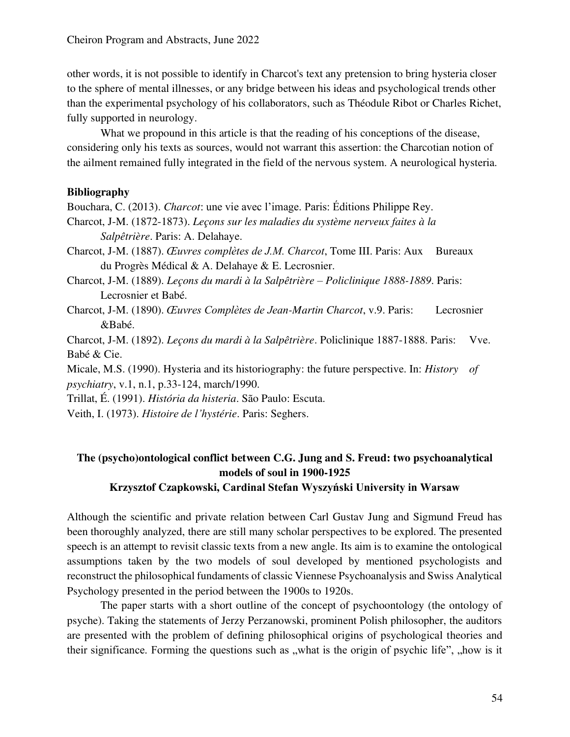other words, it is not possible to identify in Charcot's text any pretension to bring hysteria closer to the sphere of mental illnesses, or any bridge between his ideas and psychological trends other than the experimental psychology of his collaborators, such as Théodule Ribot or Charles Richet, fully supported in neurology.

What we propound in this article is that the reading of his conceptions of the disease, considering only his texts as sources, would not warrant this assertion: the Charcotian notion of the ailment remained fully integrated in the field of the nervous system. A neurological hysteria.

**Bibliography**

Bouchara, C. (2013). *Charcot*: une vie avec l'image. Paris: Éditions Philippe Rey.

Charcot, J-M. (1872-1873). *Leçons sur les maladies du système nerveux faites à la Salpêtrière*. Paris: A. Delahaye.

Charcot, J-M. (1887). *Œuvres complètes de J.M. Charcot*, Tome III. Paris: Aux Bureaux du Progrès Médical & A. Delahaye & E. Lecrosnier.

Charcot, J-M. (1889). *Leçons du mardi à la Salpêtrière – Policlinique 1888-1889*. Paris: Lecrosnier et Babé.

Charcot, J-M. (1890). *Œuvres Complètes de Jean-Martin Charcot*, v.9. Paris: Lecrosnier &Babé.

Charcot, J-M. (1892). *Leçons du mardi à la Salpêtrière*. Policlinique 1887-1888. Paris: Vve. Babé & Cie.

Micale, M.S. (1990). Hysteria and its historiography: the future perspective. In: *History of psychiatry*, v.1, n.1, p.33-124, march/1990.

Trillat, É. (1991). *História da histeria*. São Paulo: Escuta.

Veith, I. (1973). *Histoire de l'hystérie*. Paris: Seghers.

## The (psycho)ontological conflict between C.G. Jung and S. Freud: two psychoanalytical models of soul in 1900-1925

**Krzysztof Czapkowski, Cardinal Stefan Wyszyński University in Warsaw**

Although the scientific and private relation between Carl Gustav Jung and Sigmund Freud has been thoroughly analyzed, there are still many scholar perspectives to be explored. The presented speech is an attempt to revisit classic texts from a new angle. Its aim is to examine the ontological assumptions taken by the two models of soul developed by mentioned psychologists and reconstruct the philosophical fundaments of classic Viennese Psychoanalysis and Swiss Analytical Psychology presented in the period between the 1900s to 1920s.

The paper starts with a short outline of the concept of psychoontology (the ontology of psyche). Taking the statements of Jerzy Perzanowski, prominent Polish philosopher, the auditors are presented with the problem of defining philosophical origins of psychological theories and their significance. Forming the questions such as „what is the origin of psychic life", „how is it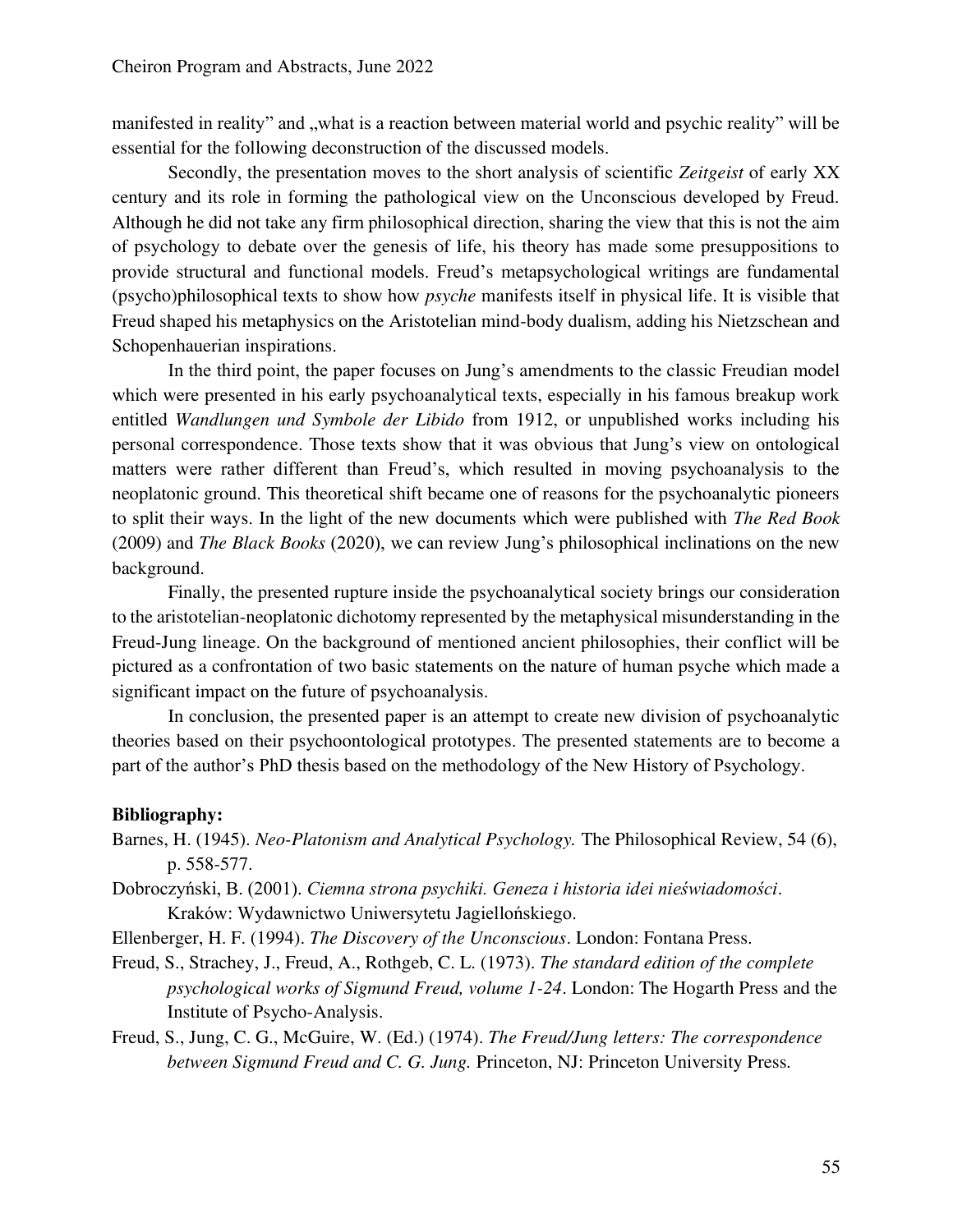manifested in reality" and „what is a reaction between material world and psychic reality" will be essential for the following deconstruction of the discussed models.

Secondly, the presentation moves to the short analysis of scientific *Zeitgeist* of early XX century and its role in forming the pathological view on the Unconscious developed by Freud. Although he did not take any firm philosophical direction, sharing the view that this is not the aim of psychology to debate over the genesis of life, his theory has made some presuppositions to provide structural and functional models. Freud's metapsychological writings are fundamental (psycho)philosophical texts to show how *psyche* manifests itself in physical life. It is visible that Freud shaped his metaphysics on the Aristotelian mind-body dualism, adding his Nietzschean and Schopenhauerian inspirations.

In the third point, the paper focuses on Jung's amendments to the classic Freudian model which were presented in his early psychoanalytical texts, especially in his famous breakup work entitled *Wandlungen und Symbole der Libido* from 1912, or unpublished works including his personal correspondence. Those texts show that it was obvious that Jung's view on ontological matters were rather different than Freud's, which resulted in moving psychoanalysis to the neoplatonic ground. This theoretical shift became one of reasons for the psychoanalytic pioneers to split their ways. In the light of the new documents which were published with *The Red Book* (2009) and *The Black Books* (2020), we can review Jung's philosophical inclinations on the new background.

Finally, the presented rupture inside the psychoanalytical society brings our consideration to the aristotelian-neoplatonic dichotomy represented by the metaphysical misunderstanding in the Freud-Jung lineage. On the background of mentioned ancient philosophies, their conflict will be pictured as a confrontation of two basic statements on the nature of human psyche which made a significant impact on the future of psychoanalysis.

In conclusion, the presented paper is an attempt to create new division of psychoanalytic theories based on their psychoontological prototypes. The presented statements are to become a part of the author's PhD thesis based on the methodology of the New History of Psychology.

**Bibliography:**

Barnes, H. (1945). *Neo-Platonism and Analytical Psychology.* The Philosophical Review, 54 (6), p. 558-577.

Dobroczyński, B. (2001). *Ciemna strona psychiki. Geneza i historia idei nieświadomości*. Kraków: Wydawnictwo Uniwersytetu Jagiellońskiego.

Ellenberger, H. F. (1994). *The Discovery of the Unconscious*. London: Fontana Press.

Freud, S., Strachey, J., Freud, A., Rothgeb, C. L. (1973). *The standard edition of the complete psychological works of Sigmund Freud, volume 1-24*. London: The Hogarth Press and the Institute of Psycho-Analysis.

Freud, S., Jung, C. G., McGuire, W. (Ed.) (1974). *The Freud/Jung letters: The correspondence between Sigmund Freud and C. G. Jung.* Princeton, NJ: Princeton University Press.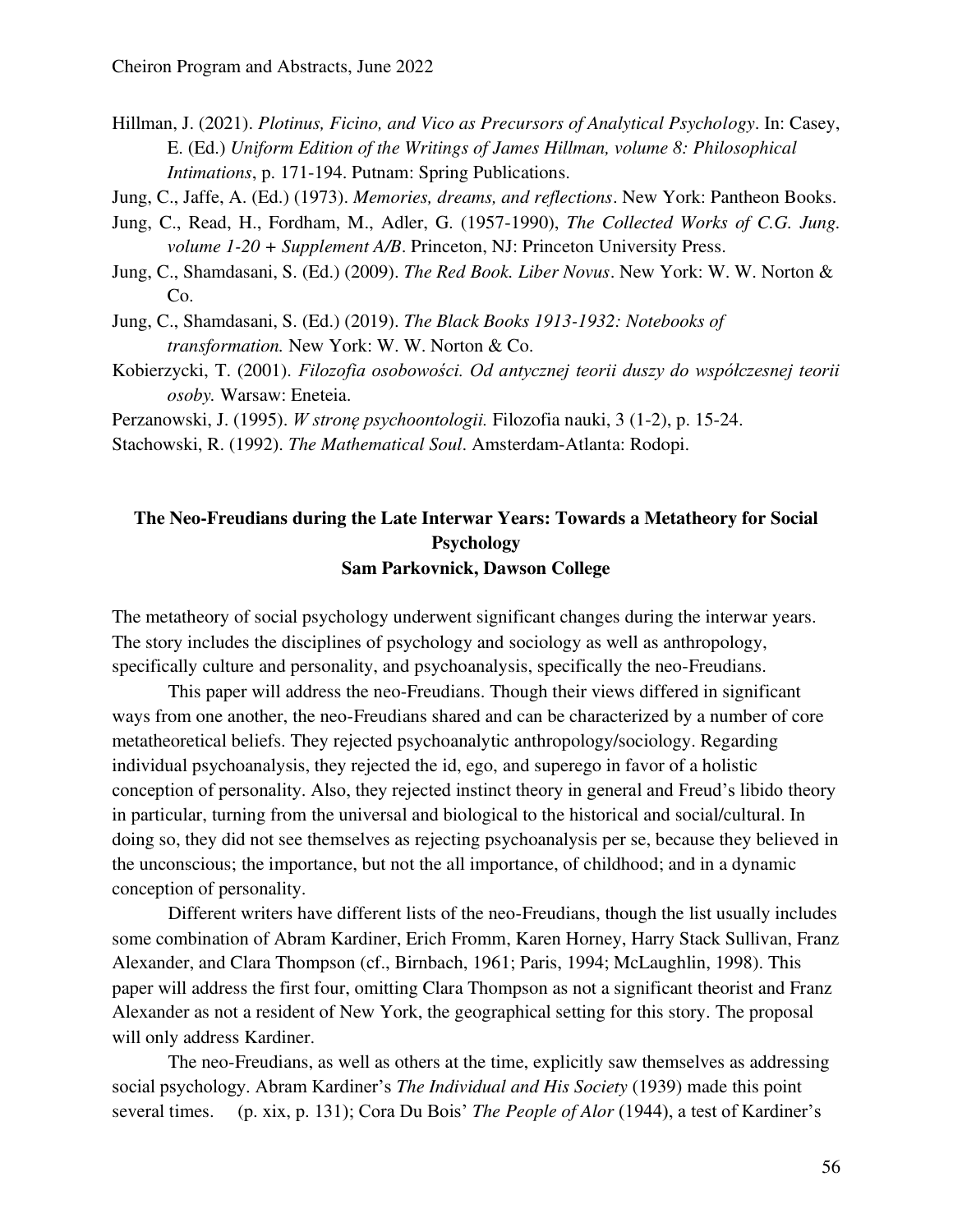Hillman, J. (2021). *Plotinus, Ficino, and Vico as Precursors of Analytical Psychology*. In: Casey, E. (Ed.) *Uniform Edition of the Writings of James Hillman, volume 8: Philosophical Intimations*, p. 171-194. Putnam: Spring Publications.

Jung, C., Jaffe, A. (Ed.) (1973). *Memories, dreams, and reflections*. New York: Pantheon Books.

Jung, C., Read, H., Fordham, M., Adler, G. (1957-1990), *The Collected Works of C.G. Jung. volume 1-20 + Supplement A/B*. Princeton, NJ: Princeton University Press.

Jung, C., Shamdasani, S. (Ed.) (2009). *The Red Book. Liber Novus*. New York: W. W. Norton & Co.

Jung, C., Shamdasani, S. (Ed.) (2019). *The Black Books 1913-1932: Notebooks of transformation.* New York: W. W. Norton & Co.

Kobierzycki, T. (2001). *Filozofia osobowości. Od antycznej teorii duszy do współczesnej teorii osoby.* Warsaw: Eneteia.

Perzanowski, J. (1995). *W stronę psychoontologii.* Filozofia nauki, 3 (1-2), p. 15-24.

Stachowski, R. (1992). *The Mathematical Soul*. Amsterdam-Atlanta: Rodopi.

## The Neo-Freudians during the Late Interwar Years: Towards a Metatheory for Social Psychology

**Sam Parkovnick, Dawson College**

The metatheory of social psychology underwent significant changes during the interwar years. The story includes the disciplines of psychology and sociology as well as anthropology, specifically culture and personality, and psychoanalysis, specifically the neo-Freudians.

This paper will address the neo-Freudians. Though their views differed in significant ways from one another, the neo-Freudians shared and can be characterized by a number of core metatheoretical beliefs. They rejected psychoanalytic anthropology/sociology. Regarding individual psychoanalysis, they rejected the id, ego, and superego in favor of a holistic conception of personality. Also, they rejected instinct theory in general and Freud's libido theory in particular, turning from the universal and biological to the historical and social/cultural. In doing so, they did not see themselves as rejecting psychoanalysis per se, because they believed in the unconscious; the importance, but not the all importance, of childhood; and in a dynamic conception of personality.

Different writers have different lists of the neo-Freudians, though the list usually includes some combination of Abram Kardiner, Erich Fromm, Karen Horney, Harry Stack Sullivan, Franz Alexander, and Clara Thompson (cf., Birnbach, 1961; Paris, 1994; McLaughlin, 1998). This paper will address the first four, omitting Clara Thompson as not a significant theorist and Franz Alexander as not a resident of New York, the geographical setting for this story. The proposal will only address Kardiner.

The neo-Freudians, as well as others at the time, explicitly saw themselves as addressing social psychology. Abram Kardiner's *The Individual and His Society* (1939) made this point several times. (p. xix, p. 131); Cora Du Bois' *The People of Alor* (1944), a test of Kardiner's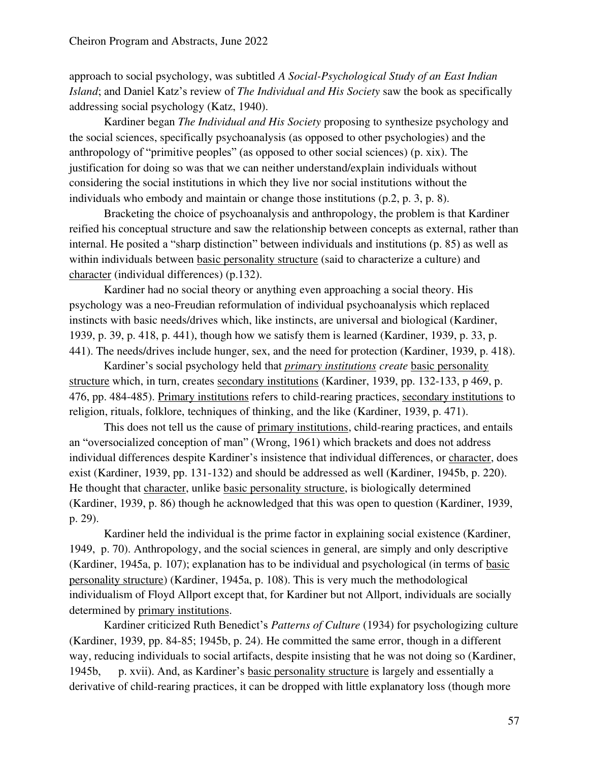approach to social psychology, was subtitled *A Social-Psychological Study of an East Indian Island*; and Daniel Katz's review of *The Individual and His Society* saw the book as specifically addressing social psychology (Katz, 1940).

Kardiner began *The Individual and His Society* proposing to synthesize psychology and the social sciences, specifically psychoanalysis (as opposed to other psychologies) and the anthropology of "primitive peoples" (as opposed to other social sciences) (p. xix). The justification for doing so was that we can neither understand/explain individuals without considering the social institutions in which they live nor social institutions without the individuals who embody and maintain or change those institutions (p.2, p. 3, p. 8).

Bracketing the choice of psychoanalysis and anthropology, the problem is that Kardiner reified his conceptual structure and saw the relationship between concepts as external, rather than internal. He posited a "sharp distinction" between individuals and institutions (p. 85) as well as within individuals between <u>basic personality structure</u> (said to characterize a culture) and <u>character</u> (individual differences) (p.132).

Kardiner had no social theory or anything even approaching a social theory. His psychology was a neo-Freudian reformulation of individual psychoanalysis which replaced instincts with basic needs/drives which, like instincts, are universal and biological (Kardiner, 1939, p. 39, p. 418, p. 441), though how we satisfy them is learned (Kardiner, 1939, p. 33, p. 441). The needs/drives include hunger, sex, and the need for protection (Kardiner, 1939, p. 418).

Kardiner's social psychology held that ***<u>primary institutions</u>*** *create* <u>basic personality structure</u> which, in turn, creates <u>secondary institutions</u> (Kardiner, 1939, pp. 132-133, p 469, p. 476, pp. 484-485). <u>Primary institutions</u> refers to child-rearing practices, <u>secondary institutions</u> to religion, rituals, folklore, techniques of thinking, and the like (Kardiner, 1939, p. 471).

This does not tell us the cause of <u>primary institutions</u>, child-rearing practices, and entails an "oversocialized conception of man" (Wrong, 1961) which brackets and does not address individual differences despite Kardiner's insistence that individual differences, or <u>character</u>, does exist (Kardiner, 1939, pp. 131-132) and should be addressed as well (Kardiner, 1945b, p. 220). He thought that <u>character</u>, unlike <u>basic personality structure</u>, is biologically determined (Kardiner, 1939, p. 86) though he acknowledged that this was open to question (Kardiner, 1939, p. 29).

Kardiner held the individual is the prime factor in explaining social existence (Kardiner, 1949, p. 70). Anthropology, and the social sciences in general, are simply and only descriptive (Kardiner, 1945a, p. 107); explanation has to be individual and psychological (in terms of <u>basic personality structure</u>) (Kardiner, 1945a, p. 108). This is very much the methodological individualism of Floyd Allport except that, for Kardiner but not Allport, individuals are socially determined by <u>primary institutions</u>.

Kardiner criticized Ruth Benedict's *Patterns of Culture* (1934) for psychologizing culture (Kardiner, 1939, pp. 84-85; 1945b, p. 24). He committed the same error, though in a different way, reducing individuals to social artifacts, despite insisting that he was not doing so (Kardiner, 1945b, p. xvii). And, as Kardiner's <u>basic personality structure</u> is largely and essentially a derivative of child-rearing practices, it can be dropped with little explanatory loss (though more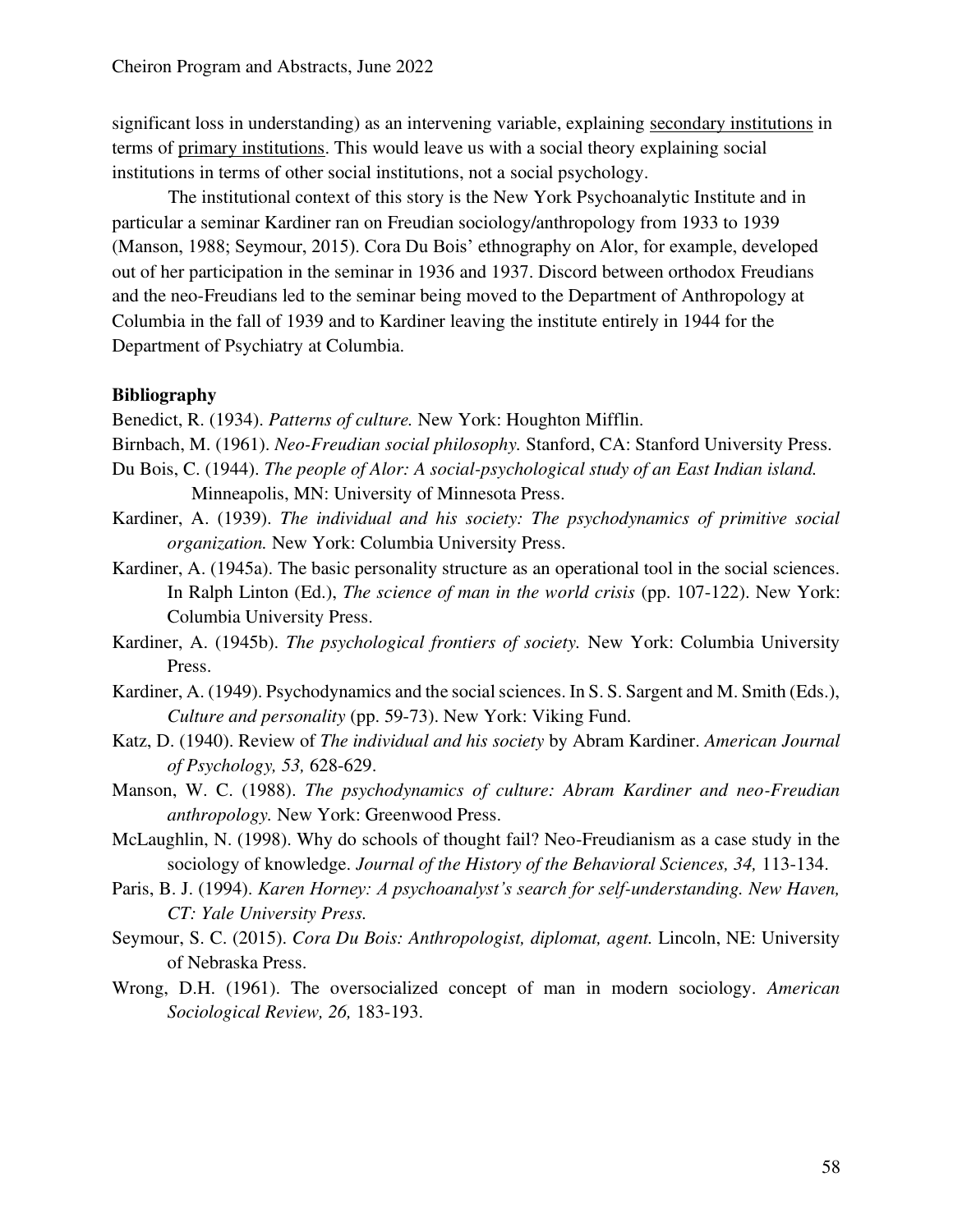significant loss in understanding) as an intervening variable, explaining <u>secondary institutions</u> in terms of <u>primary institutions</u>. This would leave us with a social theory explaining social institutions in terms of other social institutions, not a social psychology.

The institutional context of this story is the New York Psychoanalytic Institute and in particular a seminar Kardiner ran on Freudian sociology/anthropology from 1933 to 1939 (Manson, 1988; Seymour, 2015). Cora Du Bois' ethnography on Alor, for example, developed out of her participation in the seminar in 1936 and 1937. Discord between orthodox Freudians and the neo-Freudians led to the seminar being moved to the Department of Anthropology at Columbia in the fall of 1939 and to Kardiner leaving the institute entirely in 1944 for the Department of Psychiatry at Columbia.

**Bibliography**

Benedict, R. (1934). *Patterns of culture.* New York: Houghton Mifflin.

Birnbach, M. (1961). *Neo-Freudian social philosophy.* Stanford, CA: Stanford University Press.

Du Bois, C. (1944). *The people of Alor: A social-psychological study of an East Indian island.* Minneapolis, MN: University of Minnesota Press.

Kardiner, A. (1939). *The individual and his society: The psychodynamics of primitive social organization.* New York: Columbia University Press.

Kardiner, A. (1945a). The basic personality structure as an operational tool in the social sciences. In Ralph Linton (Ed.), *The science of man in the world crisis* (pp. 107-122). New York: Columbia University Press.

Kardiner, A. (1945b). *The psychological frontiers of society.* New York: Columbia University Press.

Kardiner, A. (1949). Psychodynamics and the social sciences. In S. S. Sargent and M. Smith (Eds.), *Culture and personality* (pp. 59-73). New York: Viking Fund.

Katz, D. (1940). Review of *The individual and his society* by Abram Kardiner. *American Journal of Psychology, 53,* 628-629.

Manson, W. C. (1988). *The psychodynamics of culture: Abram Kardiner and neo-Freudian anthropology.* New York: Greenwood Press.

McLaughlin, N. (1998). Why do schools of thought fail? Neo-Freudianism as a case study in the sociology of knowledge. *Journal of the History of the Behavioral Sciences, 34,* 113-134.

Paris, B. J. (1994). *Karen Horney: A psychoanalyst's search for self-understanding. New Haven, CT: Yale University Press.*

Seymour, S. C. (2015). *Cora Du Bois: Anthropologist, diplomat, agent.* Lincoln, NE: University of Nebraska Press.

Wrong, D.H. (1961). The oversocialized concept of man in modern sociology. *American Sociological Review, 26,* 183-193.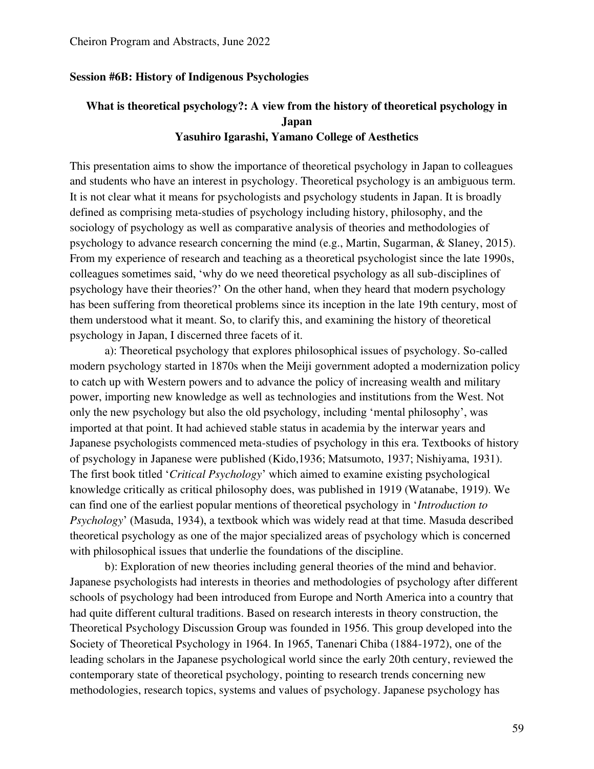**Session #6B: History of Indigenous Psychologies**

## What is theoretical psychology?: A view from the history of theoretical psychology in Japan

### Yasuhiro Igarashi, Yamano College of Aesthetics

This presentation aims to show the importance of theoretical psychology in Japan to colleagues and students who have an interest in psychology. Theoretical psychology is an ambiguous term. It is not clear what it means for psychologists and psychology students in Japan. It is broadly defined as comprising meta-studies of psychology including history, philosophy, and the sociology of psychology as well as comparative analysis of theories and methodologies of psychology to advance research concerning the mind (e.g., Martin, Sugarman, & Slaney, 2015). From my experience of research and teaching as a theoretical psychologist since the late 1990s, colleagues sometimes said, 'why do we need theoretical psychology as all sub-disciplines of psychology have their theories?' On the other hand, when they heard that modern psychology has been suffering from theoretical problems since its inception in the late 19th century, most of them understood what it meant. So, to clarify this, and examining the history of theoretical psychology in Japan, I discerned three facets of it.

a): Theoretical psychology that explores philosophical issues of psychology. So-called modern psychology started in 1870s when the Meiji government adopted a modernization policy to catch up with Western powers and to advance the policy of increasing wealth and military power, importing new knowledge as well as technologies and institutions from the West. Not only the new psychology but also the old psychology, including 'mental philosophy', was imported at that point. It had achieved stable status in academia by the interwar years and Japanese psychologists commenced meta-studies of psychology in this era. Textbooks of history of psychology in Japanese were published (Kido,1936; Matsumoto, 1937; Nishiyama, 1931). The first book titled '*Critical Psychology*' which aimed to examine existing psychological knowledge critically as critical philosophy does, was published in 1919 (Watanabe, 1919). We can find one of the earliest popular mentions of theoretical psychology in '*Introduction to Psychology*' (Masuda, 1934), a textbook which was widely read at that time. Masuda described theoretical psychology as one of the major specialized areas of psychology which is concerned with philosophical issues that underlie the foundations of the discipline.

b): Exploration of new theories including general theories of the mind and behavior. Japanese psychologists had interests in theories and methodologies of psychology after different schools of psychology had been introduced from Europe and North America into a country that had quite different cultural traditions. Based on research interests in theory construction, the Theoretical Psychology Discussion Group was founded in 1956. This group developed into the Society of Theoretical Psychology in 1964. In 1965, Tanenari Chiba (1884-1972), one of the leading scholars in the Japanese psychological world since the early 20th century, reviewed the contemporary state of theoretical psychology, pointing to research trends concerning new methodologies, research topics, systems and values of psychology. Japanese psychology has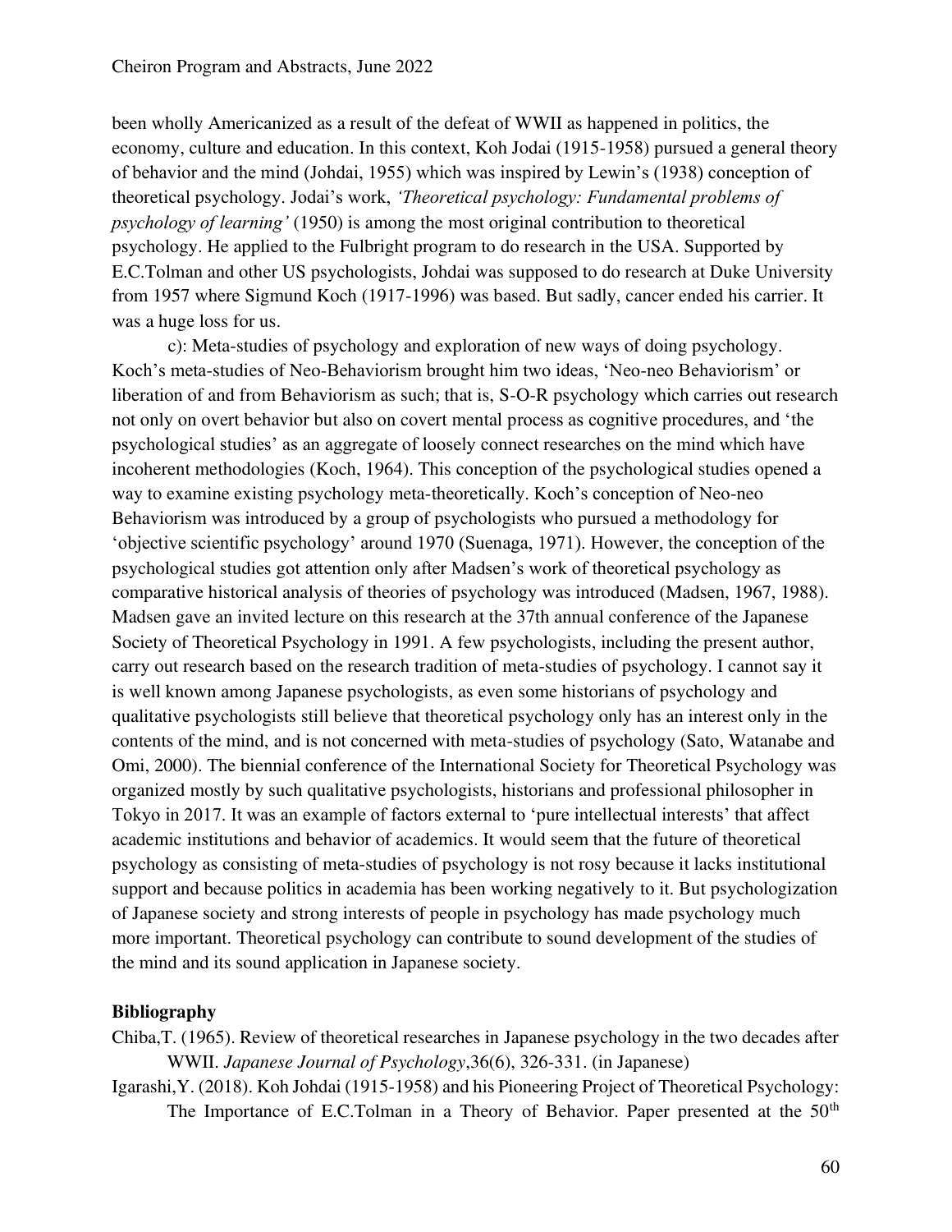been wholly Americanized as a result of the defeat of WWII as happened in politics, the economy, culture and education. In this context, Koh Jodai (1915-1958) pursued a general theory of behavior and the mind (Johdai, 1955) which was inspired by Lewin's (1938) conception of theoretical psychology. Jodai's work, *'Theoretical psychology: Fundamental problems of psychology of learning'* (1950) is among the most original contribution to theoretical psychology. He applied to the Fulbright program to do research in the USA. Supported by E.C.Tolman and other US psychologists, Johdai was supposed to do research at Duke University from 1957 where Sigmund Koch (1917-1996) was based. But sadly, cancer ended his carrier. It was a huge loss for us.

c): Meta-studies of psychology and exploration of new ways of doing psychology. Koch's meta-studies of Neo-Behaviorism brought him two ideas, 'Neo-neo Behaviorism' or liberation of and from Behaviorism as such; that is, S-O-R psychology which carries out research not only on overt behavior but also on covert mental process as cognitive procedures, and 'the psychological studies' as an aggregate of loosely connect researches on the mind which have incoherent methodologies (Koch, 1964). This conception of the psychological studies opened a way to examine existing psychology meta-theoretically. Koch's conception of Neo-neo Behaviorism was introduced by a group of psychologists who pursued a methodology for 'objective scientific psychology' around 1970 (Suenaga, 1971). However, the conception of the psychological studies got attention only after Madsen's work of theoretical psychology as comparative historical analysis of theories of psychology was introduced (Madsen, 1967, 1988). Madsen gave an invited lecture on this research at the 37th annual conference of the Japanese Society of Theoretical Psychology in 1991. A few psychologists, including the present author, carry out research based on the research tradition of meta-studies of psychology. I cannot say it is well known among Japanese psychologists, as even some historians of psychology and qualitative psychologists still believe that theoretical psychology only has an interest only in the contents of the mind, and is not concerned with meta-studies of psychology (Sato, Watanabe and Omi, 2000). The biennial conference of the International Society for Theoretical Psychology was organized mostly by such qualitative psychologists, historians and professional philosopher in Tokyo in 2017. It was an example of factors external to 'pure intellectual interests' that affect academic institutions and behavior of academics. It would seem that the future of theoretical psychology as consisting of meta-studies of psychology is not rosy because it lacks institutional support and because politics in academia has been working negatively to it. But psychologization of Japanese society and strong interests of people in psychology has made psychology much more important. Theoretical psychology can contribute to sound development of the studies of the mind and its sound application in Japanese society.

**Bibliography**

Chiba,T. (1965). Review of theoretical researches in Japanese psychology in the two decades after WWII. *Japanese Journal of Psychology*,36(6), 326-331. (in Japanese)

Igarashi,Y. (2018). Koh Johdai (1915-1958) and his Pioneering Project of Theoretical Psychology: The Importance of E.C.Tolman in a Theory of Behavior. Paper presented at the 50th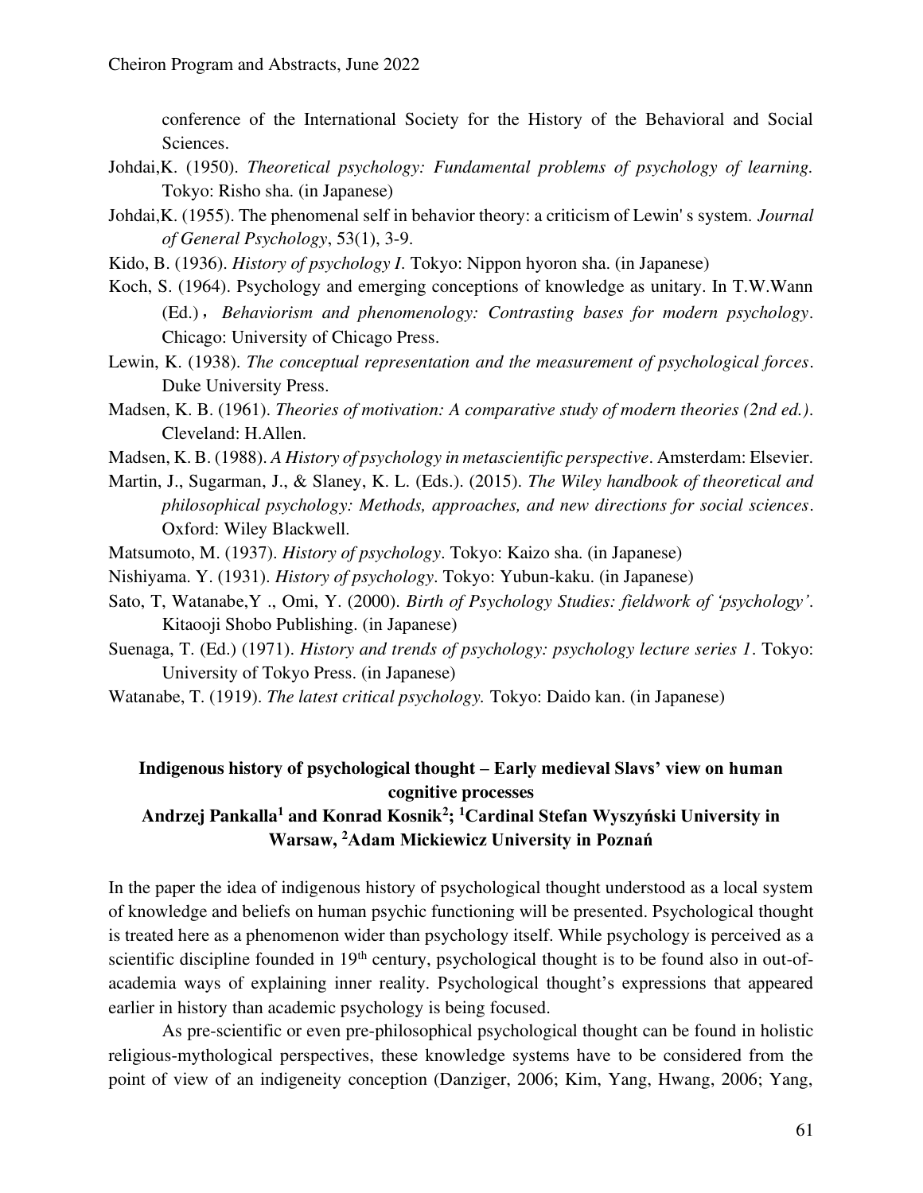conference of the International Society for the History of the Behavioral and Social Sciences.

Johdai,K. (1950). *Theoretical psychology: Fundamental problems of psychology of learning.* Tokyo: Risho sha. (in Japanese)

Johdai,K. (1955). The phenomenal self in behavior theory: a criticism of Lewin' s system. *Journal of General Psychology*, 53(1), 3-9.

Kido, B. (1936). *History of psychology I*. Tokyo: Nippon hyoron sha. (in Japanese)

Koch, S. (1964). Psychology and emerging conceptions of knowledge as unitary. In T.W.Wann (Ed.)， *Behaviorism and phenomenology: Contrasting bases for modern psychology*. Chicago: University of Chicago Press.

Lewin, K. (1938). *The conceptual representation and the measurement of psychological forces*. Duke University Press.

Madsen, K. B. (1961). *Theories of motivation: A comparative study of modern theories (2nd ed.)*. Cleveland: H.Allen.

Madsen, K. B. (1988). *A History of psychology in metascientific perspective*. Amsterdam: Elsevier.

Martin, J., Sugarman, J., & Slaney, K. L. (Eds.). (2015). *The Wiley handbook of theoretical and philosophical psychology: Methods, approaches, and new directions for social sciences*. Oxford: Wiley Blackwell.

Matsumoto, M. (1937). *History of psychology*. Tokyo: Kaizo sha. (in Japanese)

Nishiyama. Y. (1931). *History of psychology*. Tokyo: Yubun-kaku. (in Japanese)

Sato, T, Watanabe,Y ., Omi, Y. (2000). *Birth of Psychology Studies: fieldwork of 'psychology'*. Kitaooji Shobo Publishing. (in Japanese)

Suenaga, T. (Ed.) (1971). *History and trends of psychology: psychology lecture series 1*. Tokyo: University of Tokyo Press. (in Japanese)

Watanabe, T. (1919). *The latest critical psychology.* Tokyo: Daido kan. (in Japanese)

## Indigenous history of psychological thought – Early medieval Slavs' view on human cognitive processes

**Andrzej Pankalla[1] and Konrad Kosnik[2]; [1]Cardinal Stefan Wyszyński University in Warsaw, [2]Adam Mickiewicz University in Poznań**

In the paper the idea of indigenous history of psychological thought understood as a local system of knowledge and beliefs on human psychic functioning will be presented. Psychological thought is treated here as a phenomenon wider than psychology itself. While psychology is perceived as a scientific discipline founded in 19th century, psychological thought is to be found also in out-of-academia ways of explaining inner reality. Psychological thought's expressions that appeared earlier in history than academic psychology is being focused.

As pre-scientific or even pre-philosophical psychological thought can be found in holistic religious-mythological perspectives, these knowledge systems have to be considered from the point of view of an indigeneity conception (Danziger, 2006; Kim, Yang, Hwang, 2006; Yang,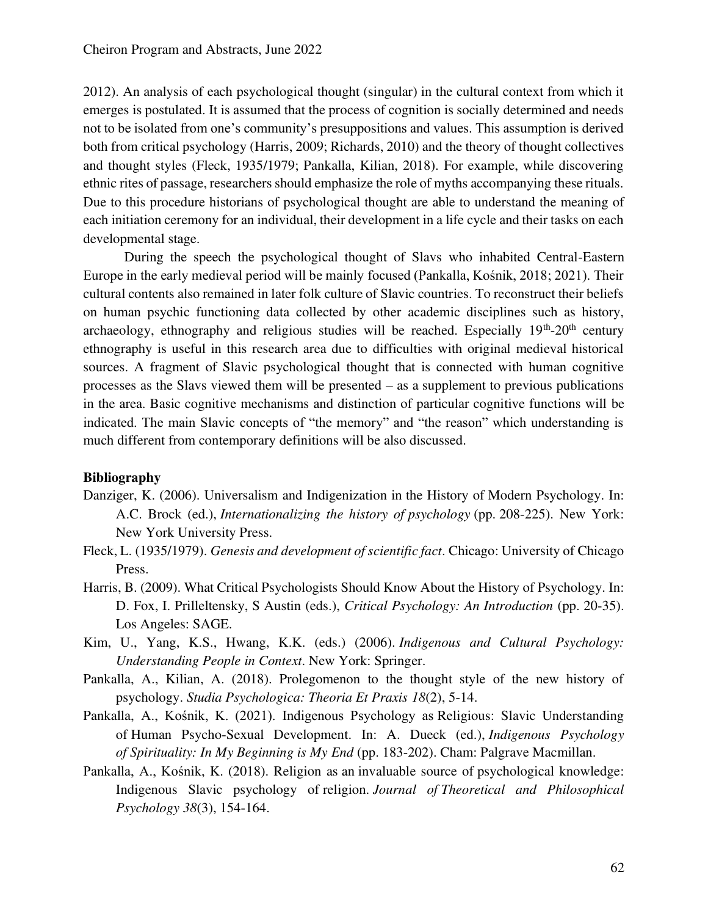2012). An analysis of each psychological thought (singular) in the cultural context from which it emerges is postulated. It is assumed that the process of cognition is socially determined and needs not to be isolated from one's community's presuppositions and values. This assumption is derived both from critical psychology (Harris, 2009; Richards, 2010) and the theory of thought collectives and thought styles (Fleck, 1935/1979; Pankalla, Kilian, 2018). For example, while discovering ethnic rites of passage, researchers should emphasize the role of myths accompanying these rituals. Due to this procedure historians of psychological thought are able to understand the meaning of each initiation ceremony for an individual, their development in a life cycle and their tasks on each developmental stage.

During the speech the psychological thought of Slavs who inhabited Central-Eastern Europe in the early medieval period will be mainly focused (Pankalla, Kośnik, 2018; 2021). Their cultural contents also remained in later folk culture of Slavic countries. To reconstruct their beliefs on human psychic functioning data collected by other academic disciplines such as history, archaeology, ethnography and religious studies will be reached. Especially 19th-20th century ethnography is useful in this research area due to difficulties with original medieval historical sources. A fragment of Slavic psychological thought that is connected with human cognitive processes as the Slavs viewed them will be presented – as a supplement to previous publications in the area. Basic cognitive mechanisms and distinction of particular cognitive functions will be indicated. The main Slavic concepts of "the memory" and "the reason" which understanding is much different from contemporary definitions will be also discussed.

**Bibliography**

Danziger, K. (2006). Universalism and Indigenization in the History of Modern Psychology. In: A.C. Brock (ed.), *Internationalizing the history of psychology* (pp. 208-225). New York: New York University Press.

Fleck, L. (1935/1979). *Genesis and development of scientific fact*. Chicago: University of Chicago Press.

Harris, B. (2009). What Critical Psychologists Should Know About the History of Psychology. In: D. Fox, I. Prilleltensky, S Austin (eds.), *Critical Psychology: An Introduction* (pp. 20-35). Los Angeles: SAGE.

Kim, U., Yang, K.S., Hwang, K.K. (eds.) (2006). *Indigenous and Cultural Psychology: Understanding People in Context*. New York: Springer.

Pankalla, A., Kilian, A. (2018). Prolegomenon to the thought style of the new history of psychology. *Studia Psychologica: Theoria Et Praxis 18*(2), 5-14.

Pankalla, A., Kośnik, K. (2021). Indigenous Psychology as Religious: Slavic Understanding of Human Psycho-Sexual Development. In: A. Dueck (ed.), *Indigenous Psychology of Spirituality: In My Beginning is My End* (pp. 183-202). Cham: Palgrave Macmillan.

Pankalla, A., Kośnik, K. (2018). Religion as an invaluable source of psychological knowledge: Indigenous Slavic psychology of religion. *Journal of Theoretical and Philosophical Psychology 38*(3), 154-164.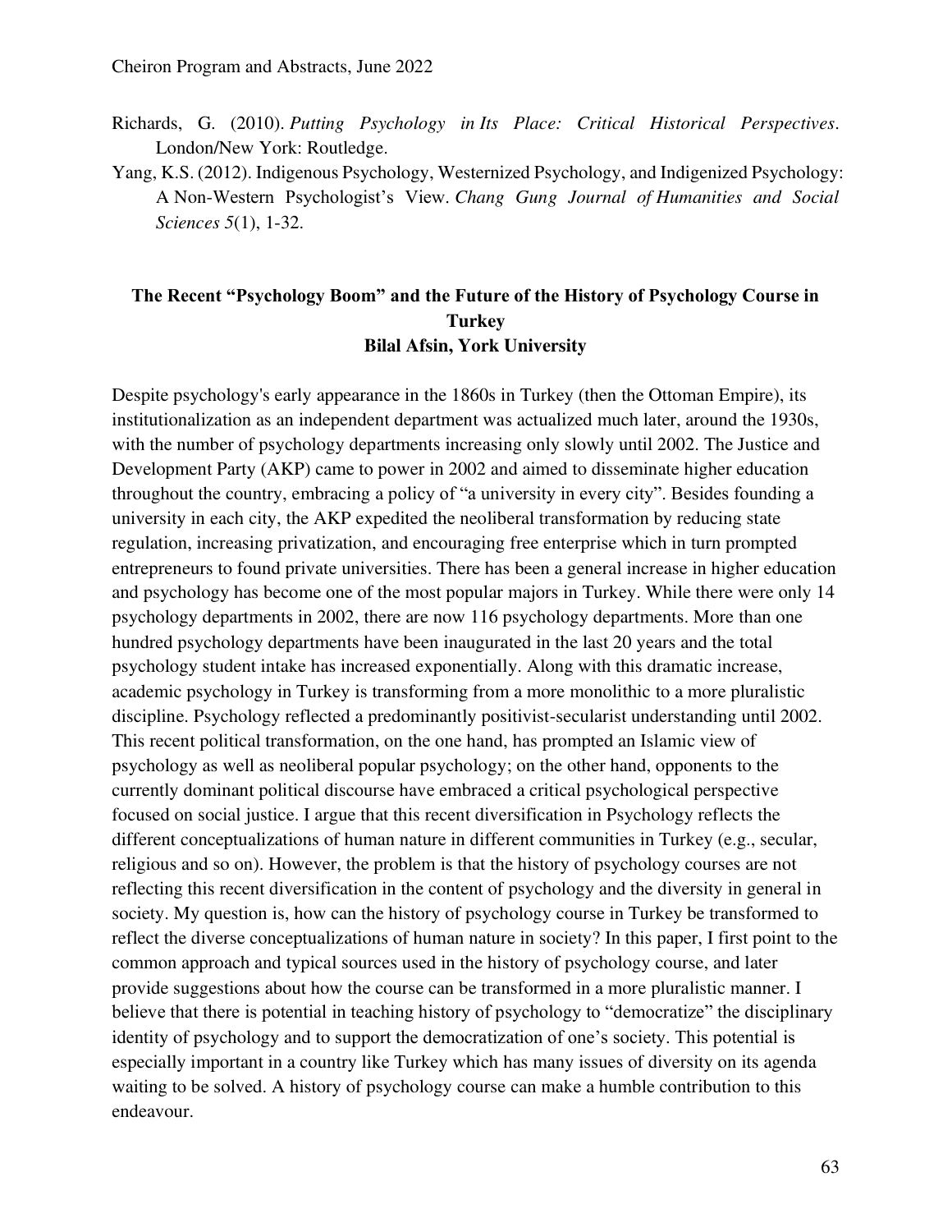Richards, G. (2010). *Putting Psychology in Its Place: Critical Historical Perspectives*. London/New York: Routledge.

Yang, K.S. (2012). Indigenous Psychology, Westernized Psychology, and Indigenized Psychology: A Non-Western Psychologist's View. *Chang Gung Journal of Humanities and Social Sciences 5*(1), 1-32.

## The Recent "Psychology Boom" and the Future of the History of Psychology Course in Turkey

**Bilal Afsin, York University**

Despite psychology's early appearance in the 1860s in Turkey (then the Ottoman Empire), its institutionalization as an independent department was actualized much later, around the 1930s, with the number of psychology departments increasing only slowly until 2002. The Justice and Development Party (AKP) came to power in 2002 and aimed to disseminate higher education throughout the country, embracing a policy of "a university in every city". Besides founding a university in each city, the AKP expedited the neoliberal transformation by reducing state regulation, increasing privatization, and encouraging free enterprise which in turn prompted entrepreneurs to found private universities. There has been a general increase in higher education and psychology has become one of the most popular majors in Turkey. While there were only 14 psychology departments in 2002, there are now 116 psychology departments. More than one hundred psychology departments have been inaugurated in the last 20 years and the total psychology student intake has increased exponentially. Along with this dramatic increase, academic psychology in Turkey is transforming from a more monolithic to a more pluralistic discipline. Psychology reflected a predominantly positivist-secularist understanding until 2002. This recent political transformation, on the one hand, has prompted an Islamic view of psychology as well as neoliberal popular psychology; on the other hand, opponents to the currently dominant political discourse have embraced a critical psychological perspective focused on social justice. I argue that this recent diversification in Psychology reflects the different conceptualizations of human nature in different communities in Turkey (e.g., secular, religious and so on). However, the problem is that the history of psychology courses are not reflecting this recent diversification in the content of psychology and the diversity in general in society. My question is, how can the history of psychology course in Turkey be transformed to reflect the diverse conceptualizations of human nature in society? In this paper, I first point to the common approach and typical sources used in the history of psychology course, and later provide suggestions about how the course can be transformed in a more pluralistic manner. I believe that there is potential in teaching history of psychology to "democratize" the disciplinary identity of psychology and to support the democratization of one's society. This potential is especially important in a country like Turkey which has many issues of diversity on its agenda waiting to be solved. A history of psychology course can make a humble contribution to this endeavour.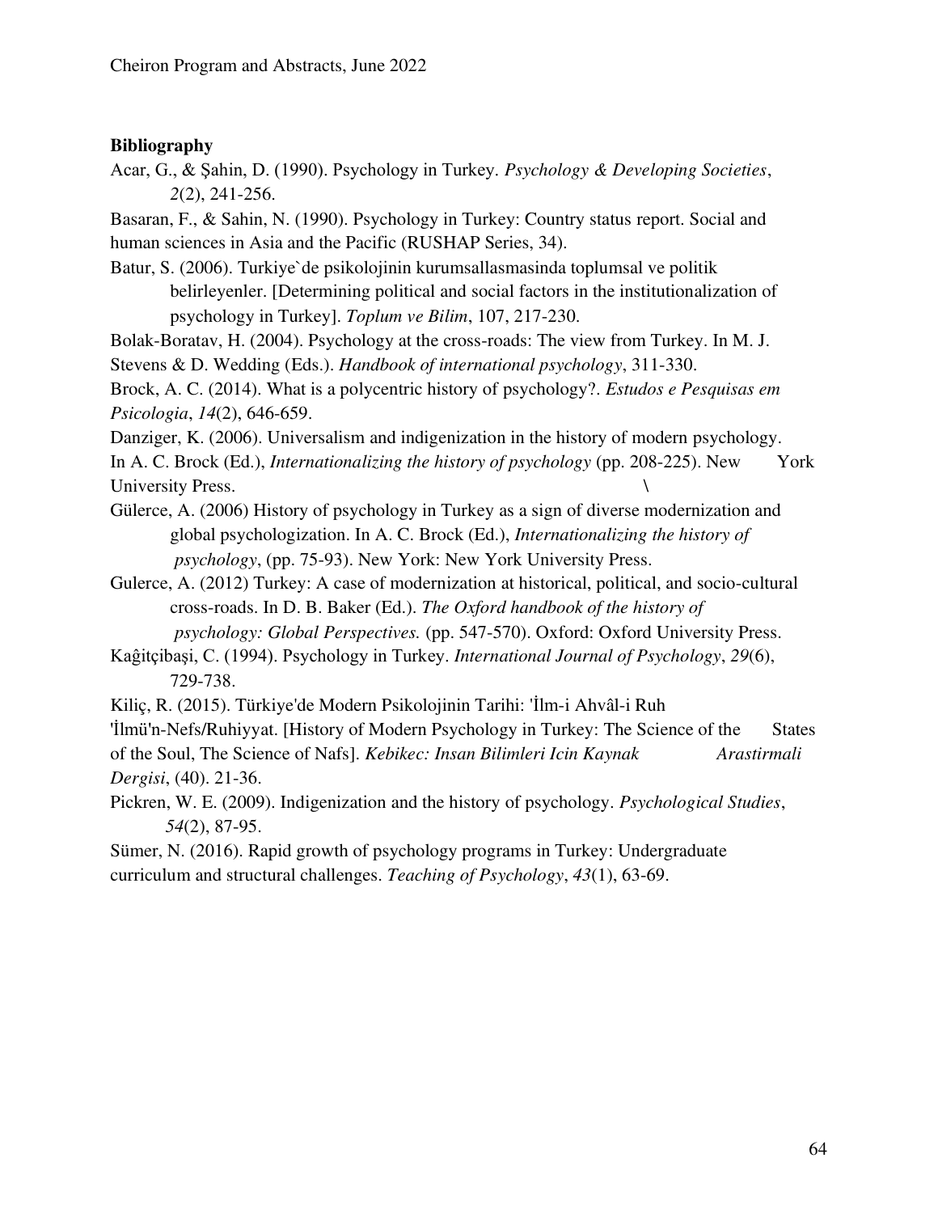**Bibliography**

Acar, G., & Şahin, D. (1990). Psychology in Turkey. *Psychology & Developing Societies*, *2*(2), 241-256.

Basaran, F., & Sahin, N. (1990). Psychology in Turkey: Country status report. Social and human sciences in Asia and the Pacific (RUSHAP Series, 34).

Batur, S. (2006). Turkiye`de psikolojinin kurumsallasmasinda toplumsal ve politik belirleyenler. [Determining political and social factors in the institutionalization of psychology in Turkey]. *Toplum ve Bilim*, 107, 217-230.

Bolak-Boratav, H. (2004). Psychology at the cross-roads: The view from Turkey. In M. J. Stevens & D. Wedding (Eds.). *Handbook of international psychology*, 311-330.

Brock, A. C. (2014). What is a polycentric history of psychology?. *Estudos e Pesquisas em Psicologia*, *14*(2), 646-659.

Danziger, K. (2006). Universalism and indigenization in the history of modern psychology. In A. C. Brock (Ed.), *Internationalizing the history of psychology* (pp. 208-225). New York University Press. \

Gülerce, A. (2006) History of psychology in Turkey as a sign of diverse modernization and global psychologization. In A. C. Brock (Ed.), *Internationalizing the history of psychology*, (pp. 75-93). New York: New York University Press.

Gulerce, A. (2012) Turkey: A case of modernization at historical, political, and socio-cultural cross-roads. In D. B. Baker (Ed.). *The Oxford handbook of the history of psychology: Global Perspectives.* (pp. 547-570). Oxford: Oxford University Press.

Kaĝitçibaşi, C. (1994). Psychology in Turkey. *International Journal of Psychology*, *29*(6), 729-738.

Kiliç, R. (2015). Türkiye'de Modern Psikolojinin Tarihi: 'İlm-i Ahvâl-i Ruh 'İlmü'n-Nefs/Ruhiyyat. [History of Modern Psychology in Turkey: The Science of the States of the Soul, The Science of Nafs]. *Kebikec: Insan Bilimleri Icin Kaynak Arastirmali Dergisi*, (40). 21-36.

Pickren, W. E. (2009). Indigenization and the history of psychology. *Psychological Studies*, *54*(2), 87-95.

Sümer, N. (2016). Rapid growth of psychology programs in Turkey: Undergraduate curriculum and structural challenges. *Teaching of Psychology*, *43*(1), 63-69.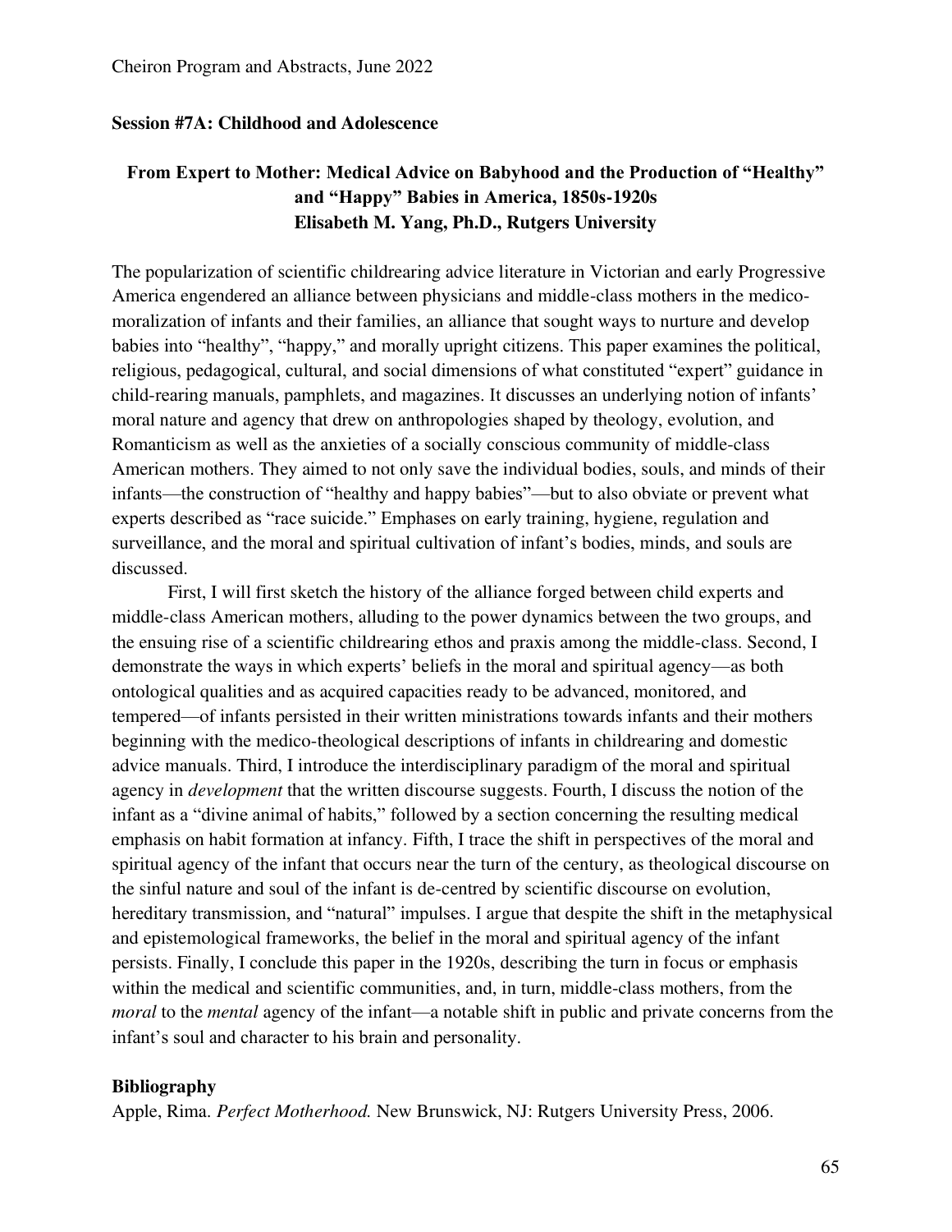## Session #7A: Childhood and Adolescence

### From Expert to Mother: Medical Advice on Babyhood and the Production of "Healthy" and "Happy" Babies in America, 1850s-1920s
### Elisabeth M. Yang, Ph.D., Rutgers University

The popularization of scientific childrearing advice literature in Victorian and early Progressive America engendered an alliance between physicians and middle-class mothers in the medico-moralization of infants and their families, an alliance that sought ways to nurture and develop babies into "healthy", "happy," and morally upright citizens. This paper examines the political, religious, pedagogical, cultural, and social dimensions of what constituted "expert" guidance in child-rearing manuals, pamphlets, and magazines. It discusses an underlying notion of infants' moral nature and agency that drew on anthropologies shaped by theology, evolution, and Romanticism as well as the anxieties of a socially conscious community of middle-class American mothers. They aimed to not only save the individual bodies, souls, and minds of their infants—the construction of "healthy and happy babies"—but to also obviate or prevent what experts described as "race suicide." Emphases on early training, hygiene, regulation and surveillance, and the moral and spiritual cultivation of infant's bodies, minds, and souls are discussed.

First, I will first sketch the history of the alliance forged between child experts and middle-class American mothers, alluding to the power dynamics between the two groups, and the ensuing rise of a scientific childrearing ethos and praxis among the middle-class. Second, I demonstrate the ways in which experts' beliefs in the moral and spiritual agency—as both ontological qualities and as acquired capacities ready to be advanced, monitored, and tempered—of infants persisted in their written ministrations towards infants and their mothers beginning with the medico-theological descriptions of infants in childrearing and domestic advice manuals. Third, I introduce the interdisciplinary paradigm of the moral and spiritual agency in *development* that the written discourse suggests. Fourth, I discuss the notion of the infant as a "divine animal of habits," followed by a section concerning the resulting medical emphasis on habit formation at infancy. Fifth, I trace the shift in perspectives of the moral and spiritual agency of the infant that occurs near the turn of the century, as theological discourse on the sinful nature and soul of the infant is de-centred by scientific discourse on evolution, hereditary transmission, and "natural" impulses. I argue that despite the shift in the metaphysical and epistemological frameworks, the belief in the moral and spiritual agency of the infant persists. Finally, I conclude this paper in the 1920s, describing the turn in focus or emphasis within the medical and scientific communities, and, in turn, middle-class mothers, from the *moral* to the *mental* agency of the infant—a notable shift in public and private concerns from the infant's soul and character to his brain and personality.

### Bibliography

Apple, Rima. *Perfect Motherhood.* New Brunswick, NJ: Rutgers University Press, 2006.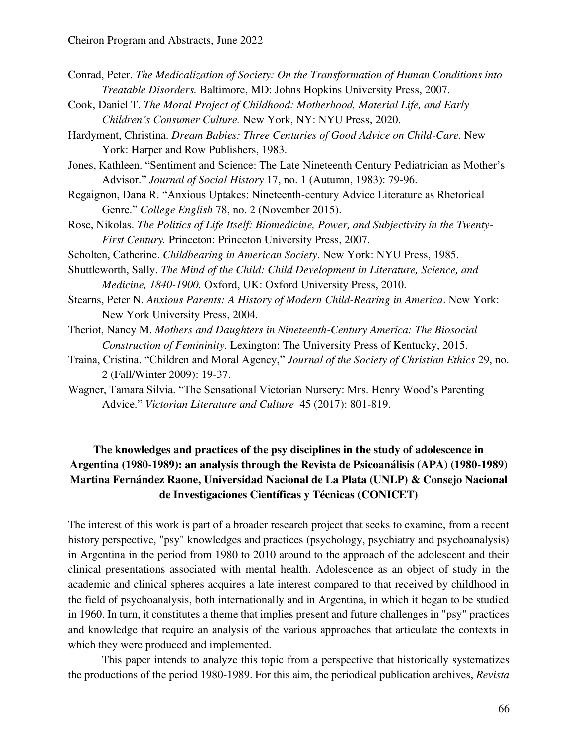Conrad, Peter. *The Medicalization of Society: On the Transformation of Human Conditions into Treatable Disorders.* Baltimore, MD: Johns Hopkins University Press, 2007.

Cook, Daniel T. *The Moral Project of Childhood: Motherhood, Material Life, and Early Children's Consumer Culture.* New York, NY: NYU Press, 2020.

Hardyment, Christina. *Dream Babies: Three Centuries of Good Advice on Child-Care.* New York: Harper and Row Publishers, 1983.

Jones, Kathleen. "Sentiment and Science: The Late Nineteenth Century Pediatrician as Mother's Advisor." *Journal of Social History* 17, no. 1 (Autumn, 1983): 79-96.

Regaignon, Dana R. "Anxious Uptakes: Nineteenth-century Advice Literature as Rhetorical Genre." *College English* 78, no. 2 (November 2015).

Rose, Nikolas. *The Politics of Life Itself: Biomedicine, Power, and Subjectivity in the Twenty-First Century.* Princeton: Princeton University Press, 2007.

Scholten, Catherine. *Childbearing in American Society*. New York: NYU Press, 1985.

Shuttleworth, Sally. *The Mind of the Child: Child Development in Literature, Science, and Medicine, 1840-1900.* Oxford, UK: Oxford University Press, 2010.

Stearns, Peter N. *Anxious Parents: A History of Modern Child-Rearing in America*. New York: New York University Press, 2004.

Theriot, Nancy M. *Mothers and Daughters in Nineteenth-Century America: The Biosocial Construction of Femininity.* Lexington: The University Press of Kentucky, 2015.

Traina, Cristina. "Children and Moral Agency," *Journal of the Society of Christian Ethics* 29, no. 2 (Fall/Winter 2009): 19-37.

Wagner, Tamara Silvia. "The Sensational Victorian Nursery: Mrs. Henry Wood's Parenting Advice." *Victorian Literature and Culture* 45 (2017): 801-819.

**The knowledges and practices of the psy disciplines in the study of adolescence in Argentina (1980-1989): an analysis through the Revista de Psicoanálisis (APA) (1980-1989)**
**Martina Fernández Raone, Universidad Nacional de La Plata (UNLP) & Consejo Nacional de Investigaciones Científicas y Técnicas (CONICET)**

The interest of this work is part of a broader research project that seeks to examine, from a recent history perspective, "psy" knowledges and practices (psychology, psychiatry and psychoanalysis) in Argentina in the period from 1980 to 2010 around to the approach of the adolescent and their clinical presentations associated with mental health. Adolescence as an object of study in the academic and clinical spheres acquires a late interest compared to that received by childhood in the field of psychoanalysis, both internationally and in Argentina, in which it began to be studied in 1960. In turn, it constitutes a theme that implies present and future challenges in "psy" practices and knowledge that require an analysis of the various approaches that articulate the contexts in which they were produced and implemented.

This paper intends to analyze this topic from a perspective that historically systematizes the productions of the period 1980-1989. For this aim, the periodical publication archives, *Revista*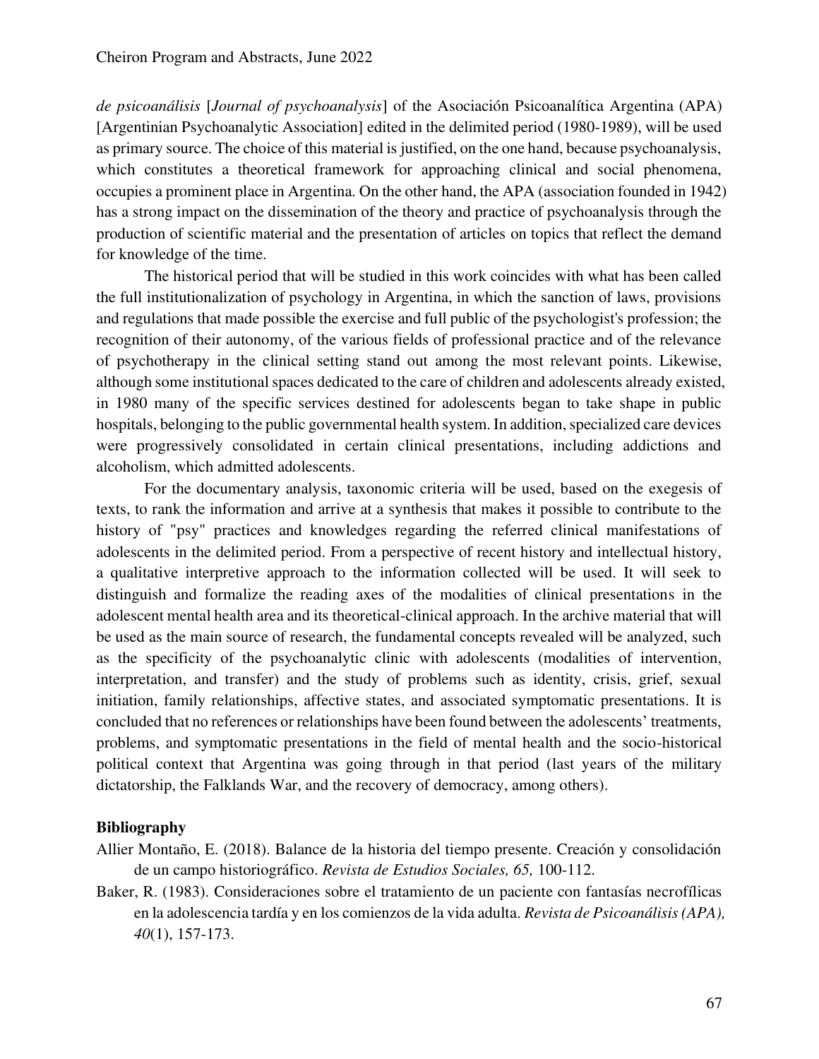*de psicoanálisis* [*Journal of psychoanalysis*] of the Asociación Psicoanalítica Argentina (APA) [Argentinian Psychoanalytic Association] edited in the delimited period (1980-1989), will be used as primary source. The choice of this material is justified, on the one hand, because psychoanalysis, which constitutes a theoretical framework for approaching clinical and social phenomena, occupies a prominent place in Argentina. On the other hand, the APA (association founded in 1942) has a strong impact on the dissemination of the theory and practice of psychoanalysis through the production of scientific material and the presentation of articles on topics that reflect the demand for knowledge of the time.

The historical period that will be studied in this work coincides with what has been called the full institutionalization of psychology in Argentina, in which the sanction of laws, provisions and regulations that made possible the exercise and full public of the psychologist's profession; the recognition of their autonomy, of the various fields of professional practice and of the relevance of psychotherapy in the clinical setting stand out among the most relevant points. Likewise, although some institutional spaces dedicated to the care of children and adolescents already existed, in 1980 many of the specific services destined for adolescents began to take shape in public hospitals, belonging to the public governmental health system. In addition, specialized care devices were progressively consolidated in certain clinical presentations, including addictions and alcoholism, which admitted adolescents.

For the documentary analysis, taxonomic criteria will be used, based on the exegesis of texts, to rank the information and arrive at a synthesis that makes it possible to contribute to the history of "psy" practices and knowledges regarding the referred clinical manifestations of adolescents in the delimited period. From a perspective of recent history and intellectual history, a qualitative interpretive approach to the information collected will be used. It will seek to distinguish and formalize the reading axes of the modalities of clinical presentations in the adolescent mental health area and its theoretical-clinical approach. In the archive material that will be used as the main source of research, the fundamental concepts revealed will be analyzed, such as the specificity of the psychoanalytic clinic with adolescents (modalities of intervention, interpretation, and transfer) and the study of problems such as identity, crisis, grief, sexual initiation, family relationships, affective states, and associated symptomatic presentations. It is concluded that no references or relationships have been found between the adolescents' treatments, problems, and symptomatic presentations in the field of mental health and the socio-historical political context that Argentina was going through in that period (last years of the military dictatorship, the Falklands War, and the recovery of democracy, among others).

**Bibliography**

Allier Montaño, E. (2018). Balance de la historia del tiempo presente. Creación y consolidación de un campo historiográfico. *Revista de Estudios Sociales, 65,* 100-112.

Baker, R. (1983). Consideraciones sobre el tratamiento de un paciente con fantasías necrofílicas en la adolescencia tardía y en los comienzos de la vida adulta. *Revista de Psicoanálisis (APA), 40*(1), 157-173.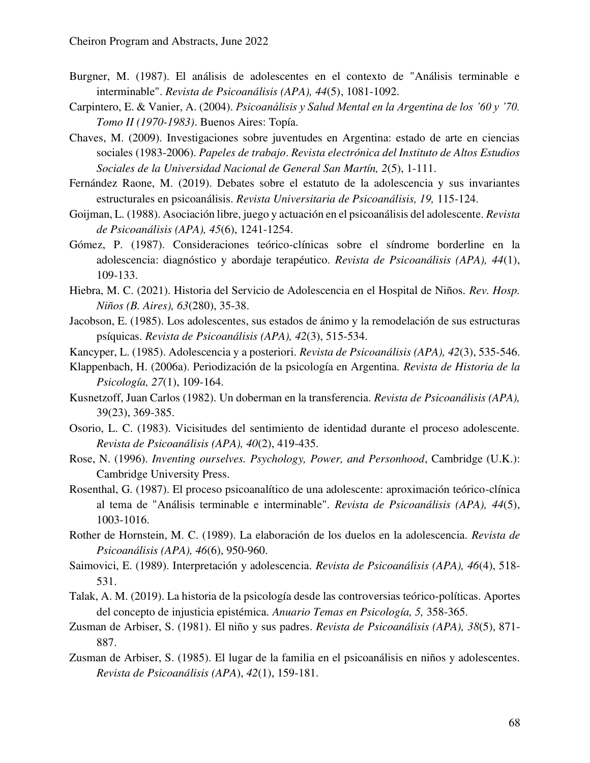Burgner, M. (1987). El análisis de adolescentes en el contexto de "Análisis terminable e interminable". *Revista de Psicoanálisis (APA), 44*(5), 1081-1092.

Carpintero, E. & Vanier, A. (2004). *Psicoanálisis y Salud Mental en la Argentina de los '60 y '70. Tomo II (1970-1983)*. Buenos Aires: Topía.

Chaves, M. (2009). Investigaciones sobre juventudes en Argentina: estado de arte en ciencias sociales (1983-2006). *Papeles de trabajo*. *Revista electrónica del Instituto de Altos Estudios Sociales de la Universidad Nacional de General San Martín, 2*(5), 1-111.

Fernández Raone, M. (2019). Debates sobre el estatuto de la adolescencia y sus invariantes estructurales en psicoanálisis. *Revista Universitaria de Psicoanálisis, 19,* 115-124.

Goijman, L. (1988). Asociación libre, juego y actuación en el psicoanálisis del adolescente. *Revista de Psicoanálisis (APA), 45*(6), 1241-1254.

Gómez, P. (1987). Consideraciones teórico-clínicas sobre el síndrome borderline en la adolescencia: diagnóstico y abordaje terapéutico. *Revista de Psicoanálisis (APA), 44*(1), 109-133.

Hiebra, M. C. (2021). Historia del Servicio de Adolescencia en el Hospital de Niños. *Rev. Hosp. Niños (B. Aires), 63*(280), 35-38.

Jacobson, E. (1985). Los adolescentes, sus estados de ánimo y la remodelación de sus estructuras psíquicas. *Revista de Psicoanálisis (APA), 42*(3), 515-534.

Kancyper, L. (1985). Adolescencia y a posteriori. *Revista de Psicoanálisis (APA), 42*(3), 535-546.

Klappenbach, H. (2006a). Periodización de la psicología en Argentina. *Revista de Historia de la Psicología, 27*(1), 109-164.

Kusnetzoff, Juan Carlos (1982). Un doberman en la transferencia. *Revista de Psicoanálisis (APA),* 39(23), 369-385.

Osorio, L. C. (1983). Vicisitudes del sentimiento de identidad durante el proceso adolescente. *Revista de Psicoanálisis (APA), 40*(2), 419-435.

Rose, N. (1996). *Inventing ourselves. Psychology, Power, and Personhood*, Cambridge (U.K.): Cambridge University Press.

Rosenthal, G. (1987). El proceso psicoanalítico de una adolescente: aproximación teórico-clínica al tema de "Análisis terminable e interminable". *Revista de Psicoanálisis (APA), 44*(5), 1003-1016.

Rother de Hornstein, M. C. (1989). La elaboración de los duelos en la adolescencia. *Revista de Psicoanálisis (APA), 46*(6), 950-960.

Saimovici, E. (1989). Interpretación y adolescencia. *Revista de Psicoanálisis (APA), 46*(4), 518-531.

Talak, A. M. (2019). La historia de la psicología desde las controversias teórico-políticas. Aportes del concepto de injusticia epistémica. *Anuario Temas en Psicología, 5,* 358-365.

Zusman de Arbiser, S. (1981). El niño y sus padres. *Revista de Psicoanálisis (APA), 38*(5), 871-887.

Zusman de Arbiser, S. (1985). El lugar de la familia en el psicoanálisis en niños y adolescentes. *Revista de Psicoanálisis (APA)*, *42*(1), 159-181.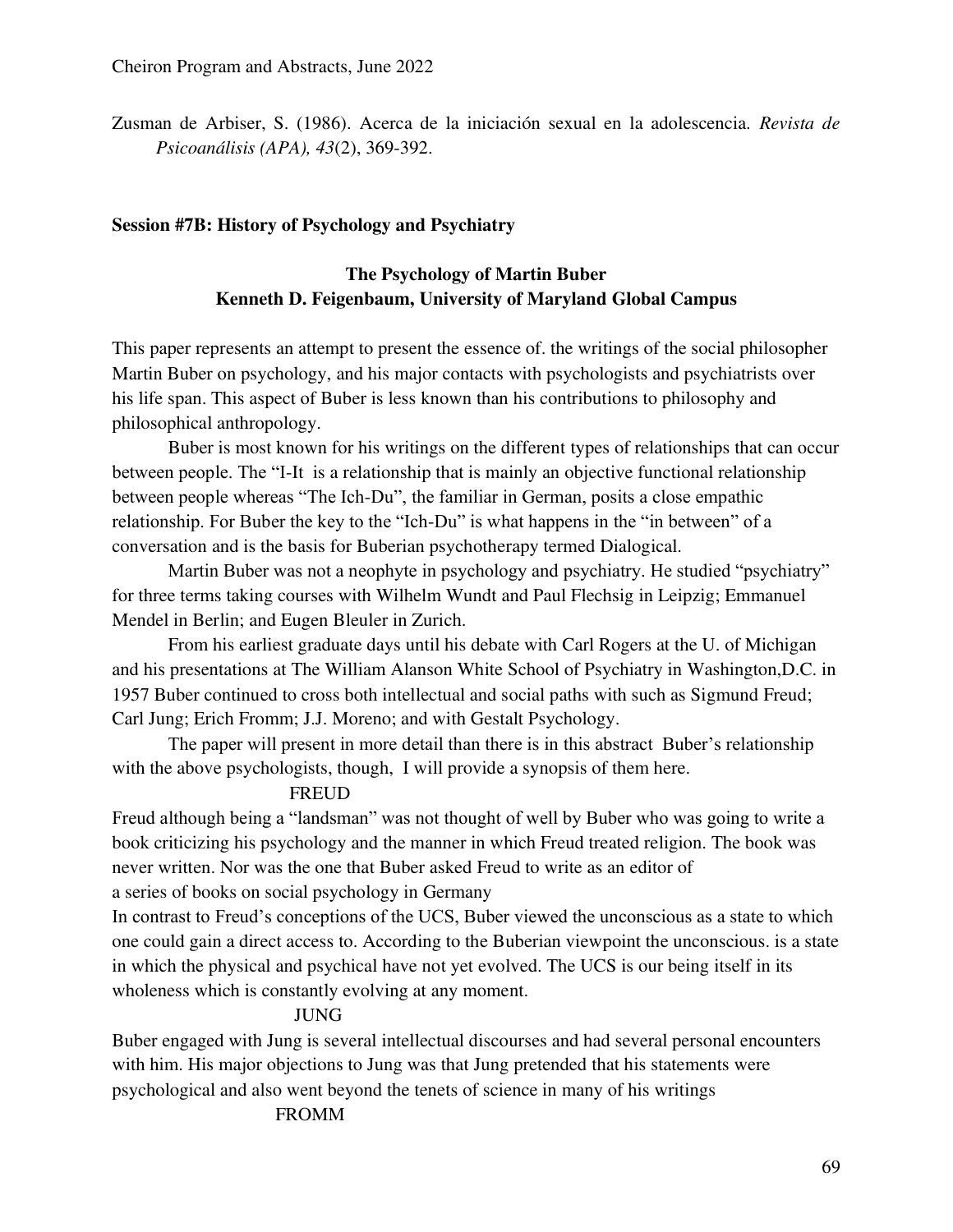Zusman de Arbiser, S. (1986). Acerca de la iniciación sexual en la adolescencia. *Revista de Psicoanálisis (APA), 43*(2), 369-392.

**Session #7B: History of Psychology and Psychiatry**

## The Psychology of Martin Buber
### Kenneth D. Feigenbaum, University of Maryland Global Campus

This paper represents an attempt to present the essence of. the writings of the social philosopher Martin Buber on psychology, and his major contacts with psychologists and psychiatrists over his life span. This aspect of Buber is less known than his contributions to philosophy and philosophical anthropology.

Buber is most known for his writings on the different types of relationships that can occur between people. The "I-It is a relationship that is mainly an objective functional relationship between people whereas "The Ich-Du", the familiar in German, posits a close empathic relationship. For Buber the key to the "Ich-Du" is what happens in the "in between" of a conversation and is the basis for Buberian psychotherapy termed Dialogical.

Martin Buber was not a neophyte in psychology and psychiatry. He studied "psychiatry" for three terms taking courses with Wilhelm Wundt and Paul Flechsig in Leipzig; Emmanuel Mendel in Berlin; and Eugen Bleuler in Zurich.

From his earliest graduate days until his debate with Carl Rogers at the U. of Michigan and his presentations at The William Alanson White School of Psychiatry in Washington,D.C. in 1957 Buber continued to cross both intellectual and social paths with such as Sigmund Freud; Carl Jung; Erich Fromm; J.J. Moreno; and with Gestalt Psychology.

The paper will present in more detail than there is in this abstract Buber's relationship with the above psychologists, though, I will provide a synopsis of them here.

FREUD

Freud although being a "landsman" was not thought of well by Buber who was going to write a book criticizing his psychology and the manner in which Freud treated religion. The book was never written. Nor was the one that Buber asked Freud to write as an editor of a series of books on social psychology in Germany

In contrast to Freud's conceptions of the UCS, Buber viewed the unconscious as a state to which one could gain a direct access to. According to the Buberian viewpoint the unconscious. is a state in which the physical and psychical have not yet evolved. The UCS is our being itself in its wholeness which is constantly evolving at any moment.

JUNG

Buber engaged with Jung is several intellectual discourses and had several personal encounters with him. His major objections to Jung was that Jung pretended that his statements were psychological and also went beyond the tenets of science in many of his writings

FROMM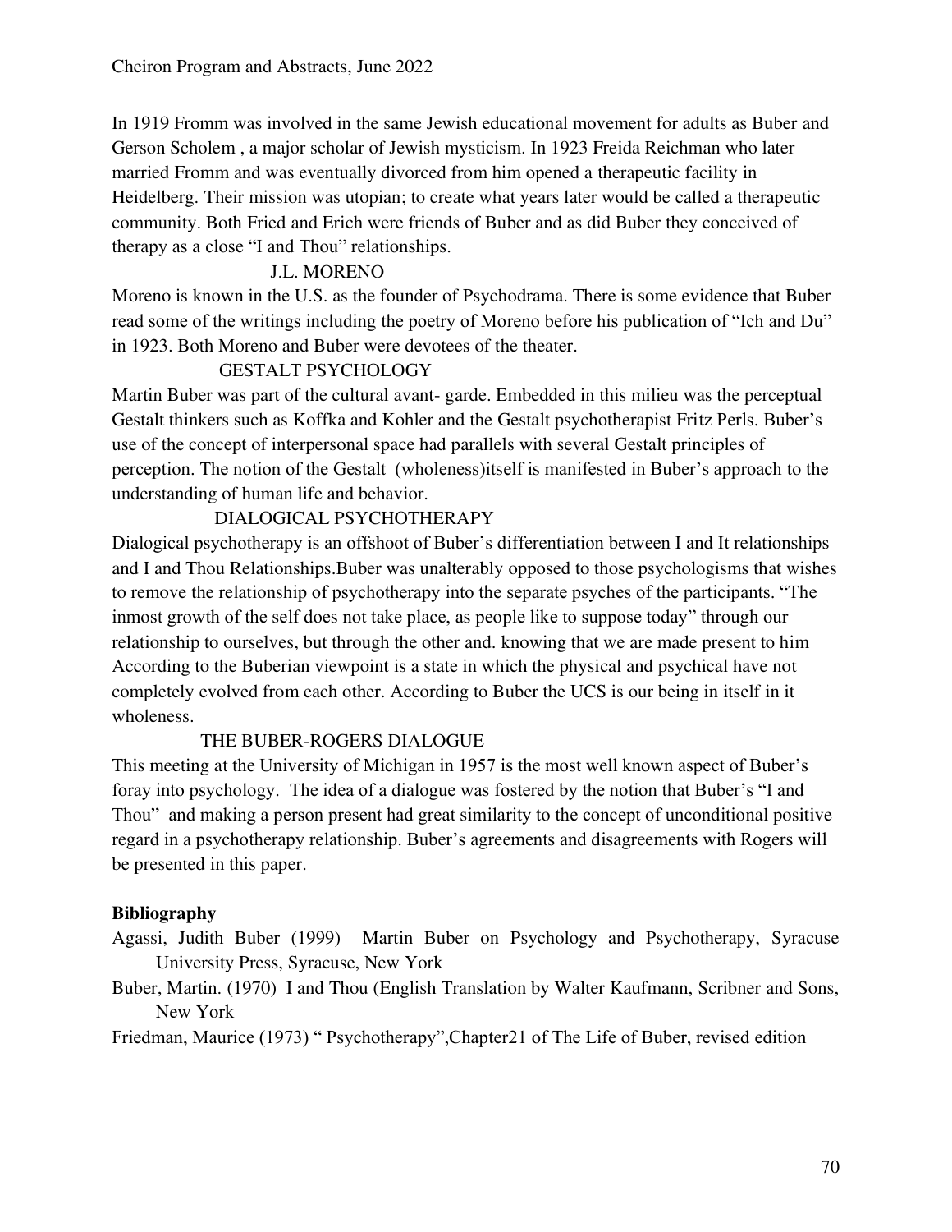In 1919 Fromm was involved in the same Jewish educational movement for adults as Buber and Gerson Scholem , a major scholar of Jewish mysticism. In 1923 Freida Reichman who later married Fromm and was eventually divorced from him opened a therapeutic facility in Heidelberg. Their mission was utopian; to create what years later would be called a therapeutic community. Both Fried and Erich were friends of Buber and as did Buber they conceived of therapy as a close "I and Thou" relationships.

### J.L. MORENO

Moreno is known in the U.S. as the founder of Psychodrama. There is some evidence that Buber read some of the writings including the poetry of Moreno before his publication of "Ich and Du" in 1923. Both Moreno and Buber were devotees of the theater.

### GESTALT PSYCHOLOGY

Martin Buber was part of the cultural avant- garde. Embedded in this milieu was the perceptual Gestalt thinkers such as Koffka and Kohler and the Gestalt psychotherapist Fritz Perls. Buber's use of the concept of interpersonal space had parallels with several Gestalt principles of perception. The notion of the Gestalt (wholeness)itself is manifested in Buber's approach to the understanding of human life and behavior.

### DIALOGICAL PSYCHOTHERAPY

Dialogical psychotherapy is an offshoot of Buber's differentiation between I and It relationships and I and Thou Relationships.Buber was unalterably opposed to those psychologisms that wishes to remove the relationship of psychotherapy into the separate psyches of the participants. "The inmost growth of the self does not take place, as people like to suppose today" through our relationship to ourselves, but through the other and. knowing that we are made present to him According to the Buberian viewpoint is a state in which the physical and psychical have not completely evolved from each other. According to Buber the UCS is our being in itself in it wholeness.

### THE BUBER-ROGERS DIALOGUE

This meeting at the University of Michigan in 1957 is the most well known aspect of Buber's foray into psychology. The idea of a dialogue was fostered by the notion that Buber's "I and Thou" and making a person present had great similarity to the concept of unconditional positive regard in a psychotherapy relationship. Buber's agreements and disagreements with Rogers will be presented in this paper.

**Bibliography**

Agassi, Judith Buber (1999) Martin Buber on Psychology and Psychotherapy, Syracuse University Press, Syracuse, New York

Buber, Martin. (1970) I and Thou (English Translation by Walter Kaufmann, Scribner and Sons, New York

Friedman, Maurice (1973) " Psychotherapy",Chapter21 of The Life of Buber, revised edition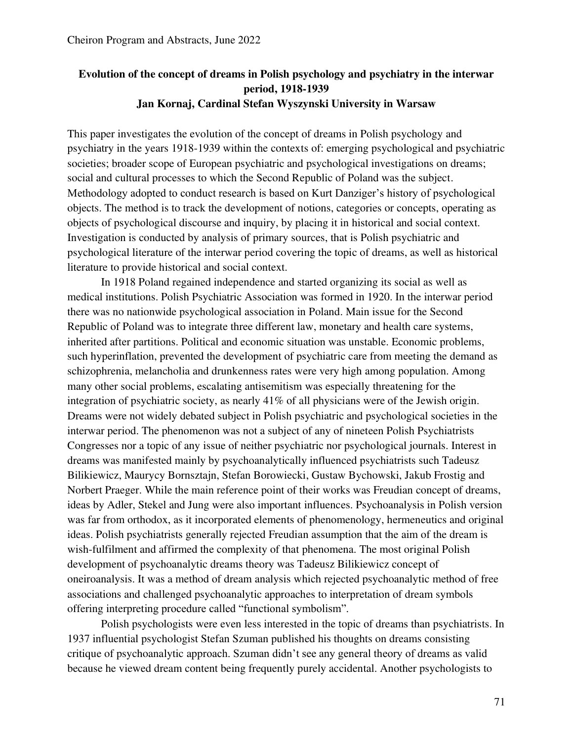## Evolution of the concept of dreams in Polish psychology and psychiatry in the interwar period, 1918-1939

**Jan Kornaj, Cardinal Stefan Wyszynski University in Warsaw**

This paper investigates the evolution of the concept of dreams in Polish psychology and psychiatry in the years 1918-1939 within the contexts of: emerging psychological and psychiatric societies; broader scope of European psychiatric and psychological investigations on dreams; social and cultural processes to which the Second Republic of Poland was the subject. Methodology adopted to conduct research is based on Kurt Danziger's history of psychological objects. The method is to track the development of notions, categories or concepts, operating as objects of psychological discourse and inquiry, by placing it in historical and social context. Investigation is conducted by analysis of primary sources, that is Polish psychiatric and psychological literature of the interwar period covering the topic of dreams, as well as historical literature to provide historical and social context.

In 1918 Poland regained independence and started organizing its social as well as medical institutions. Polish Psychiatric Association was formed in 1920. In the interwar period there was no nationwide psychological association in Poland. Main issue for the Second Republic of Poland was to integrate three different law, monetary and health care systems, inherited after partitions. Political and economic situation was unstable. Economic problems, such hyperinflation, prevented the development of psychiatric care from meeting the demand as schizophrenia, melancholia and drunkenness rates were very high among population. Among many other social problems, escalating antisemitism was especially threatening for the integration of psychiatric society, as nearly 41% of all physicians were of the Jewish origin. Dreams were not widely debated subject in Polish psychiatric and psychological societies in the interwar period. The phenomenon was not a subject of any of nineteen Polish Psychiatrists Congresses nor a topic of any issue of neither psychiatric nor psychological journals. Interest in dreams was manifested mainly by psychoanalytically influenced psychiatrists such Tadeusz Bilikiewicz, Maurycy Bornsztajn, Stefan Borowiecki, Gustaw Bychowski, Jakub Frostig and Norbert Praeger. While the main reference point of their works was Freudian concept of dreams, ideas by Adler, Stekel and Jung were also important influences. Psychoanalysis in Polish version was far from orthodox, as it incorporated elements of phenomenology, hermeneutics and original ideas. Polish psychiatrists generally rejected Freudian assumption that the aim of the dream is wish-fulfilment and affirmed the complexity of that phenomena. The most original Polish development of psychoanalytic dreams theory was Tadeusz Bilikiewicz concept of oneiroanalysis. It was a method of dream analysis which rejected psychoanalytic method of free associations and challenged psychoanalytic approaches to interpretation of dream symbols offering interpreting procedure called "functional symbolism".

Polish psychologists were even less interested in the topic of dreams than psychiatrists. In 1937 influential psychologist Stefan Szuman published his thoughts on dreams consisting critique of psychoanalytic approach. Szuman didn't see any general theory of dreams as valid because he viewed dream content being frequently purely accidental. Another psychologists to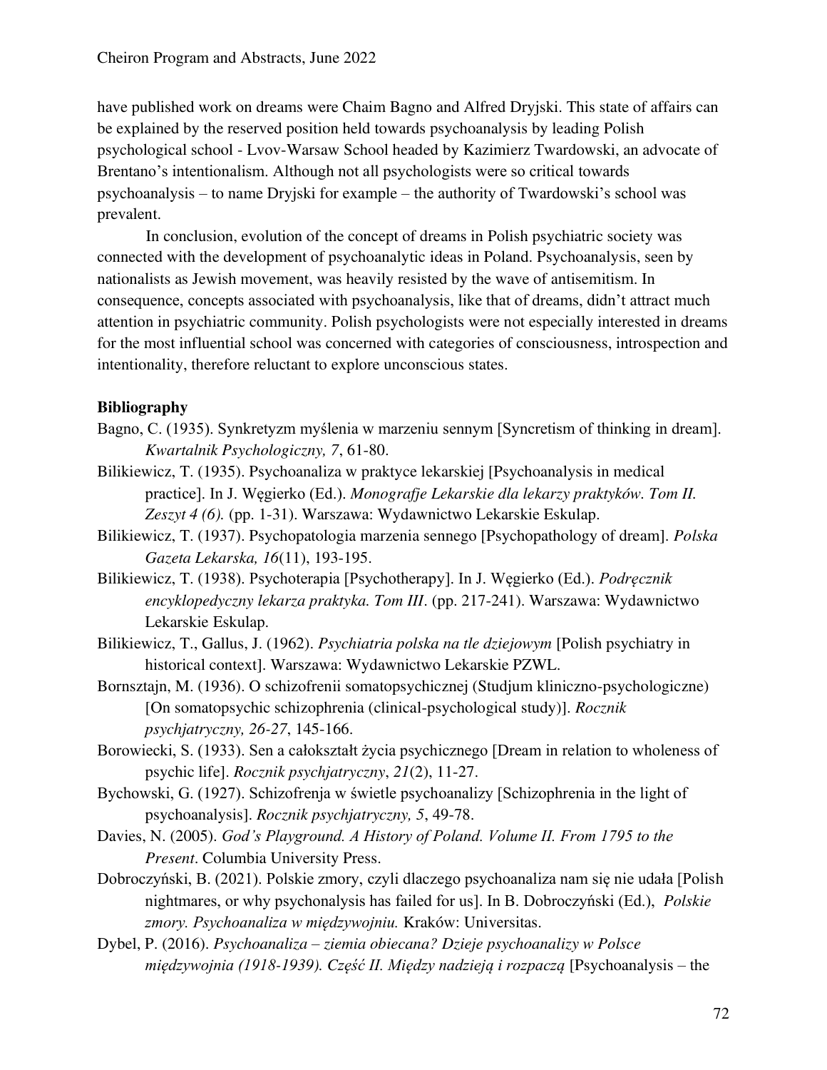have published work on dreams were Chaim Bagno and Alfred Dryjski. This state of affairs can be explained by the reserved position held towards psychoanalysis by leading Polish psychological school - Lvov-Warsaw School headed by Kazimierz Twardowski, an advocate of Brentano's intentionalism. Although not all psychologists were so critical towards psychoanalysis – to name Dryjski for example – the authority of Twardowski's school was prevalent.

In conclusion, evolution of the concept of dreams in Polish psychiatric society was connected with the development of psychoanalytic ideas in Poland. Psychoanalysis, seen by nationalists as Jewish movement, was heavily resisted by the wave of antisemitism. In consequence, concepts associated with psychoanalysis, like that of dreams, didn't attract much attention in psychiatric community. Polish psychologists were not especially interested in dreams for the most influential school was concerned with categories of consciousness, introspection and intentionality, therefore reluctant to explore unconscious states.

**Bibliography**

Bagno, C. (1935). Synkretyzm myślenia w marzeniu sennym [Syncretism of thinking in dream]. *Kwartalnik Psychologiczny, 7*, 61-80.

Bilikiewicz, T. (1935). Psychoanaliza w praktyce lekarskiej [Psychoanalysis in medical practice]. In J. Węgierko (Ed.). *Monografje Lekarskie dla lekarzy praktyków. Tom II. Zeszyt 4 (6).* (pp. 1-31). Warszawa: Wydawnictwo Lekarskie Eskulap.

Bilikiewicz, T. (1937). Psychopatologia marzenia sennego [Psychopathology of dream]. *Polska Gazeta Lekarska, 16*(11), 193-195.

Bilikiewicz, T. (1938). Psychoterapia [Psychotherapy]. In J. Węgierko (Ed.). *Podręcznik encyklopedyczny lekarza praktyka. Tom III*. (pp. 217-241). Warszawa: Wydawnictwo Lekarskie Eskulap.

Bilikiewicz, T., Gallus, J. (1962). *Psychiatria polska na tle dziejowym* [Polish psychiatry in historical context]. Warszawa: Wydawnictwo Lekarskie PZWL.

Bornsztajn, M. (1936). O schizofrenii somatopsychicznej (Studjum kliniczno-psychologiczne) [On somatopsychic schizophrenia (clinical-psychological study)]. *Rocznik psychjatryczny, 26-27*, 145-166.

Borowiecki, S. (1933). Sen a całokształt życia psychicznego [Dream in relation to wholeness of psychic life]. *Rocznik psychjatryczny*, *21*(2), 11-27.

Bychowski, G. (1927). Schizofrenja w świetle psychoanalizy [Schizophrenia in the light of psychoanalysis]. *Rocznik psychjatryczny, 5*, 49-78.

Davies, N. (2005). *God's Playground. A History of Poland. Volume II. From 1795 to the Present*. Columbia University Press.

Dobroczyński, B. (2021). Polskie zmory, czyli dlaczego psychoanaliza nam się nie udała [Polish nightmares, or why psychonalysis has failed for us]. In B. Dobroczyński (Ed.), *Polskie zmory. Psychoanaliza w międzywojniu.* Kraków: Universitas.

Dybel, P. (2016). *Psychoanaliza – ziemia obiecana? Dzieje psychoanalizy w Polsce międzywojnia (1918-1939). Część II. Między nadzieją i rozpaczą* [Psychoanalysis – the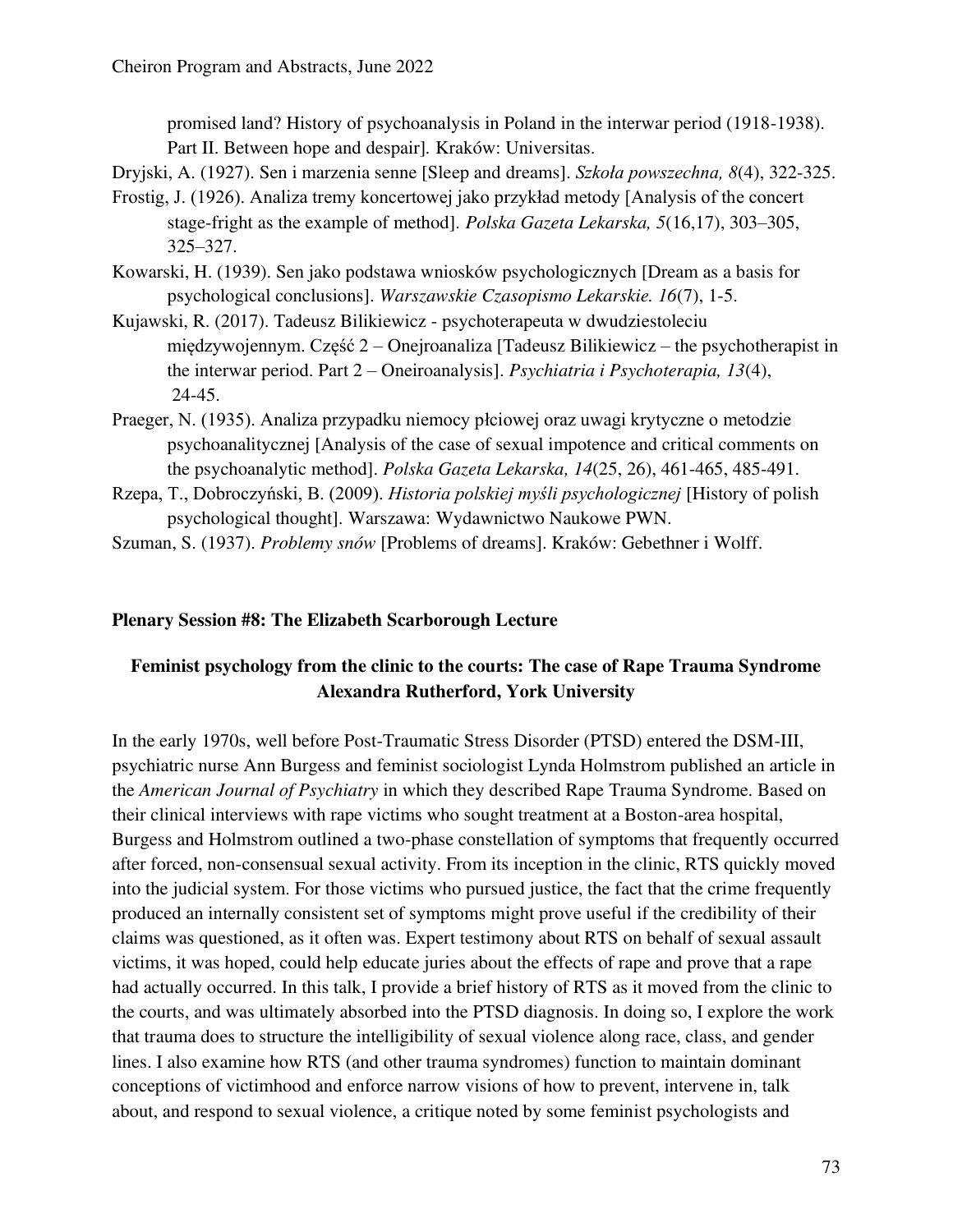promised land? History of psychoanalysis in Poland in the interwar period (1918-1938). Part II. Between hope and despair]. Kraków: Universitas.

Dryjski, A. (1927). Sen i marzenia senne [Sleep and dreams]. *Szkoła powszechna, 8*(4), 322-325.

Frostig, J. (1926). Analiza tremy koncertowej jako przykład metody [Analysis of the concert stage-fright as the example of method]. *Polska Gazeta Lekarska, 5*(16,17), 303–305, 325–327.

Kowarski, H. (1939). Sen jako podstawa wniosków psychologicznych [Dream as a basis for psychological conclusions]. *Warszawskie Czasopismo Lekarskie. 16*(7), 1-5.

Kujawski, R. (2017). Tadeusz Bilikiewicz - psychoterapeuta w dwudziestoleciu międzywojennym. Część 2 – Onejroanaliza [Tadeusz Bilikiewicz – the psychotherapist in the interwar period. Part 2 – Oneiroanalysis]. *Psychiatria i Psychoterapia, 13*(4), 24-45.

Praeger, N. (1935). Analiza przypadku niemocy płciowej oraz uwagi krytyczne o metodzie psychoanalitycznej [Analysis of the case of sexual impotence and critical comments on the psychoanalytic method]. *Polska Gazeta Lekarska, 14*(25, 26), 461-465, 485-491.

Rzepa, T., Dobroczyński, B. (2009). *Historia polskiej myśli psychologicznej* [History of polish psychological thought]. Warszawa: Wydawnictwo Naukowe PWN.

Szuman, S. (1937). *Problemy snów* [Problems of dreams]. Kraków: Gebethner i Wolff.

**Plenary Session #8: The Elizabeth Scarborough Lecture**

## Feminist psychology from the clinic to the courts: The case of Rape Trauma Syndrome

**Alexandra Rutherford, York University**

In the early 1970s, well before Post-Traumatic Stress Disorder (PTSD) entered the DSM-III, psychiatric nurse Ann Burgess and feminist sociologist Lynda Holmstrom published an article in the *American Journal of Psychiatry* in which they described Rape Trauma Syndrome. Based on their clinical interviews with rape victims who sought treatment at a Boston-area hospital, Burgess and Holmstrom outlined a two-phase constellation of symptoms that frequently occurred after forced, non-consensual sexual activity. From its inception in the clinic, RTS quickly moved into the judicial system. For those victims who pursued justice, the fact that the crime frequently produced an internally consistent set of symptoms might prove useful if the credibility of their claims was questioned, as it often was. Expert testimony about RTS on behalf of sexual assault victims, it was hoped, could help educate juries about the effects of rape and prove that a rape had actually occurred. In this talk, I provide a brief history of RTS as it moved from the clinic to the courts, and was ultimately absorbed into the PTSD diagnosis. In doing so, I explore the work that trauma does to structure the intelligibility of sexual violence along race, class, and gender lines. I also examine how RTS (and other trauma syndromes) function to maintain dominant conceptions of victimhood and enforce narrow visions of how to prevent, intervene in, talk about, and respond to sexual violence, a critique noted by some feminist psychologists and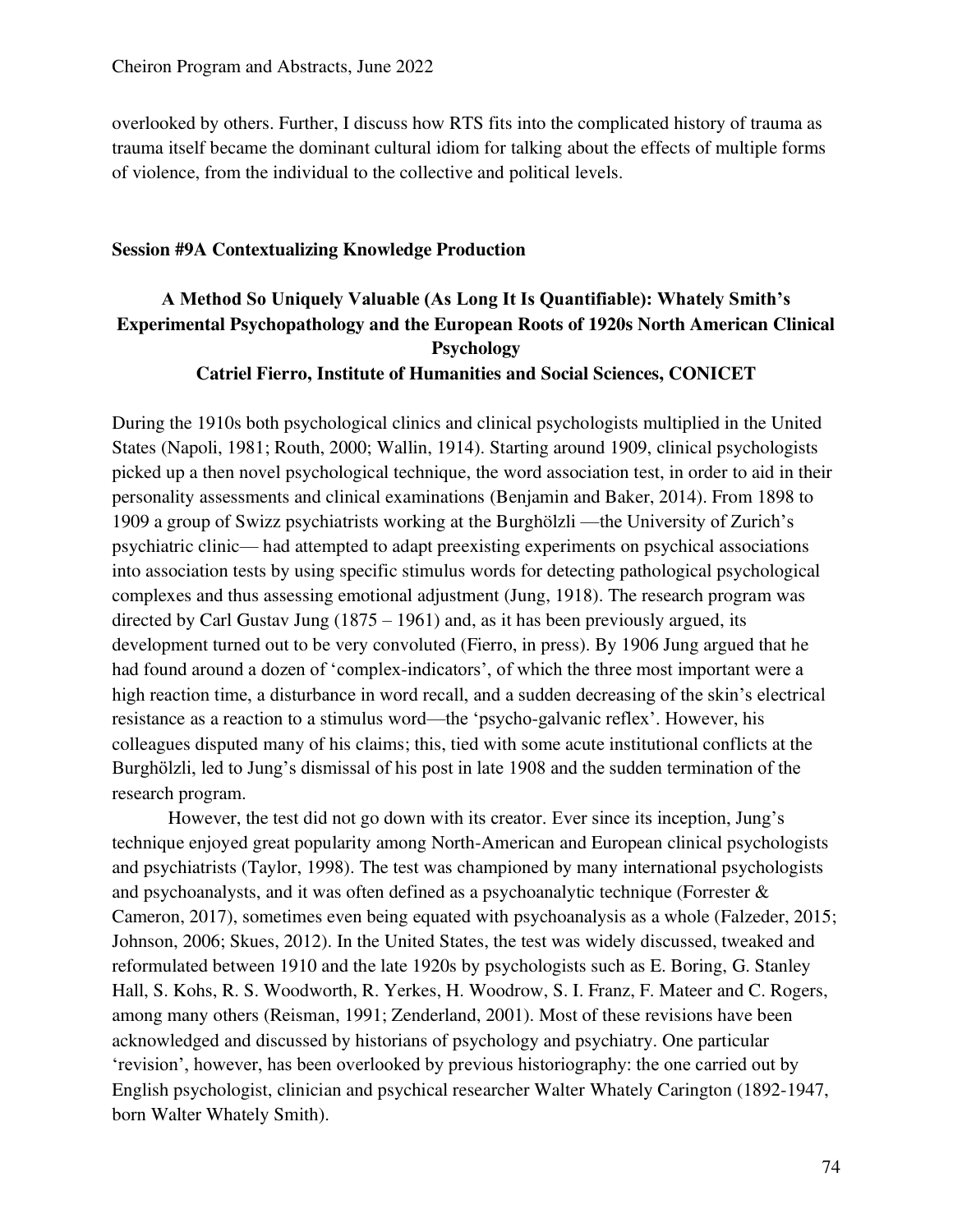overlooked by others. Further, I discuss how RTS fits into the complicated history of trauma as trauma itself became the dominant cultural idiom for talking about the effects of multiple forms of violence, from the individual to the collective and political levels.

## Session #9A Contextualizing Knowledge Production

### A Method So Uniquely Valuable (As Long It Is Quantifiable): Whately Smith's Experimental Psychopathology and the European Roots of 1920s North American Clinical Psychology

**Catriel Fierro, Institute of Humanities and Social Sciences, CONICET**

During the 1910s both psychological clinics and clinical psychologists multiplied in the United States (Napoli, 1981; Routh, 2000; Wallin, 1914). Starting around 1909, clinical psychologists picked up a then novel psychological technique, the word association test, in order to aid in their personality assessments and clinical examinations (Benjamin and Baker, 2014). From 1898 to 1909 a group of Swizz psychiatrists working at the Burghölzli —the University of Zurich's psychiatric clinic— had attempted to adapt preexisting experiments on psychical associations into association tests by using specific stimulus words for detecting pathological psychological complexes and thus assessing emotional adjustment (Jung, 1918). The research program was directed by Carl Gustav Jung (1875 – 1961) and, as it has been previously argued, its development turned out to be very convoluted (Fierro, in press). By 1906 Jung argued that he had found around a dozen of 'complex-indicators', of which the three most important were a high reaction time, a disturbance in word recall, and a sudden decreasing of the skin's electrical resistance as a reaction to a stimulus word—the 'psycho-galvanic reflex'. However, his colleagues disputed many of his claims; this, tied with some acute institutional conflicts at the Burghölzli, led to Jung's dismissal of his post in late 1908 and the sudden termination of the research program.

However, the test did not go down with its creator. Ever since its inception, Jung's technique enjoyed great popularity among North-American and European clinical psychologists and psychiatrists (Taylor, 1998). The test was championed by many international psychologists and psychoanalysts, and it was often defined as a psychoanalytic technique (Forrester & Cameron, 2017), sometimes even being equated with psychoanalysis as a whole (Falzeder, 2015; Johnson, 2006; Skues, 2012). In the United States, the test was widely discussed, tweaked and reformulated between 1910 and the late 1920s by psychologists such as E. Boring, G. Stanley Hall, S. Kohs, R. S. Woodworth, R. Yerkes, H. Woodrow, S. I. Franz, F. Mateer and C. Rogers, among many others (Reisman, 1991; Zenderland, 2001). Most of these revisions have been acknowledged and discussed by historians of psychology and psychiatry. One particular 'revision', however, has been overlooked by previous historiography: the one carried out by English psychologist, clinician and psychical researcher Walter Whately Carington (1892-1947, born Walter Whately Smith).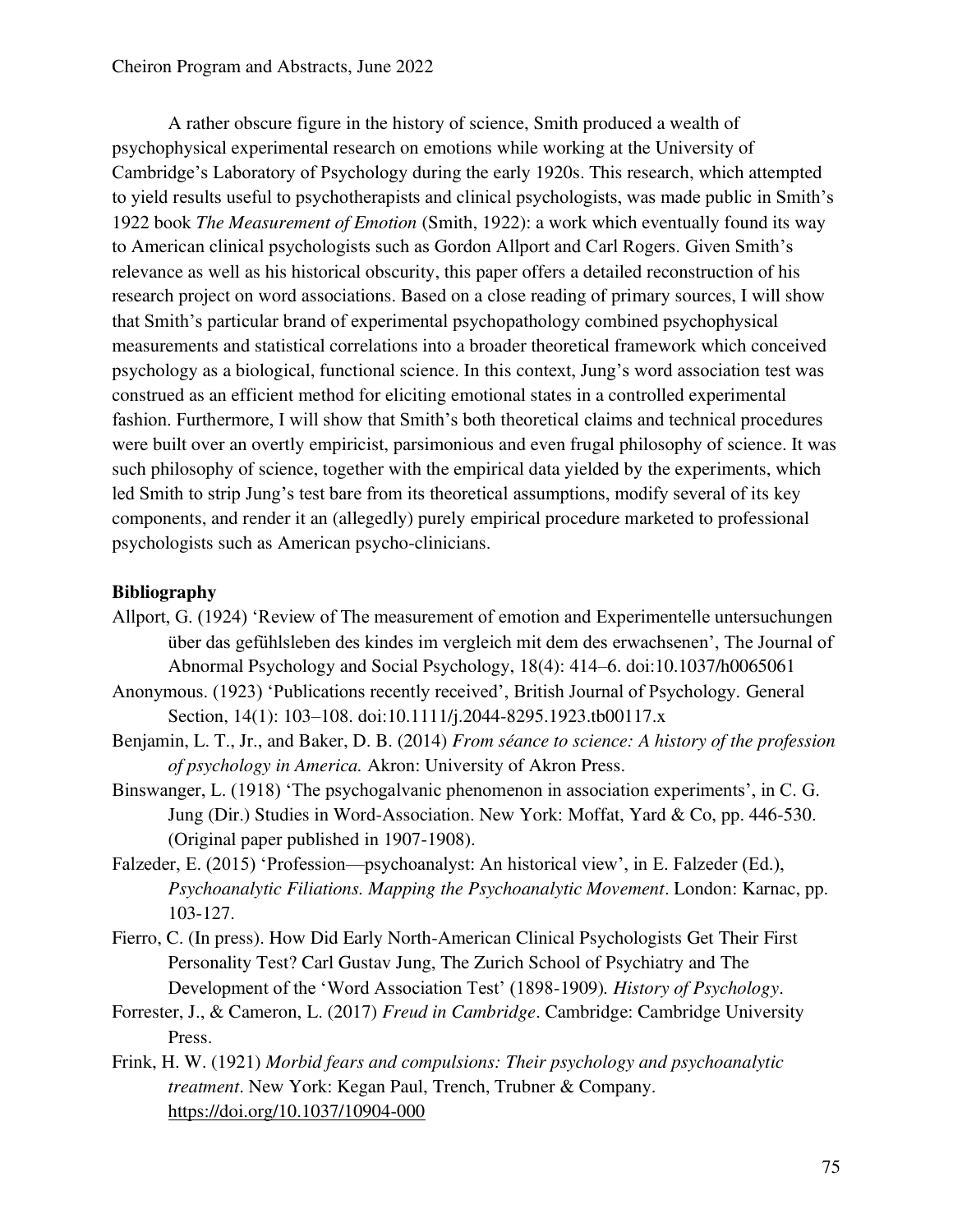A rather obscure figure in the history of science, Smith produced a wealth of psychophysical experimental research on emotions while working at the University of Cambridge's Laboratory of Psychology during the early 1920s. This research, which attempted to yield results useful to psychotherapists and clinical psychologists, was made public in Smith's 1922 book *The Measurement of Emotion* (Smith, 1922): a work which eventually found its way to American clinical psychologists such as Gordon Allport and Carl Rogers. Given Smith's relevance as well as his historical obscurity, this paper offers a detailed reconstruction of his research project on word associations. Based on a close reading of primary sources, I will show that Smith's particular brand of experimental psychopathology combined psychophysical measurements and statistical correlations into a broader theoretical framework which conceived psychology as a biological, functional science. In this context, Jung's word association test was construed as an efficient method for eliciting emotional states in a controlled experimental fashion. Furthermore, I will show that Smith's both theoretical claims and technical procedures were built over an overtly empiricist, parsimonious and even frugal philosophy of science. It was such philosophy of science, together with the empirical data yielded by the experiments, which led Smith to strip Jung's test bare from its theoretical assumptions, modify several of its key components, and render it an (allegedly) purely empirical procedure marketed to professional psychologists such as American psycho-clinicians.

**Bibliography**

Allport, G. (1924) 'Review of The measurement of emotion and Experimentelle untersuchungen über das gefühlsleben des kindes im vergleich mit dem des erwachsenen', The Journal of Abnormal Psychology and Social Psychology, 18(4): 414–6. doi:10.1037/h0065061

Anonymous. (1923) 'Publications recently received', British Journal of Psychology. General Section, 14(1): 103–108. doi:10.1111/j.2044-8295.1923.tb00117.x

Benjamin, L. T., Jr., and Baker, D. B. (2014) *From séance to science: A history of the profession of psychology in America.* Akron: University of Akron Press.

Binswanger, L. (1918) 'The psychogalvanic phenomenon in association experiments', in C. G. Jung (Dir.) Studies in Word-Association. New York: Moffat, Yard & Co, pp. 446-530. (Original paper published in 1907-1908).

Falzeder, E. (2015) 'Profession—psychoanalyst: An historical view', in E. Falzeder (Ed.), *Psychoanalytic Filiations. Mapping the Psychoanalytic Movement*. London: Karnac, pp. 103-127.

Fierro, C. (In press). How Did Early North-American Clinical Psychologists Get Their First Personality Test? Carl Gustav Jung, The Zurich School of Psychiatry and The Development of the 'Word Association Test' (1898-1909). *History of Psychology*.

Forrester, J., & Cameron, L. (2017) *Freud in Cambridge*. Cambridge: Cambridge University Press.

Frink, H. W. (1921) *Morbid fears and compulsions: Their psychology and psychoanalytic treatment*. New York: Kegan Paul, Trench, Trubner & Company. https://doi.org/10.1037/10904-000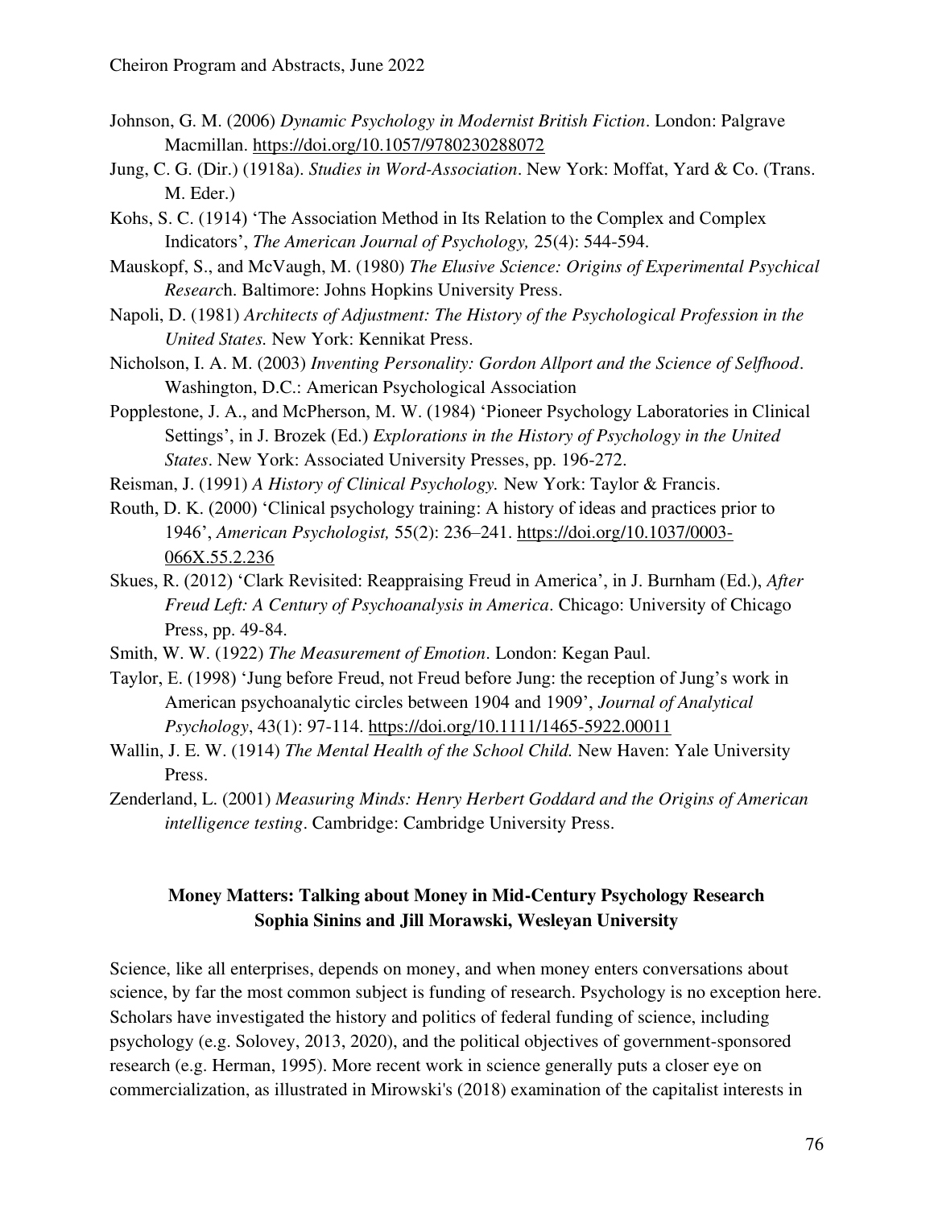Johnson, G. M. (2006) *Dynamic Psychology in Modernist British Fiction*. London: Palgrave Macmillan. https://doi.org/10.1057/9780230288072

Jung, C. G. (Dir.) (1918a). *Studies in Word-Association*. New York: Moffat, Yard & Co. (Trans. M. Eder.)

Kohs, S. C. (1914) 'The Association Method in Its Relation to the Complex and Complex Indicators', *The American Journal of Psychology,* 25(4): 544-594.

Mauskopf, S., and McVaugh, M. (1980) *The Elusive Science: Origins of Experimental Psychical Research*. Baltimore: Johns Hopkins University Press.

Napoli, D. (1981) *Architects of Adjustment: The History of the Psychological Profession in the United States.* New York: Kennikat Press.

Nicholson, I. A. M. (2003) *Inventing Personality: Gordon Allport and the Science of Selfhood*. Washington, D.C.: American Psychological Association

Popplestone, J. A., and McPherson, M. W. (1984) 'Pioneer Psychology Laboratories in Clinical Settings', in J. Brozek (Ed.) *Explorations in the History of Psychology in the United States*. New York: Associated University Presses, pp. 196-272.

Reisman, J. (1991) *A History of Clinical Psychology.* New York: Taylor & Francis.

Routh, D. K. (2000) 'Clinical psychology training: A history of ideas and practices prior to 1946', *American Psychologist,* 55(2): 236–241. https://doi.org/10.1037/0003-066X.55.2.236

Skues, R. (2012) 'Clark Revisited: Reappraising Freud in America', in J. Burnham (Ed.), *After Freud Left: A Century of Psychoanalysis in America*. Chicago: University of Chicago Press, pp. 49-84.

Smith, W. W. (1922) *The Measurement of Emotion*. London: Kegan Paul.

Taylor, E. (1998) 'Jung before Freud, not Freud before Jung: the reception of Jung's work in American psychoanalytic circles between 1904 and 1909', *Journal of Analytical Psychology*, 43(1): 97-114. https://doi.org/10.1111/1465-5922.00011

Wallin, J. E. W. (1914) *The Mental Health of the School Child.* New Haven: Yale University Press.

Zenderland, L. (2001) *Measuring Minds: Henry Herbert Goddard and the Origins of American intelligence testing*. Cambridge: Cambridge University Press.

## Money Matters: Talking about Money in Mid-Century Psychology Research
**Sophia Sinins and Jill Morawski, Wesleyan University**

Science, like all enterprises, depends on money, and when money enters conversations about science, by far the most common subject is funding of research. Psychology is no exception here. Scholars have investigated the history and politics of federal funding of science, including psychology (e.g. Solovey, 2013, 2020), and the political objectives of government-sponsored research (e.g. Herman, 1995). More recent work in science generally puts a closer eye on commercialization, as illustrated in Mirowski's (2018) examination of the capitalist interests in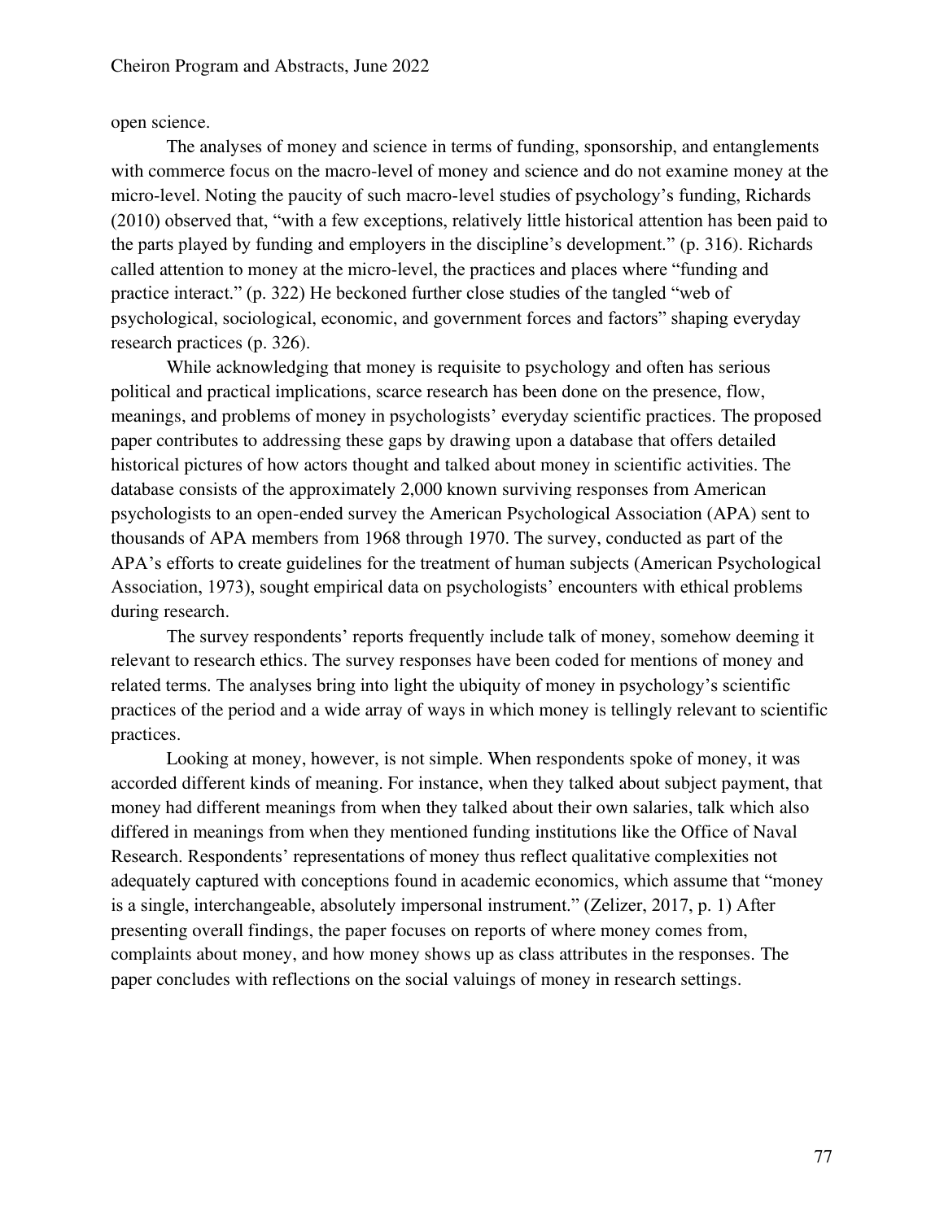open science.

The analyses of money and science in terms of funding, sponsorship, and entanglements with commerce focus on the macro-level of money and science and do not examine money at the micro-level. Noting the paucity of such macro-level studies of psychology's funding, Richards (2010) observed that, "with a few exceptions, relatively little historical attention has been paid to the parts played by funding and employers in the discipline's development." (p. 316). Richards called attention to money at the micro-level, the practices and places where "funding and practice interact." (p. 322) He beckoned further close studies of the tangled "web of psychological, sociological, economic, and government forces and factors" shaping everyday research practices (p. 326).

While acknowledging that money is requisite to psychology and often has serious political and practical implications, scarce research has been done on the presence, flow, meanings, and problems of money in psychologists' everyday scientific practices. The proposed paper contributes to addressing these gaps by drawing upon a database that offers detailed historical pictures of how actors thought and talked about money in scientific activities. The database consists of the approximately 2,000 known surviving responses from American psychologists to an open-ended survey the American Psychological Association (APA) sent to thousands of APA members from 1968 through 1970. The survey, conducted as part of the APA's efforts to create guidelines for the treatment of human subjects (American Psychological Association, 1973), sought empirical data on psychologists' encounters with ethical problems during research.

The survey respondents' reports frequently include talk of money, somehow deeming it relevant to research ethics. The survey responses have been coded for mentions of money and related terms. The analyses bring into light the ubiquity of money in psychology's scientific practices of the period and a wide array of ways in which money is tellingly relevant to scientific practices.

Looking at money, however, is not simple. When respondents spoke of money, it was accorded different kinds of meaning. For instance, when they talked about subject payment, that money had different meanings from when they talked about their own salaries, talk which also differed in meanings from when they mentioned funding institutions like the Office of Naval Research. Respondents' representations of money thus reflect qualitative complexities not adequately captured with conceptions found in academic economics, which assume that "money is a single, interchangeable, absolutely impersonal instrument." (Zelizer, 2017, p. 1) After presenting overall findings, the paper focuses on reports of where money comes from, complaints about money, and how money shows up as class attributes in the responses. The paper concludes with reflections on the social valuings of money in research settings.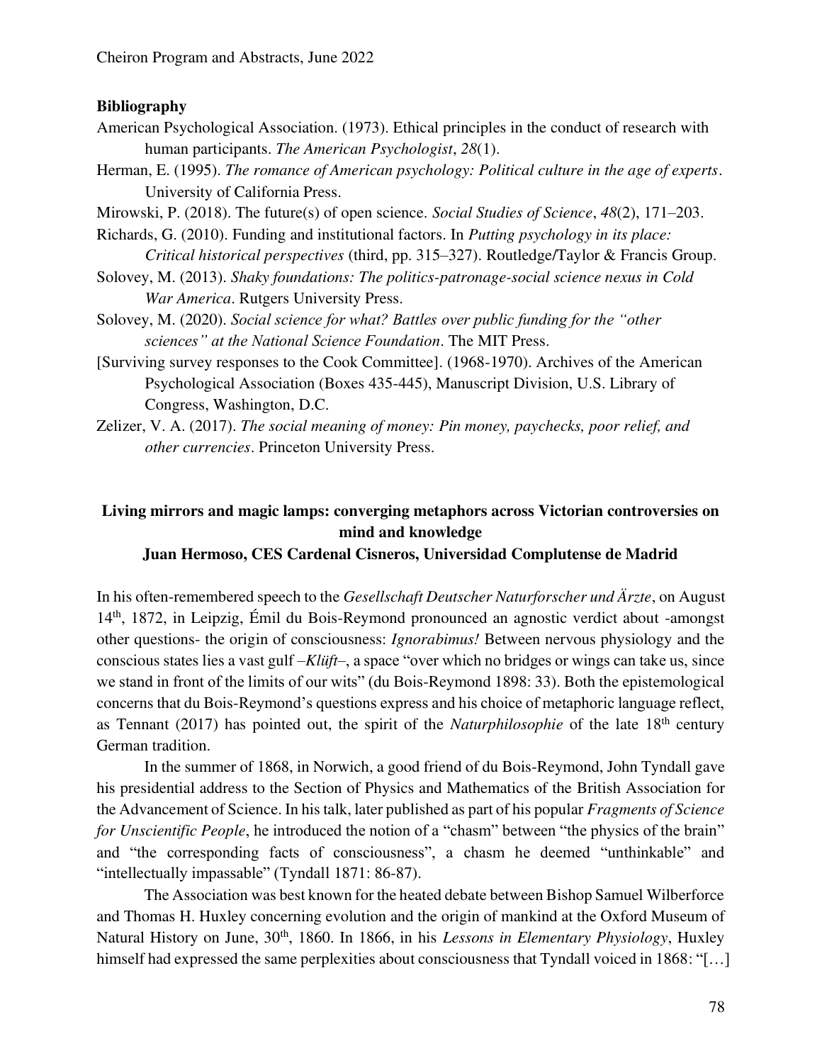**Bibliography**

American Psychological Association. (1973). Ethical principles in the conduct of research with human participants. *The American Psychologist*, *28*(1).

Herman, E. (1995). *The romance of American psychology: Political culture in the age of experts*. University of California Press.

Mirowski, P. (2018). The future(s) of open science. *Social Studies of Science*, *48*(2), 171–203.

Richards, G. (2010). Funding and institutional factors. In *Putting psychology in its place: Critical historical perspectives* (third, pp. 315–327). Routledge/Taylor & Francis Group.

Solovey, M. (2013). *Shaky foundations: The politics-patronage-social science nexus in Cold War America*. Rutgers University Press.

Solovey, M. (2020). *Social science for what? Battles over public funding for the "other sciences" at the National Science Foundation*. The MIT Press.

[Surviving survey responses to the Cook Committee]. (1968-1970). Archives of the American Psychological Association (Boxes 435-445), Manuscript Division, U.S. Library of Congress, Washington, D.C.

Zelizer, V. A. (2017). *The social meaning of money: Pin money, paychecks, poor relief, and other currencies*. Princeton University Press.

## Living mirrors and magic lamps: converging metaphors across Victorian controversies on mind and knowledge

**Juan Hermoso, CES Cardenal Cisneros, Universidad Complutense de Madrid**

In his often-remembered speech to the *Gesellschaft Deutscher Naturforscher und Ärzte*, on August 14th, 1872, in Leipzig, Émil du Bois-Reymond pronounced an agnostic verdict about -amongst other questions- the origin of consciousness: *Ignorabimus!* Between nervous physiology and the conscious states lies a vast gulf –*Klüft*–, a space "over which no bridges or wings can take us, since we stand in front of the limits of our wits" (du Bois-Reymond 1898: 33). Both the epistemological concerns that du Bois-Reymond's questions express and his choice of metaphoric language reflect, as Tennant (2017) has pointed out, the spirit of the *Naturphilosophie* of the late 18th century German tradition.

In the summer of 1868, in Norwich, a good friend of du Bois-Reymond, John Tyndall gave his presidential address to the Section of Physics and Mathematics of the British Association for the Advancement of Science. In his talk, later published as part of his popular *Fragments of Science for Unscientific People*, he introduced the notion of a "chasm" between "the physics of the brain" and "the corresponding facts of consciousness", a chasm he deemed "unthinkable" and "intellectually impassable" (Tyndall 1871: 86-87).

The Association was best known for the heated debate between Bishop Samuel Wilberforce and Thomas H. Huxley concerning evolution and the origin of mankind at the Oxford Museum of Natural History on June, 30th, 1860. In 1866, in his *Lessons in Elementary Physiology*, Huxley himself had expressed the same perplexities about consciousness that Tyndall voiced in 1868: "[…]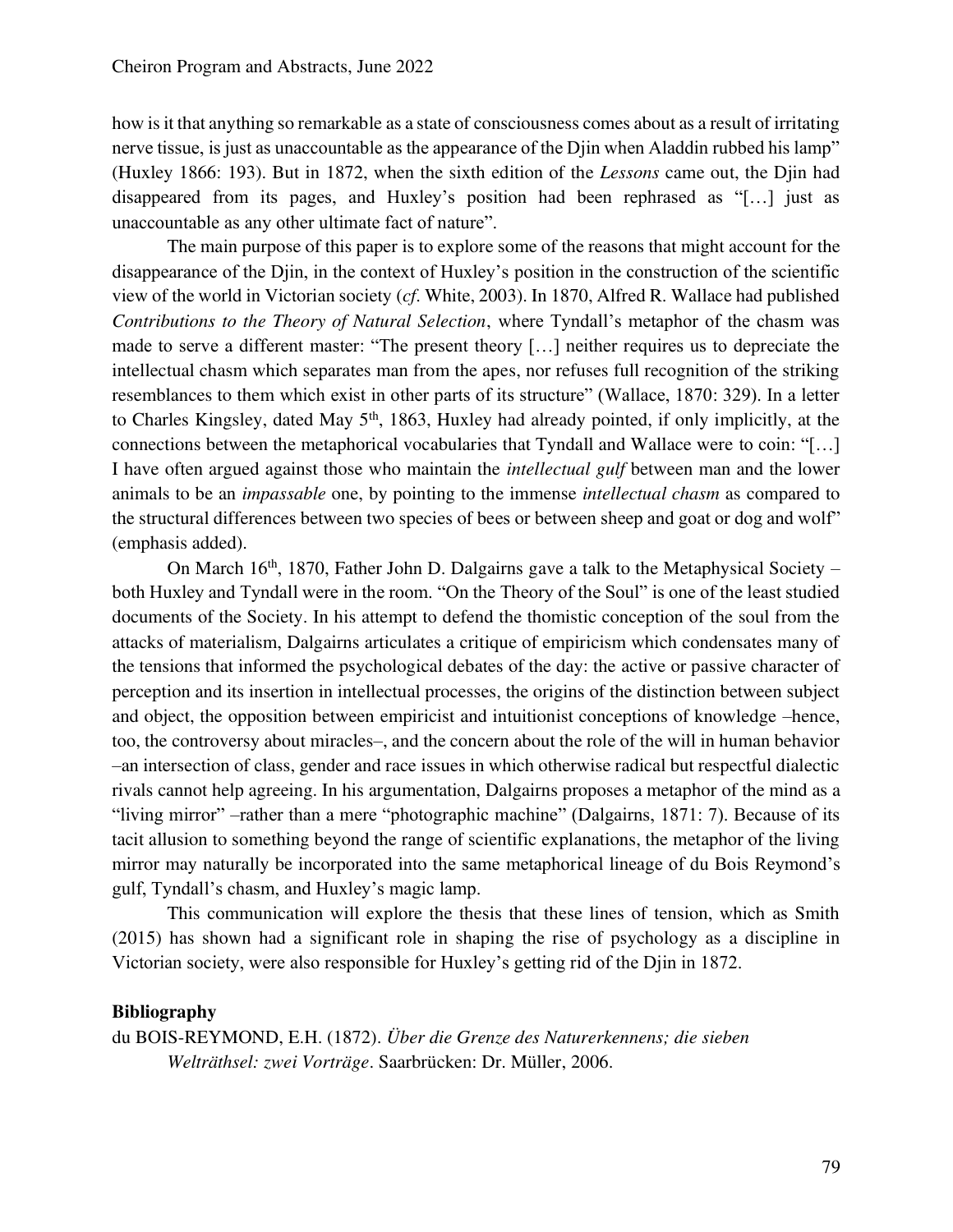how is it that anything so remarkable as a state of consciousness comes about as a result of irritating nerve tissue, is just as unaccountable as the appearance of the Djin when Aladdin rubbed his lamp" (Huxley 1866: 193). But in 1872, when the sixth edition of the *Lessons* came out, the Djin had disappeared from its pages, and Huxley's position had been rephrased as "[…] just as unaccountable as any other ultimate fact of nature".

The main purpose of this paper is to explore some of the reasons that might account for the disappearance of the Djin, in the context of Huxley's position in the construction of the scientific view of the world in Victorian society (*cf*. White, 2003). In 1870, Alfred R. Wallace had published *Contributions to the Theory of Natural Selection*, where Tyndall's metaphor of the chasm was made to serve a different master: "The present theory […] neither requires us to depreciate the intellectual chasm which separates man from the apes, nor refuses full recognition of the striking resemblances to them which exist in other parts of its structure" (Wallace, 1870: 329). In a letter to Charles Kingsley, dated May 5th, 1863, Huxley had already pointed, if only implicitly, at the connections between the metaphorical vocabularies that Tyndall and Wallace were to coin: "[…] I have often argued against those who maintain the *intellectual gulf* between man and the lower animals to be an *impassable* one, by pointing to the immense *intellectual chasm* as compared to the structural differences between two species of bees or between sheep and goat or dog and wolf" (emphasis added).

On March 16th, 1870, Father John D. Dalgairns gave a talk to the Metaphysical Society – both Huxley and Tyndall were in the room. "On the Theory of the Soul" is one of the least studied documents of the Society. In his attempt to defend the thomistic conception of the soul from the attacks of materialism, Dalgairns articulates a critique of empiricism which condensates many of the tensions that informed the psychological debates of the day: the active or passive character of perception and its insertion in intellectual processes, the origins of the distinction between subject and object, the opposition between empiricist and intuitionist conceptions of knowledge –hence, too, the controversy about miracles–, and the concern about the role of the will in human behavior –an intersection of class, gender and race issues in which otherwise radical but respectful dialectic rivals cannot help agreeing. In his argumentation, Dalgairns proposes a metaphor of the mind as a "living mirror" –rather than a mere "photographic machine" (Dalgairns, 1871: 7). Because of its tacit allusion to something beyond the range of scientific explanations, the metaphor of the living mirror may naturally be incorporated into the same metaphorical lineage of du Bois Reymond's gulf, Tyndall's chasm, and Huxley's magic lamp.

This communication will explore the thesis that these lines of tension, which as Smith (2015) has shown had a significant role in shaping the rise of psychology as a discipline in Victorian society, were also responsible for Huxley's getting rid of the Djin in 1872.

**Bibliography**

du BOIS-REYMOND, E.H. (1872). *Über die Grenze des Naturerkennens; die sieben Welträthsel: zwei Vorträge*. Saarbrücken: Dr. Müller, 2006.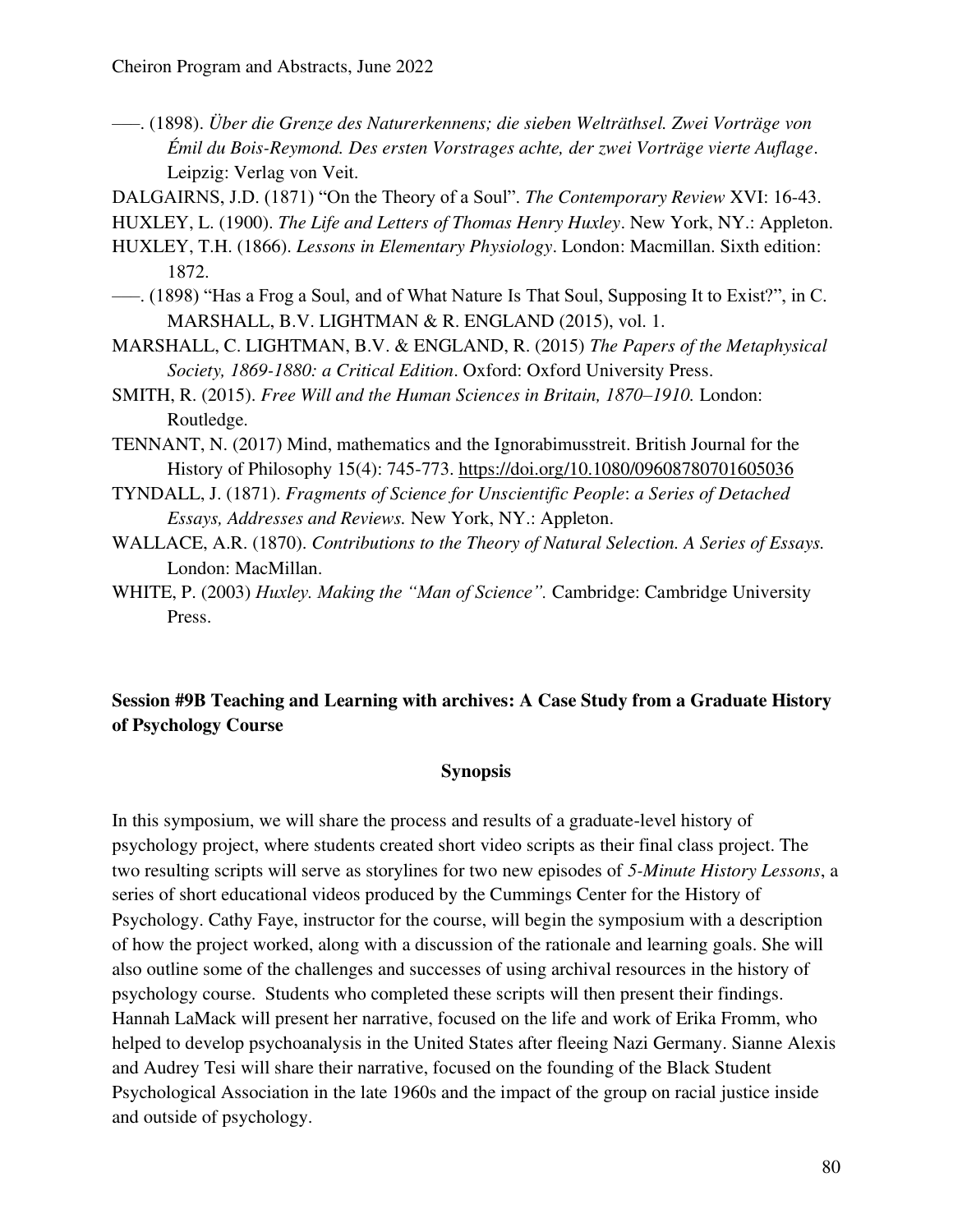——. (1898). *Über die Grenze des Naturerkennens; die sieben Welträthsel. Zwei Vorträge von Émil du Bois-Reymond. Des ersten Vorstrages achte, der zwei Vorträge vierte Auflage*. Leipzig: Verlag von Veit.

DALGAIRNS, J.D. (1871) "On the Theory of a Soul". *The Contemporary Review* XVI: 16-43.

HUXLEY, L. (1900). *The Life and Letters of Thomas Henry Huxley*. New York, NY.: Appleton.

HUXLEY, T.H. (1866). *Lessons in Elementary Physiology*. London: Macmillan. Sixth edition: 1872.

——. (1898) "Has a Frog a Soul, and of What Nature Is That Soul, Supposing It to Exist?", in C. MARSHALL, B.V. LIGHTMAN & R. ENGLAND (2015), vol. 1.

MARSHALL, C. LIGHTMAN, B.V. & ENGLAND, R. (2015) *The Papers of the Metaphysical Society, 1869-1880: a Critical Edition*. Oxford: Oxford University Press.

SMITH, R. (2015). *Free Will and the Human Sciences in Britain, 1870–1910.* London: Routledge.

TENNANT, N. (2017) Mind, mathematics and the Ignorabimusstreit. British Journal for the History of Philosophy 15(4): 745-773. https://doi.org/10.1080/09608780701605036

TYNDALL, J. (1871). *Fragments of Science for Unscientific People*: *a Series of Detached Essays, Addresses and Reviews.* New York, NY.: Appleton.

WALLACE, A.R. (1870). *Contributions to the Theory of Natural Selection. A Series of Essays.* London: MacMillan.

WHITE, P. (2003) *Huxley. Making the "Man of Science".* Cambridge: Cambridge University Press.

## Session #9B Teaching and Learning with archives: A Case Study from a Graduate History of Psychology Course

### Synopsis

In this symposium, we will share the process and results of a graduate-level history of psychology project, where students created short video scripts as their final class project. The two resulting scripts will serve as storylines for two new episodes of *5-Minute History Lessons*, a series of short educational videos produced by the Cummings Center for the History of Psychology. Cathy Faye, instructor for the course, will begin the symposium with a description of how the project worked, along with a discussion of the rationale and learning goals. She will also outline some of the challenges and successes of using archival resources in the history of psychology course. Students who completed these scripts will then present their findings. Hannah LaMack will present her narrative, focused on the life and work of Erika Fromm, who helped to develop psychoanalysis in the United States after fleeing Nazi Germany. Sianne Alexis and Audrey Tesi will share their narrative, focused on the founding of the Black Student Psychological Association in the late 1960s and the impact of the group on racial justice inside and outside of psychology.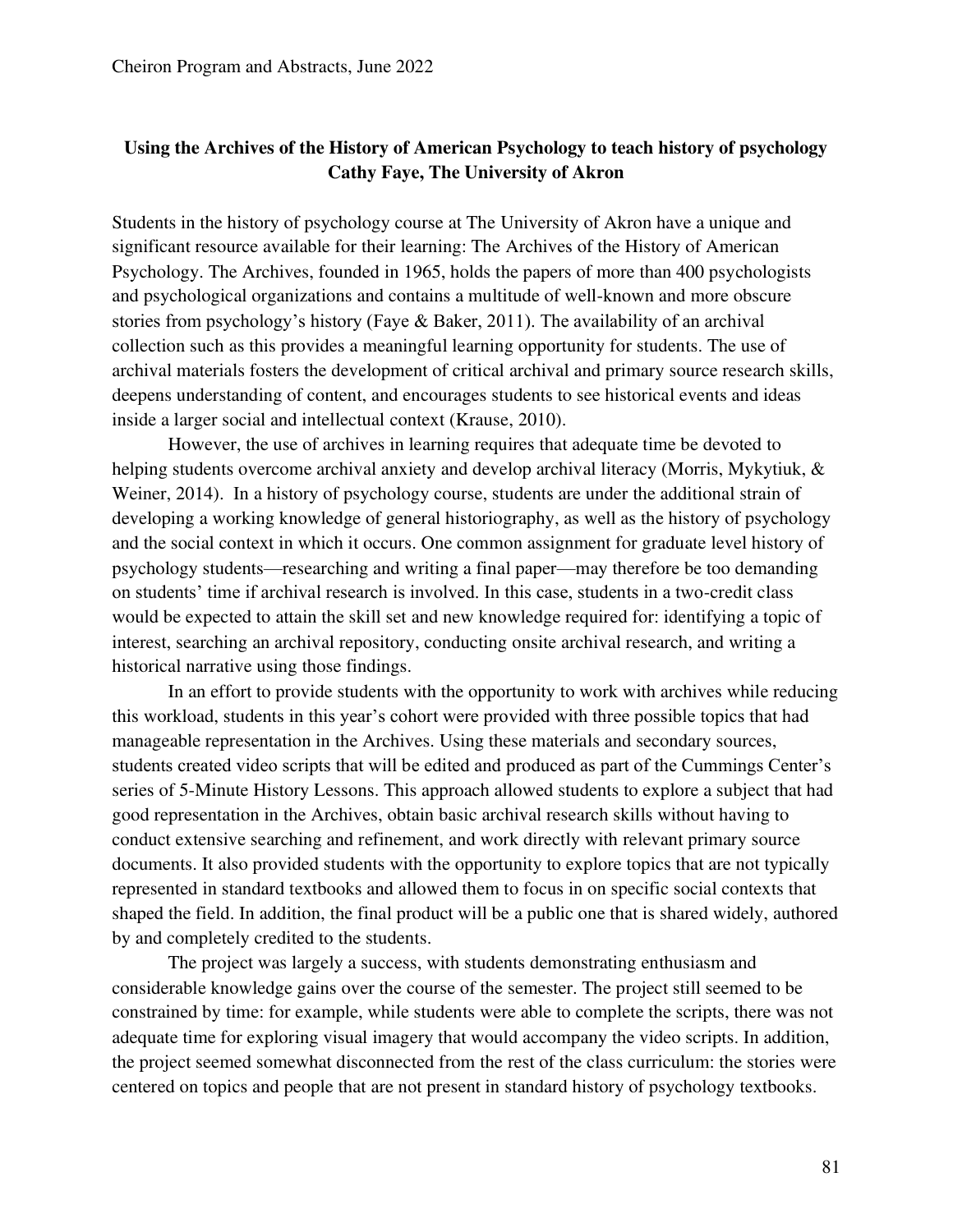## Using the Archives of the History of American Psychology to teach history of psychology

**Cathy Faye, The University of Akron**

Students in the history of psychology course at The University of Akron have a unique and significant resource available for their learning: The Archives of the History of American Psychology. The Archives, founded in 1965, holds the papers of more than 400 psychologists and psychological organizations and contains a multitude of well-known and more obscure stories from psychology's history (Faye & Baker, 2011). The availability of an archival collection such as this provides a meaningful learning opportunity for students. The use of archival materials fosters the development of critical archival and primary source research skills, deepens understanding of content, and encourages students to see historical events and ideas inside a larger social and intellectual context (Krause, 2010).

However, the use of archives in learning requires that adequate time be devoted to helping students overcome archival anxiety and develop archival literacy (Morris, Mykytiuk, & Weiner, 2014). In a history of psychology course, students are under the additional strain of developing a working knowledge of general historiography, as well as the history of psychology and the social context in which it occurs. One common assignment for graduate level history of psychology students—researching and writing a final paper—may therefore be too demanding on students' time if archival research is involved. In this case, students in a two-credit class would be expected to attain the skill set and new knowledge required for: identifying a topic of interest, searching an archival repository, conducting onsite archival research, and writing a historical narrative using those findings.

In an effort to provide students with the opportunity to work with archives while reducing this workload, students in this year's cohort were provided with three possible topics that had manageable representation in the Archives. Using these materials and secondary sources, students created video scripts that will be edited and produced as part of the Cummings Center's series of 5-Minute History Lessons. This approach allowed students to explore a subject that had good representation in the Archives, obtain basic archival research skills without having to conduct extensive searching and refinement, and work directly with relevant primary source documents. It also provided students with the opportunity to explore topics that are not typically represented in standard textbooks and allowed them to focus in on specific social contexts that shaped the field. In addition, the final product will be a public one that is shared widely, authored by and completely credited to the students.

The project was largely a success, with students demonstrating enthusiasm and considerable knowledge gains over the course of the semester. The project still seemed to be constrained by time: for example, while students were able to complete the scripts, there was not adequate time for exploring visual imagery that would accompany the video scripts. In addition, the project seemed somewhat disconnected from the rest of the class curriculum: the stories were centered on topics and people that are not present in standard history of psychology textbooks.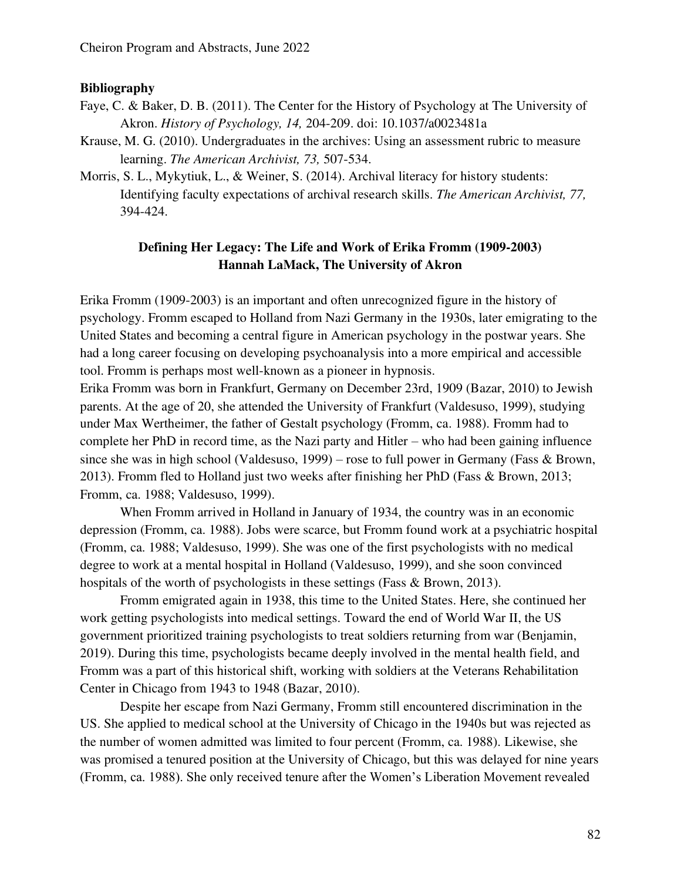**Bibliography**

Faye, C. & Baker, D. B. (2011). The Center for the History of Psychology at The University of Akron. *History of Psychology, 14,* 204-209. doi: 10.1037/a0023481a

Krause, M. G. (2010). Undergraduates in the archives: Using an assessment rubric to measure learning. *The American Archivist, 73,* 507-534.

Morris, S. L., Mykytiuk, L., & Weiner, S. (2014). Archival literacy for history students: Identifying faculty expectations of archival research skills. *The American Archivist, 77,* 394-424.

## Defining Her Legacy: The Life and Work of Erika Fromm (1909-2003)

**Hannah LaMack, The University of Akron**

Erika Fromm (1909-2003) is an important and often unrecognized figure in the history of psychology. Fromm escaped to Holland from Nazi Germany in the 1930s, later emigrating to the United States and becoming a central figure in American psychology in the postwar years. She had a long career focusing on developing psychoanalysis into a more empirical and accessible tool. Fromm is perhaps most well-known as a pioneer in hypnosis.

Erika Fromm was born in Frankfurt, Germany on December 23rd, 1909 (Bazar, 2010) to Jewish parents. At the age of 20, she attended the University of Frankfurt (Valdesuso, 1999), studying under Max Wertheimer, the father of Gestalt psychology (Fromm, ca. 1988). Fromm had to complete her PhD in record time, as the Nazi party and Hitler – who had been gaining influence since she was in high school (Valdesuso, 1999) – rose to full power in Germany (Fass & Brown, 2013). Fromm fled to Holland just two weeks after finishing her PhD (Fass & Brown, 2013; Fromm, ca. 1988; Valdesuso, 1999).

When Fromm arrived in Holland in January of 1934, the country was in an economic depression (Fromm, ca. 1988). Jobs were scarce, but Fromm found work at a psychiatric hospital (Fromm, ca. 1988; Valdesuso, 1999). She was one of the first psychologists with no medical degree to work at a mental hospital in Holland (Valdesuso, 1999), and she soon convinced hospitals of the worth of psychologists in these settings (Fass & Brown, 2013).

Fromm emigrated again in 1938, this time to the United States. Here, she continued her work getting psychologists into medical settings. Toward the end of World War II, the US government prioritized training psychologists to treat soldiers returning from war (Benjamin, 2019). During this time, psychologists became deeply involved in the mental health field, and Fromm was a part of this historical shift, working with soldiers at the Veterans Rehabilitation Center in Chicago from 1943 to 1948 (Bazar, 2010).

Despite her escape from Nazi Germany, Fromm still encountered discrimination in the US. She applied to medical school at the University of Chicago in the 1940s but was rejected as the number of women admitted was limited to four percent (Fromm, ca. 1988). Likewise, she was promised a tenured position at the University of Chicago, but this was delayed for nine years (Fromm, ca. 1988). She only received tenure after the Women's Liberation Movement revealed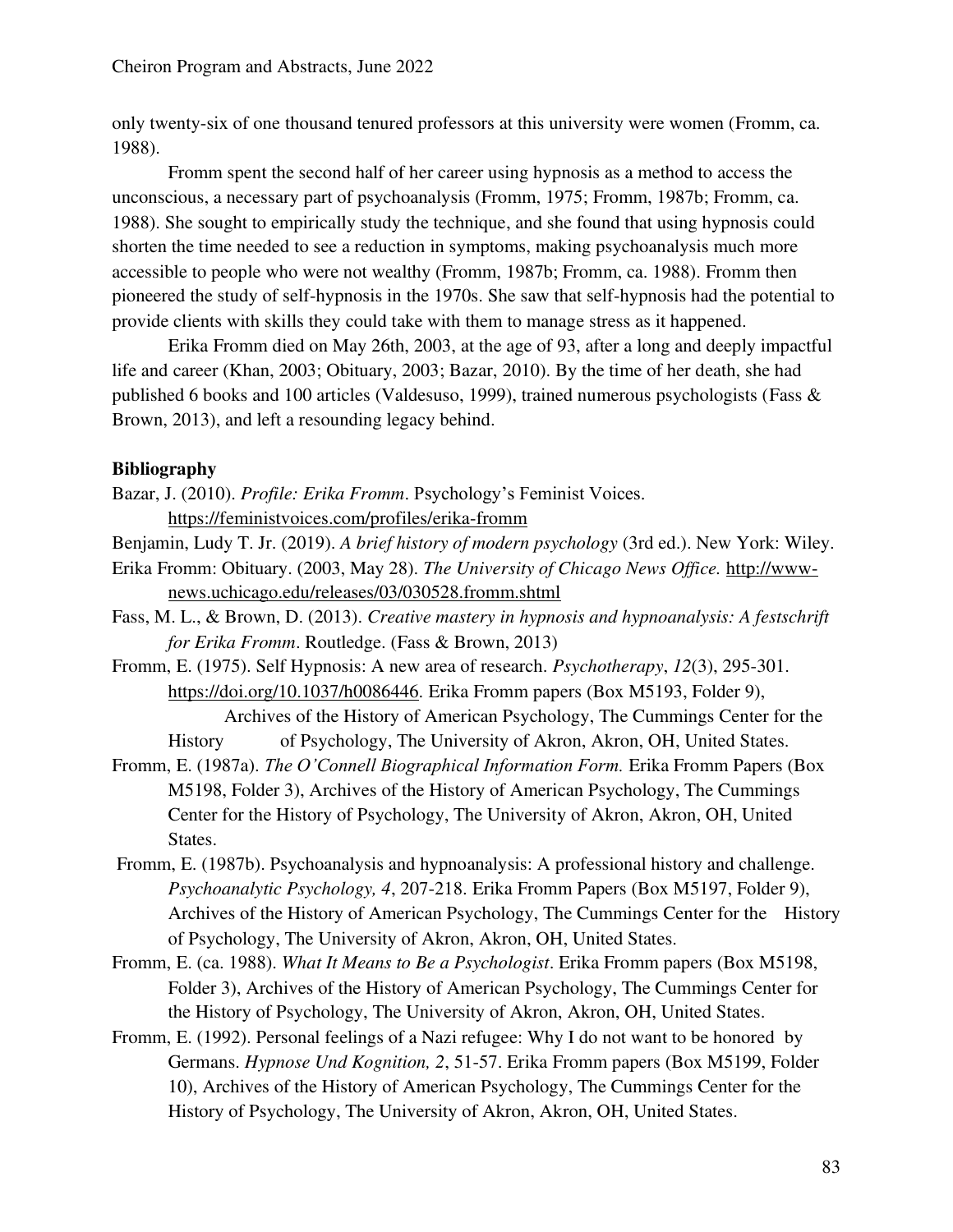only twenty-six of one thousand tenured professors at this university were women (Fromm, ca. 1988).

Fromm spent the second half of her career using hypnosis as a method to access the unconscious, a necessary part of psychoanalysis (Fromm, 1975; Fromm, 1987b; Fromm, ca. 1988). She sought to empirically study the technique, and she found that using hypnosis could shorten the time needed to see a reduction in symptoms, making psychoanalysis much more accessible to people who were not wealthy (Fromm, 1987b; Fromm, ca. 1988). Fromm then pioneered the study of self-hypnosis in the 1970s. She saw that self-hypnosis had the potential to provide clients with skills they could take with them to manage stress as it happened.

Erika Fromm died on May 26th, 2003, at the age of 93, after a long and deeply impactful life and career (Khan, 2003; Obituary, 2003; Bazar, 2010). By the time of her death, she had published 6 books and 100 articles (Valdesuso, 1999), trained numerous psychologists (Fass & Brown, 2013), and left a resounding legacy behind.

**Bibliography**

Bazar, J. (2010). *Profile: Erika Fromm*. Psychology's Feminist Voices. https://feministvoices.com/profiles/erika-fromm

Benjamin, Ludy T. Jr. (2019). *A brief history of modern psychology* (3rd ed.). New York: Wiley.

Erika Fromm: Obituary. (2003, May 28). *The University of Chicago News Office.* http://www-news.uchicago.edu/releases/03/030528.fromm.shtml

Fass, M. L., & Brown, D. (2013). *Creative mastery in hypnosis and hypnoanalysis: A festschrift for Erika Fromm*. Routledge. (Fass & Brown, 2013)

Fromm, E. (1975). Self Hypnosis: A new area of research. *Psychotherapy*, *12*(3), 295-301. https://doi.org/10.1037/h0086446. Erika Fromm papers (Box M5193, Folder 9), Archives of the History of American Psychology, The Cummings Center for the History of Psychology, The University of Akron, Akron, OH, United States.

Fromm, E. (1987a). *The O'Connell Biographical Information Form.* Erika Fromm Papers (Box M5198, Folder 3), Archives of the History of American Psychology, The Cummings Center for the History of Psychology, The University of Akron, Akron, OH, United States.

Fromm, E. (1987b). Psychoanalysis and hypnoanalysis: A professional history and challenge. *Psychoanalytic Psychology, 4*, 207-218. Erika Fromm Papers (Box M5197, Folder 9), Archives of the History of American Psychology, The Cummings Center for the History of Psychology, The University of Akron, Akron, OH, United States.

Fromm, E. (ca. 1988). *What It Means to Be a Psychologist*. Erika Fromm papers (Box M5198, Folder 3), Archives of the History of American Psychology, The Cummings Center for the History of Psychology, The University of Akron, Akron, OH, United States.

Fromm, E. (1992). Personal feelings of a Nazi refugee: Why I do not want to be honored by Germans. *Hypnose Und Kognition, 2*, 51-57. Erika Fromm papers (Box M5199, Folder 10), Archives of the History of American Psychology, The Cummings Center for the History of Psychology, The University of Akron, Akron, OH, United States.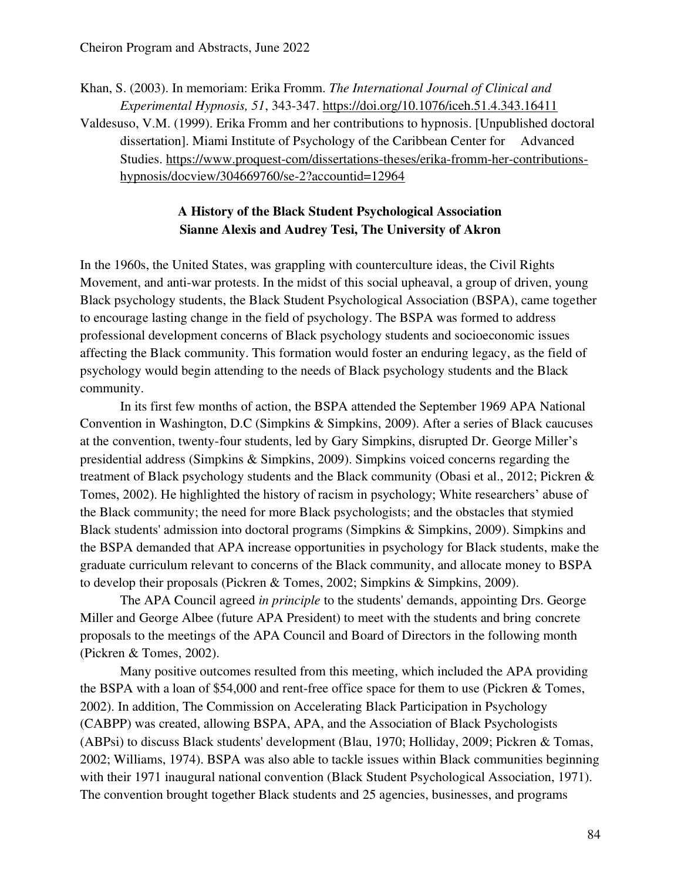Khan, S. (2003). In memoriam: Erika Fromm. *The International Journal of Clinical and Experimental Hypnosis, 51*, 343-347. https://doi.org/10.1076/iceh.51.4.343.16411

Valdesuso, V.M. (1999). Erika Fromm and her contributions to hypnosis. [Unpublished doctoral dissertation]. Miami Institute of Psychology of the Caribbean Center for Advanced Studies. https://www.proquest-com/dissertations-theses/erika-fromm-her-contributions-hypnosis/docview/304669760/se-2?accountid=12964

### A History of the Black Student Psychological Association
**Sianne Alexis and Audrey Tesi, The University of Akron**

In the 1960s, the United States, was grappling with counterculture ideas, the Civil Rights Movement, and anti-war protests. In the midst of this social upheaval, a group of driven, young Black psychology students, the Black Student Psychological Association (BSPA), came together to encourage lasting change in the field of psychology. The BSPA was formed to address professional development concerns of Black psychology students and socioeconomic issues affecting the Black community. This formation would foster an enduring legacy, as the field of psychology would begin attending to the needs of Black psychology students and the Black community.

In its first few months of action, the BSPA attended the September 1969 APA National Convention in Washington, D.C (Simpkins & Simpkins, 2009). After a series of Black caucuses at the convention, twenty-four students, led by Gary Simpkins, disrupted Dr. George Miller's presidential address (Simpkins & Simpkins, 2009). Simpkins voiced concerns regarding the treatment of Black psychology students and the Black community (Obasi et al., 2012; Pickren & Tomes, 2002). He highlighted the history of racism in psychology; White researchers' abuse of the Black community; the need for more Black psychologists; and the obstacles that stymied Black students' admission into doctoral programs (Simpkins & Simpkins, 2009). Simpkins and the BSPA demanded that APA increase opportunities in psychology for Black students, make the graduate curriculum relevant to concerns of the Black community, and allocate money to BSPA to develop their proposals (Pickren & Tomes, 2002; Simpkins & Simpkins, 2009).

The APA Council agreed *in principle* to the students' demands, appointing Drs. George Miller and George Albee (future APA President) to meet with the students and bring concrete proposals to the meetings of the APA Council and Board of Directors in the following month (Pickren & Tomes, 2002).

Many positive outcomes resulted from this meeting, which included the APA providing the BSPA with a loan of $54,000 and rent-free office space for them to use (Pickren & Tomes, 2002). In addition, The Commission on Accelerating Black Participation in Psychology (CABPP) was created, allowing BSPA, APA, and the Association of Black Psychologists (ABPsi) to discuss Black students' development (Blau, 1970; Holliday, 2009; Pickren & Tomas, 2002; Williams, 1974). BSPA was also able to tackle issues within Black communities beginning with their 1971 inaugural national convention (Black Student Psychological Association, 1971). The convention brought together Black students and 25 agencies, businesses, and programs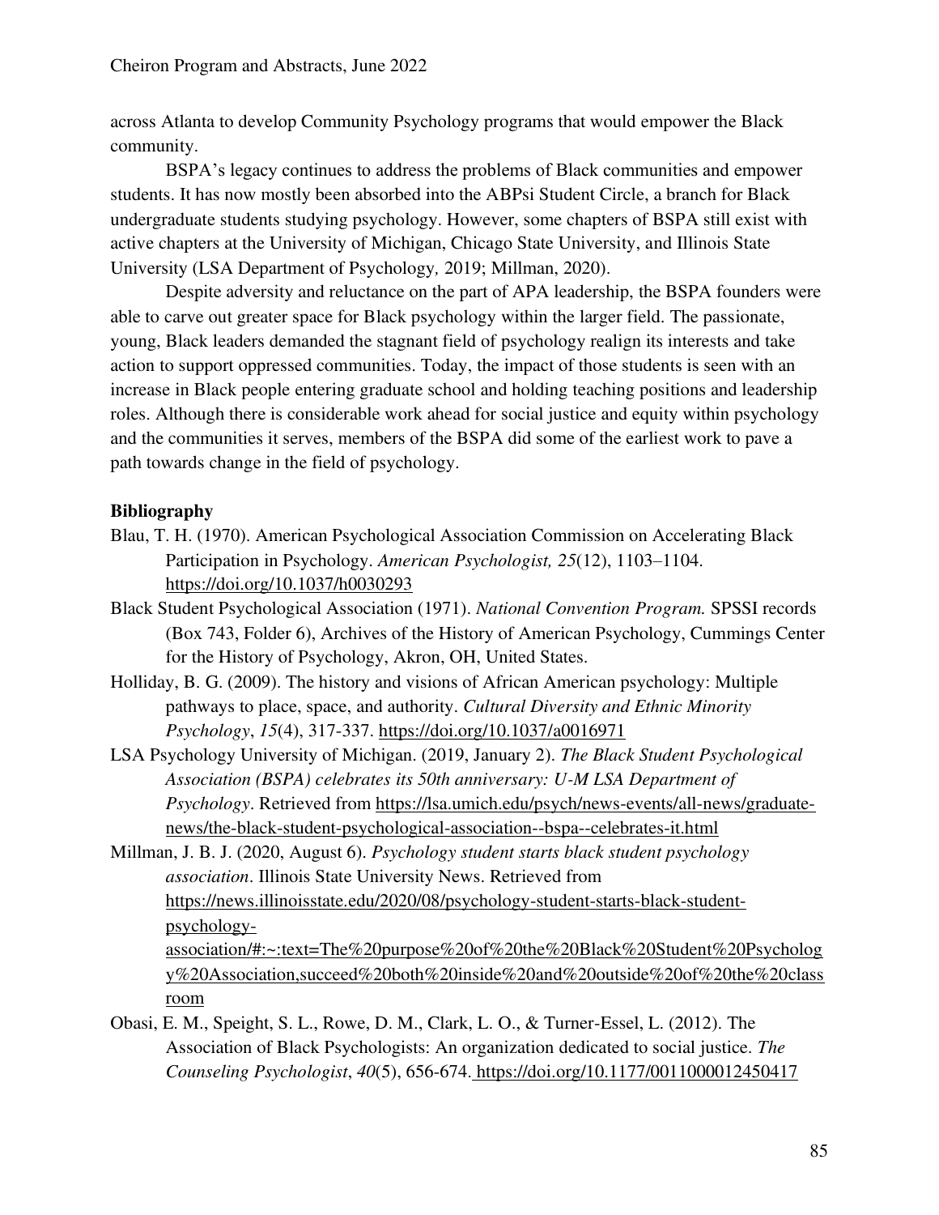across Atlanta to develop Community Psychology programs that would empower the Black community.

BSPA's legacy continues to address the problems of Black communities and empower students. It has now mostly been absorbed into the ABPsi Student Circle, a branch for Black undergraduate students studying psychology. However, some chapters of BSPA still exist with active chapters at the University of Michigan, Chicago State University, and Illinois State University (LSA Department of Psychology*,* 2019; Millman, 2020).

Despite adversity and reluctance on the part of APA leadership, the BSPA founders were able to carve out greater space for Black psychology within the larger field. The passionate, young, Black leaders demanded the stagnant field of psychology realign its interests and take action to support oppressed communities. Today, the impact of those students is seen with an increase in Black people entering graduate school and holding teaching positions and leadership roles. Although there is considerable work ahead for social justice and equity within psychology and the communities it serves, members of the BSPA did some of the earliest work to pave a path towards change in the field of psychology.

**Bibliography**

Blau, T. H. (1970). American Psychological Association Commission on Accelerating Black Participation in Psychology. *American Psychologist, 25*(12), 1103–1104. https://doi.org/10.1037/h0030293

Black Student Psychological Association (1971). *National Convention Program.* SPSSI records (Box 743, Folder 6), Archives of the History of American Psychology, Cummings Center for the History of Psychology, Akron, OH, United States.

Holliday, B. G. (2009). The history and visions of African American psychology: Multiple pathways to place, space, and authority. *Cultural Diversity and Ethnic Minority Psychology*, *15*(4), 317-337. https://doi.org/10.1037/a0016971

LSA Psychology University of Michigan. (2019, January 2). *The Black Student Psychological Association (BSPA) celebrates its 50th anniversary: U-M LSA Department of Psychology*. Retrieved from https://lsa.umich.edu/psych/news-events/all-news/graduate-news/the-black-student-psychological-association--bspa--celebrates-it.html

Millman, J. B. J. (2020, August 6). *Psychology student starts black student psychology association*. Illinois State University News. Retrieved from https://news.illinoisstate.edu/2020/08/psychology-student-starts-black-student-psychology-association/#:~:text=The%20purpose%20of%20the%20Black%20Student%20Psychology%20Association,succeed%20both%20inside%20and%20outside%20of%20the%20classroom

Obasi, E. M., Speight, S. L., Rowe, D. M., Clark, L. O., & Turner-Essel, L. (2012). The Association of Black Psychologists: An organization dedicated to social justice. *The Counseling Psychologist*, *40*(5), 656-674. https://doi.org/10.1177/0011000012450417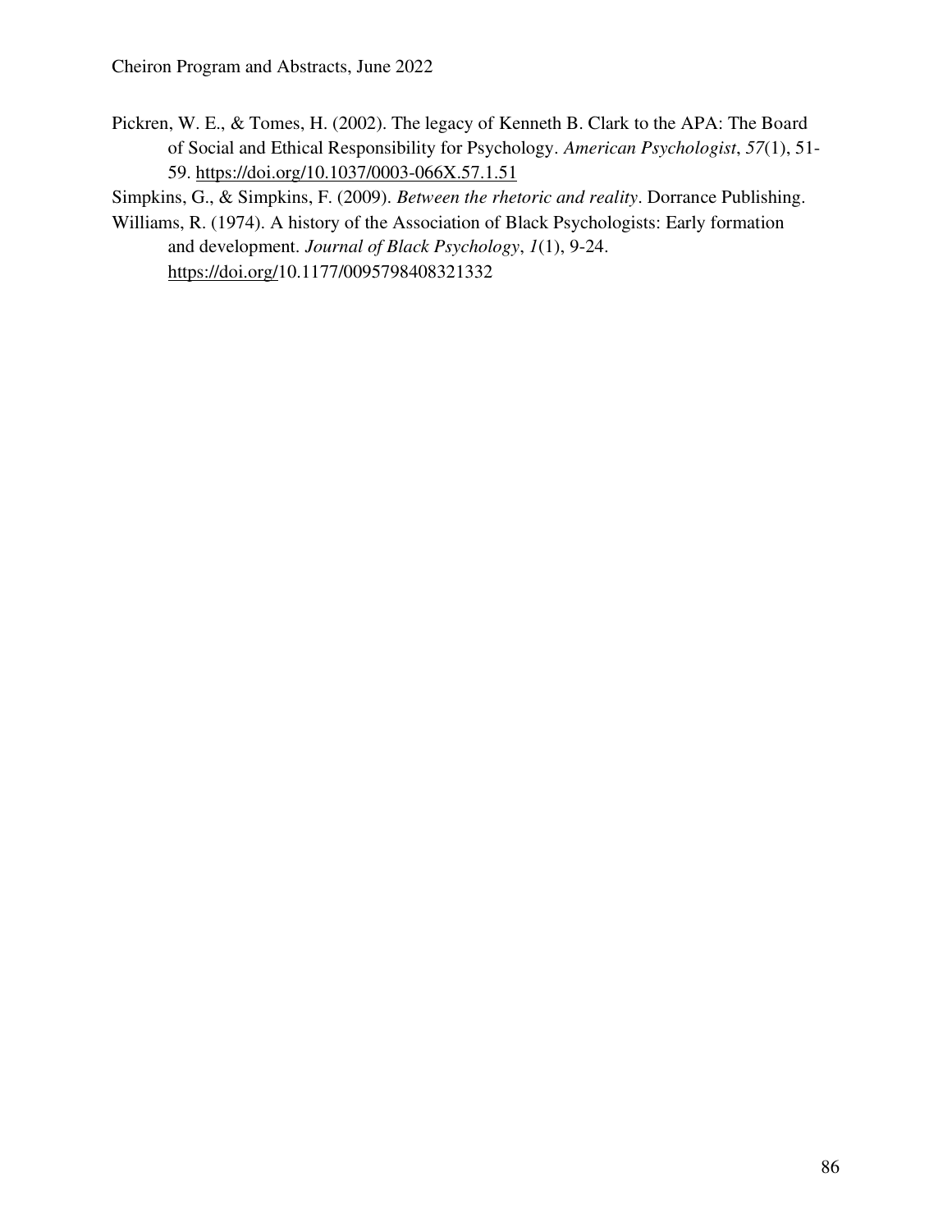Pickren, W. E., & Tomes, H. (2002). The legacy of Kenneth B. Clark to the APA: The Board of Social and Ethical Responsibility for Psychology. *American Psychologist*, *57*(1), 51-59. https://doi.org/10.1037/0003-066X.57.1.51

Simpkins, G., & Simpkins, F. (2009). *Between the rhetoric and reality*. Dorrance Publishing.

Williams, R. (1974). A history of the Association of Black Psychologists: Early formation and development. *Journal of Black Psychology*, *1*(1), 9-24. https://doi.org/10.1177/0095798408321332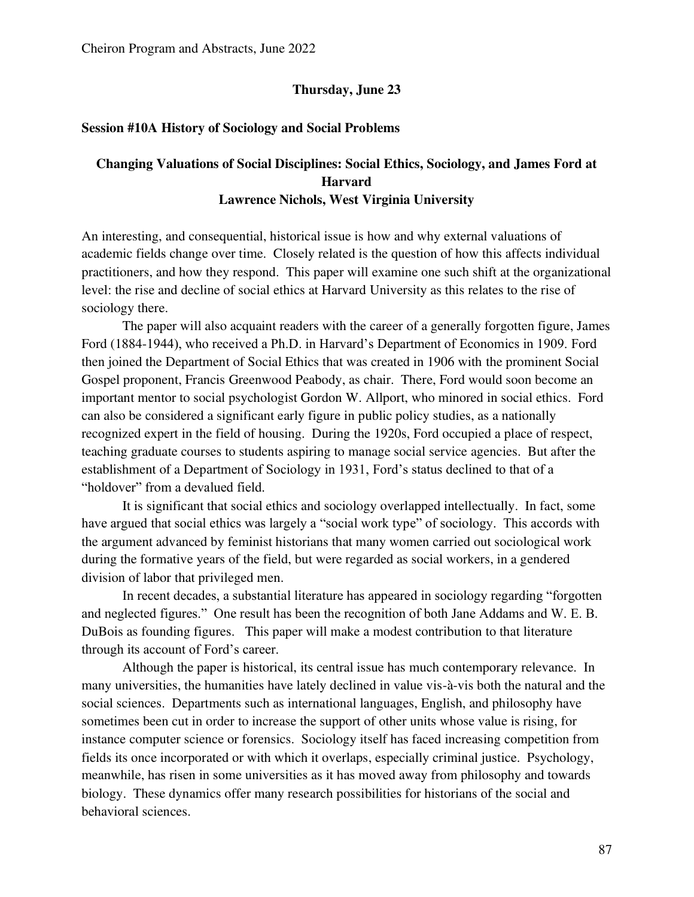**Thursday, June 23**

**Session #10A History of Sociology and Social Problems**

## Changing Valuations of Social Disciplines: Social Ethics, Sociology, and James Ford at Harvard

**Lawrence Nichols, West Virginia University**

An interesting, and consequential, historical issue is how and why external valuations of academic fields change over time. Closely related is the question of how this affects individual practitioners, and how they respond. This paper will examine one such shift at the organizational level: the rise and decline of social ethics at Harvard University as this relates to the rise of sociology there.

The paper will also acquaint readers with the career of a generally forgotten figure, James Ford (1884-1944), who received a Ph.D. in Harvard's Department of Economics in 1909. Ford then joined the Department of Social Ethics that was created in 1906 with the prominent Social Gospel proponent, Francis Greenwood Peabody, as chair. There, Ford would soon become an important mentor to social psychologist Gordon W. Allport, who minored in social ethics. Ford can also be considered a significant early figure in public policy studies, as a nationally recognized expert in the field of housing. During the 1920s, Ford occupied a place of respect, teaching graduate courses to students aspiring to manage social service agencies. But after the establishment of a Department of Sociology in 1931, Ford's status declined to that of a "holdover" from a devalued field.

It is significant that social ethics and sociology overlapped intellectually. In fact, some have argued that social ethics was largely a "social work type" of sociology. This accords with the argument advanced by feminist historians that many women carried out sociological work during the formative years of the field, but were regarded as social workers, in a gendered division of labor that privileged men.

In recent decades, a substantial literature has appeared in sociology regarding "forgotten and neglected figures." One result has been the recognition of both Jane Addams and W. E. B. DuBois as founding figures. This paper will make a modest contribution to that literature through its account of Ford's career.

Although the paper is historical, its central issue has much contemporary relevance. In many universities, the humanities have lately declined in value vis-à-vis both the natural and the social sciences. Departments such as international languages, English, and philosophy have sometimes been cut in order to increase the support of other units whose value is rising, for instance computer science or forensics. Sociology itself has faced increasing competition from fields its once incorporated or with which it overlaps, especially criminal justice. Psychology, meanwhile, has risen in some universities as it has moved away from philosophy and towards biology. These dynamics offer many research possibilities for historians of the social and behavioral sciences.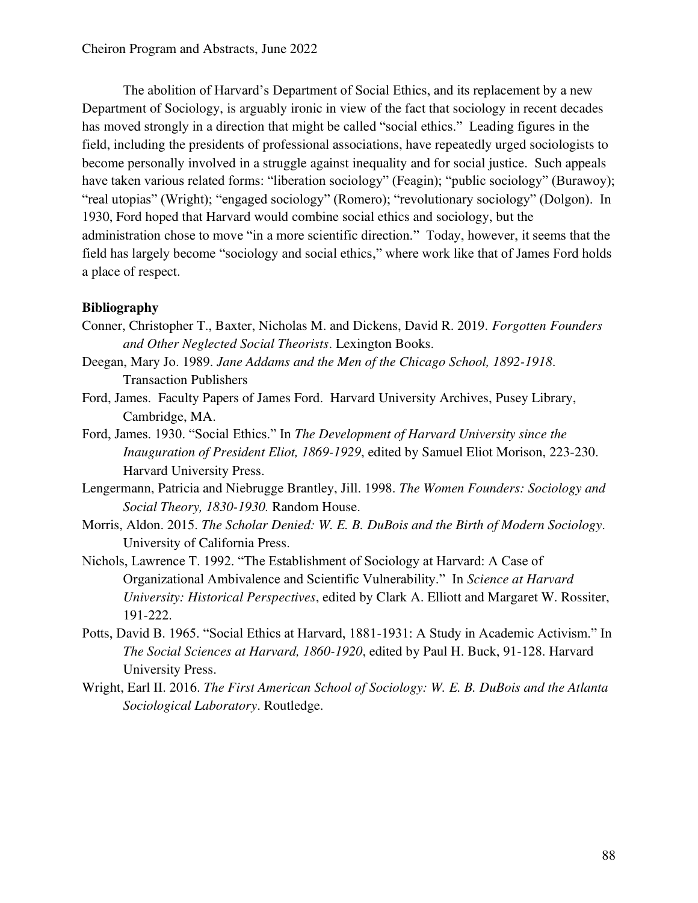The abolition of Harvard's Department of Social Ethics, and its replacement by a new Department of Sociology, is arguably ironic in view of the fact that sociology in recent decades has moved strongly in a direction that might be called "social ethics." Leading figures in the field, including the presidents of professional associations, have repeatedly urged sociologists to become personally involved in a struggle against inequality and for social justice. Such appeals have taken various related forms: "liberation sociology" (Feagin); "public sociology" (Burawoy); "real utopias" (Wright); "engaged sociology" (Romero); "revolutionary sociology" (Dolgon). In 1930, Ford hoped that Harvard would combine social ethics and sociology, but the administration chose to move "in a more scientific direction." Today, however, it seems that the field has largely become "sociology and social ethics," where work like that of James Ford holds a place of respect.

**Bibliography**

Conner, Christopher T., Baxter, Nicholas M. and Dickens, David R. 2019. *Forgotten Founders and Other Neglected Social Theorists*. Lexington Books.

Deegan, Mary Jo. 1989. *Jane Addams and the Men of the Chicago School, 1892-1918*. Transaction Publishers

Ford, James. Faculty Papers of James Ford. Harvard University Archives, Pusey Library, Cambridge, MA.

Ford, James. 1930. "Social Ethics." In *The Development of Harvard University since the Inauguration of President Eliot, 1869-1929*, edited by Samuel Eliot Morison, 223-230. Harvard University Press.

Lengermann, Patricia and Niebrugge Brantley, Jill. 1998. *The Women Founders: Sociology and Social Theory, 1830-1930.* Random House.

Morris, Aldon. 2015. *The Scholar Denied: W. E. B. DuBois and the Birth of Modern Sociology*. University of California Press.

Nichols, Lawrence T. 1992. "The Establishment of Sociology at Harvard: A Case of Organizational Ambivalence and Scientific Vulnerability." In *Science at Harvard University: Historical Perspectives*, edited by Clark A. Elliott and Margaret W. Rossiter, 191-222.

Potts, David B. 1965. "Social Ethics at Harvard, 1881-1931: A Study in Academic Activism." In *The Social Sciences at Harvard, 1860-1920*, edited by Paul H. Buck, 91-128. Harvard University Press.

Wright, Earl II. 2016. *The First American School of Sociology: W. E. B. DuBois and the Atlanta Sociological Laboratory*. Routledge.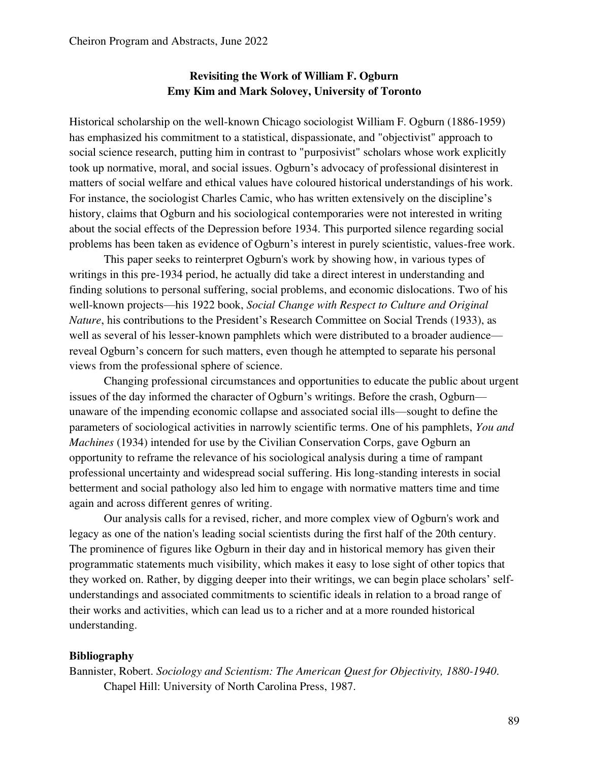## Revisiting the Work of William F. Ogburn
### Emy Kim and Mark Solovey, University of Toronto

Historical scholarship on the well-known Chicago sociologist William F. Ogburn (1886-1959) has emphasized his commitment to a statistical, dispassionate, and "objectivist" approach to social science research, putting him in contrast to "purposivist" scholars whose work explicitly took up normative, moral, and social issues. Ogburn's advocacy of professional disinterest in matters of social welfare and ethical values have coloured historical understandings of his work. For instance, the sociologist Charles Camic, who has written extensively on the discipline's history, claims that Ogburn and his sociological contemporaries were not interested in writing about the social effects of the Depression before 1934. This purported silence regarding social problems has been taken as evidence of Ogburn's interest in purely scientistic, values-free work.

This paper seeks to reinterpret Ogburn's work by showing how, in various types of writings in this pre-1934 period, he actually did take a direct interest in understanding and finding solutions to personal suffering, social problems, and economic dislocations. Two of his well-known projects—his 1922 book, *Social Change with Respect to Culture and Original Nature*, his contributions to the President's Research Committee on Social Trends (1933), as well as several of his lesser-known pamphlets which were distributed to a broader audience—reveal Ogburn's concern for such matters, even though he attempted to separate his personal views from the professional sphere of science.

Changing professional circumstances and opportunities to educate the public about urgent issues of the day informed the character of Ogburn's writings. Before the crash, Ogburn—unaware of the impending economic collapse and associated social ills—sought to define the parameters of sociological activities in narrowly scientific terms. One of his pamphlets, *You and Machines* (1934) intended for use by the Civilian Conservation Corps, gave Ogburn an opportunity to reframe the relevance of his sociological analysis during a time of rampant professional uncertainty and widespread social suffering. His long-standing interests in social betterment and social pathology also led him to engage with normative matters time and time again and across different genres of writing.

Our analysis calls for a revised, richer, and more complex view of Ogburn's work and legacy as one of the nation's leading social scientists during the first half of the 20th century. The prominence of figures like Ogburn in their day and in historical memory has given their programmatic statements much visibility, which makes it easy to lose sight of other topics that they worked on. Rather, by digging deeper into their writings, we can begin place scholars' self-understandings and associated commitments to scientific ideals in relation to a broad range of their works and activities, which can lead us to a richer and at a more rounded historical understanding.

### Bibliography

Bannister, Robert. *Sociology and Scientism: The American Quest for Objectivity, 1880-1940*. Chapel Hill: University of North Carolina Press, 1987.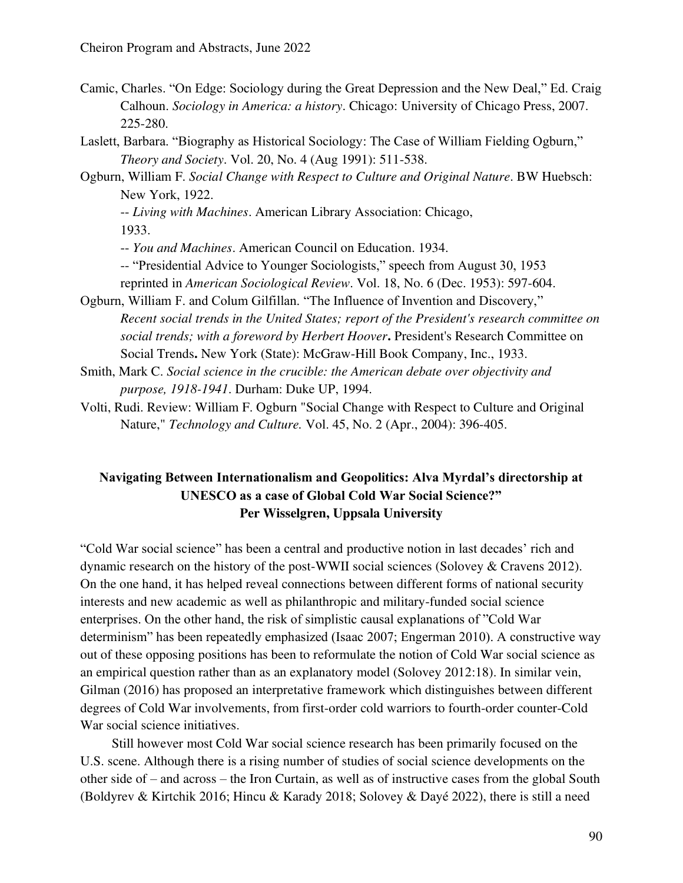Camic, Charles. "On Edge: Sociology during the Great Depression and the New Deal," Ed. Craig Calhoun. *Sociology in America: a history*. Chicago: University of Chicago Press, 2007. 225-280.

Laslett, Barbara. "Biography as Historical Sociology: The Case of William Fielding Ogburn," *Theory and Society*. Vol. 20, No. 4 (Aug 1991): 511-538.

Ogburn, William F. *Social Change with Respect to Culture and Original Nature*. BW Huebsch: New York, 1922.

-- *Living with Machines*. American Library Association: Chicago, 1933.

-- *You and Machines*. American Council on Education. 1934.

-- "Presidential Advice to Younger Sociologists," speech from August 30, 1953 reprinted in *American Sociological Review*. Vol. 18, No. 6 (Dec. 1953): 597-604.

Ogburn, William F. and Colum Gilfillan. "The Influence of Invention and Discovery," *Recent social trends in the United States; report of the President's research committee on social trends; with a foreword by Herbert Hoover***.** President's Research Committee on Social Trends**.** New York (State): McGraw-Hill Book Company, Inc., 1933.

Smith, Mark C. *Social science in the crucible: the American debate over objectivity and purpose, 1918-1941*. Durham: Duke UP, 1994.

Volti, Rudi. Review: William F. Ogburn "Social Change with Respect to Culture and Original Nature," *Technology and Culture.* Vol. 45, No. 2 (Apr., 2004): 396-405.

### Navigating Between Internationalism and Geopolitics: Alva Myrdal's directorship at UNESCO as a case of Global Cold War Social Science?"

**Per Wisselgren, Uppsala University**

"Cold War social science" has been a central and productive notion in last decades' rich and dynamic research on the history of the post-WWII social sciences (Solovey & Cravens 2012). On the one hand, it has helped reveal connections between different forms of national security interests and new academic as well as philanthropic and military-funded social science enterprises. On the other hand, the risk of simplistic causal explanations of "Cold War determinism" has been repeatedly emphasized (Isaac 2007; Engerman 2010). A constructive way out of these opposing positions has been to reformulate the notion of Cold War social science as an empirical question rather than as an explanatory model (Solovey 2012:18). In similar vein, Gilman (2016) has proposed an interpretative framework which distinguishes between different degrees of Cold War involvements, from first-order cold warriors to fourth-order counter-Cold War social science initiatives.

Still however most Cold War social science research has been primarily focused on the U.S. scene. Although there is a rising number of studies of social science developments on the other side of – and across – the Iron Curtain, as well as of instructive cases from the global South (Boldyrev & Kirtchik 2016; Hincu & Karady 2018; Solovey & Dayé 2022), there is still a need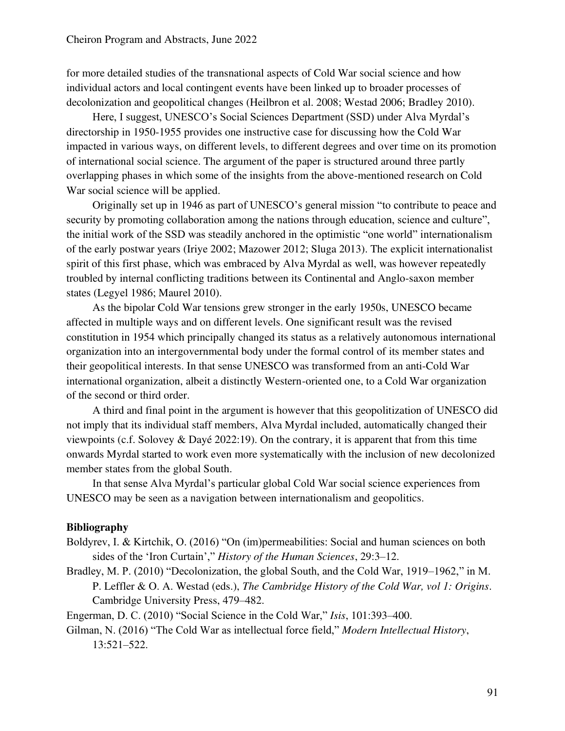for more detailed studies of the transnational aspects of Cold War social science and how individual actors and local contingent events have been linked up to broader processes of decolonization and geopolitical changes (Heilbron et al. 2008; Westad 2006; Bradley 2010).

Here, I suggest, UNESCO's Social Sciences Department (SSD) under Alva Myrdal's directorship in 1950-1955 provides one instructive case for discussing how the Cold War impacted in various ways, on different levels, to different degrees and over time on its promotion of international social science. The argument of the paper is structured around three partly overlapping phases in which some of the insights from the above-mentioned research on Cold War social science will be applied.

Originally set up in 1946 as part of UNESCO's general mission "to contribute to peace and security by promoting collaboration among the nations through education, science and culture", the initial work of the SSD was steadily anchored in the optimistic "one world" internationalism of the early postwar years (Iriye 2002; Mazower 2012; Sluga 2013). The explicit internationalist spirit of this first phase, which was embraced by Alva Myrdal as well, was however repeatedly troubled by internal conflicting traditions between its Continental and Anglo-saxon member states (Legyel 1986; Maurel 2010).

As the bipolar Cold War tensions grew stronger in the early 1950s, UNESCO became affected in multiple ways and on different levels. One significant result was the revised constitution in 1954 which principally changed its status as a relatively autonomous international organization into an intergovernmental body under the formal control of its member states and their geopolitical interests. In that sense UNESCO was transformed from an anti-Cold War international organization, albeit a distinctly Western-oriented one, to a Cold War organization of the second or third order.

A third and final point in the argument is however that this geopolitization of UNESCO did not imply that its individual staff members, Alva Myrdal included, automatically changed their viewpoints (c.f. Solovey & Dayé 2022:19). On the contrary, it is apparent that from this time onwards Myrdal started to work even more systematically with the inclusion of new decolonized member states from the global South.

In that sense Alva Myrdal's particular global Cold War social science experiences from UNESCO may be seen as a navigation between internationalism and geopolitics.

**Bibliography**

Boldyrev, I. & Kirtchik, O. (2016) "On (im)permeabilities: Social and human sciences on both sides of the 'Iron Curtain'," *History of the Human Sciences*, 29:3–12.

Bradley, M. P. (2010) "Decolonization, the global South, and the Cold War, 1919–1962," in M. P. Leffler & O. A. Westad (eds.), *The Cambridge History of the Cold War, vol 1: Origins*. Cambridge University Press, 479–482.

Engerman, D. C. (2010) "Social Science in the Cold War," *Isis*, 101:393–400.

Gilman, N. (2016) "The Cold War as intellectual force field," *Modern Intellectual History*, 13:521–522.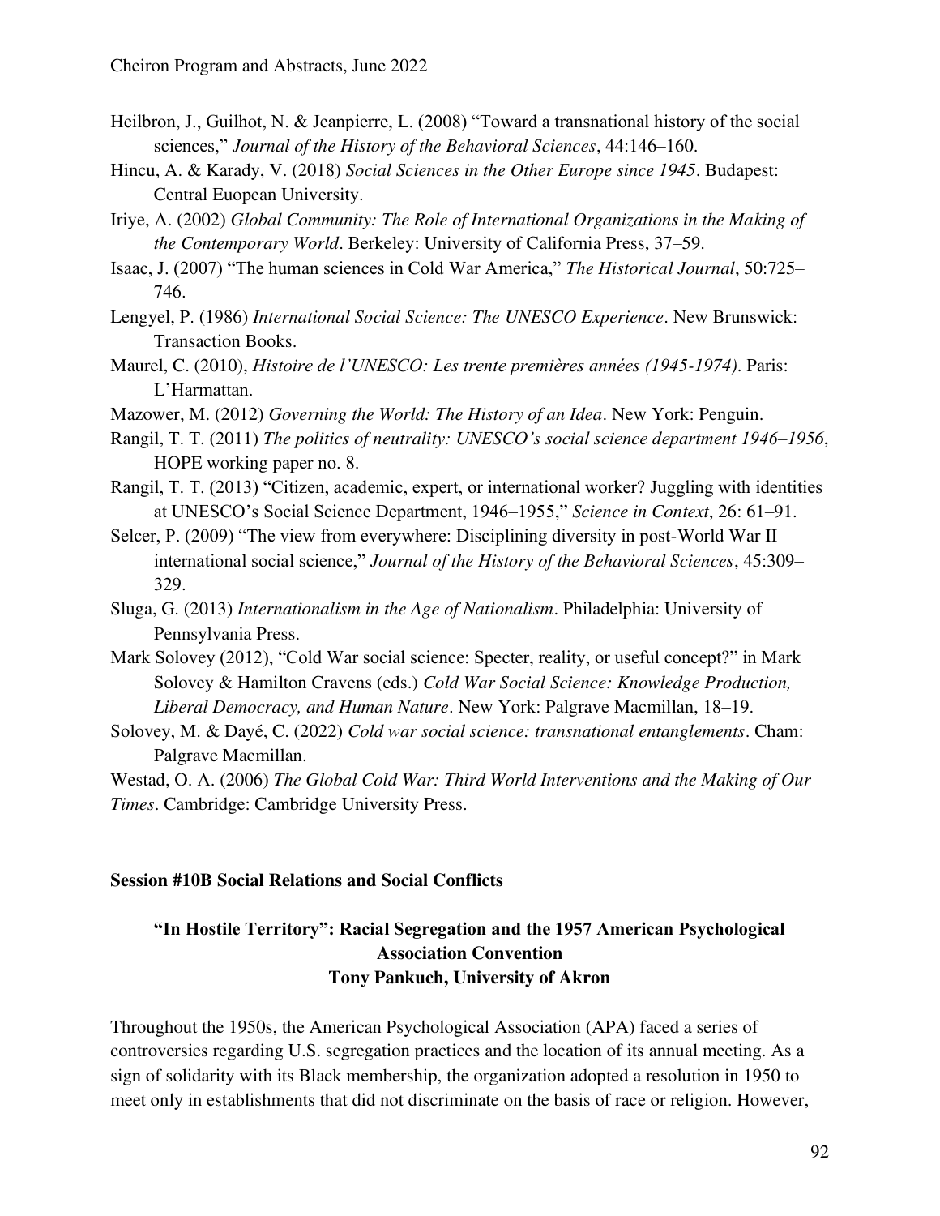Heilbron, J., Guilhot, N. & Jeanpierre, L. (2008) "Toward a transnational history of the social sciences," *Journal of the History of the Behavioral Sciences*, 44:146–160.

Hincu, A. & Karady, V. (2018) *Social Sciences in the Other Europe since 1945*. Budapest: Central Euopean University.

Iriye, A. (2002) *Global Community: The Role of International Organizations in the Making of the Contemporary World*. Berkeley: University of California Press, 37–59.

Isaac, J. (2007) "The human sciences in Cold War America," *The Historical Journal*, 50:725–746.

Lengyel, P. (1986) *International Social Science: The UNESCO Experience*. New Brunswick: Transaction Books.

Maurel, C. (2010), *Histoire de l'UNESCO: Les trente premières années (1945-1974)*. Paris: L'Harmattan.

Mazower, M. (2012) *Governing the World: The History of an Idea*. New York: Penguin.

Rangil, T. T. (2011) *The politics of neutrality: UNESCO's social science department 1946–1956*, HOPE working paper no. 8.

Rangil, T. T. (2013) "Citizen, academic, expert, or international worker? Juggling with identities at UNESCO's Social Science Department, 1946–1955," *Science in Context*, 26: 61–91.

Selcer, P. (2009) "The view from everywhere: Disciplining diversity in post-World War II international social science," *Journal of the History of the Behavioral Sciences*, 45:309–329.

Sluga, G. (2013) *Internationalism in the Age of Nationalism*. Philadelphia: University of Pennsylvania Press.

Mark Solovey (2012), "Cold War social science: Specter, reality, or useful concept?" in Mark Solovey & Hamilton Cravens (eds.) *Cold War Social Science: Knowledge Production, Liberal Democracy, and Human Nature*. New York: Palgrave Macmillan, 18–19.

Solovey, M. & Dayé, C. (2022) *Cold war social science: transnational entanglements*. Cham: Palgrave Macmillan.

Westad, O. A. (2006) *The Global Cold War: Third World Interventions and the Making of Our Times*. Cambridge: Cambridge University Press.

## Session #10B Social Relations and Social Conflicts

### "In Hostile Territory": Racial Segregation and the 1957 American Psychological Association Convention

**Tony Pankuch, University of Akron**

Throughout the 1950s, the American Psychological Association (APA) faced a series of controversies regarding U.S. segregation practices and the location of its annual meeting. As a sign of solidarity with its Black membership, the organization adopted a resolution in 1950 to meet only in establishments that did not discriminate on the basis of race or religion. However,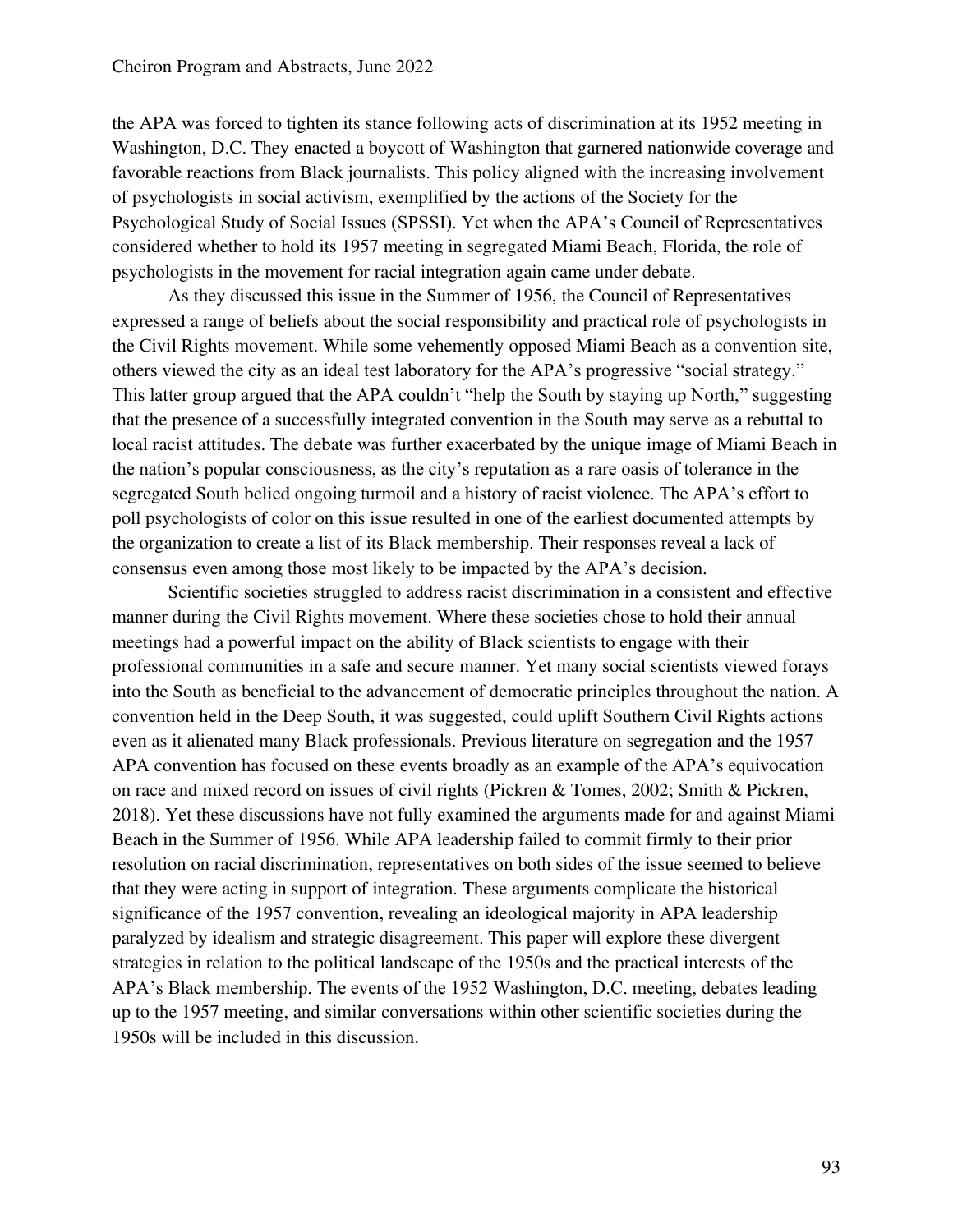the APA was forced to tighten its stance following acts of discrimination at its 1952 meeting in Washington, D.C. They enacted a boycott of Washington that garnered nationwide coverage and favorable reactions from Black journalists. This policy aligned with the increasing involvement of psychologists in social activism, exemplified by the actions of the Society for the Psychological Study of Social Issues (SPSSI). Yet when the APA's Council of Representatives considered whether to hold its 1957 meeting in segregated Miami Beach, Florida, the role of psychologists in the movement for racial integration again came under debate.

As they discussed this issue in the Summer of 1956, the Council of Representatives expressed a range of beliefs about the social responsibility and practical role of psychologists in the Civil Rights movement. While some vehemently opposed Miami Beach as a convention site, others viewed the city as an ideal test laboratory for the APA's progressive "social strategy." This latter group argued that the APA couldn't "help the South by staying up North," suggesting that the presence of a successfully integrated convention in the South may serve as a rebuttal to local racist attitudes. The debate was further exacerbated by the unique image of Miami Beach in the nation's popular consciousness, as the city's reputation as a rare oasis of tolerance in the segregated South belied ongoing turmoil and a history of racist violence. The APA's effort to poll psychologists of color on this issue resulted in one of the earliest documented attempts by the organization to create a list of its Black membership. Their responses reveal a lack of consensus even among those most likely to be impacted by the APA's decision.

Scientific societies struggled to address racist discrimination in a consistent and effective manner during the Civil Rights movement. Where these societies chose to hold their annual meetings had a powerful impact on the ability of Black scientists to engage with their professional communities in a safe and secure manner. Yet many social scientists viewed forays into the South as beneficial to the advancement of democratic principles throughout the nation. A convention held in the Deep South, it was suggested, could uplift Southern Civil Rights actions even as it alienated many Black professionals. Previous literature on segregation and the 1957 APA convention has focused on these events broadly as an example of the APA's equivocation on race and mixed record on issues of civil rights (Pickren & Tomes, 2002; Smith & Pickren, 2018). Yet these discussions have not fully examined the arguments made for and against Miami Beach in the Summer of 1956. While APA leadership failed to commit firmly to their prior resolution on racial discrimination, representatives on both sides of the issue seemed to believe that they were acting in support of integration. These arguments complicate the historical significance of the 1957 convention, revealing an ideological majority in APA leadership paralyzed by idealism and strategic disagreement. This paper will explore these divergent strategies in relation to the political landscape of the 1950s and the practical interests of the APA's Black membership. The events of the 1952 Washington, D.C. meeting, debates leading up to the 1957 meeting, and similar conversations within other scientific societies during the 1950s will be included in this discussion.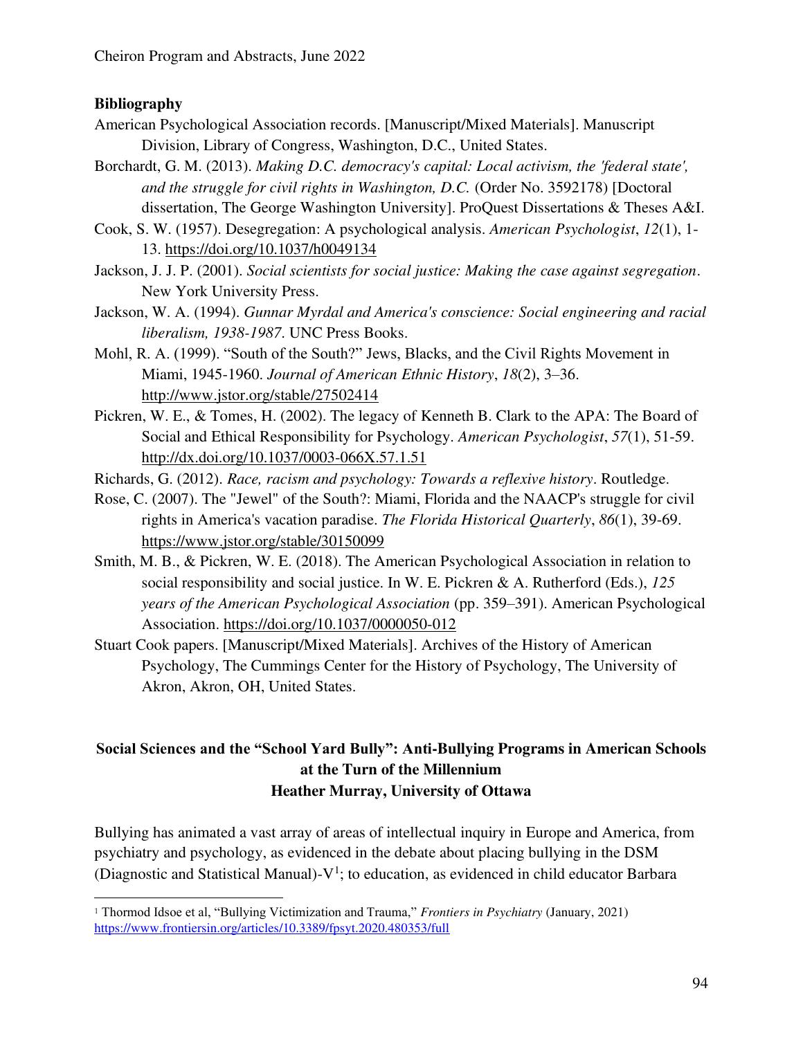## Bibliography

American Psychological Association records. [Manuscript/Mixed Materials]. Manuscript Division, Library of Congress, Washington, D.C., United States.

Borchardt, G. M. (2013). *Making D.C. democracy's capital: Local activism, the 'federal state', and the struggle for civil rights in Washington, D.C.* (Order No. 3592178) [Doctoral dissertation, The George Washington University]. ProQuest Dissertations & Theses A&I.

Cook, S. W. (1957). Desegregation: A psychological analysis. *American Psychologist*, *12*(1), 1-13. https://doi.org/10.1037/h0049134

Jackson, J. J. P. (2001). *Social scientists for social justice: Making the case against segregation*. New York University Press.

Jackson, W. A. (1994). *Gunnar Myrdal and America's conscience: Social engineering and racial liberalism, 1938-1987*. UNC Press Books.

Mohl, R. A. (1999). "South of the South?" Jews, Blacks, and the Civil Rights Movement in Miami, 1945-1960. *Journal of American Ethnic History*, *18*(2), 3–36. http://www.jstor.org/stable/27502414

Pickren, W. E., & Tomes, H. (2002). The legacy of Kenneth B. Clark to the APA: The Board of Social and Ethical Responsibility for Psychology. *American Psychologist*, *57*(1), 51-59. http://dx.doi.org/10.1037/0003-066X.57.1.51

Richards, G. (2012). *Race, racism and psychology: Towards a reflexive history*. Routledge.

Rose, C. (2007). The "Jewel" of the South?: Miami, Florida and the NAACP's struggle for civil rights in America's vacation paradise. *The Florida Historical Quarterly*, *86*(1), 39-69. https://www.jstor.org/stable/30150099

Smith, M. B., & Pickren, W. E. (2018). The American Psychological Association in relation to social responsibility and social justice. In W. E. Pickren & A. Rutherford (Eds.), *125 years of the American Psychological Association* (pp. 359–391). American Psychological Association. https://doi.org/10.1037/0000050-012

Stuart Cook papers. [Manuscript/Mixed Materials]. Archives of the History of American Psychology, The Cummings Center for the History of Psychology, The University of Akron, Akron, OH, United States.

## Social Sciences and the "School Yard Bully": Anti-Bullying Programs in American Schools at the Turn of the Millennium

**Heather Murray, University of Ottawa**

Bullying has animated a vast array of areas of intellectual inquiry in Europe and America, from psychiatry and psychology, as evidenced in the debate about placing bullying in the DSM (Diagnostic and Statistical Manual)-V[1]; to education, as evidenced in child educator Barbara

[1] Thormod Idsoe et al, "Bullying Victimization and Trauma," *Frontiers in Psychiatry* (January, 2021) https://www.frontiersin.org/articles/10.3389/fpsyt.2020.480353/full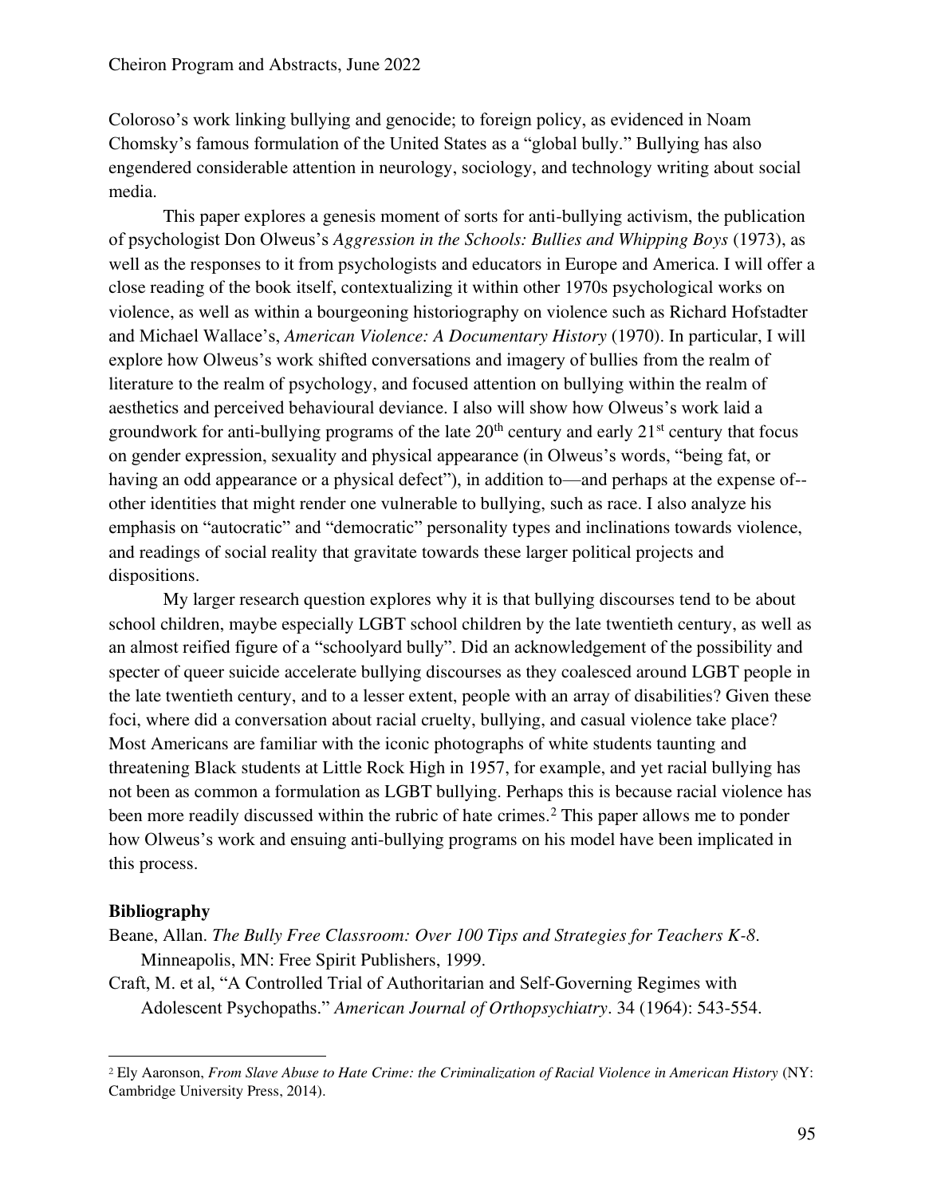Coloroso's work linking bullying and genocide; to foreign policy, as evidenced in Noam Chomsky's famous formulation of the United States as a "global bully." Bullying has also engendered considerable attention in neurology, sociology, and technology writing about social media.

This paper explores a genesis moment of sorts for anti-bullying activism, the publication of psychologist Don Olweus's *Aggression in the Schools: Bullies and Whipping Boys* (1973), as well as the responses to it from psychologists and educators in Europe and America. I will offer a close reading of the book itself, contextualizing it within other 1970s psychological works on violence, as well as within a bourgeoning historiography on violence such as Richard Hofstadter and Michael Wallace's, *American Violence: A Documentary History* (1970). In particular, I will explore how Olweus's work shifted conversations and imagery of bullies from the realm of literature to the realm of psychology, and focused attention on bullying within the realm of aesthetics and perceived behavioural deviance. I also will show how Olweus's work laid a groundwork for anti-bullying programs of the late 20th century and early 21st century that focus on gender expression, sexuality and physical appearance (in Olweus's words, "being fat, or having an odd appearance or a physical defect"), in addition to—and perhaps at the expense of--other identities that might render one vulnerable to bullying, such as race. I also analyze his emphasis on "autocratic" and "democratic" personality types and inclinations towards violence, and readings of social reality that gravitate towards these larger political projects and dispositions.

My larger research question explores why it is that bullying discourses tend to be about school children, maybe especially LGBT school children by the late twentieth century, as well as an almost reified figure of a "schoolyard bully". Did an acknowledgement of the possibility and specter of queer suicide accelerate bullying discourses as they coalesced around LGBT people in the late twentieth century, and to a lesser extent, people with an array of disabilities? Given these foci, where did a conversation about racial cruelty, bullying, and casual violence take place? Most Americans are familiar with the iconic photographs of white students taunting and threatening Black students at Little Rock High in 1957, for example, and yet racial bullying has not been as common a formulation as LGBT bullying. Perhaps this is because racial violence has been more readily discussed within the rubric of hate crimes.[2] This paper allows me to ponder how Olweus's work and ensuing anti-bullying programs on his model have been implicated in this process.

**Bibliography**

Beane, Allan. *The Bully Free Classroom: Over 100 Tips and Strategies for Teachers K-8*. Minneapolis, MN: Free Spirit Publishers, 1999.

Craft, M. et al, "A Controlled Trial of Authoritarian and Self-Governing Regimes with Adolescent Psychopaths." *American Journal of Orthopsychiatry*. 34 (1964): 543-554.

[2] Ely Aaronson, *From Slave Abuse to Hate Crime: the Criminalization of Racial Violence in American History* (NY: Cambridge University Press, 2014).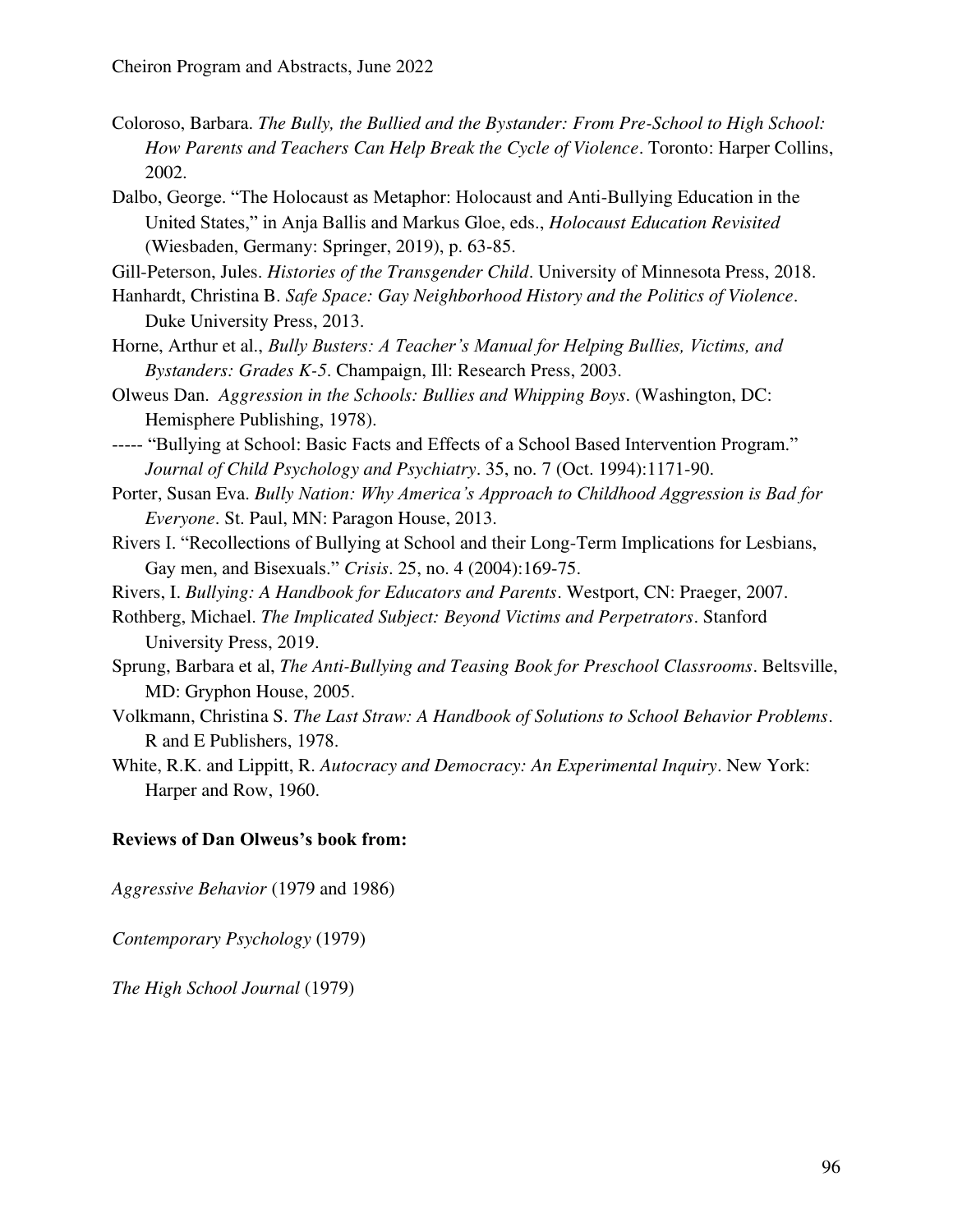Coloroso, Barbara. *The Bully, the Bullied and the Bystander: From Pre-School to High School: How Parents and Teachers Can Help Break the Cycle of Violence*. Toronto: Harper Collins, 2002.

Dalbo, George. "The Holocaust as Metaphor: Holocaust and Anti-Bullying Education in the United States," in Anja Ballis and Markus Gloe, eds., *Holocaust Education Revisited* (Wiesbaden, Germany: Springer, 2019), p. 63-85.

Gill-Peterson, Jules. *Histories of the Transgender Child*. University of Minnesota Press, 2018.

Hanhardt, Christina B. *Safe Space: Gay Neighborhood History and the Politics of Violence*. Duke University Press, 2013.

Horne, Arthur et al., *Bully Busters: A Teacher's Manual for Helping Bullies, Victims, and Bystanders: Grades K-5*. Champaign, Ill: Research Press, 2003.

Olweus Dan. *Aggression in the Schools: Bullies and Whipping Boys*. (Washington, DC: Hemisphere Publishing, 1978).

----- "Bullying at School: Basic Facts and Effects of a School Based Intervention Program." *Journal of Child Psychology and Psychiatry*. 35, no. 7 (Oct. 1994):1171-90.

Porter, Susan Eva. *Bully Nation: Why America's Approach to Childhood Aggression is Bad for Everyone*. St. Paul, MN: Paragon House, 2013.

Rivers I. "Recollections of Bullying at School and their Long-Term Implications for Lesbians, Gay men, and Bisexuals." *Crisis*. 25, no. 4 (2004):169-75.

Rivers, I. *Bullying: A Handbook for Educators and Parents*. Westport, CN: Praeger, 2007.

Rothberg, Michael. *The Implicated Subject: Beyond Victims and Perpetrators*. Stanford University Press, 2019.

Sprung, Barbara et al, *The Anti-Bullying and Teasing Book for Preschool Classrooms*. Beltsville, MD: Gryphon House, 2005.

Volkmann, Christina S. *The Last Straw: A Handbook of Solutions to School Behavior Problems*. R and E Publishers, 1978.

White, R.K. and Lippitt, R. *Autocracy and Democracy: An Experimental Inquiry*. New York: Harper and Row, 1960.

**Reviews of Dan Olweus's book from:**

*Aggressive Behavior* (1979 and 1986)

*Contemporary Psychology* (1979)

*The High School Journal* (1979)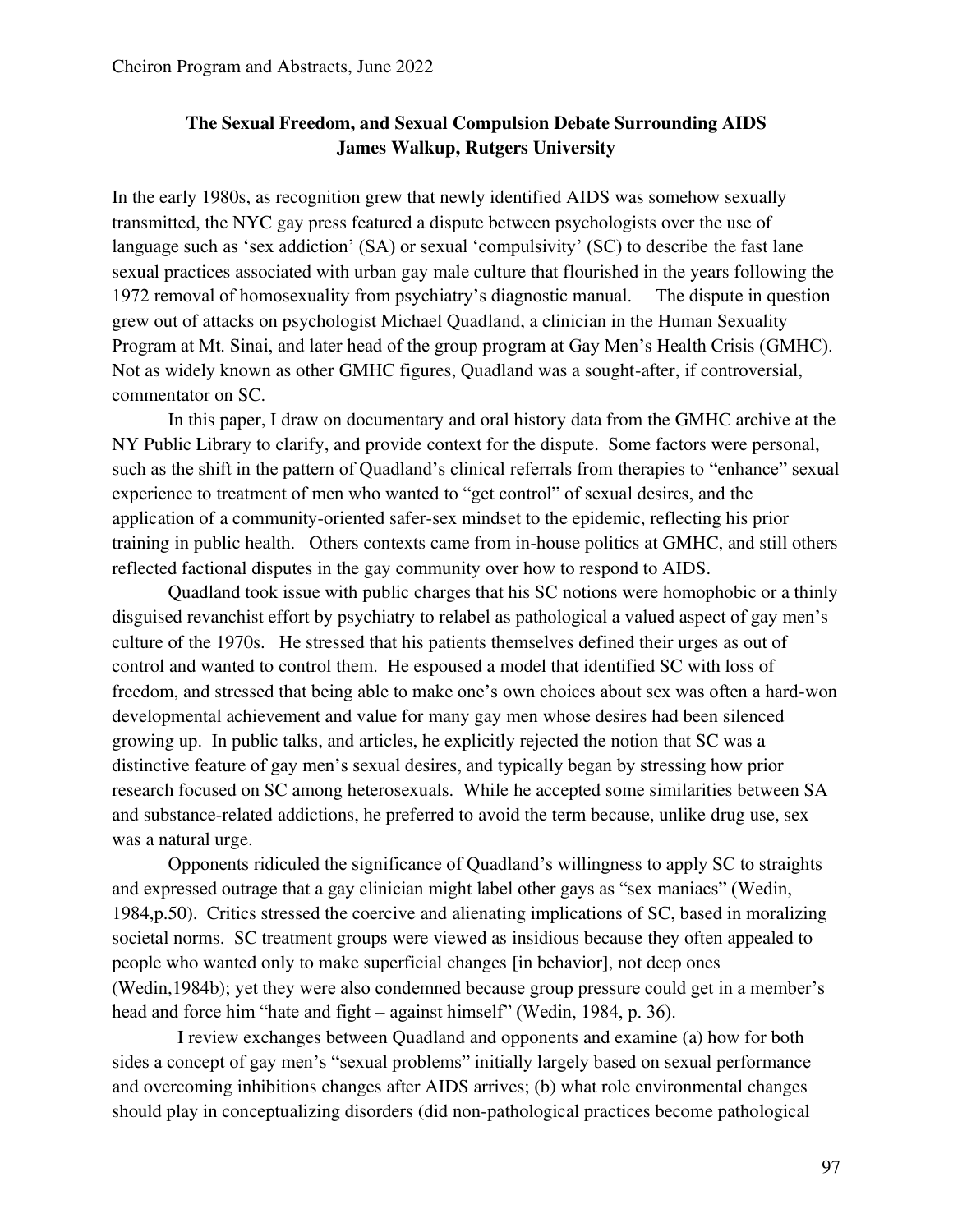**The Sexual Freedom, and Sexual Compulsion Debate Surrounding AIDS**
**James Walkup, Rutgers University**

In the early 1980s, as recognition grew that newly identified AIDS was somehow sexually transmitted, the NYC gay press featured a dispute between psychologists over the use of language such as 'sex addiction' (SA) or sexual 'compulsivity' (SC) to describe the fast lane sexual practices associated with urban gay male culture that flourished in the years following the 1972 removal of homosexuality from psychiatry's diagnostic manual. The dispute in question grew out of attacks on psychologist Michael Quadland, a clinician in the Human Sexuality Program at Mt. Sinai, and later head of the group program at Gay Men's Health Crisis (GMHC). Not as widely known as other GMHC figures, Quadland was a sought-after, if controversial, commentator on SC.

In this paper, I draw on documentary and oral history data from the GMHC archive at the NY Public Library to clarify, and provide context for the dispute. Some factors were personal, such as the shift in the pattern of Quadland's clinical referrals from therapies to "enhance" sexual experience to treatment of men who wanted to "get control" of sexual desires, and the application of a community-oriented safer-sex mindset to the epidemic, reflecting his prior training in public health. Others contexts came from in-house politics at GMHC, and still others reflected factional disputes in the gay community over how to respond to AIDS.

Quadland took issue with public charges that his SC notions were homophobic or a thinly disguised revanchist effort by psychiatry to relabel as pathological a valued aspect of gay men's culture of the 1970s. He stressed that his patients themselves defined their urges as out of control and wanted to control them. He espoused a model that identified SC with loss of freedom, and stressed that being able to make one's own choices about sex was often a hard-won developmental achievement and value for many gay men whose desires had been silenced growing up. In public talks, and articles, he explicitly rejected the notion that SC was a distinctive feature of gay men's sexual desires, and typically began by stressing how prior research focused on SC among heterosexuals. While he accepted some similarities between SA and substance-related addictions, he preferred to avoid the term because, unlike drug use, sex was a natural urge.

Opponents ridiculed the significance of Quadland's willingness to apply SC to straights and expressed outrage that a gay clinician might label other gays as "sex maniacs" (Wedin, 1984,p.50). Critics stressed the coercive and alienating implications of SC, based in moralizing societal norms. SC treatment groups were viewed as insidious because they often appealed to people who wanted only to make superficial changes [in behavior], not deep ones (Wedin,1984b); yet they were also condemned because group pressure could get in a member's head and force him "hate and fight – against himself" (Wedin, 1984, p. 36).

I review exchanges between Quadland and opponents and examine (a) how for both sides a concept of gay men's "sexual problems" initially largely based on sexual performance and overcoming inhibitions changes after AIDS arrives; (b) what role environmental changes should play in conceptualizing disorders (did non-pathological practices become pathological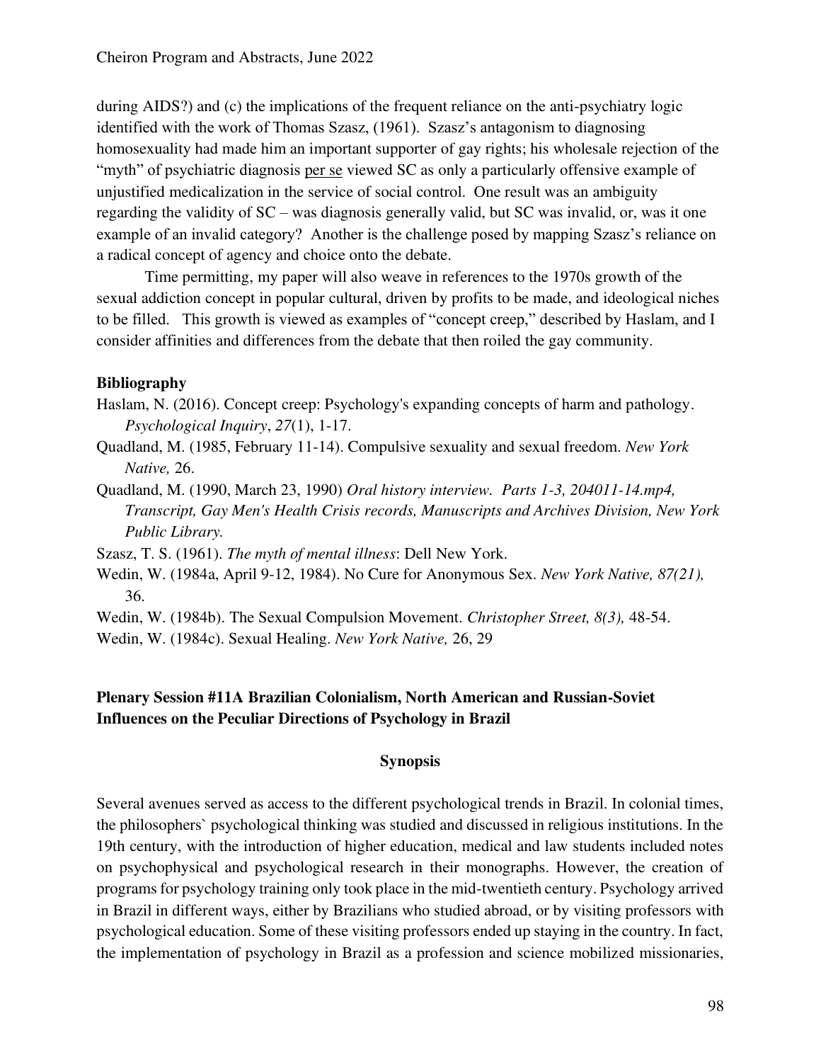during AIDS?) and (c) the implications of the frequent reliance on the anti-psychiatry logic identified with the work of Thomas Szasz, (1961). Szasz's antagonism to diagnosing homosexuality had made him an important supporter of gay rights; his wholesale rejection of the "myth" of psychiatric diagnosis per se viewed SC as only a particularly offensive example of unjustified medicalization in the service of social control. One result was an ambiguity regarding the validity of SC – was diagnosis generally valid, but SC was invalid, or, was it one example of an invalid category? Another is the challenge posed by mapping Szasz's reliance on a radical concept of agency and choice onto the debate.

Time permitting, my paper will also weave in references to the 1970s growth of the sexual addiction concept in popular cultural, driven by profits to be made, and ideological niches to be filled. This growth is viewed as examples of "concept creep," described by Haslam, and I consider affinities and differences from the debate that then roiled the gay community.

**Bibliography**

Haslam, N. (2016). Concept creep: Psychology's expanding concepts of harm and pathology. *Psychological Inquiry*, *27*(1), 1-17.

Quadland, M. (1985, February 11-14). Compulsive sexuality and sexual freedom. *New York Native,* 26.

Quadland, M. (1990, March 23, 1990) *Oral history interview. Parts 1-3, 204011-14.mp4, Transcript, Gay Men's Health Crisis records, Manuscripts and Archives Division, New York Public Library.*

Szasz, T. S. (1961). *The myth of mental illness*: Dell New York.

Wedin, W. (1984a, April 9-12, 1984). No Cure for Anonymous Sex. *New York Native, 87(21),* 36.

Wedin, W. (1984b). The Sexual Compulsion Movement. *Christopher Street, 8(3),* 48-54.

Wedin, W. (1984c). Sexual Healing. *New York Native,* 26, 29

## Plenary Session #11A Brazilian Colonialism, North American and Russian-Soviet Influences on the Peculiar Directions of Psychology in Brazil

### Synopsis

Several avenues served as access to the different psychological trends in Brazil. In colonial times, the philosophers` psychological thinking was studied and discussed in religious institutions. In the 19th century, with the introduction of higher education, medical and law students included notes on psychophysical and psychological research in their monographs. However, the creation of programs for psychology training only took place in the mid-twentieth century. Psychology arrived in Brazil in different ways, either by Brazilians who studied abroad, or by visiting professors with psychological education. Some of these visiting professors ended up staying in the country. In fact, the implementation of psychology in Brazil as a profession and science mobilized missionaries,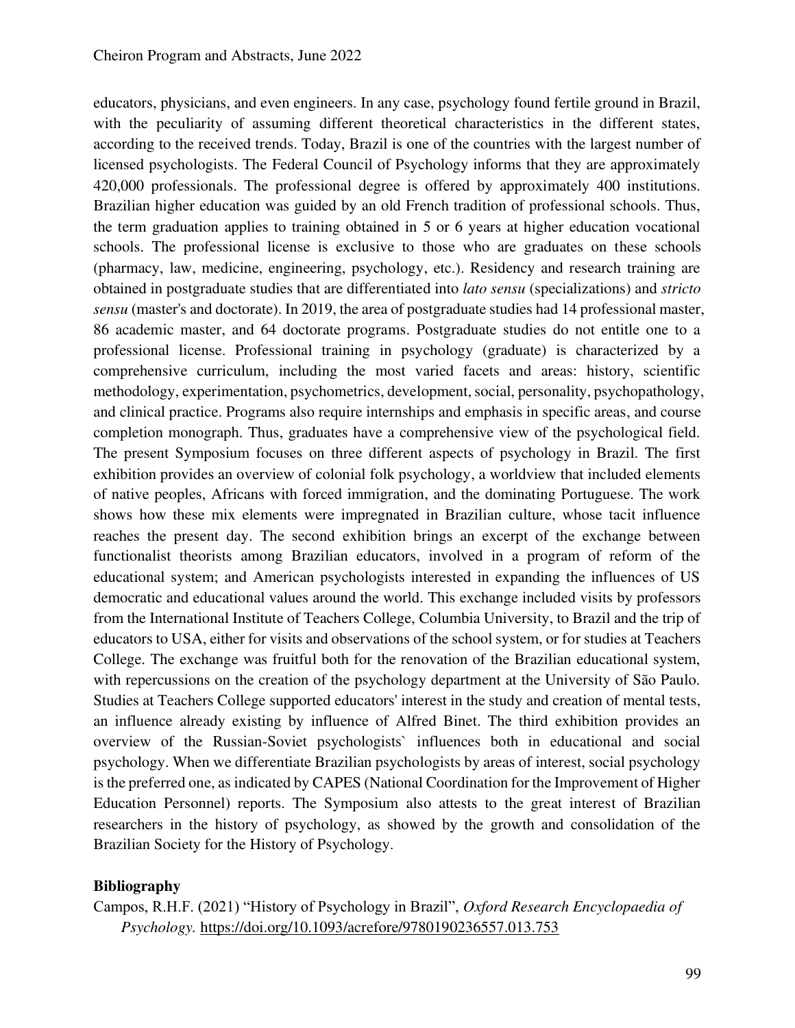educators, physicians, and even engineers. In any case, psychology found fertile ground in Brazil, with the peculiarity of assuming different theoretical characteristics in the different states, according to the received trends. Today, Brazil is one of the countries with the largest number of licensed psychologists. The Federal Council of Psychology informs that they are approximately 420,000 professionals. The professional degree is offered by approximately 400 institutions. Brazilian higher education was guided by an old French tradition of professional schools. Thus, the term graduation applies to training obtained in 5 or 6 years at higher education vocational schools. The professional license is exclusive to those who are graduates on these schools (pharmacy, law, medicine, engineering, psychology, etc.). Residency and research training are obtained in postgraduate studies that are differentiated into *lato sensu* (specializations) and *stricto sensu* (master's and doctorate). In 2019, the area of postgraduate studies had 14 professional master, 86 academic master, and 64 doctorate programs. Postgraduate studies do not entitle one to a professional license. Professional training in psychology (graduate) is characterized by a comprehensive curriculum, including the most varied facets and areas: history, scientific methodology, experimentation, psychometrics, development, social, personality, psychopathology, and clinical practice. Programs also require internships and emphasis in specific areas, and course completion monograph. Thus, graduates have a comprehensive view of the psychological field. The present Symposium focuses on three different aspects of psychology in Brazil. The first exhibition provides an overview of colonial folk psychology, a worldview that included elements of native peoples, Africans with forced immigration, and the dominating Portuguese. The work shows how these mix elements were impregnated in Brazilian culture, whose tacit influence reaches the present day. The second exhibition brings an excerpt of the exchange between functionalist theorists among Brazilian educators, involved in a program of reform of the educational system; and American psychologists interested in expanding the influences of US democratic and educational values around the world. This exchange included visits by professors from the International Institute of Teachers College, Columbia University, to Brazil and the trip of educators to USA, either for visits and observations of the school system, or for studies at Teachers College. The exchange was fruitful both for the renovation of the Brazilian educational system, with repercussions on the creation of the psychology department at the University of São Paulo. Studies at Teachers College supported educators' interest in the study and creation of mental tests, an influence already existing by influence of Alfred Binet. The third exhibition provides an overview of the Russian-Soviet psychologists` influences both in educational and social psychology. When we differentiate Brazilian psychologists by areas of interest, social psychology is the preferred one, as indicated by CAPES (National Coordination for the Improvement of Higher Education Personnel) reports. The Symposium also attests to the great interest of Brazilian researchers in the history of psychology, as showed by the growth and consolidation of the Brazilian Society for the History of Psychology.

**Bibliography**

Campos, R.H.F. (2021) "History of Psychology in Brazil", *Oxford Research Encyclopaedia of Psychology.* https://doi.org/10.1093/acrefore/9780190236557.013.753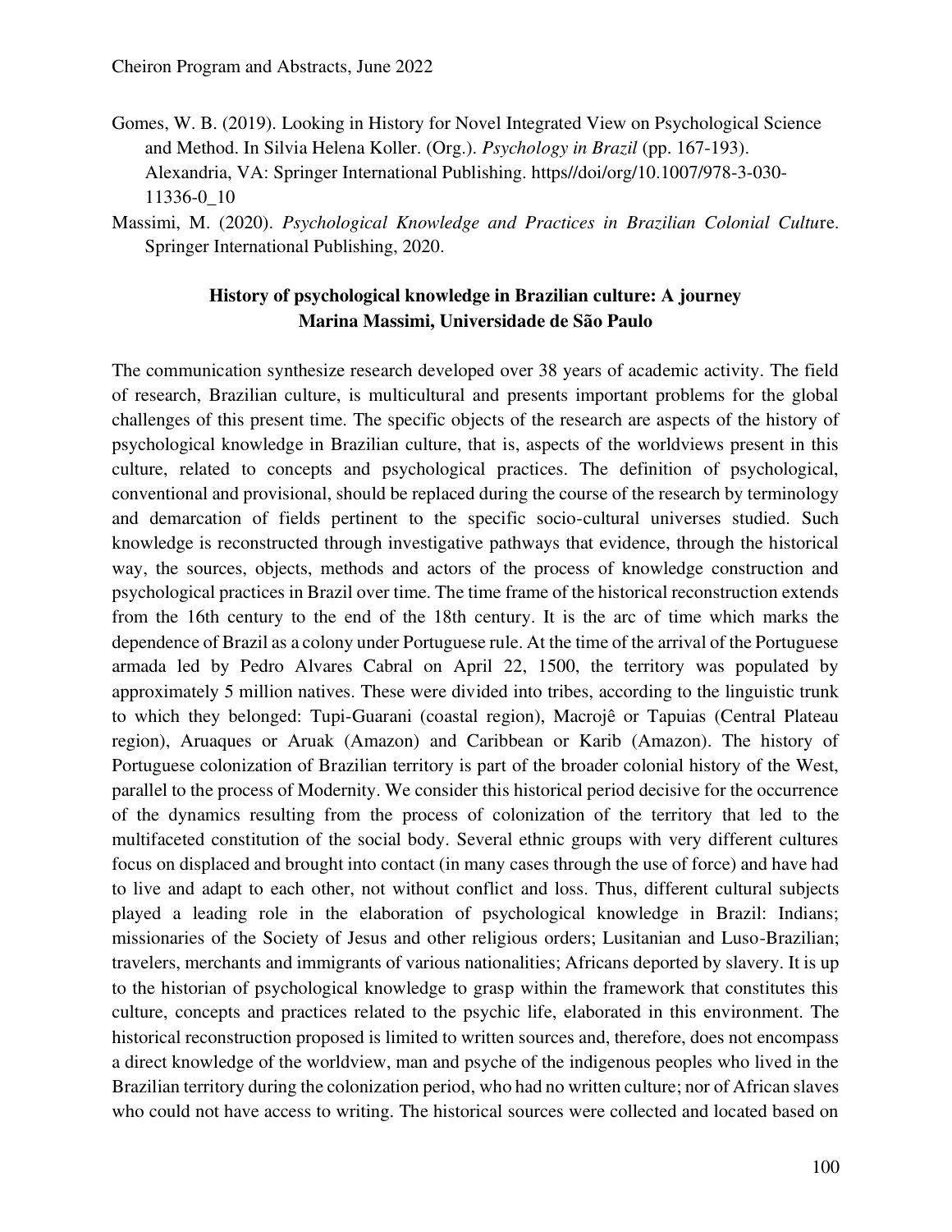Gomes, W. B. (2019). Looking in History for Novel Integrated View on Psychological Science and Method. In Silvia Helena Koller. (Org.). *Psychology in Brazil* (pp. 167-193). Alexandria, VA: Springer International Publishing. https//doi/org/10.1007/978-3-030-11336-0_10

Massimi, M. (2020). *Psychological Knowledge and Practices in Brazilian Colonial Cultu*re. Springer International Publishing, 2020.

### History of psychological knowledge in Brazilian culture: A journey
### Marina Massimi, Universidade de São Paulo

The communication synthesize research developed over 38 years of academic activity. The field of research, Brazilian culture, is multicultural and presents important problems for the global challenges of this present time. The specific objects of the research are aspects of the history of psychological knowledge in Brazilian culture, that is, aspects of the worldviews present in this culture, related to concepts and psychological practices. The definition of psychological, conventional and provisional, should be replaced during the course of the research by terminology and demarcation of fields pertinent to the specific socio-cultural universes studied. Such knowledge is reconstructed through investigative pathways that evidence, through the historical way, the sources, objects, methods and actors of the process of knowledge construction and psychological practices in Brazil over time. The time frame of the historical reconstruction extends from the 16th century to the end of the 18th century. It is the arc of time which marks the dependence of Brazil as a colony under Portuguese rule. At the time of the arrival of the Portuguese armada led by Pedro Alvares Cabral on April 22, 1500, the territory was populated by approximately 5 million natives. These were divided into tribes, according to the linguistic trunk to which they belonged: Tupi-Guarani (coastal region), Macrojê or Tapuias (Central Plateau region), Aruaques or Aruak (Amazon) and Caribbean or Karib (Amazon). The history of Portuguese colonization of Brazilian territory is part of the broader colonial history of the West, parallel to the process of Modernity. We consider this historical period decisive for the occurrence of the dynamics resulting from the process of colonization of the territory that led to the multifaceted constitution of the social body. Several ethnic groups with very different cultures focus on displaced and brought into contact (in many cases through the use of force) and have had to live and adapt to each other, not without conflict and loss. Thus, different cultural subjects played a leading role in the elaboration of psychological knowledge in Brazil: Indians; missionaries of the Society of Jesus and other religious orders; Lusitanian and Luso-Brazilian; travelers, merchants and immigrants of various nationalities; Africans deported by slavery. It is up to the historian of psychological knowledge to grasp within the framework that constitutes this culture, concepts and practices related to the psychic life, elaborated in this environment. The historical reconstruction proposed is limited to written sources and, therefore, does not encompass a direct knowledge of the worldview, man and psyche of the indigenous peoples who lived in the Brazilian territory during the colonization period, who had no written culture; nor of African slaves who could not have access to writing. The historical sources were collected and located based on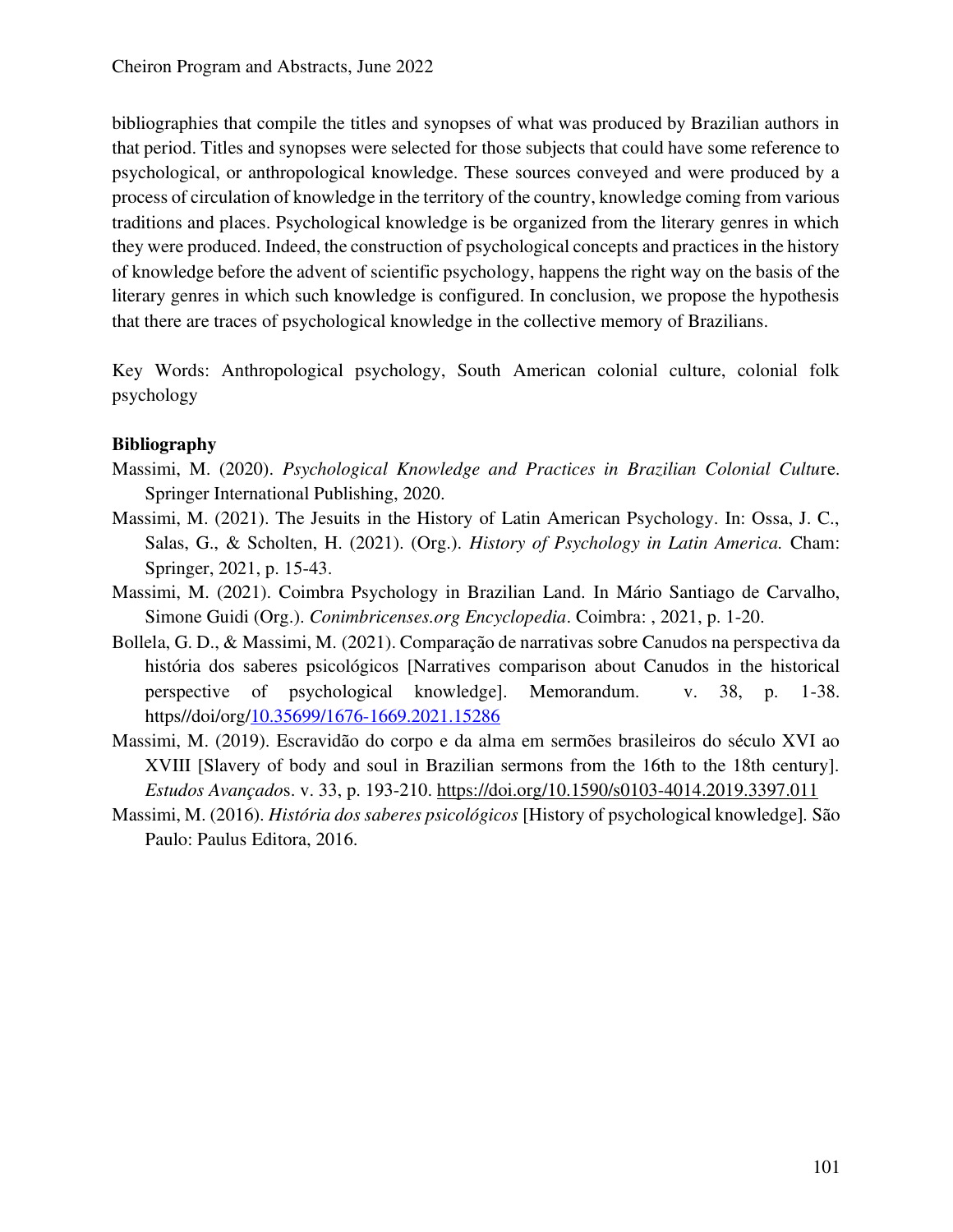bibliographies that compile the titles and synopses of what was produced by Brazilian authors in that period. Titles and synopses were selected for those subjects that could have some reference to psychological, or anthropological knowledge. These sources conveyed and were produced by a process of circulation of knowledge in the territory of the country, knowledge coming from various traditions and places. Psychological knowledge is be organized from the literary genres in which they were produced. Indeed, the construction of psychological concepts and practices in the history of knowledge before the advent of scientific psychology, happens the right way on the basis of the literary genres in which such knowledge is configured. In conclusion, we propose the hypothesis that there are traces of psychological knowledge in the collective memory of Brazilians.

Key Words: Anthropological psychology, South American colonial culture, colonial folk psychology

**Bibliography**

Massimi, M. (2020). *Psychological Knowledge and Practices in Brazilian Colonial Cultu*re. Springer International Publishing, 2020.

Massimi, M. (2021). The Jesuits in the History of Latin American Psychology. In: Ossa, J. C., Salas, G., & Scholten, H. (2021). (Org.). *History of Psychology in Latin America.* Cham: Springer, 2021, p. 15-43.

Massimi, M. (2021). Coimbra Psychology in Brazilian Land. In Mário Santiago de Carvalho, Simone Guidi (Org.). *Conimbricenses.org Encyclopedia*. Coimbra: , 2021, p. 1-20.

Bollela, G. D., & Massimi, M. (2021). Comparação de narrativas sobre Canudos na perspectiva da história dos saberes psicológicos [Narratives comparison about Canudos in the historical perspective of psychological knowledge]. Memorandum. v. 38, p. 1-38. https//doi/org/10.35699/1676-1669.2021.15286

Massimi, M. (2019). Escravidão do corpo e da alma em sermões brasileiros do século XVI ao XVIII [Slavery of body and soul in Brazilian sermons from the 16th to the 18th century]. *Estudos Avançado*s. v. 33, p. 193-210. https://doi.org/10.1590/s0103-4014.2019.3397.011

Massimi, M. (2016). *História dos saberes psicológicos* [History of psychological knowledge]. São Paulo: Paulus Editora, 2016.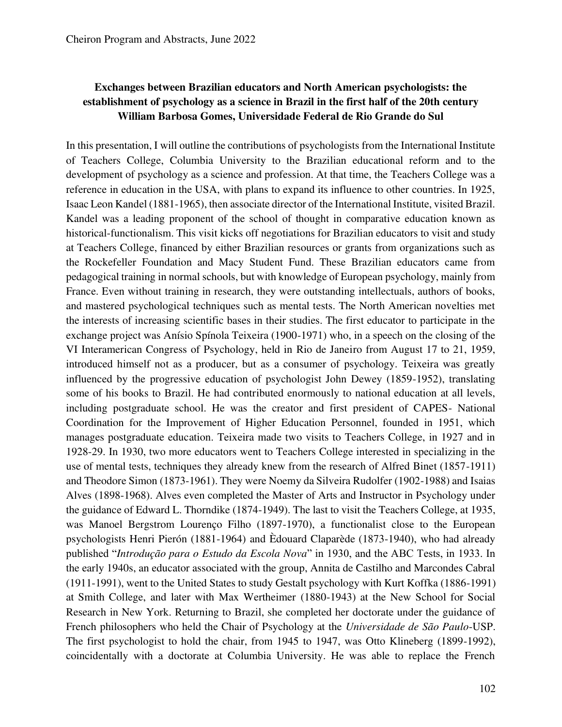**Exchanges between Brazilian educators and North American psychologists: the establishment of psychology as a science in Brazil in the first half of the 20th century**
**William Barbosa Gomes, Universidade Federal de Rio Grande do Sul**

In this presentation, I will outline the contributions of psychologists from the International Institute of Teachers College, Columbia University to the Brazilian educational reform and to the development of psychology as a science and profession. At that time, the Teachers College was a reference in education in the USA, with plans to expand its influence to other countries. In 1925, Isaac Leon Kandel (1881-1965), then associate director of the International Institute, visited Brazil. Kandel was a leading proponent of the school of thought in comparative education known as historical-functionalism. This visit kicks off negotiations for Brazilian educators to visit and study at Teachers College, financed by either Brazilian resources or grants from organizations such as the Rockefeller Foundation and Macy Student Fund. These Brazilian educators came from pedagogical training in normal schools, but with knowledge of European psychology, mainly from France. Even without training in research, they were outstanding intellectuals, authors of books, and mastered psychological techniques such as mental tests. The North American novelties met the interests of increasing scientific bases in their studies. The first educator to participate in the exchange project was Anísio Spínola Teixeira (1900-1971) who, in a speech on the closing of the VI Interamerican Congress of Psychology, held in Rio de Janeiro from August 17 to 21, 1959, introduced himself not as a producer, but as a consumer of psychology. Teixeira was greatly influenced by the progressive education of psychologist John Dewey (1859-1952), translating some of his books to Brazil. He had contributed enormously to national education at all levels, including postgraduate school. He was the creator and first president of CAPES- National Coordination for the Improvement of Higher Education Personnel, founded in 1951, which manages postgraduate education. Teixeira made two visits to Teachers College, in 1927 and in 1928-29. In 1930, two more educators went to Teachers College interested in specializing in the use of mental tests, techniques they already knew from the research of Alfred Binet (1857-1911) and Theodore Simon (1873-1961). They were Noemy da Silveira Rudolfer (1902-1988) and Isaias Alves (1898-1968). Alves even completed the Master of Arts and Instructor in Psychology under the guidance of Edward L. Thorndike (1874-1949). The last to visit the Teachers College, at 1935, was Manoel Bergstrom Lourenço Filho (1897-1970), a functionalist close to the European psychologists Henri Pierón (1881-1964) and Èdouard Claparède (1873-1940), who had already published "*Introdução para o Estudo da Escola Nova*" in 1930, and the ABC Tests, in 1933. In the early 1940s, an educator associated with the group, Annita de Castilho and Marcondes Cabral (1911-1991), went to the United States to study Gestalt psychology with Kurt Koffka (1886-1991) at Smith College, and later with Max Wertheimer (1880-1943) at the New School for Social Research in New York. Returning to Brazil, she completed her doctorate under the guidance of French philosophers who held the Chair of Psychology at the *Universidade de São Paulo*-USP. The first psychologist to hold the chair, from 1945 to 1947, was Otto Klineberg (1899-1992), coincidentally with a doctorate at Columbia University. He was able to replace the French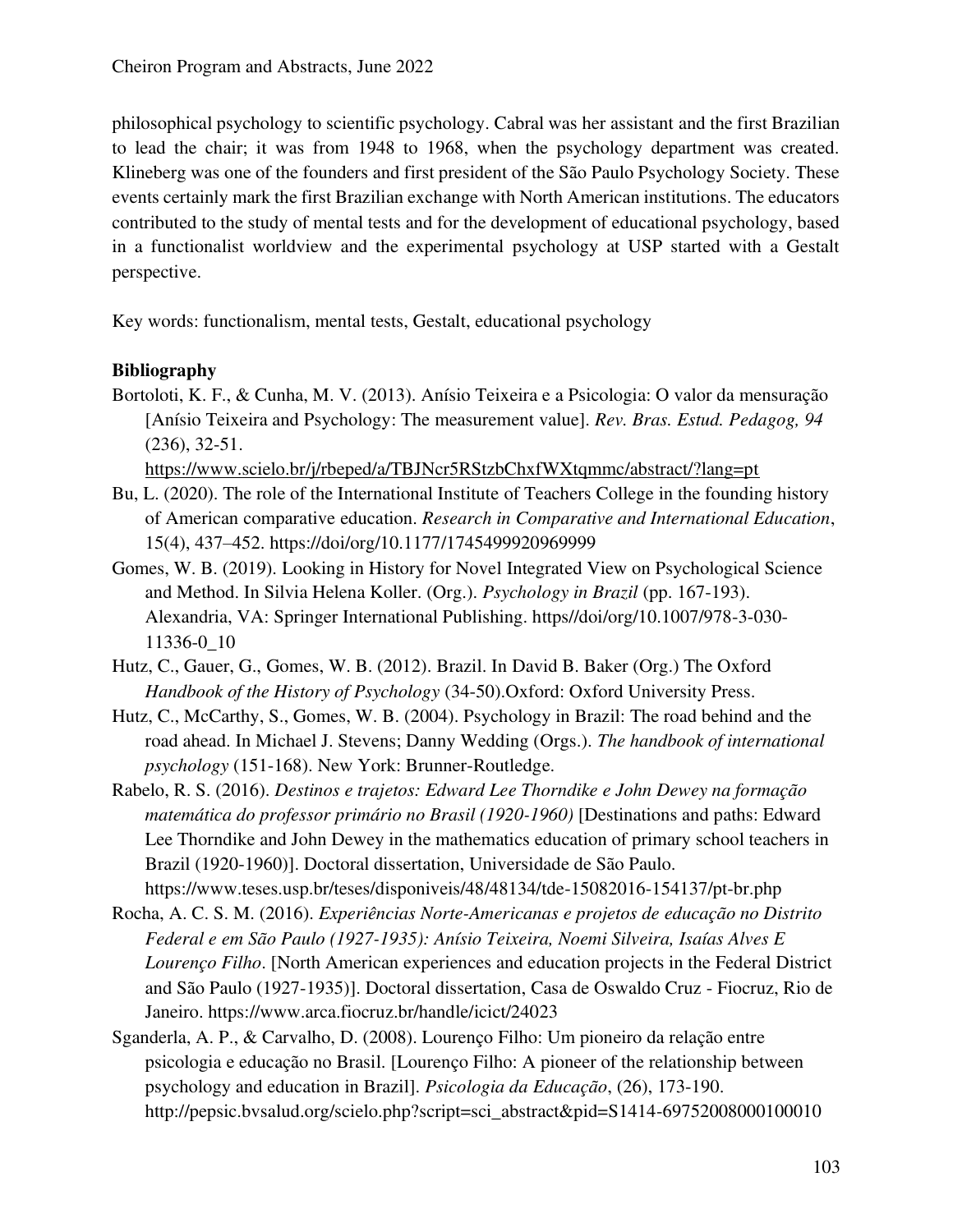philosophical psychology to scientific psychology. Cabral was her assistant and the first Brazilian to lead the chair; it was from 1948 to 1968, when the psychology department was created. Klineberg was one of the founders and first president of the São Paulo Psychology Society. These events certainly mark the first Brazilian exchange with North American institutions. The educators contributed to the study of mental tests and for the development of educational psychology, based in a functionalist worldview and the experimental psychology at USP started with a Gestalt perspective.

Key words: functionalism, mental tests, Gestalt, educational psychology

**Bibliography**

Bortoloti, K. F., & Cunha, M. V. (2013). Anísio Teixeira e a Psicologia: O valor da mensuração [Anísio Teixeira and Psychology: The measurement value]. *Rev. Bras. Estud. Pedagog, 94* (236), 32-51. https://www.scielo.br/j/rbeped/a/TBJNcr5RStzbChxfWXtqmmc/abstract/?lang=pt

Bu, L. (2020). The role of the International Institute of Teachers College in the founding history of American comparative education. *Research in Comparative and International Education*, 15(4), 437–452. https://doi/org/10.1177/1745499920969999

Gomes, W. B. (2019). Looking in History for Novel Integrated View on Psychological Science and Method. In Silvia Helena Koller. (Org.). *Psychology in Brazil* (pp. 167-193). Alexandria, VA: Springer International Publishing. https//doi/org/10.1007/978-3-030-11336-0_10

Hutz, C., Gauer, G., Gomes, W. B. (2012). Brazil. In David B. Baker (Org.) The Oxford *Handbook of the History of Psychology* (34-50).Oxford: Oxford University Press.

Hutz, C., McCarthy, S., Gomes, W. B. (2004). Psychology in Brazil: The road behind and the road ahead. In Michael J. Stevens; Danny Wedding (Orgs.). *The handbook of international psychology* (151-168). New York: Brunner-Routledge.

Rabelo, R. S. (2016). *Destinos e trajetos: Edward Lee Thorndike e John Dewey na formação matemática do professor primário no Brasil (1920-1960)* [Destinations and paths: Edward Lee Thorndike and John Dewey in the mathematics education of primary school teachers in Brazil (1920-1960)]. Doctoral dissertation, Universidade de São Paulo. https://www.teses.usp.br/teses/disponiveis/48/48134/tde-15082016-154137/pt-br.php

Rocha, A. C. S. M. (2016). *Experiências Norte-Americanas e projetos de educação no Distrito Federal e em São Paulo (1927-1935): Anísio Teixeira, Noemi Silveira, Isaías Alves E Lourenço Filho*. [North American experiences and education projects in the Federal District and São Paulo (1927-1935)]. Doctoral dissertation, Casa de Oswaldo Cruz - Fiocruz, Rio de Janeiro. https://www.arca.fiocruz.br/handle/icict/24023

Sganderla, A. P., & Carvalho, D. (2008). Lourenço Filho: Um pioneiro da relação entre psicologia e educação no Brasil. [Lourenço Filho: A pioneer of the relationship between psychology and education in Brazil]. *Psicologia da Educação*, (26), 173-190. http://pepsic.bvsalud.org/scielo.php?script=sci_abstract&pid=S1414-69752008000100010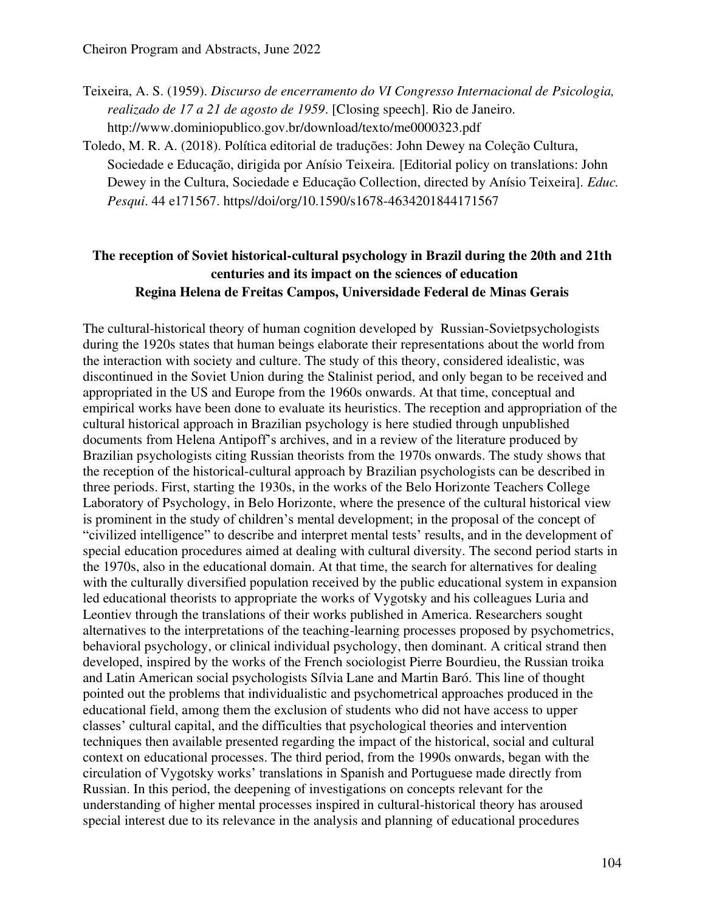Teixeira, A. S. (1959). *Discurso de encerramento do VI Congresso Internacional de Psicologia, realizado de 17 a 21 de agosto de 1959*. [Closing speech]. Rio de Janeiro. http://www.dominiopublico.gov.br/download/texto/me0000323.pdf

Toledo, M. R. A. (2018). Política editorial de traduções: John Dewey na Coleção Cultura, Sociedade e Educação, dirigida por Anísio Teixeira. [Editorial policy on translations: John Dewey in the Cultura, Sociedade e Educação Collection, directed by Anísio Teixeira]. *Educ. Pesqui*. 44 e171567. https//doi/org/10.1590/s1678-4634201844171567

**The reception of Soviet historical-cultural psychology in Brazil during the 20th and 21th centuries and its impact on the sciences of education**
**Regina Helena de Freitas Campos, Universidade Federal de Minas Gerais**

The cultural-historical theory of human cognition developed by Russian-Sovietpsychologists during the 1920s states that human beings elaborate their representations about the world from the interaction with society and culture. The study of this theory, considered idealistic, was discontinued in the Soviet Union during the Stalinist period, and only began to be received and appropriated in the US and Europe from the 1960s onwards. At that time, conceptual and empirical works have been done to evaluate its heuristics. The reception and appropriation of the cultural historical approach in Brazilian psychology is here studied through unpublished documents from Helena Antipoff's archives, and in a review of the literature produced by Brazilian psychologists citing Russian theorists from the 1970s onwards. The study shows that the reception of the historical-cultural approach by Brazilian psychologists can be described in three periods. First, starting the 1930s, in the works of the Belo Horizonte Teachers College Laboratory of Psychology, in Belo Horizonte, where the presence of the cultural historical view is prominent in the study of children's mental development; in the proposal of the concept of "civilized intelligence" to describe and interpret mental tests' results, and in the development of special education procedures aimed at dealing with cultural diversity. The second period starts in the 1970s, also in the educational domain. At that time, the search for alternatives for dealing with the culturally diversified population received by the public educational system in expansion led educational theorists to appropriate the works of Vygotsky and his colleagues Luria and Leontiev through the translations of their works published in America. Researchers sought alternatives to the interpretations of the teaching-learning processes proposed by psychometrics, behavioral psychology, or clinical individual psychology, then dominant. A critical strand then developed, inspired by the works of the French sociologist Pierre Bourdieu, the Russian troika and Latin American social psychologists Sílvia Lane and Martin Baró. This line of thought pointed out the problems that individualistic and psychometrical approaches produced in the educational field, among them the exclusion of students who did not have access to upper classes' cultural capital, and the difficulties that psychological theories and intervention techniques then available presented regarding the impact of the historical, social and cultural context on educational processes. The third period, from the 1990s onwards, began with the circulation of Vygotsky works' translations in Spanish and Portuguese made directly from Russian. In this period, the deepening of investigations on concepts relevant for the understanding of higher mental processes inspired in cultural-historical theory has aroused special interest due to its relevance in the analysis and planning of educational procedures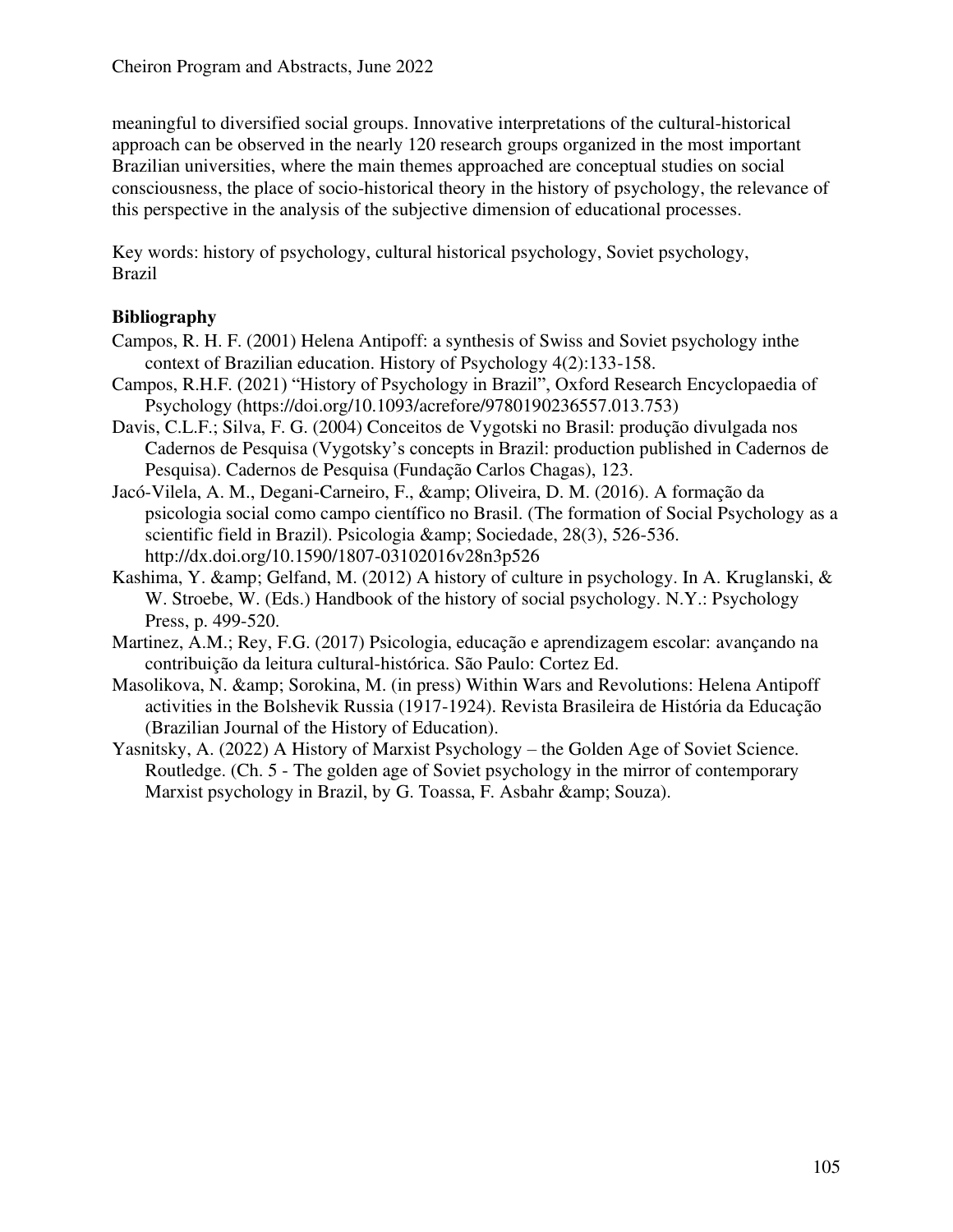meaningful to diversified social groups. Innovative interpretations of the cultural-historical approach can be observed in the nearly 120 research groups organized in the most important Brazilian universities, where the main themes approached are conceptual studies on social consciousness, the place of socio-historical theory in the history of psychology, the relevance of this perspective in the analysis of the subjective dimension of educational processes.

Key words: history of psychology, cultural historical psychology, Soviet psychology, Brazil

**Bibliography**

Campos, R. H. F. (2001) Helena Antipoff: a synthesis of Swiss and Soviet psychology inthe context of Brazilian education. History of Psychology 4(2):133-158.

Campos, R.H.F. (2021) "History of Psychology in Brazil", Oxford Research Encyclopaedia of Psychology (https://doi.org/10.1093/acrefore/9780190236557.013.753)

Davis, C.L.F.; Silva, F. G. (2004) Conceitos de Vygotski no Brasil: produção divulgada nos Cadernos de Pesquisa (Vygotsky's concepts in Brazil: production published in Cadernos de Pesquisa). Cadernos de Pesquisa (Fundação Carlos Chagas), 123.

Jacó-Vilela, A. M., Degani-Carneiro, F., &amp; Oliveira, D. M. (2016). A formação da psicologia social como campo científico no Brasil. (The formation of Social Psychology as a scientific field in Brazil). Psicologia &amp; Sociedade, 28(3), 526-536. http://dx.doi.org/10.1590/1807-03102016v28n3p526

Kashima, Y. &amp; Gelfand, M. (2012) A history of culture in psychology. In A. Kruglanski, & W. Stroebe, W. (Eds.) Handbook of the history of social psychology. N.Y.: Psychology Press, p. 499-520.

Martinez, A.M.; Rey, F.G. (2017) Psicologia, educação e aprendizagem escolar: avançando na contribuição da leitura cultural-histórica. São Paulo: Cortez Ed.

Masolikova, N. &amp; Sorokina, M. (in press) Within Wars and Revolutions: Helena Antipoff activities in the Bolshevik Russia (1917-1924). Revista Brasileira de História da Educação (Brazilian Journal of the History of Education).

Yasnitsky, A. (2022) A History of Marxist Psychology – the Golden Age of Soviet Science. Routledge. (Ch. 5 - The golden age of Soviet psychology in the mirror of contemporary Marxist psychology in Brazil, by G. Toassa, F. Asbahr &amp; Souza).